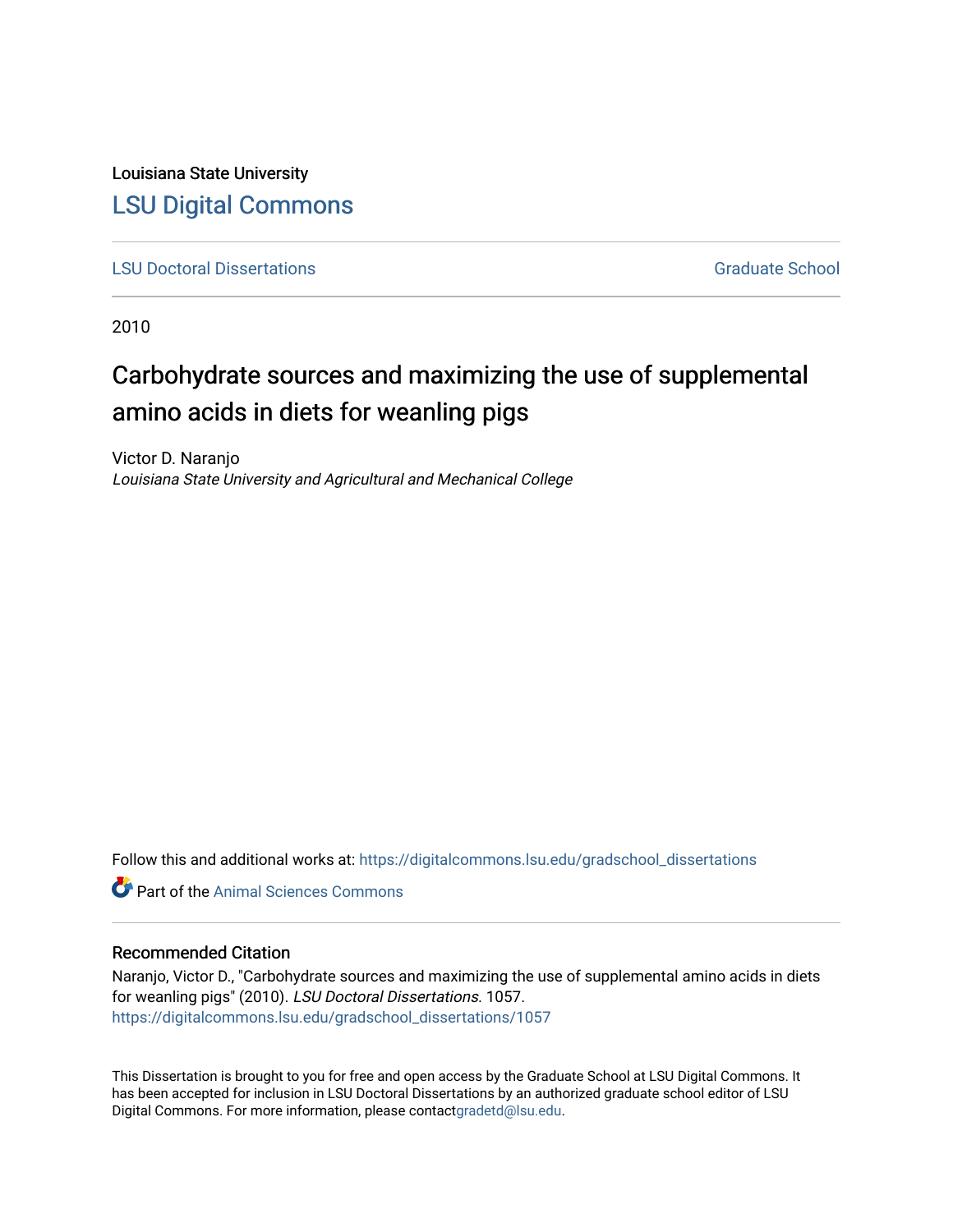Louisiana State University

# LSU Digital Commons

LSU Doctoral Dissertations | Graduate School

2010

## Carbohydrate sources and maximizing the use of supplemental amino acids in diets for weanling pigs

Victor D. Naranjo
*Louisiana State University and Agricultural and Mechanical College*

Follow this and additional works at: https://digitalcommons.lsu.edu/gradschool_dissertations

Part of the Animal Sciences Commons

### Recommended Citation

Naranjo, Victor D., "Carbohydrate sources and maximizing the use of supplemental amino acids in diets for weanling pigs" (2010). *LSU Doctoral Dissertations*. 1057.
https://digitalcommons.lsu.edu/gradschool_dissertations/1057

This Dissertation is brought to you for free and open access by the Graduate School at LSU Digital Commons. It has been accepted for inclusion in LSU Doctoral Dissertations by an authorized graduate school editor of LSU Digital Commons. For more information, please contactgradetd@lsu.edu.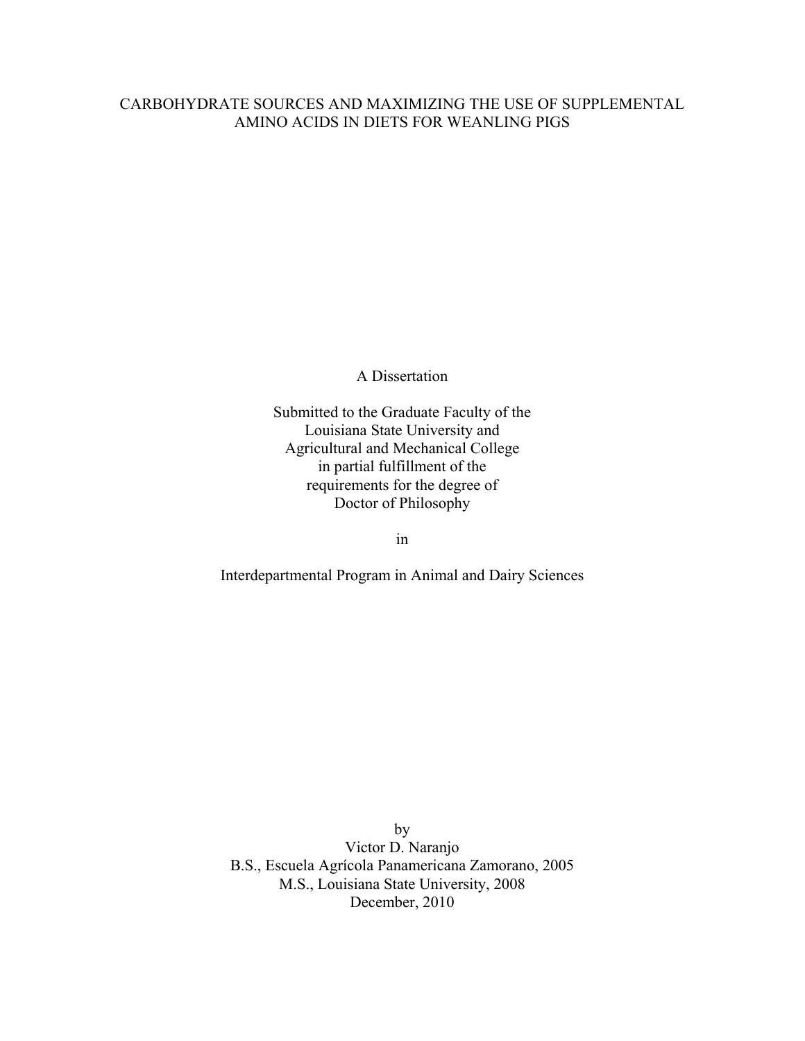# CARBOHYDRATE SOURCES AND MAXIMIZING THE USE OF SUPPLEMENTAL AMINO ACIDS IN DIETS FOR WEANLING PIGS

A Dissertation

Submitted to the Graduate Faculty of the
Louisiana State University and
Agricultural and Mechanical College
in partial fulfillment of the
requirements for the degree of
Doctor of Philosophy

in

Interdepartmental Program in Animal and Dairy Sciences

by
Victor D. Naranjo
B.S., Escuela Agrícola Panamericana Zamorano, 2005
M.S., Louisiana State University, 2008
December, 2010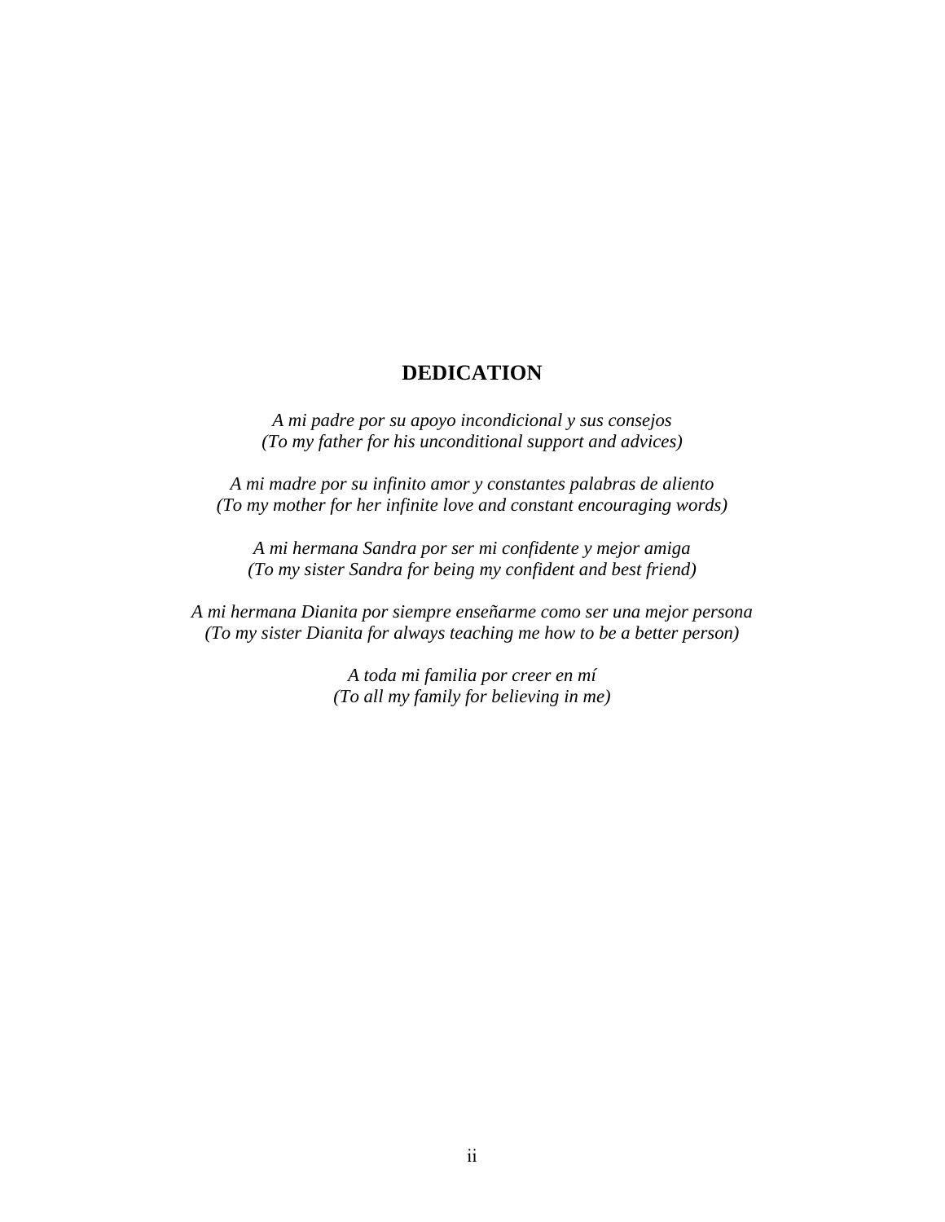# DEDICATION

*A mi padre por su apoyo incondicional y sus consejos*
*(To my father for his unconditional support and advices)*

*A mi madre por su infinito amor y constantes palabras de aliento*
*(To my mother for her infinite love and constant encouraging words)*

*A mi hermana Sandra por ser mi confidente y mejor amiga*
*(To my sister Sandra for being my confident and best friend)*

*A mi hermana Dianita por siempre enseñarme como ser una mejor persona*
*(To my sister Dianita for always teaching me how to be a better person)*

*A toda mi familia por creer en mí*
*(To all my family for believing in me)*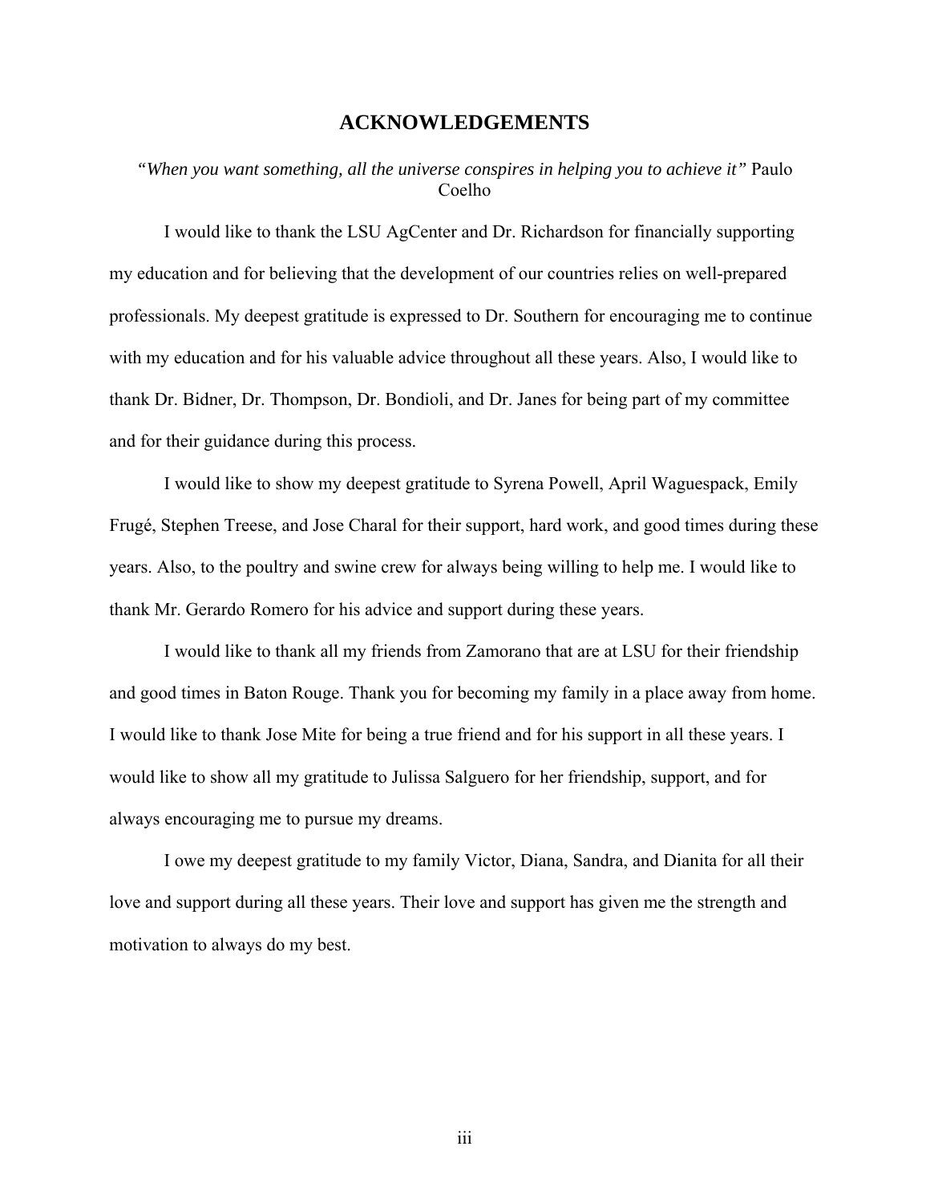# ACKNOWLEDGEMENTS

*"When you want something, all the universe conspires in helping you to achieve it"* Paulo Coelho

I would like to thank the LSU AgCenter and Dr. Richardson for financially supporting my education and for believing that the development of our countries relies on well-prepared professionals. My deepest gratitude is expressed to Dr. Southern for encouraging me to continue with my education and for his valuable advice throughout all these years. Also, I would like to thank Dr. Bidner, Dr. Thompson, Dr. Bondioli, and Dr. Janes for being part of my committee and for their guidance during this process.

I would like to show my deepest gratitude to Syrena Powell, April Waguespack, Emily Frugé, Stephen Treese, and Jose Charal for their support, hard work, and good times during these years. Also, to the poultry and swine crew for always being willing to help me. I would like to thank Mr. Gerardo Romero for his advice and support during these years.

I would like to thank all my friends from Zamorano that are at LSU for their friendship and good times in Baton Rouge. Thank you for becoming my family in a place away from home. I would like to thank Jose Mite for being a true friend and for his support in all these years. I would like to show all my gratitude to Julissa Salguero for her friendship, support, and for always encouraging me to pursue my dreams.

I owe my deepest gratitude to my family Victor, Diana, Sandra, and Dianita for all their love and support during all these years. Their love and support has given me the strength and motivation to always do my best.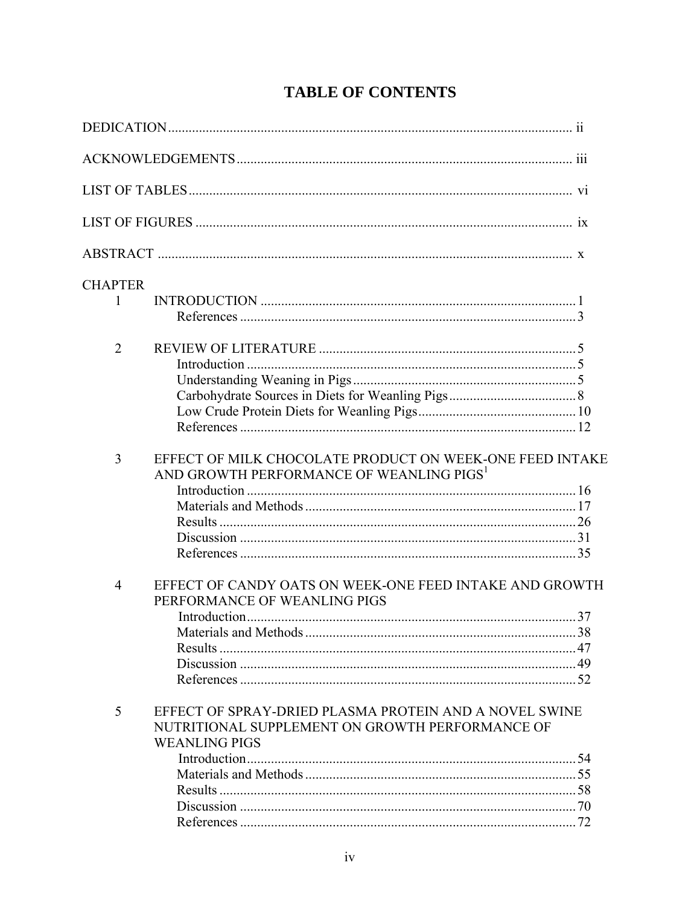# TABLE OF CONTENTS

DEDICATION ..... ii

ACKNOWLEDGEMENTS ..... iii

LIST OF TABLES ..... vi

LIST OF FIGURES ..... ix

ABSTRACT ..... x

CHAPTER

1 INTRODUCTION ..... 1
- References ..... 3

2 REVIEW OF LITERATURE ..... 5
- Introduction ..... 5
- Understanding Weaning in Pigs ..... 5
- Carbohydrate Sources in Diets for Weanling Pigs ..... 8
- Low Crude Protein Diets for Weanling Pigs ..... 10
- References ..... 12

3 EFFECT OF MILK CHOCOLATE PRODUCT ON WEEK-ONE FEED INTAKE AND GROWTH PERFORMANCE OF WEANLING PIGS[1]
- Introduction ..... 16
- Materials and Methods ..... 17
- Results ..... 26
- Discussion ..... 31
- References ..... 35

4 EFFECT OF CANDY OATS ON WEEK-ONE FEED INTAKE AND GROWTH PERFORMANCE OF WEANLING PIGS
- Introduction ..... 37
- Materials and Methods ..... 38
- Results ..... 47
- Discussion ..... 49
- References ..... 52

5 EFFECT OF SPRAY-DRIED PLASMA PROTEIN AND A NOVEL SWINE NUTRITIONAL SUPPLEMENT ON GROWTH PERFORMANCE OF WEANLING PIGS
- Introduction ..... 54
- Materials and Methods ..... 55
- Results ..... 58
- Discussion ..... 70
- References ..... 72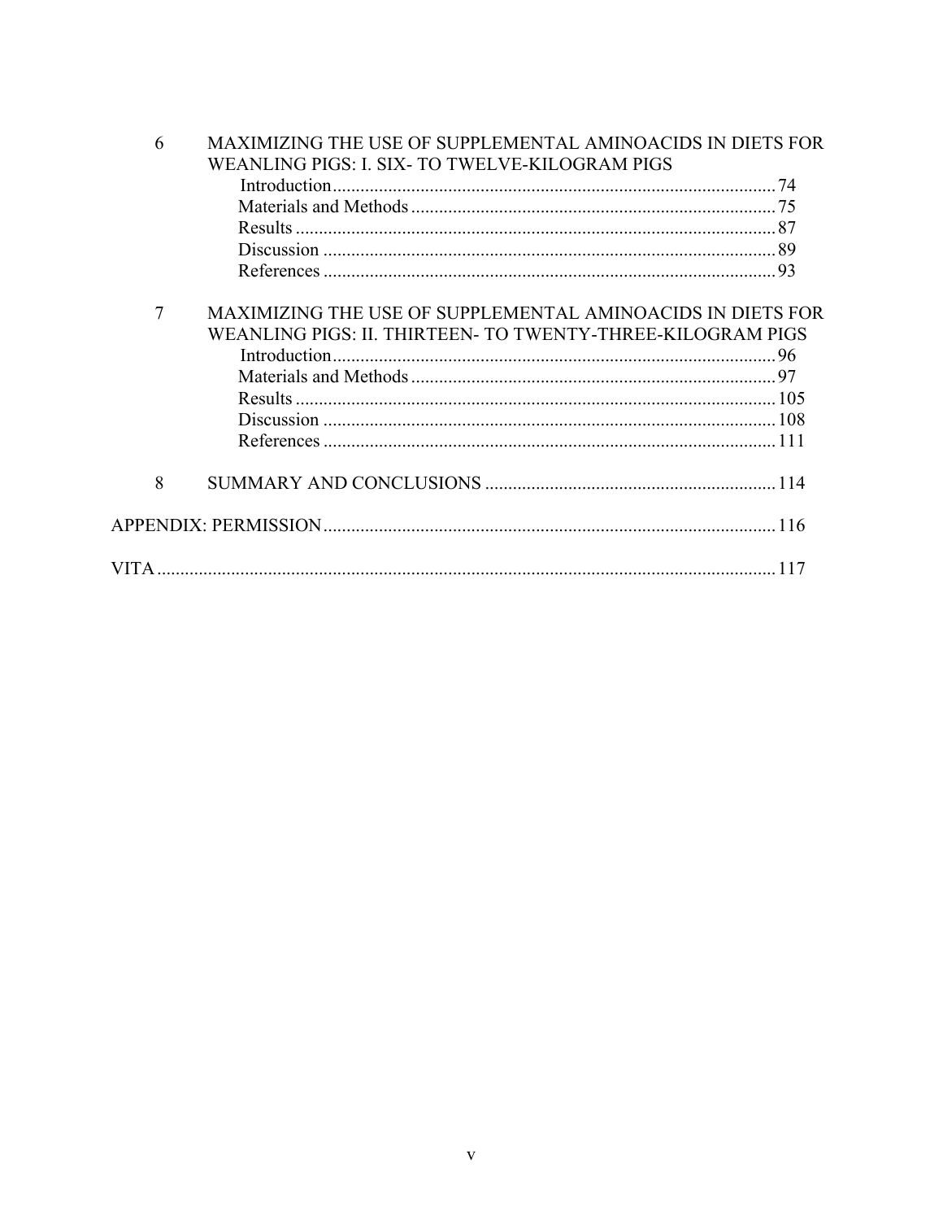6 MAXIMIZING THE USE OF SUPPLEMENTAL AMINOACIDS IN DIETS FOR WEANLING PIGS: I. SIX- TO TWELVE-KILOGRAM PIGS

- Introduction ........ 74
- Materials and Methods ........ 75
- Results ........ 87
- Discussion ........ 89
- References ........ 93

7 MAXIMIZING THE USE OF SUPPLEMENTAL AMINOACIDS IN DIETS FOR WEANLING PIGS: II. THIRTEEN- TO TWENTY-THREE-KILOGRAM PIGS

- Introduction ........ 96
- Materials and Methods ........ 97
- Results ........ 105
- Discussion ........ 108
- References ........ 111

8 SUMMARY AND CONCLUSIONS ........ 114

APPENDIX: PERMISSION ........ 116

VITA ........ 117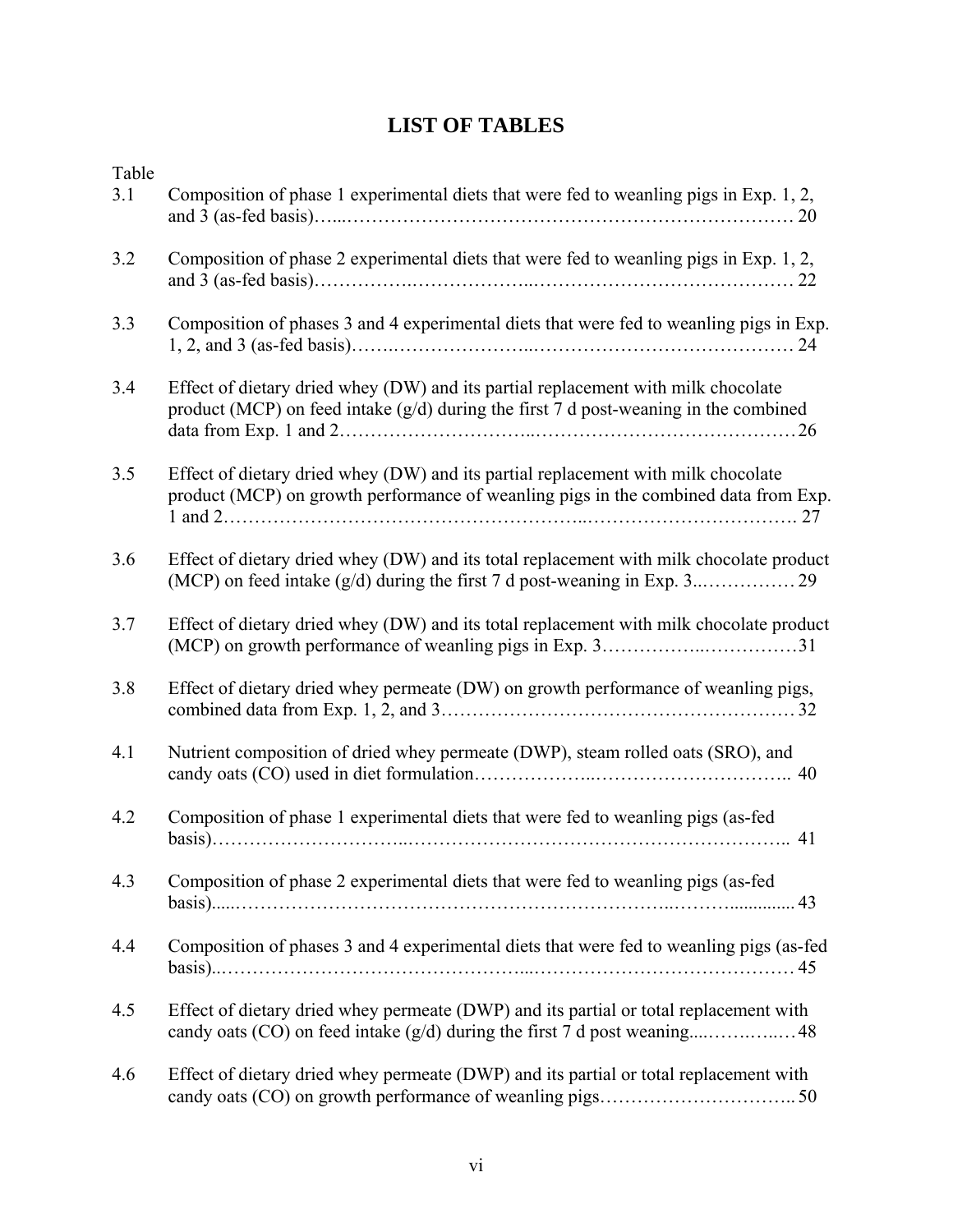# LIST OF TABLES

| Table | | |
|---|---|---|
| 3.1 | Composition of phase 1 experimental diets that were fed to weanling pigs in Exp. 1, 2, and 3 (as-fed basis) | 20 |
| 3.2 | Composition of phase 2 experimental diets that were fed to weanling pigs in Exp. 1, 2, and 3 (as-fed basis) | 22 |
| 3.3 | Composition of phases 3 and 4 experimental diets that were fed to weanling pigs in Exp. 1, 2, and 3 (as-fed basis) | 24 |
| 3.4 | Effect of dietary dried whey (DW) and its partial replacement with milk chocolate product (MCP) on feed intake (g/d) during the first 7 d post-weaning in the combined data from Exp. 1 and 2 | 26 |
| 3.5 | Effect of dietary dried whey (DW) and its partial replacement with milk chocolate product (MCP) on growth performance of weanling pigs in the combined data from Exp. 1 and 2 | 27 |
| 3.6 | Effect of dietary dried whey (DW) and its total replacement with milk chocolate product (MCP) on feed intake (g/d) during the first 7 d post-weaning in Exp. 3 | 29 |
| 3.7 | Effect of dietary dried whey (DW) and its total replacement with milk chocolate product (MCP) on growth performance of weanling pigs in Exp. 3 | 31 |
| 3.8 | Effect of dietary dried whey permeate (DW) on growth performance of weanling pigs, combined data from Exp. 1, 2, and 3 | 32 |
| 4.1 | Nutrient composition of dried whey permeate (DWP), steam rolled oats (SRO), and candy oats (CO) used in diet formulation | 40 |
| 4.2 | Composition of phase 1 experimental diets that were fed to weanling pigs (as-fed basis) | 41 |
| 4.3 | Composition of phase 2 experimental diets that were fed to weanling pigs (as-fed basis) | 43 |
| 4.4 | Composition of phases 3 and 4 experimental diets that were fed to weanling pigs (as-fed basis) | 45 |
| 4.5 | Effect of dietary dried whey permeate (DWP) and its partial or total replacement with candy oats (CO) on feed intake (g/d) during the first 7 d post weaning | 48 |
| 4.6 | Effect of dietary dried whey permeate (DWP) and its partial or total replacement with candy oats (CO) on growth performance of weanling pigs | 50 |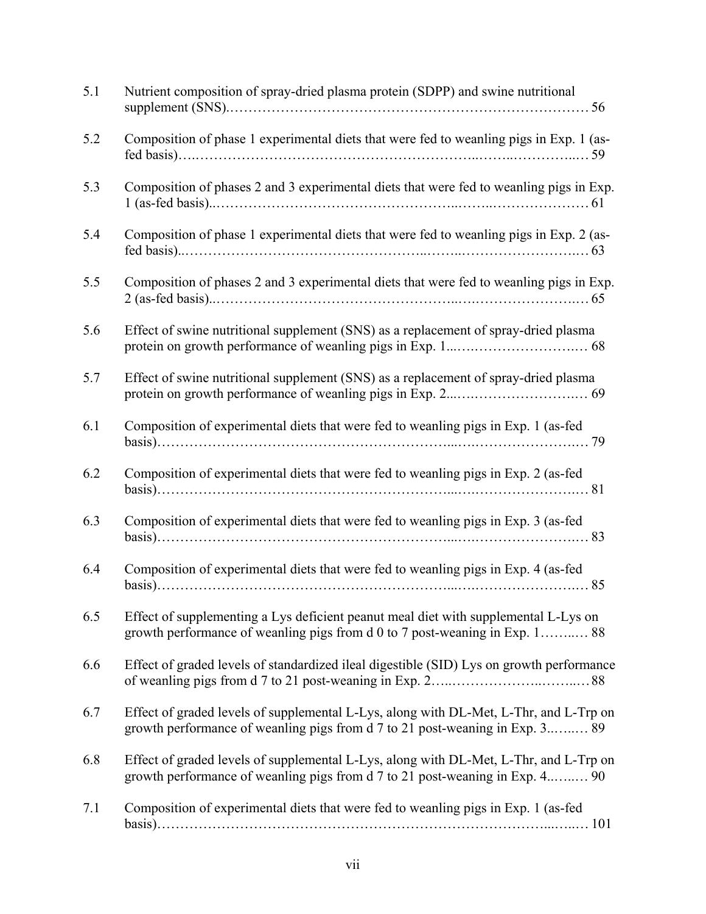| | | |
|---|---|---|
| 5.1 | Nutrient composition of spray-dried plasma protein (SDPP) and swine nutritional supplement (SNS)…………………………………………………………………… | 56 |
| 5.2 | Composition of phase 1 experimental diets that were fed to weanling pigs in Exp. 1 (as-fed basis)……………………………………………………………………………… | 59 |
| 5.3 | Composition of phases 2 and 3 experimental diets that were fed to weanling pigs in Exp. 1 (as-fed basis)……………………………………………………………………… | 61 |
| 5.4 | Composition of phase 1 experimental diets that were fed to weanling pigs in Exp. 2 (as-fed basis)……………………………………………………………………………… | 63 |
| 5.5 | Composition of phases 2 and 3 experimental diets that were fed to weanling pigs in Exp. 2 (as-fed basis)……………………………………………………………………… | 65 |
| 5.6 | Effect of swine nutritional supplement (SNS) as a replacement of spray-dried plasma protein on growth performance of weanling pigs in Exp. 1……………………………… | 68 |
| 5.7 | Effect of swine nutritional supplement (SNS) as a replacement of spray-dried plasma protein on growth performance of weanling pigs in Exp. 2……………………………… | 69 |
| 6.1 | Composition of experimental diets that were fed to weanling pigs in Exp. 1 (as-fed basis)……………………………………………………………………………………… | 79 |
| 6.2 | Composition of experimental diets that were fed to weanling pigs in Exp. 2 (as-fed basis)……………………………………………………………………………………… | 81 |
| 6.3 | Composition of experimental diets that were fed to weanling pigs in Exp. 3 (as-fed basis)……………………………………………………………………………………… | 83 |
| 6.4 | Composition of experimental diets that were fed to weanling pigs in Exp. 4 (as-fed basis)……………………………………………………………………………………… | 85 |
| 6.5 | Effect of supplementing a Lys deficient peanut meal diet with supplemental L-Lys on growth performance of weanling pigs from d 0 to 7 post-weaning in Exp. 1……… | 88 |
| 6.6 | Effect of graded levels of standardized ileal digestible (SID) Lys on growth performance of weanling pigs from d 7 to 21 post-weaning in Exp. 2…………………………… | 88 |
| 6.7 | Effect of graded levels of supplemental L-Lys, along with DL-Met, L-Thr, and L-Trp on growth performance of weanling pigs from d 7 to 21 post-weaning in Exp. 3……… | 89 |
| 6.8 | Effect of graded levels of supplemental L-Lys, along with DL-Met, L-Thr, and L-Trp on growth performance of weanling pigs from d 7 to 21 post-weaning in Exp. 4……… | 90 |
| 7.1 | Composition of experimental diets that were fed to weanling pigs in Exp. 1 (as-fed basis)……………………………………………………………………………………… | 101 |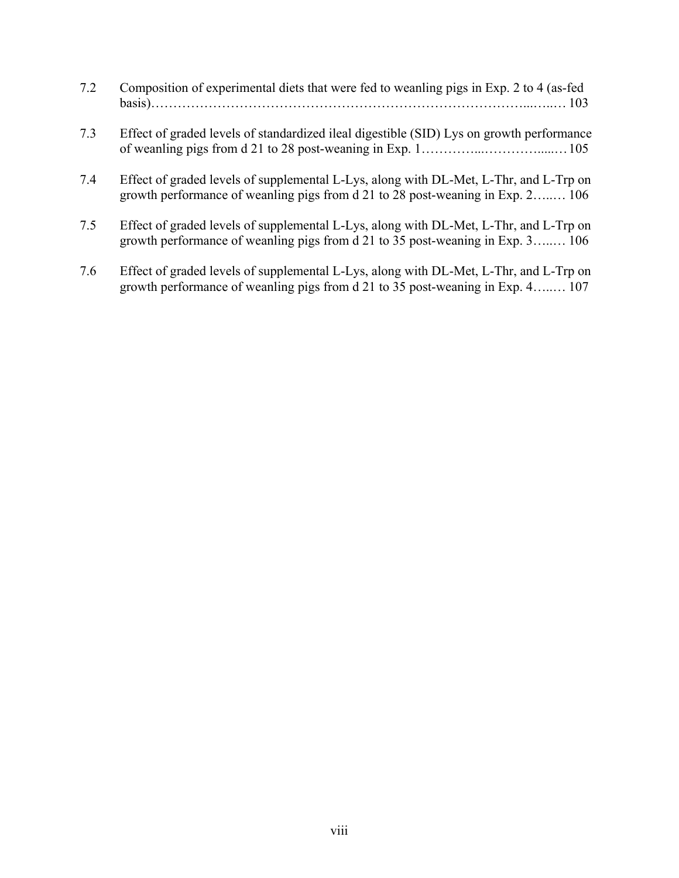7.2 Composition of experimental diets that were fed to weanling pigs in Exp. 2 to 4 (as-fed basis)………………………………………………………………………...…..… 103

7.3 Effect of graded levels of standardized ileal digestible (SID) Lys on growth performance of weanling pigs from d 21 to 28 post-weaning in Exp. 1…………...………….....… 105

7.4 Effect of graded levels of supplemental L-Lys, along with DL-Met, L-Thr, and L-Trp on growth performance of weanling pigs from d 21 to 28 post-weaning in Exp. 2…...… 106

7.5 Effect of graded levels of supplemental L-Lys, along with DL-Met, L-Thr, and L-Trp on growth performance of weanling pigs from d 21 to 35 post-weaning in Exp. 3…...… 106

7.6 Effect of graded levels of supplemental L-Lys, along with DL-Met, L-Thr, and L-Trp on growth performance of weanling pigs from d 21 to 35 post-weaning in Exp. 4…...… 107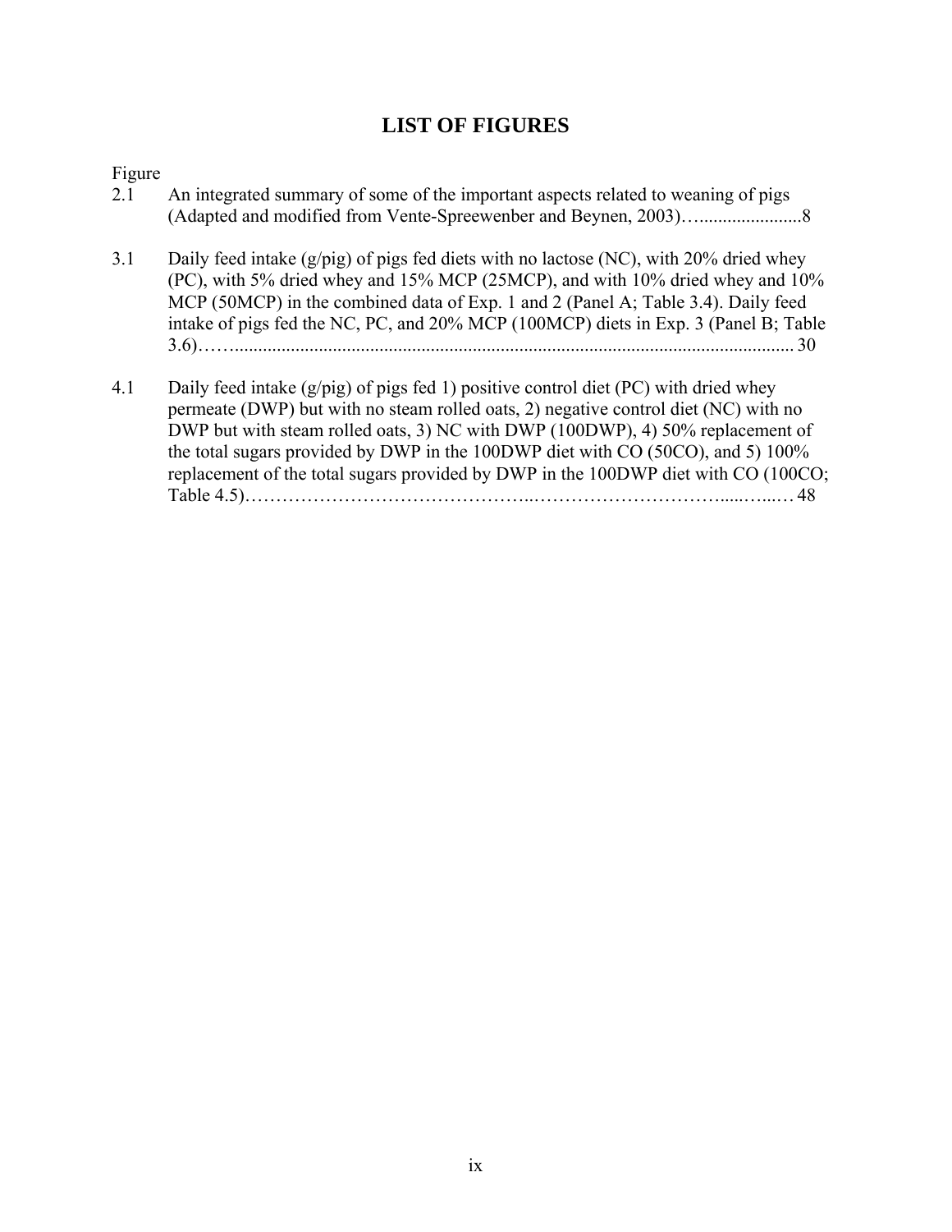# LIST OF FIGURES

Figure

2.1 An integrated summary of some of the important aspects related to weaning of pigs (Adapted and modified from Vente-Spreewenber and Beynen, 2003)…......................8

3.1 Daily feed intake (g/pig) of pigs fed diets with no lactose (NC), with 20% dried whey (PC), with 5% dried whey and 15% MCP (25MCP), and with 10% dried whey and 10% MCP (50MCP) in the combined data of Exp. 1 and 2 (Panel A; Table 3.4). Daily feed intake of pigs fed the NC, PC, and 20% MCP (100MCP) diets in Exp. 3 (Panel B; Table 3.6)……...................................................................................................................... 30

4.1 Daily feed intake (g/pig) of pigs fed 1) positive control diet (PC) with dried whey permeate (DWP) but with no steam rolled oats, 2) negative control diet (NC) with no DWP but with steam rolled oats, 3) NC with DWP (100DWP), 4) 50% replacement of the total sugars provided by DWP in the 100DWP diet with CO (50CO), and 5) 100% replacement of the total sugars provided by DWP in the 100DWP diet with CO (100CO; Table 4.5)……………………………………..…………………………......…...… 48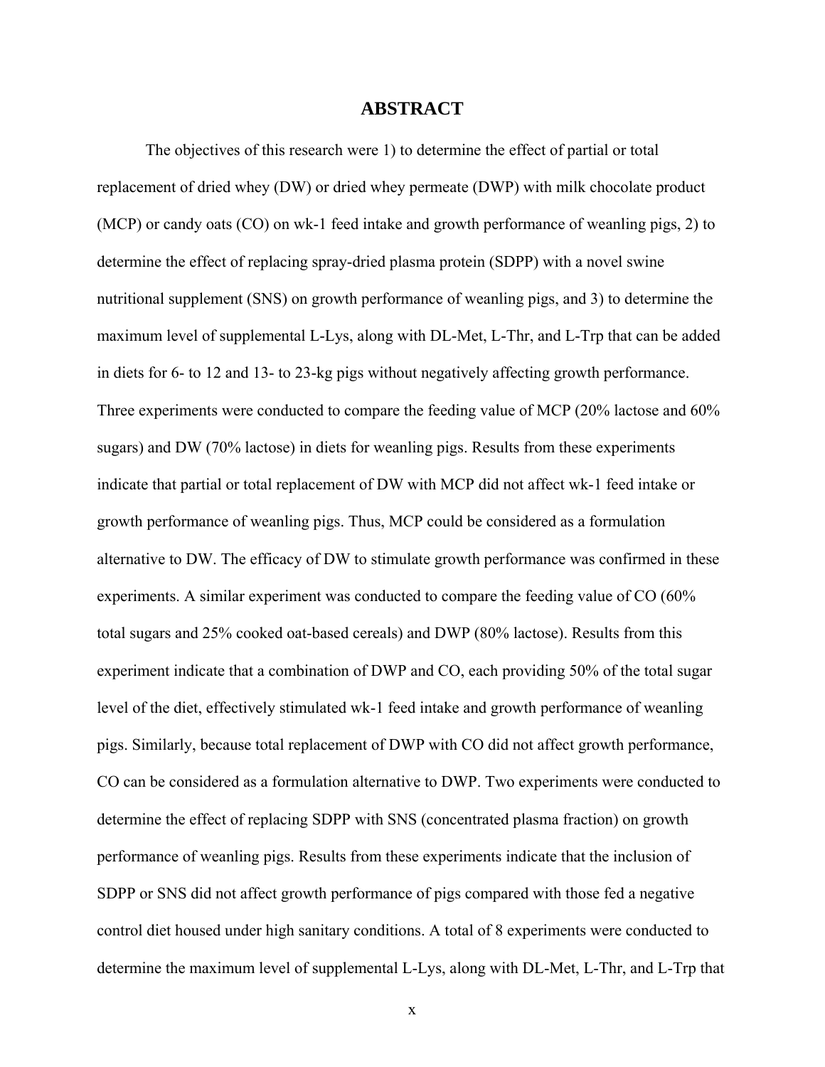# ABSTRACT

The objectives of this research were 1) to determine the effect of partial or total replacement of dried whey (DW) or dried whey permeate (DWP) with milk chocolate product (MCP) or candy oats (CO) on wk-1 feed intake and growth performance of weanling pigs, 2) to determine the effect of replacing spray-dried plasma protein (SDPP) with a novel swine nutritional supplement (SNS) on growth performance of weanling pigs, and 3) to determine the maximum level of supplemental L-Lys, along with DL-Met, L-Thr, and L-Trp that can be added in diets for 6- to 12 and 13- to 23-kg pigs without negatively affecting growth performance. Three experiments were conducted to compare the feeding value of MCP (20% lactose and 60% sugars) and DW (70% lactose) in diets for weanling pigs. Results from these experiments indicate that partial or total replacement of DW with MCP did not affect wk-1 feed intake or growth performance of weanling pigs. Thus, MCP could be considered as a formulation alternative to DW. The efficacy of DW to stimulate growth performance was confirmed in these experiments. A similar experiment was conducted to compare the feeding value of CO (60% total sugars and 25% cooked oat-based cereals) and DWP (80% lactose). Results from this experiment indicate that a combination of DWP and CO, each providing 50% of the total sugar level of the diet, effectively stimulated wk-1 feed intake and growth performance of weanling pigs. Similarly, because total replacement of DWP with CO did not affect growth performance, CO can be considered as a formulation alternative to DWP. Two experiments were conducted to determine the effect of replacing SDPP with SNS (concentrated plasma fraction) on growth performance of weanling pigs. Results from these experiments indicate that the inclusion of SDPP or SNS did not affect growth performance of pigs compared with those fed a negative control diet housed under high sanitary conditions. A total of 8 experiments were conducted to determine the maximum level of supplemental L-Lys, along with DL-Met, L-Thr, and L-Trp that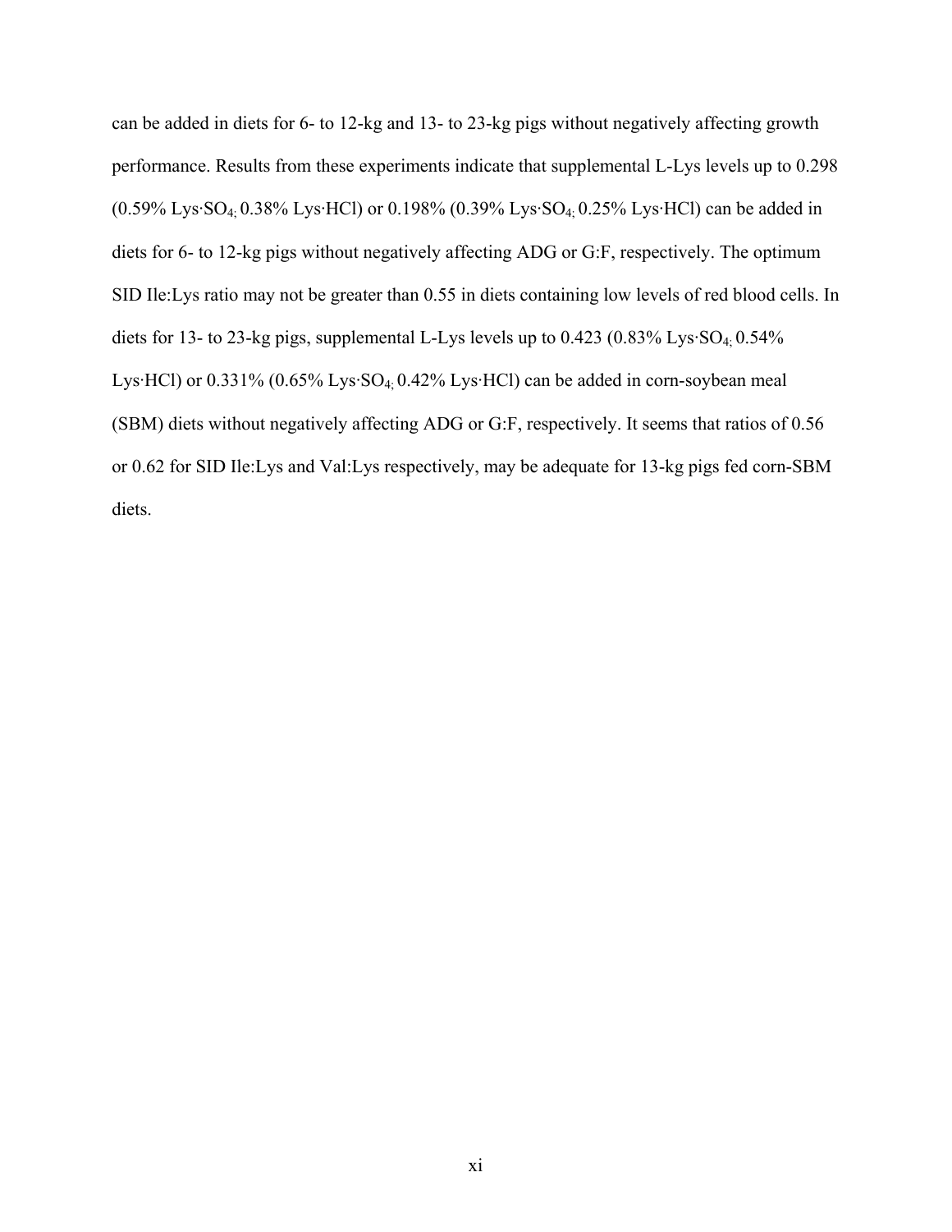can be added in diets for 6- to 12-kg and 13- to 23-kg pigs without negatively affecting growth performance. Results from these experiments indicate that supplemental L-Lys levels up to 0.298 (0.59% Lys·$SO_4$; 0.38% Lys·HCl) or 0.198% (0.39% Lys·$SO_4$; 0.25% Lys·HCl) can be added in diets for 6- to 12-kg pigs without negatively affecting ADG or G:F, respectively. The optimum SID Ile:Lys ratio may not be greater than 0.55 in diets containing low levels of red blood cells. In diets for 13- to 23-kg pigs, supplemental L-Lys levels up to 0.423 (0.83% Lys·$SO_4$; 0.54% Lys·HCl) or 0.331% (0.65% Lys·$SO_4$; 0.42% Lys·HCl) can be added in corn-soybean meal (SBM) diets without negatively affecting ADG or G:F, respectively. It seems that ratios of 0.56 or 0.62 for SID Ile:Lys and Val:Lys respectively, may be adequate for 13-kg pigs fed corn-SBM diets.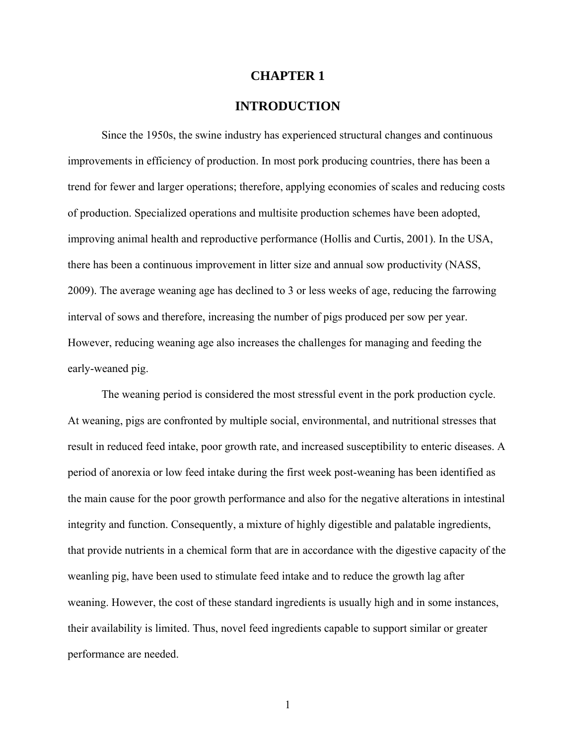# CHAPTER 1

# INTRODUCTION

Since the 1950s, the swine industry has experienced structural changes and continuous improvements in efficiency of production. In most pork producing countries, there has been a trend for fewer and larger operations; therefore, applying economies of scales and reducing costs of production. Specialized operations and multisite production schemes have been adopted, improving animal health and reproductive performance (Hollis and Curtis, 2001). In the USA, there has been a continuous improvement in litter size and annual sow productivity (NASS, 2009). The average weaning age has declined to 3 or less weeks of age, reducing the farrowing interval of sows and therefore, increasing the number of pigs produced per sow per year. However, reducing weaning age also increases the challenges for managing and feeding the early-weaned pig.

The weaning period is considered the most stressful event in the pork production cycle. At weaning, pigs are confronted by multiple social, environmental, and nutritional stresses that result in reduced feed intake, poor growth rate, and increased susceptibility to enteric diseases. A period of anorexia or low feed intake during the first week post-weaning has been identified as the main cause for the poor growth performance and also for the negative alterations in intestinal integrity and function. Consequently, a mixture of highly digestible and palatable ingredients, that provide nutrients in a chemical form that are in accordance with the digestive capacity of the weanling pig, have been used to stimulate feed intake and to reduce the growth lag after weaning. However, the cost of these standard ingredients is usually high and in some instances, their availability is limited. Thus, novel feed ingredients capable to support similar or greater performance are needed.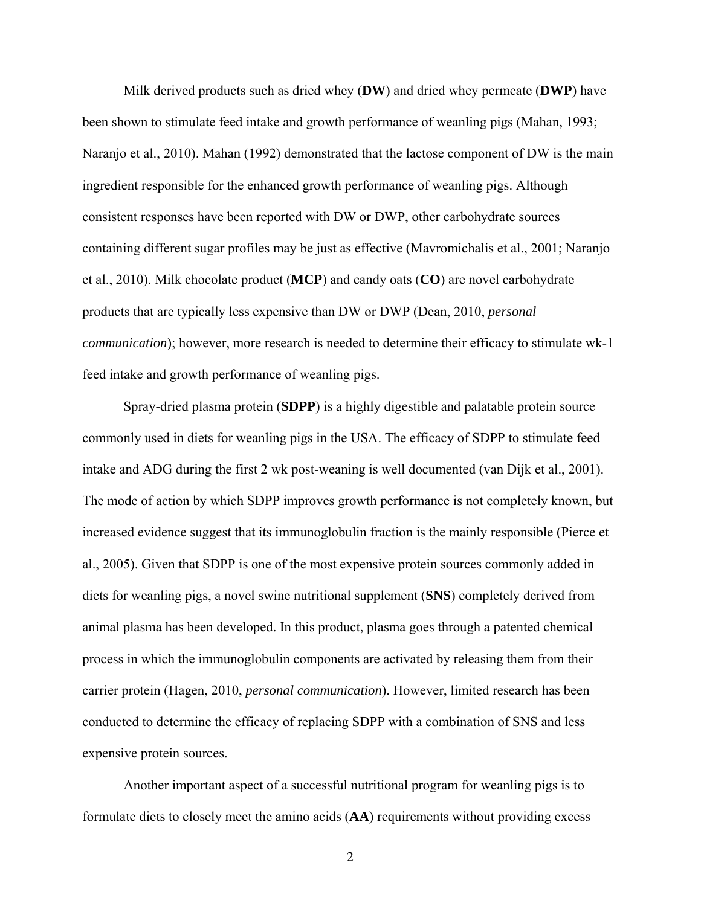Milk derived products such as dried whey (**DW**) and dried whey permeate (**DWP**) have been shown to stimulate feed intake and growth performance of weanling pigs (Mahan, 1993; Naranjo et al., 2010). Mahan (1992) demonstrated that the lactose component of DW is the main ingredient responsible for the enhanced growth performance of weanling pigs. Although consistent responses have been reported with DW or DWP, other carbohydrate sources containing different sugar profiles may be just as effective (Mavromichalis et al., 2001; Naranjo et al., 2010). Milk chocolate product (**MCP**) and candy oats (**CO**) are novel carbohydrate products that are typically less expensive than DW or DWP (Dean, 2010, *personal communication*); however, more research is needed to determine their efficacy to stimulate wk-1 feed intake and growth performance of weanling pigs.

Spray-dried plasma protein (**SDPP**) is a highly digestible and palatable protein source commonly used in diets for weanling pigs in the USA. The efficacy of SDPP to stimulate feed intake and ADG during the first 2 wk post-weaning is well documented (van Dijk et al., 2001). The mode of action by which SDPP improves growth performance is not completely known, but increased evidence suggest that its immunoglobulin fraction is the mainly responsible (Pierce et al., 2005). Given that SDPP is one of the most expensive protein sources commonly added in diets for weanling pigs, a novel swine nutritional supplement (**SNS**) completely derived from animal plasma has been developed. In this product, plasma goes through a patented chemical process in which the immunoglobulin components are activated by releasing them from their carrier protein (Hagen, 2010, *personal communication*). However, limited research has been conducted to determine the efficacy of replacing SDPP with a combination of SNS and less expensive protein sources.

Another important aspect of a successful nutritional program for weanling pigs is to formulate diets to closely meet the amino acids (**AA**) requirements without providing excess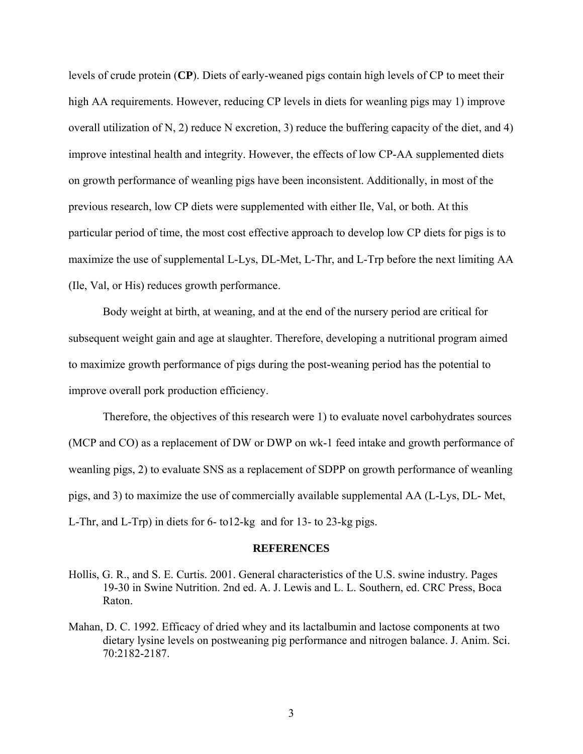levels of crude protein (**CP**). Diets of early-weaned pigs contain high levels of CP to meet their high AA requirements. However, reducing CP levels in diets for weanling pigs may 1) improve overall utilization of N, 2) reduce N excretion, 3) reduce the buffering capacity of the diet, and 4) improve intestinal health and integrity. However, the effects of low CP-AA supplemented diets on growth performance of weanling pigs have been inconsistent. Additionally, in most of the previous research, low CP diets were supplemented with either Ile, Val, or both. At this particular period of time, the most cost effective approach to develop low CP diets for pigs is to maximize the use of supplemental L-Lys, DL-Met, L-Thr, and L-Trp before the next limiting AA (Ile, Val, or His) reduces growth performance.

Body weight at birth, at weaning, and at the end of the nursery period are critical for subsequent weight gain and age at slaughter. Therefore, developing a nutritional program aimed to maximize growth performance of pigs during the post-weaning period has the potential to improve overall pork production efficiency.

Therefore, the objectives of this research were 1) to evaluate novel carbohydrates sources (MCP and CO) as a replacement of DW or DWP on wk-1 feed intake and growth performance of weanling pigs, 2) to evaluate SNS as a replacement of SDPP on growth performance of weanling pigs, and 3) to maximize the use of commercially available supplemental AA (L-Lys, DL- Met, L-Thr, and L-Trp) in diets for 6- to12-kg and for 13- to 23-kg pigs.

## REFERENCES

Hollis, G. R., and S. E. Curtis. 2001. General characteristics of the U.S. swine industry. Pages 19-30 in Swine Nutrition. 2nd ed. A. J. Lewis and L. L. Southern, ed. CRC Press, Boca Raton.

Mahan, D. C. 1992. Efficacy of dried whey and its lactalbumin and lactose components at two dietary lysine levels on postweaning pig performance and nitrogen balance. J. Anim. Sci. 70:2182-2187.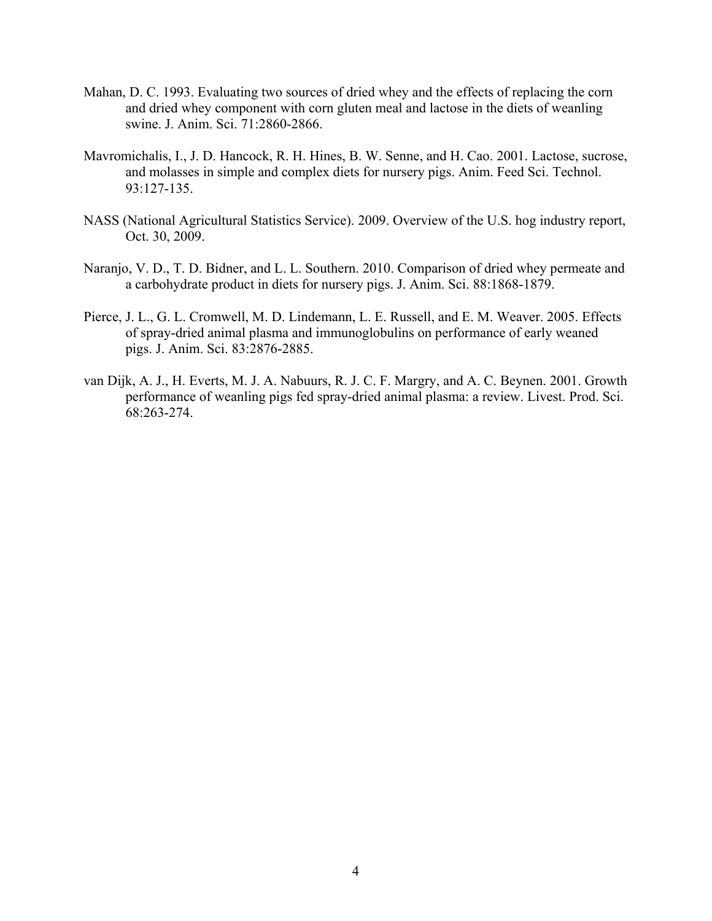Mahan, D. C. 1993. Evaluating two sources of dried whey and the effects of replacing the corn and dried whey component with corn gluten meal and lactose in the diets of weanling swine. J. Anim. Sci. 71:2860-2866.

Mavromichalis, I., J. D. Hancock, R. H. Hines, B. W. Senne, and H. Cao. 2001. Lactose, sucrose, and molasses in simple and complex diets for nursery pigs. Anim. Feed Sci. Technol. 93:127-135.

NASS (National Agricultural Statistics Service). 2009. Overview of the U.S. hog industry report, Oct. 30, 2009.

Naranjo, V. D., T. D. Bidner, and L. L. Southern. 2010. Comparison of dried whey permeate and a carbohydrate product in diets for nursery pigs. J. Anim. Sci. 88:1868-1879.

Pierce, J. L., G. L. Cromwell, M. D. Lindemann, L. E. Russell, and E. M. Weaver. 2005. Effects of spray-dried animal plasma and immunoglobulins on performance of early weaned pigs. J. Anim. Sci. 83:2876-2885.

van Dijk, A. J., H. Everts, M. J. A. Nabuurs, R. J. C. F. Margry, and A. C. Beynen. 2001. Growth performance of weanling pigs fed spray-dried animal plasma: a review. Livest. Prod. Sci. 68:263-274.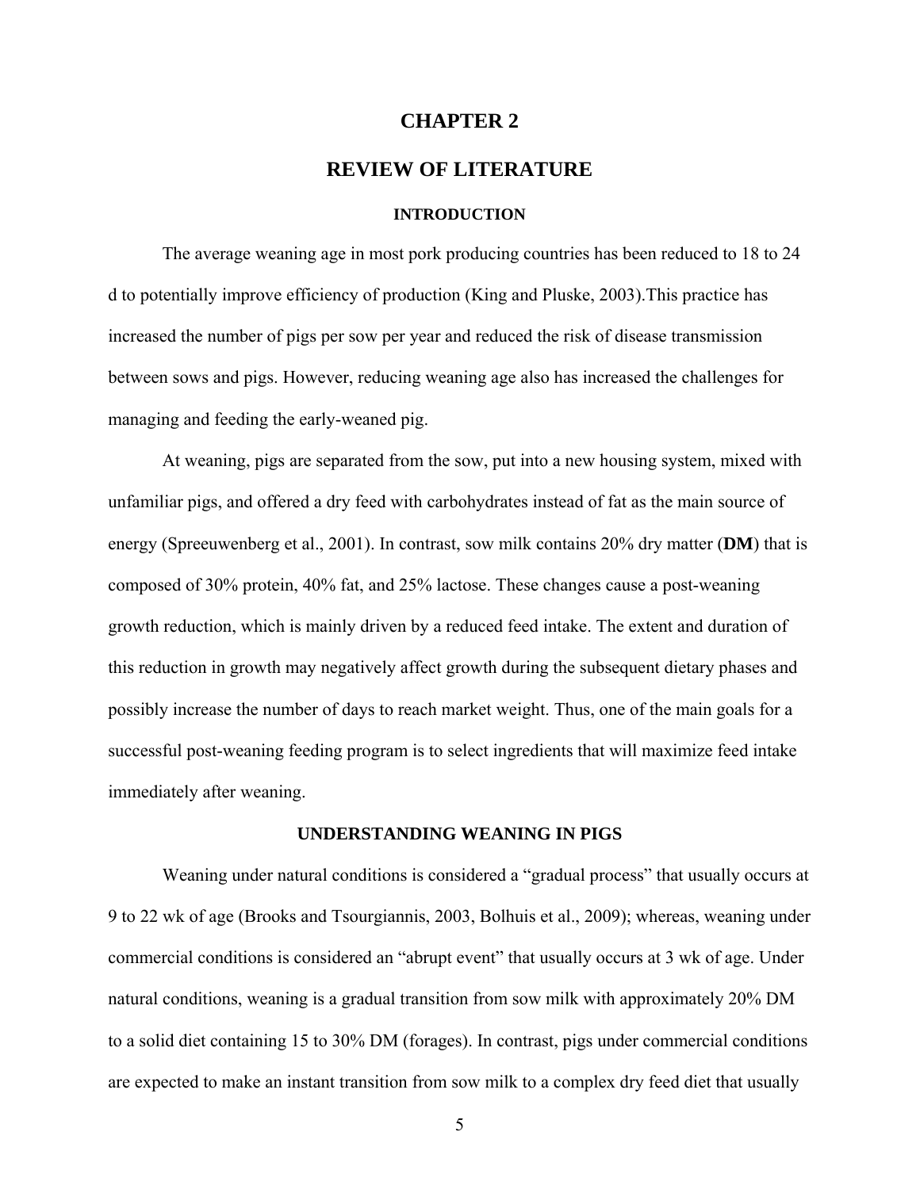# CHAPTER 2

# REVIEW OF LITERATURE

### INTRODUCTION

The average weaning age in most pork producing countries has been reduced to 18 to 24 d to potentially improve efficiency of production (King and Pluske, 2003).This practice has increased the number of pigs per sow per year and reduced the risk of disease transmission between sows and pigs. However, reducing weaning age also has increased the challenges for managing and feeding the early-weaned pig.

At weaning, pigs are separated from the sow, put into a new housing system, mixed with unfamiliar pigs, and offered a dry feed with carbohydrates instead of fat as the main source of energy (Spreeuwenberg et al., 2001). In contrast, sow milk contains 20% dry matter (**DM**) that is composed of 30% protein, 40% fat, and 25% lactose. These changes cause a post-weaning growth reduction, which is mainly driven by a reduced feed intake. The extent and duration of this reduction in growth may negatively affect growth during the subsequent dietary phases and possibly increase the number of days to reach market weight. Thus, one of the main goals for a successful post-weaning feeding program is to select ingredients that will maximize feed intake immediately after weaning.

### UNDERSTANDING WEANING IN PIGS

Weaning under natural conditions is considered a "gradual process" that usually occurs at 9 to 22 wk of age (Brooks and Tsourgiannis, 2003, Bolhuis et al., 2009); whereas, weaning under commercial conditions is considered an "abrupt event" that usually occurs at 3 wk of age. Under natural conditions, weaning is a gradual transition from sow milk with approximately 20% DM to a solid diet containing 15 to 30% DM (forages). In contrast, pigs under commercial conditions are expected to make an instant transition from sow milk to a complex dry feed diet that usually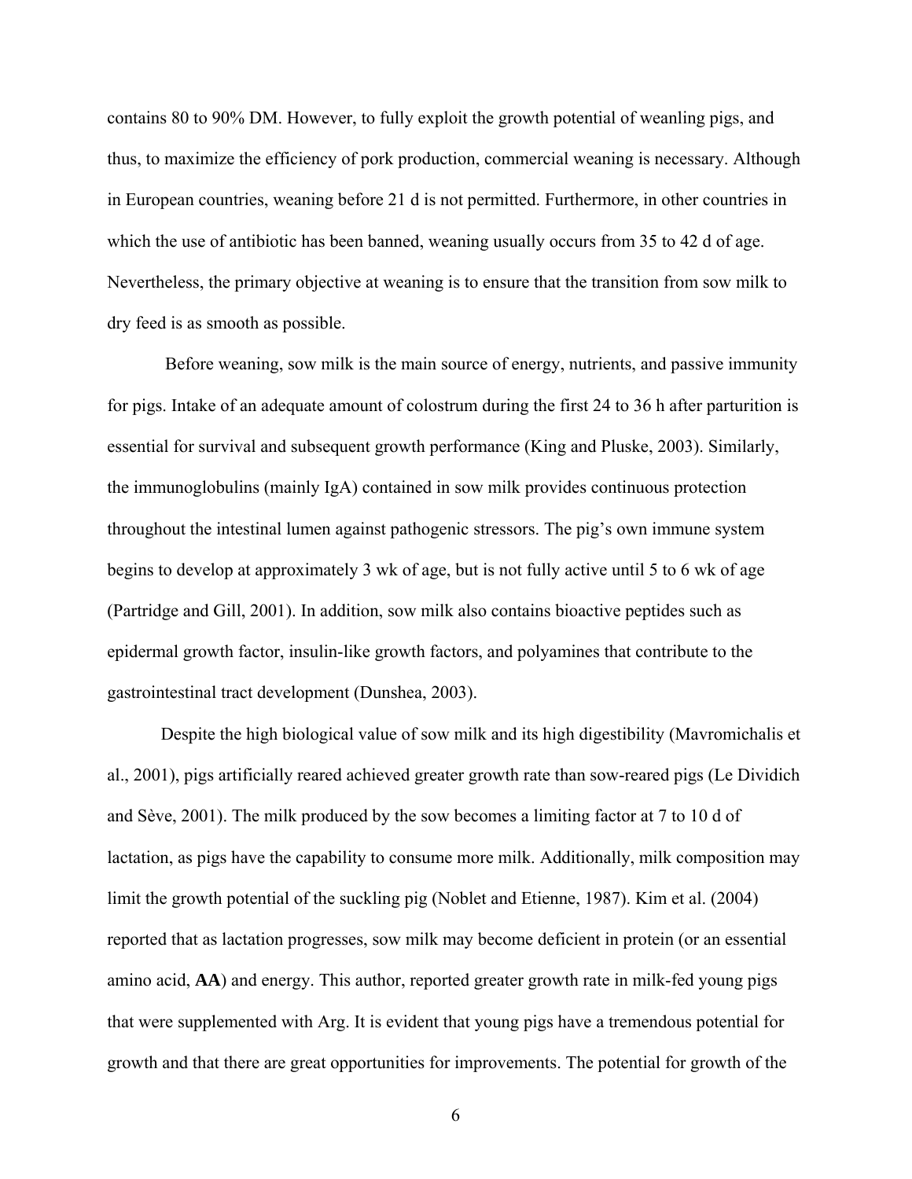contains 80 to 90% DM. However, to fully exploit the growth potential of weanling pigs, and thus, to maximize the efficiency of pork production, commercial weaning is necessary. Although in European countries, weaning before 21 d is not permitted. Furthermore, in other countries in which the use of antibiotic has been banned, weaning usually occurs from 35 to 42 d of age. Nevertheless, the primary objective at weaning is to ensure that the transition from sow milk to dry feed is as smooth as possible.

Before weaning, sow milk is the main source of energy, nutrients, and passive immunity for pigs. Intake of an adequate amount of colostrum during the first 24 to 36 h after parturition is essential for survival and subsequent growth performance (King and Pluske, 2003). Similarly, the immunoglobulins (mainly IgA) contained in sow milk provides continuous protection throughout the intestinal lumen against pathogenic stressors. The pig's own immune system begins to develop at approximately 3 wk of age, but is not fully active until 5 to 6 wk of age (Partridge and Gill, 2001). In addition, sow milk also contains bioactive peptides such as epidermal growth factor, insulin-like growth factors, and polyamines that contribute to the gastrointestinal tract development (Dunshea, 2003).

Despite the high biological value of sow milk and its high digestibility (Mavromichalis et al., 2001), pigs artificially reared achieved greater growth rate than sow-reared pigs (Le Dividich and Sève, 2001). The milk produced by the sow becomes a limiting factor at 7 to 10 d of lactation, as pigs have the capability to consume more milk. Additionally, milk composition may limit the growth potential of the suckling pig (Noblet and Etienne, 1987). Kim et al. (2004) reported that as lactation progresses, sow milk may become deficient in protein (or an essential amino acid, **AA**) and energy. This author, reported greater growth rate in milk-fed young pigs that were supplemented with Arg. It is evident that young pigs have a tremendous potential for growth and that there are great opportunities for improvements. The potential for growth of the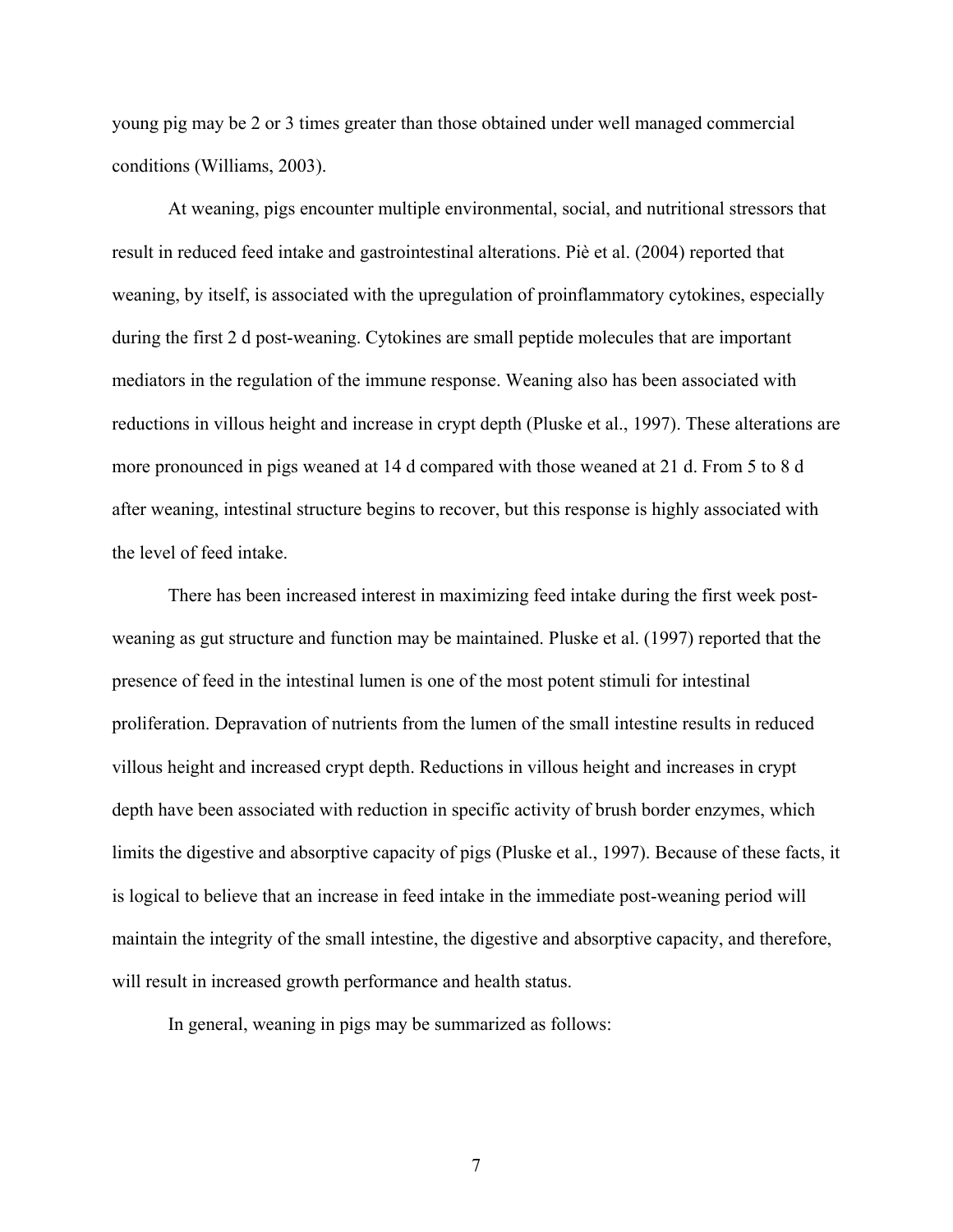young pig may be 2 or 3 times greater than those obtained under well managed commercial conditions (Williams, 2003).

At weaning, pigs encounter multiple environmental, social, and nutritional stressors that result in reduced feed intake and gastrointestinal alterations. Piè et al. (2004) reported that weaning, by itself, is associated with the upregulation of proinflammatory cytokines, especially during the first 2 d post-weaning. Cytokines are small peptide molecules that are important mediators in the regulation of the immune response. Weaning also has been associated with reductions in villous height and increase in crypt depth (Pluske et al., 1997). These alterations are more pronounced in pigs weaned at 14 d compared with those weaned at 21 d. From 5 to 8 d after weaning, intestinal structure begins to recover, but this response is highly associated with the level of feed intake.

There has been increased interest in maximizing feed intake during the first week post-weaning as gut structure and function may be maintained. Pluske et al. (1997) reported that the presence of feed in the intestinal lumen is one of the most potent stimuli for intestinal proliferation. Depravation of nutrients from the lumen of the small intestine results in reduced villous height and increased crypt depth. Reductions in villous height and increases in crypt depth have been associated with reduction in specific activity of brush border enzymes, which limits the digestive and absorptive capacity of pigs (Pluske et al., 1997). Because of these facts, it is logical to believe that an increase in feed intake in the immediate post-weaning period will maintain the integrity of the small intestine, the digestive and absorptive capacity, and therefore, will result in increased growth performance and health status.

In general, weaning in pigs may be summarized as follows: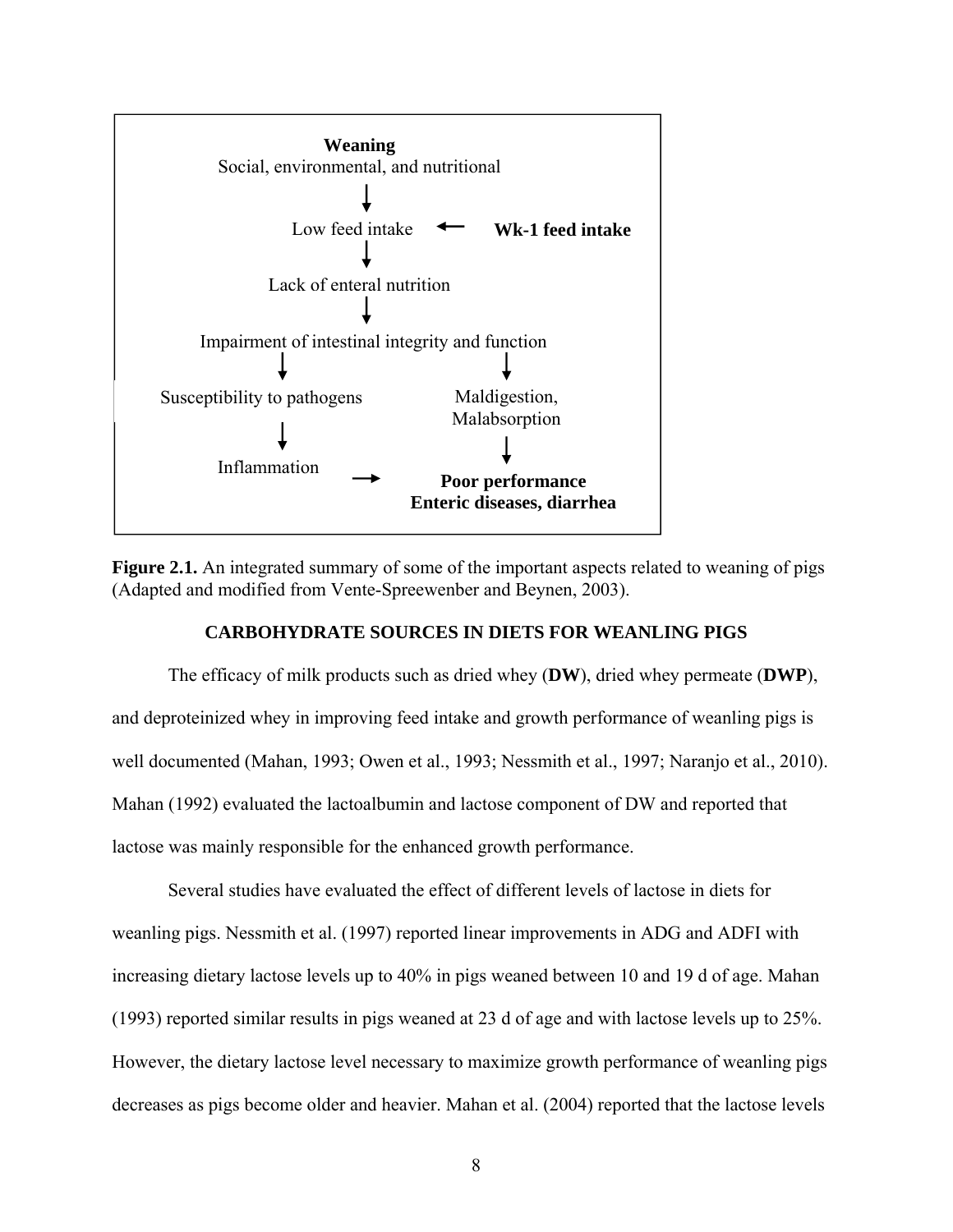**Weaning**
Social, environmental, and nutritional

↓

Low feed intake ← **Wk-1 feed intake**

↓

Lack of enteral nutrition

↓

Impairment of intestinal integrity and function

↓ ↓

Susceptibility to pathogens → Inflammation

Maldigestion, Malabsorption

↓

**Poor performance**
**Enteric diseases, diarrhea**

**Figure 2.1.** An integrated summary of some of the important aspects related to weaning of pigs (Adapted and modified from Vente-Spreewenber and Beynen, 2003).

## CARBOHYDRATE SOURCES IN DIETS FOR WEANLING PIGS

The efficacy of milk products such as dried whey (**DW**), dried whey permeate (**DWP**), and deproteinized whey in improving feed intake and growth performance of weanling pigs is well documented (Mahan, 1993; Owen et al., 1993; Nessmith et al., 1997; Naranjo et al., 2010). Mahan (1992) evaluated the lactoalbumin and lactose component of DW and reported that lactose was mainly responsible for the enhanced growth performance.

Several studies have evaluated the effect of different levels of lactose in diets for weanling pigs. Nessmith et al. (1997) reported linear improvements in ADG and ADFI with increasing dietary lactose levels up to 40% in pigs weaned between 10 and 19 d of age. Mahan (1993) reported similar results in pigs weaned at 23 d of age and with lactose levels up to 25%. However, the dietary lactose level necessary to maximize growth performance of weanling pigs decreases as pigs become older and heavier. Mahan et al. (2004) reported that the lactose levels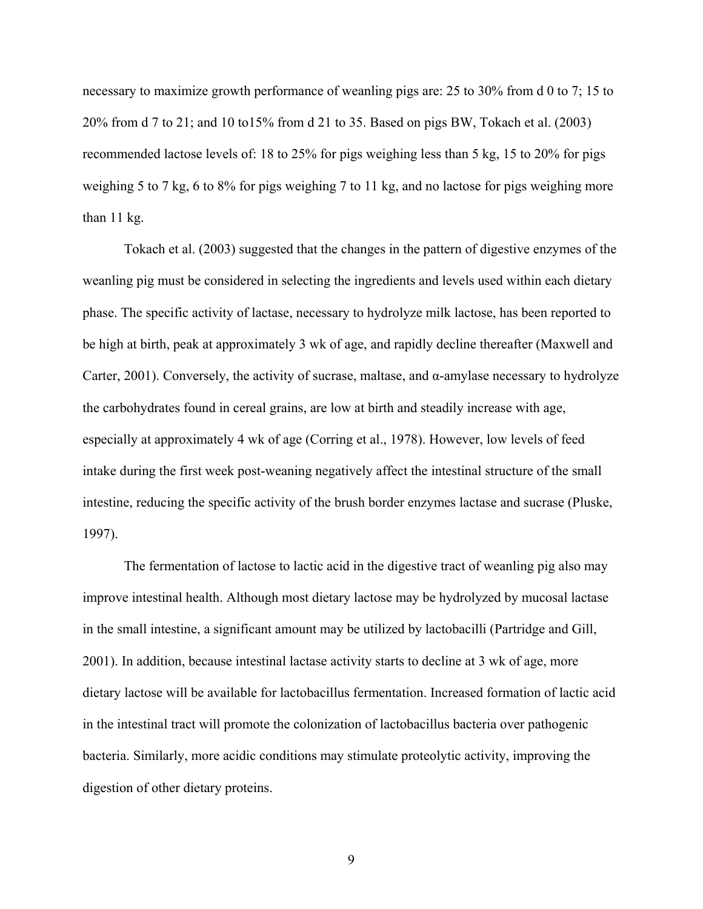necessary to maximize growth performance of weanling pigs are: 25 to 30% from d 0 to 7; 15 to 20% from d 7 to 21; and 10 to15% from d 21 to 35. Based on pigs BW, Tokach et al. (2003) recommended lactose levels of: 18 to 25% for pigs weighing less than 5 kg, 15 to 20% for pigs weighing 5 to 7 kg, 6 to 8% for pigs weighing 7 to 11 kg, and no lactose for pigs weighing more than 11 kg.

Tokach et al. (2003) suggested that the changes in the pattern of digestive enzymes of the weanling pig must be considered in selecting the ingredients and levels used within each dietary phase. The specific activity of lactase, necessary to hydrolyze milk lactose, has been reported to be high at birth, peak at approximately 3 wk of age, and rapidly decline thereafter (Maxwell and Carter, 2001). Conversely, the activity of sucrase, maltase, and α-amylase necessary to hydrolyze the carbohydrates found in cereal grains, are low at birth and steadily increase with age, especially at approximately 4 wk of age (Corring et al., 1978). However, low levels of feed intake during the first week post-weaning negatively affect the intestinal structure of the small intestine, reducing the specific activity of the brush border enzymes lactase and sucrase (Pluske, 1997).

The fermentation of lactose to lactic acid in the digestive tract of weanling pig also may improve intestinal health. Although most dietary lactose may be hydrolyzed by mucosal lactase in the small intestine, a significant amount may be utilized by lactobacilli (Partridge and Gill, 2001). In addition, because intestinal lactase activity starts to decline at 3 wk of age, more dietary lactose will be available for lactobacillus fermentation. Increased formation of lactic acid in the intestinal tract will promote the colonization of lactobacillus bacteria over pathogenic bacteria. Similarly, more acidic conditions may stimulate proteolytic activity, improving the digestion of other dietary proteins.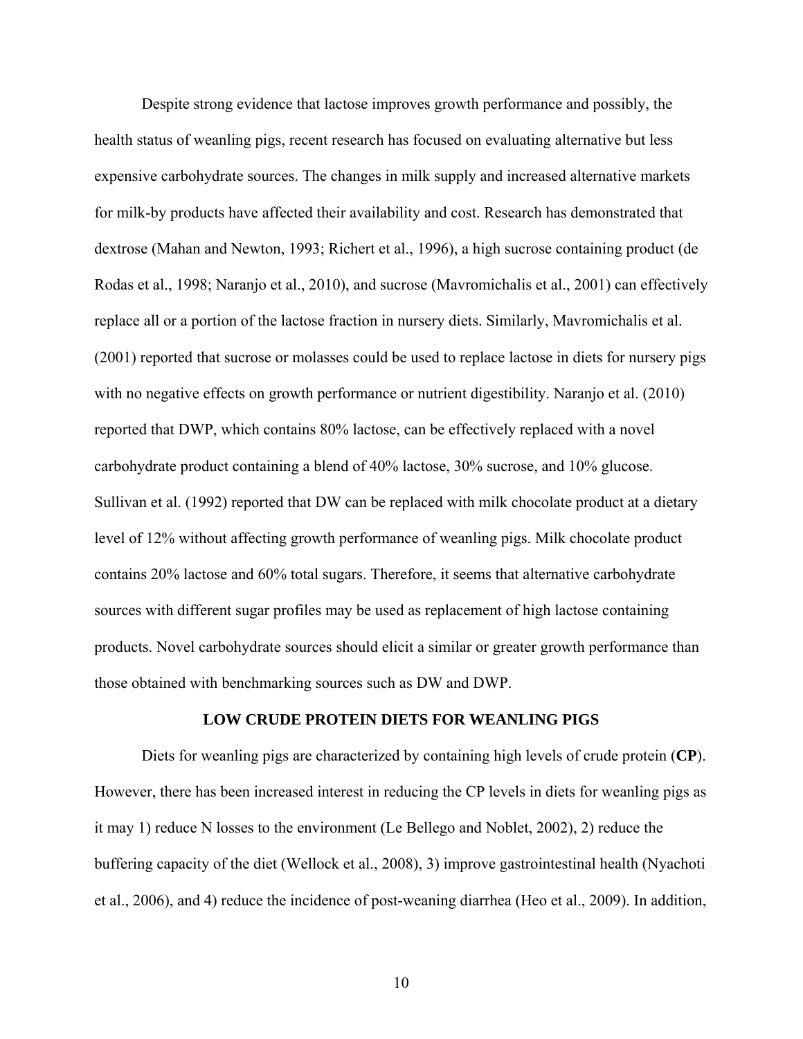Despite strong evidence that lactose improves growth performance and possibly, the health status of weanling pigs, recent research has focused on evaluating alternative but less expensive carbohydrate sources. The changes in milk supply and increased alternative markets for milk-by products have affected their availability and cost. Research has demonstrated that dextrose (Mahan and Newton, 1993; Richert et al., 1996), a high sucrose containing product (de Rodas et al., 1998; Naranjo et al., 2010), and sucrose (Mavromichalis et al., 2001) can effectively replace all or a portion of the lactose fraction in nursery diets. Similarly, Mavromichalis et al. (2001) reported that sucrose or molasses could be used to replace lactose in diets for nursery pigs with no negative effects on growth performance or nutrient digestibility. Naranjo et al. (2010) reported that DWP, which contains 80% lactose, can be effectively replaced with a novel carbohydrate product containing a blend of 40% lactose, 30% sucrose, and 10% glucose. Sullivan et al. (1992) reported that DW can be replaced with milk chocolate product at a dietary level of 12% without affecting growth performance of weanling pigs. Milk chocolate product contains 20% lactose and 60% total sugars. Therefore, it seems that alternative carbohydrate sources with different sugar profiles may be used as replacement of high lactose containing products. Novel carbohydrate sources should elicit a similar or greater growth performance than those obtained with benchmarking sources such as DW and DWP.

## LOW CRUDE PROTEIN DIETS FOR WEANLING PIGS

Diets for weanling pigs are characterized by containing high levels of crude protein (**CP**). However, there has been increased interest in reducing the CP levels in diets for weanling pigs as it may 1) reduce N losses to the environment (Le Bellego and Noblet, 2002), 2) reduce the buffering capacity of the diet (Wellock et al., 2008), 3) improve gastrointestinal health (Nyachoti et al., 2006), and 4) reduce the incidence of post-weaning diarrhea (Heo et al., 2009). In addition,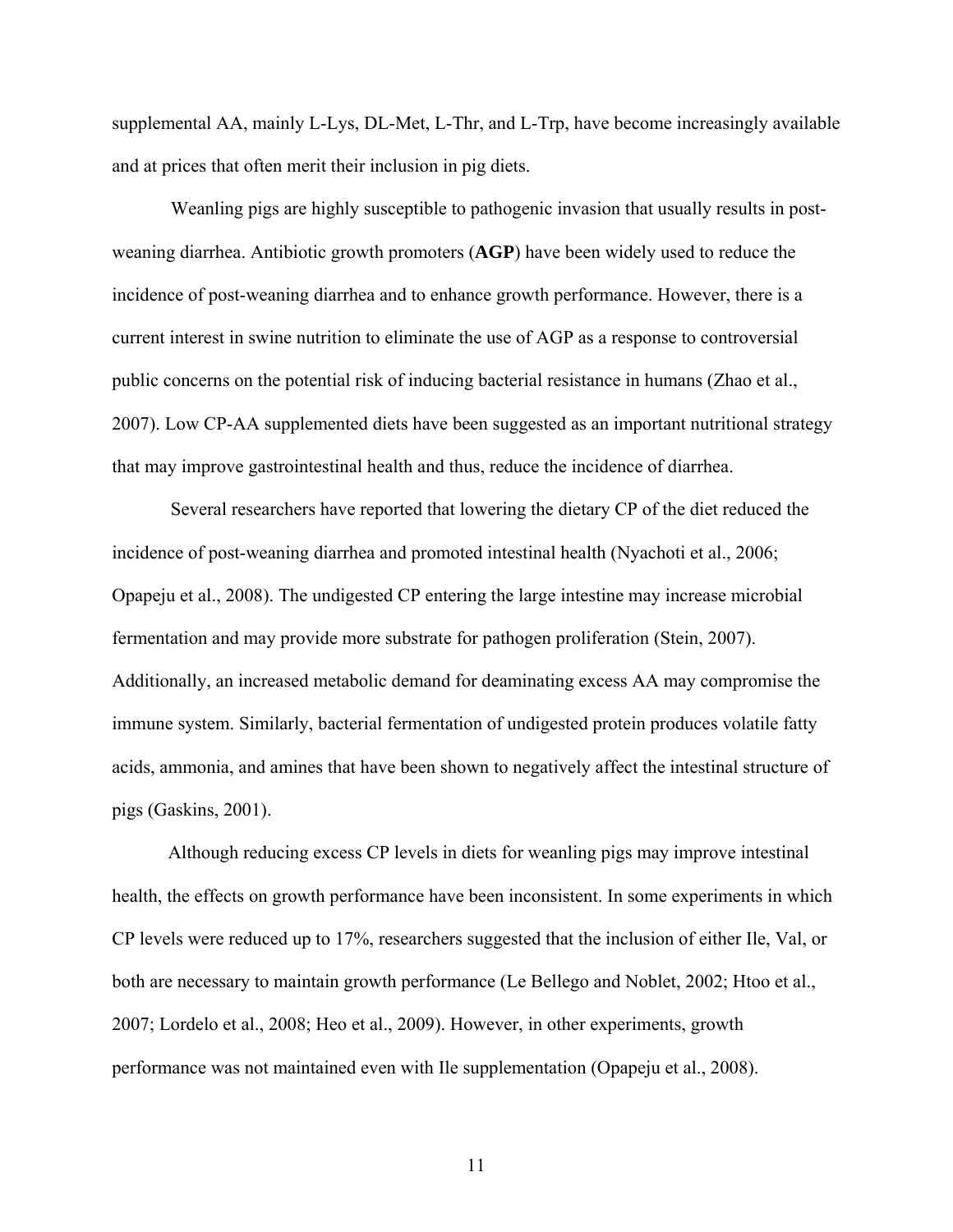supplemental AA, mainly L-Lys, DL-Met, L-Thr, and L-Trp, have become increasingly available and at prices that often merit their inclusion in pig diets.

Weanling pigs are highly susceptible to pathogenic invasion that usually results in post-weaning diarrhea. Antibiotic growth promoters (**AGP**) have been widely used to reduce the incidence of post-weaning diarrhea and to enhance growth performance. However, there is a current interest in swine nutrition to eliminate the use of AGP as a response to controversial public concerns on the potential risk of inducing bacterial resistance in humans (Zhao et al., 2007). Low CP-AA supplemented diets have been suggested as an important nutritional strategy that may improve gastrointestinal health and thus, reduce the incidence of diarrhea.

Several researchers have reported that lowering the dietary CP of the diet reduced the incidence of post-weaning diarrhea and promoted intestinal health (Nyachoti et al., 2006; Opapeju et al., 2008). The undigested CP entering the large intestine may increase microbial fermentation and may provide more substrate for pathogen proliferation (Stein, 2007). Additionally, an increased metabolic demand for deaminating excess AA may compromise the immune system. Similarly, bacterial fermentation of undigested protein produces volatile fatty acids, ammonia, and amines that have been shown to negatively affect the intestinal structure of pigs (Gaskins, 2001).

Although reducing excess CP levels in diets for weanling pigs may improve intestinal health, the effects on growth performance have been inconsistent. In some experiments in which CP levels were reduced up to 17%, researchers suggested that the inclusion of either Ile, Val, or both are necessary to maintain growth performance (Le Bellego and Noblet, 2002; Htoo et al., 2007; Lordelo et al., 2008; Heo et al., 2009). However, in other experiments, growth performance was not maintained even with Ile supplementation (Opapeju et al., 2008).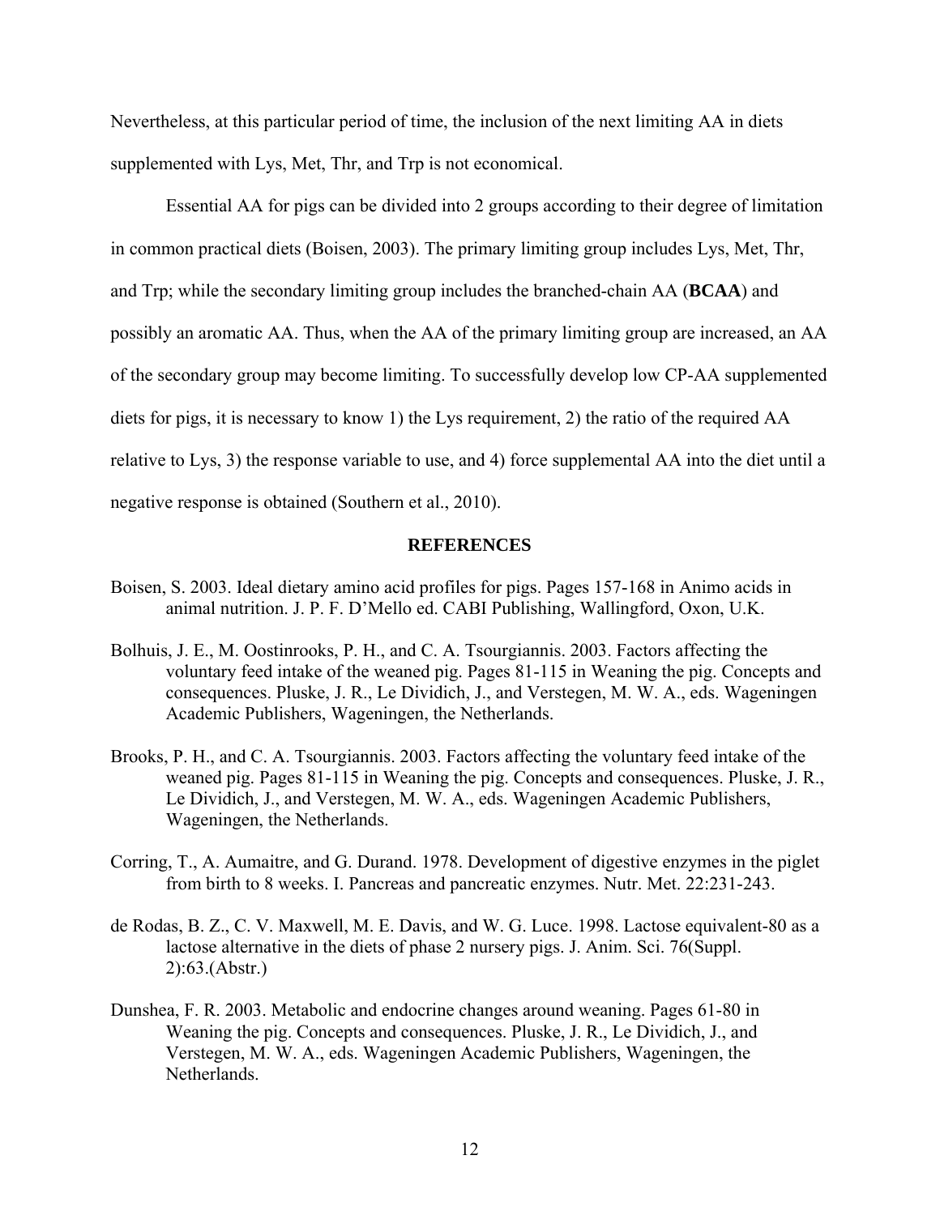Nevertheless, at this particular period of time, the inclusion of the next limiting AA in diets supplemented with Lys, Met, Thr, and Trp is not economical.

Essential AA for pigs can be divided into 2 groups according to their degree of limitation in common practical diets (Boisen, 2003). The primary limiting group includes Lys, Met, Thr, and Trp; while the secondary limiting group includes the branched-chain AA (**BCAA**) and possibly an aromatic AA. Thus, when the AA of the primary limiting group are increased, an AA of the secondary group may become limiting. To successfully develop low CP-AA supplemented diets for pigs, it is necessary to know 1) the Lys requirement, 2) the ratio of the required AA relative to Lys, 3) the response variable to use, and 4) force supplemental AA into the diet until a negative response is obtained (Southern et al., 2010).

## REFERENCES

Boisen, S. 2003. Ideal dietary amino acid profiles for pigs. Pages 157-168 in Animo acids in animal nutrition. J. P. F. D'Mello ed. CABI Publishing, Wallingford, Oxon, U.K.

Bolhuis, J. E., M. Oostinrooks, P. H., and C. A. Tsourgiannis. 2003. Factors affecting the voluntary feed intake of the weaned pig. Pages 81-115 in Weaning the pig. Concepts and consequences. Pluske, J. R., Le Dividich, J., and Verstegen, M. W. A., eds. Wageningen Academic Publishers, Wageningen, the Netherlands.

Brooks, P. H., and C. A. Tsourgiannis. 2003. Factors affecting the voluntary feed intake of the weaned pig. Pages 81-115 in Weaning the pig. Concepts and consequences. Pluske, J. R., Le Dividich, J., and Verstegen, M. W. A., eds. Wageningen Academic Publishers, Wageningen, the Netherlands.

Corring, T., A. Aumaitre, and G. Durand. 1978. Development of digestive enzymes in the piglet from birth to 8 weeks. I. Pancreas and pancreatic enzymes. Nutr. Met. 22:231-243.

de Rodas, B. Z., C. V. Maxwell, M. E. Davis, and W. G. Luce. 1998. Lactose equivalent-80 as a lactose alternative in the diets of phase 2 nursery pigs. J. Anim. Sci. 76(Suppl. 2):63.(Abstr.)

Dunshea, F. R. 2003. Metabolic and endocrine changes around weaning. Pages 61-80 in Weaning the pig. Concepts and consequences. Pluske, J. R., Le Dividich, J., and Verstegen, M. W. A., eds. Wageningen Academic Publishers, Wageningen, the Netherlands.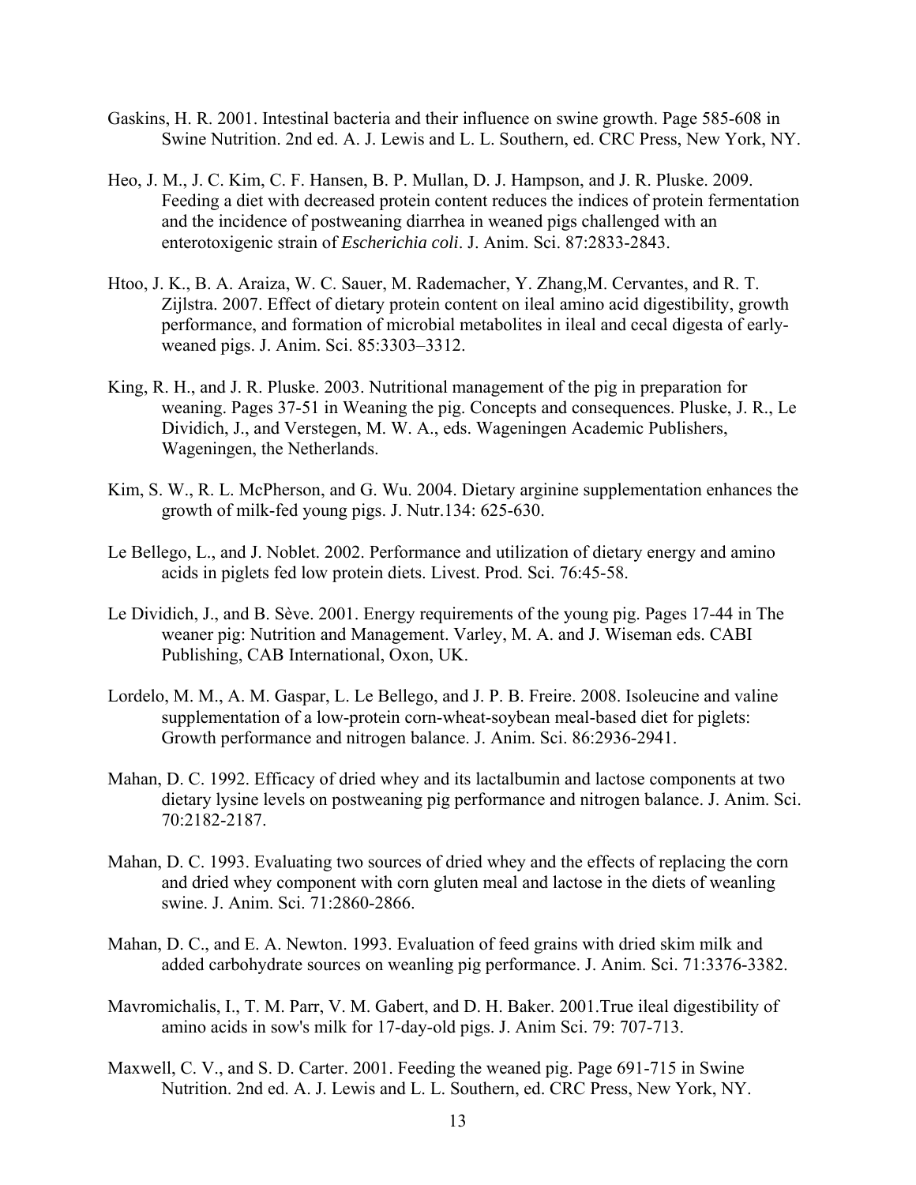Gaskins, H. R. 2001. Intestinal bacteria and their influence on swine growth. Page 585-608 in Swine Nutrition. 2nd ed. A. J. Lewis and L. L. Southern, ed. CRC Press, New York, NY.

Heo, J. M., J. C. Kim, C. F. Hansen, B. P. Mullan, D. J. Hampson, and J. R. Pluske. 2009. Feeding a diet with decreased protein content reduces the indices of protein fermentation and the incidence of postweaning diarrhea in weaned pigs challenged with an enterotoxigenic strain of *Escherichia coli*. J. Anim. Sci. 87:2833-2843.

Htoo, J. K., B. A. Araiza, W. C. Sauer, M. Rademacher, Y. Zhang,M. Cervantes, and R. T. Zijlstra. 2007. Effect of dietary protein content on ileal amino acid digestibility, growth performance, and formation of microbial metabolites in ileal and cecal digesta of early-weaned pigs. J. Anim. Sci. 85:3303–3312.

King, R. H., and J. R. Pluske. 2003. Nutritional management of the pig in preparation for weaning. Pages 37-51 in Weaning the pig. Concepts and consequences. Pluske, J. R., Le Dividich, J., and Verstegen, M. W. A., eds. Wageningen Academic Publishers, Wageningen, the Netherlands.

Kim, S. W., R. L. McPherson, and G. Wu. 2004. Dietary arginine supplementation enhances the growth of milk-fed young pigs. J. Nutr.134: 625-630.

Le Bellego, L., and J. Noblet. 2002. Performance and utilization of dietary energy and amino acids in piglets fed low protein diets. Livest. Prod. Sci. 76:45-58.

Le Dividich, J., and B. Sève. 2001. Energy requirements of the young pig. Pages 17-44 in The weaner pig: Nutrition and Management. Varley, M. A. and J. Wiseman eds. CABI Publishing, CAB International, Oxon, UK.

Lordelo, M. M., A. M. Gaspar, L. Le Bellego, and J. P. B. Freire. 2008. Isoleucine and valine supplementation of a low-protein corn-wheat-soybean meal-based diet for piglets: Growth performance and nitrogen balance. J. Anim. Sci. 86:2936-2941.

Mahan, D. C. 1992. Efficacy of dried whey and its lactalbumin and lactose components at two dietary lysine levels on postweaning pig performance and nitrogen balance. J. Anim. Sci. 70:2182-2187.

Mahan, D. C. 1993. Evaluating two sources of dried whey and the effects of replacing the corn and dried whey component with corn gluten meal and lactose in the diets of weanling swine. J. Anim. Sci. 71:2860-2866.

Mahan, D. C., and E. A. Newton. 1993. Evaluation of feed grains with dried skim milk and added carbohydrate sources on weanling pig performance. J. Anim. Sci. 71:3376-3382.

Mavromichalis, I., T. M. Parr, V. M. Gabert, and D. H. Baker. 2001.True ileal digestibility of amino acids in sow's milk for 17-day-old pigs. J. Anim Sci. 79: 707-713.

Maxwell, C. V., and S. D. Carter. 2001. Feeding the weaned pig. Page 691-715 in Swine Nutrition. 2nd ed. A. J. Lewis and L. L. Southern, ed. CRC Press, New York, NY.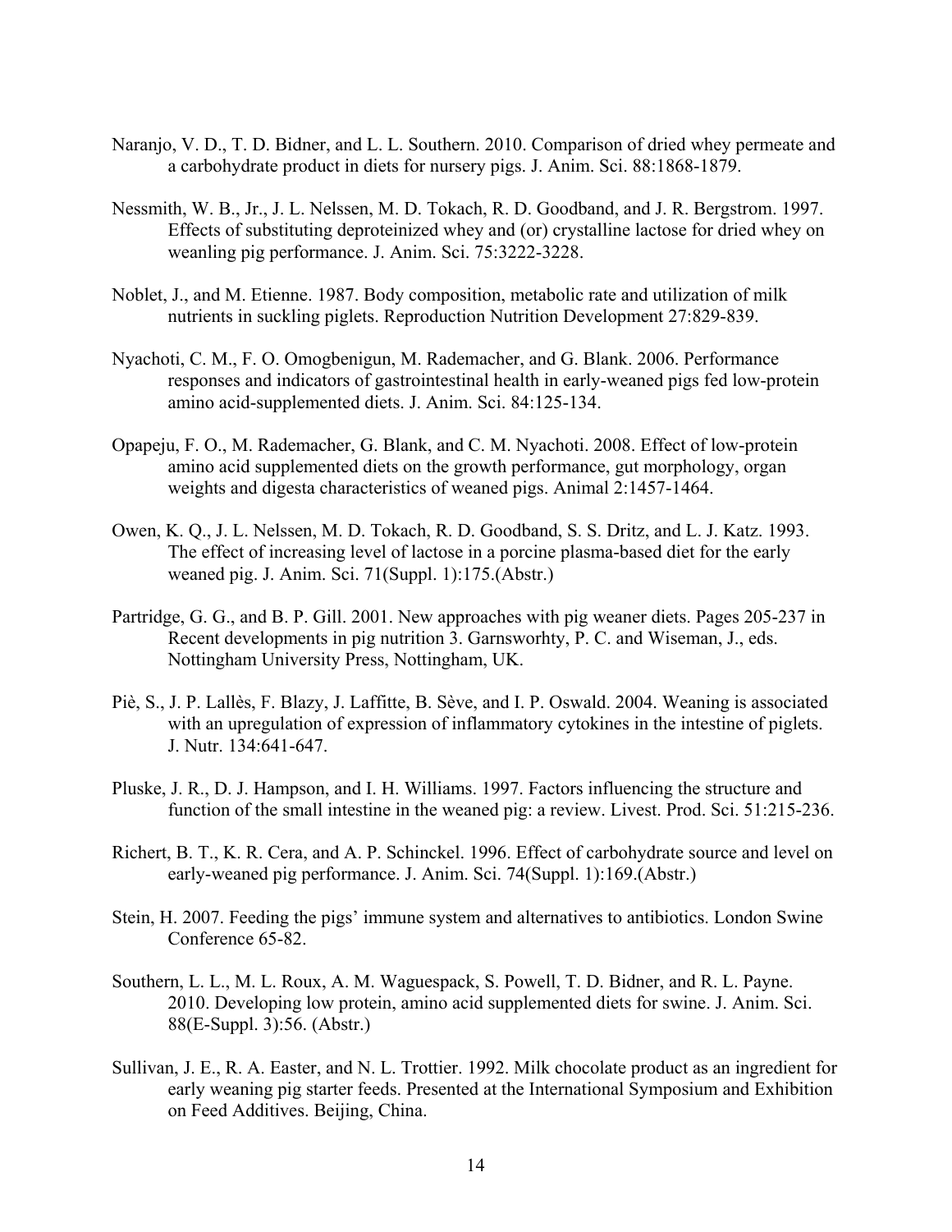Naranjo, V. D., T. D. Bidner, and L. L. Southern. 2010. Comparison of dried whey permeate and a carbohydrate product in diets for nursery pigs. J. Anim. Sci. 88:1868-1879.

Nessmith, W. B., Jr., J. L. Nelssen, M. D. Tokach, R. D. Goodband, and J. R. Bergstrom. 1997. Effects of substituting deproteinized whey and (or) crystalline lactose for dried whey on weanling pig performance. J. Anim. Sci. 75:3222-3228.

Noblet, J., and M. Etienne. 1987. Body composition, metabolic rate and utilization of milk nutrients in suckling piglets. Reproduction Nutrition Development 27:829-839.

Nyachoti, C. M., F. O. Omogbenigun, M. Rademacher, and G. Blank. 2006. Performance responses and indicators of gastrointestinal health in early-weaned pigs fed low-protein amino acid-supplemented diets. J. Anim. Sci. 84:125-134.

Opapeju, F. O., M. Rademacher, G. Blank, and C. M. Nyachoti. 2008. Effect of low-protein amino acid supplemented diets on the growth performance, gut morphology, organ weights and digesta characteristics of weaned pigs. Animal 2:1457-1464.

Owen, K. Q., J. L. Nelssen, M. D. Tokach, R. D. Goodband, S. S. Dritz, and L. J. Katz. 1993. The effect of increasing level of lactose in a porcine plasma-based diet for the early weaned pig. J. Anim. Sci. 71(Suppl. 1):175.(Abstr.)

Partridge, G. G., and B. P. Gill. 2001. New approaches with pig weaner diets. Pages 205-237 in Recent developments in pig nutrition 3. Garnsworhty, P. C. and Wiseman, J., eds. Nottingham University Press, Nottingham, UK.

Piè, S., J. P. Lallès, F. Blazy, J. Laffitte, B. Sève, and I. P. Oswald. 2004. Weaning is associated with an upregulation of expression of inflammatory cytokines in the intestine of piglets. J. Nutr. 134:641-647.

Pluske, J. R., D. J. Hampson, and I. H. Williams. 1997. Factors influencing the structure and function of the small intestine in the weaned pig: a review. Livest. Prod. Sci. 51:215-236.

Richert, B. T., K. R. Cera, and A. P. Schinckel. 1996. Effect of carbohydrate source and level on early-weaned pig performance. J. Anim. Sci. 74(Suppl. 1):169.(Abstr.)

Stein, H. 2007. Feeding the pigs' immune system and alternatives to antibiotics. London Swine Conference 65-82.

Southern, L. L., M. L. Roux, A. M. Waguespack, S. Powell, T. D. Bidner, and R. L. Payne. 2010. Developing low protein, amino acid supplemented diets for swine. J. Anim. Sci. 88(E-Suppl. 3):56. (Abstr.)

Sullivan, J. E., R. A. Easter, and N. L. Trottier. 1992. Milk chocolate product as an ingredient for early weaning pig starter feeds. Presented at the International Symposium and Exhibition on Feed Additives. Beijing, China.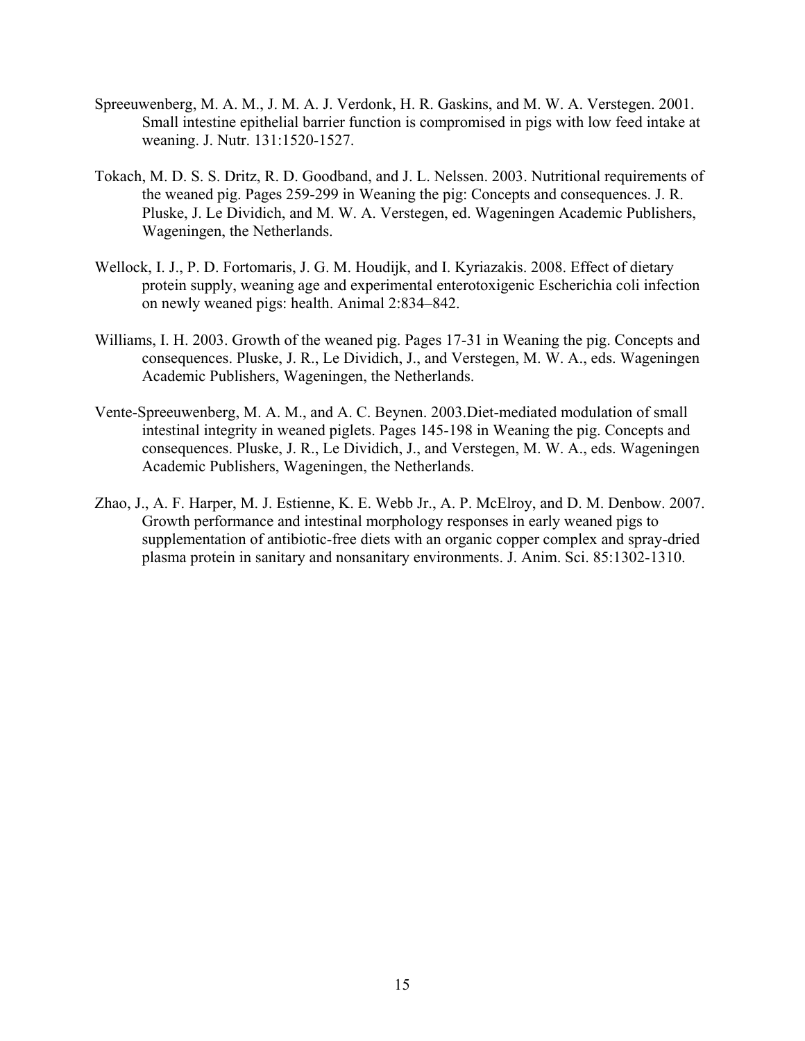Spreeuwenberg, M. A. M., J. M. A. J. Verdonk, H. R. Gaskins, and M. W. A. Verstegen. 2001. Small intestine epithelial barrier function is compromised in pigs with low feed intake at weaning. J. Nutr. 131:1520-1527.

Tokach, M. D. S. S. Dritz, R. D. Goodband, and J. L. Nelssen. 2003. Nutritional requirements of the weaned pig. Pages 259-299 in Weaning the pig: Concepts and consequences. J. R. Pluske, J. Le Dividich, and M. W. A. Verstegen, ed. Wageningen Academic Publishers, Wageningen, the Netherlands.

Wellock, I. J., P. D. Fortomaris, J. G. M. Houdijk, and I. Kyriazakis. 2008. Effect of dietary protein supply, weaning age and experimental enterotoxigenic Escherichia coli infection on newly weaned pigs: health. Animal 2:834–842.

Williams, I. H. 2003. Growth of the weaned pig. Pages 17-31 in Weaning the pig. Concepts and consequences. Pluske, J. R., Le Dividich, J., and Verstegen, M. W. A., eds. Wageningen Academic Publishers, Wageningen, the Netherlands.

Vente-Spreeuwenberg, M. A. M., and A. C. Beynen. 2003.Diet-mediated modulation of small intestinal integrity in weaned piglets. Pages 145-198 in Weaning the pig. Concepts and consequences. Pluske, J. R., Le Dividich, J., and Verstegen, M. W. A., eds. Wageningen Academic Publishers, Wageningen, the Netherlands.

Zhao, J., A. F. Harper, M. J. Estienne, K. E. Webb Jr., A. P. McElroy, and D. M. Denbow. 2007. Growth performance and intestinal morphology responses in early weaned pigs to supplementation of antibiotic-free diets with an organic copper complex and spray-dried plasma protein in sanitary and nonsanitary environments. J. Anim. Sci. 85:1302-1310.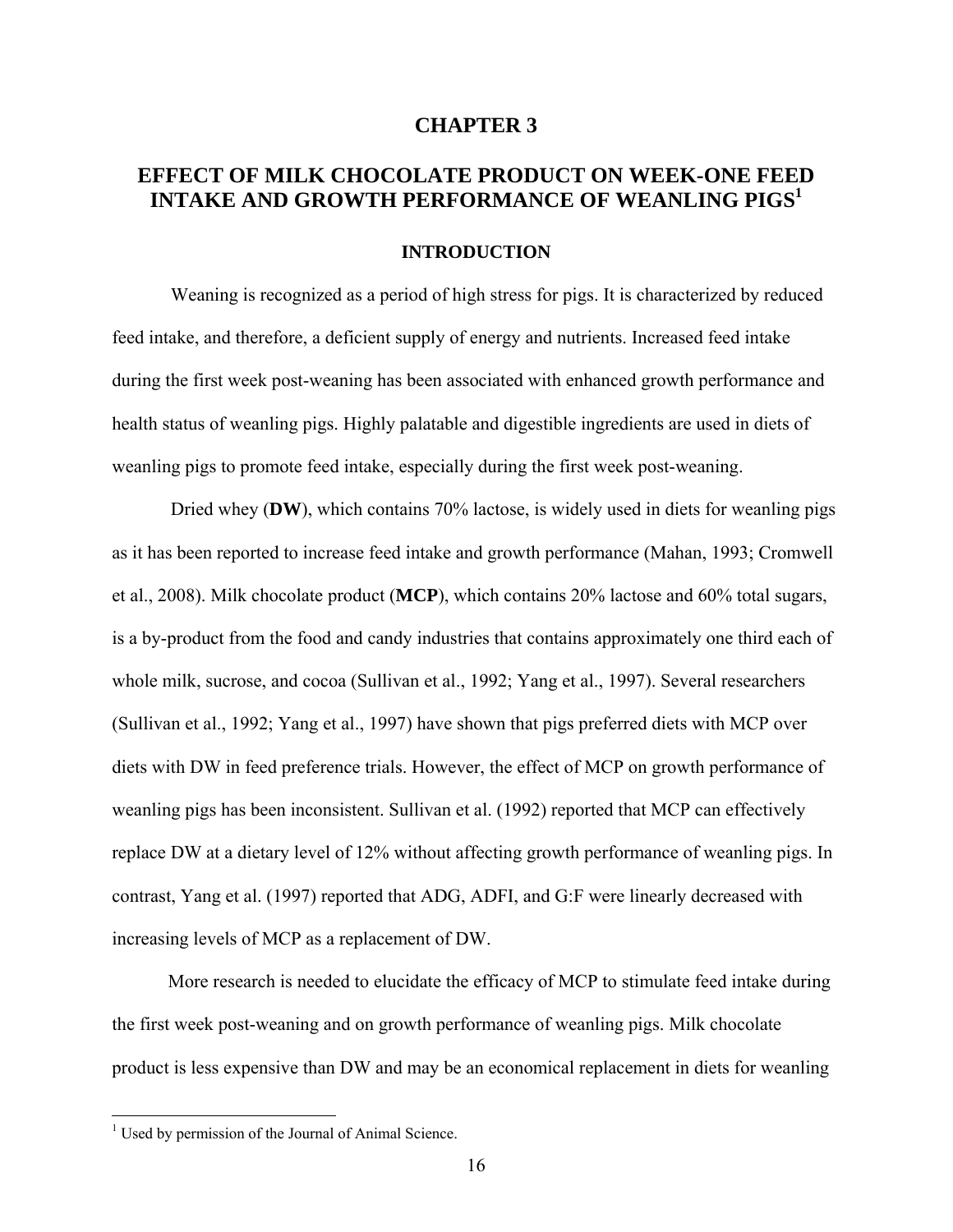# CHAPTER 3

## EFFECT OF MILK CHOCOLATE PRODUCT ON WEEK-ONE FEED INTAKE AND GROWTH PERFORMANCE OF WEANLING PIGS[1]

### INTRODUCTION

Weaning is recognized as a period of high stress for pigs. It is characterized by reduced feed intake, and therefore, a deficient supply of energy and nutrients. Increased feed intake during the first week post-weaning has been associated with enhanced growth performance and health status of weanling pigs. Highly palatable and digestible ingredients are used in diets of weanling pigs to promote feed intake, especially during the first week post-weaning.

Dried whey (**DW**), which contains 70% lactose, is widely used in diets for weanling pigs as it has been reported to increase feed intake and growth performance (Mahan, 1993; Cromwell et al., 2008). Milk chocolate product (**MCP**), which contains 20% lactose and 60% total sugars, is a by-product from the food and candy industries that contains approximately one third each of whole milk, sucrose, and cocoa (Sullivan et al., 1992; Yang et al., 1997). Several researchers (Sullivan et al., 1992; Yang et al., 1997) have shown that pigs preferred diets with MCP over diets with DW in feed preference trials. However, the effect of MCP on growth performance of weanling pigs has been inconsistent. Sullivan et al. (1992) reported that MCP can effectively replace DW at a dietary level of 12% without affecting growth performance of weanling pigs. In contrast, Yang et al. (1997) reported that ADG, ADFI, and G:F were linearly decreased with increasing levels of MCP as a replacement of DW.

More research is needed to elucidate the efficacy of MCP to stimulate feed intake during the first week post-weaning and on growth performance of weanling pigs. Milk chocolate product is less expensive than DW and may be an economical replacement in diets for weanling

[1] Used by permission of the Journal of Animal Science.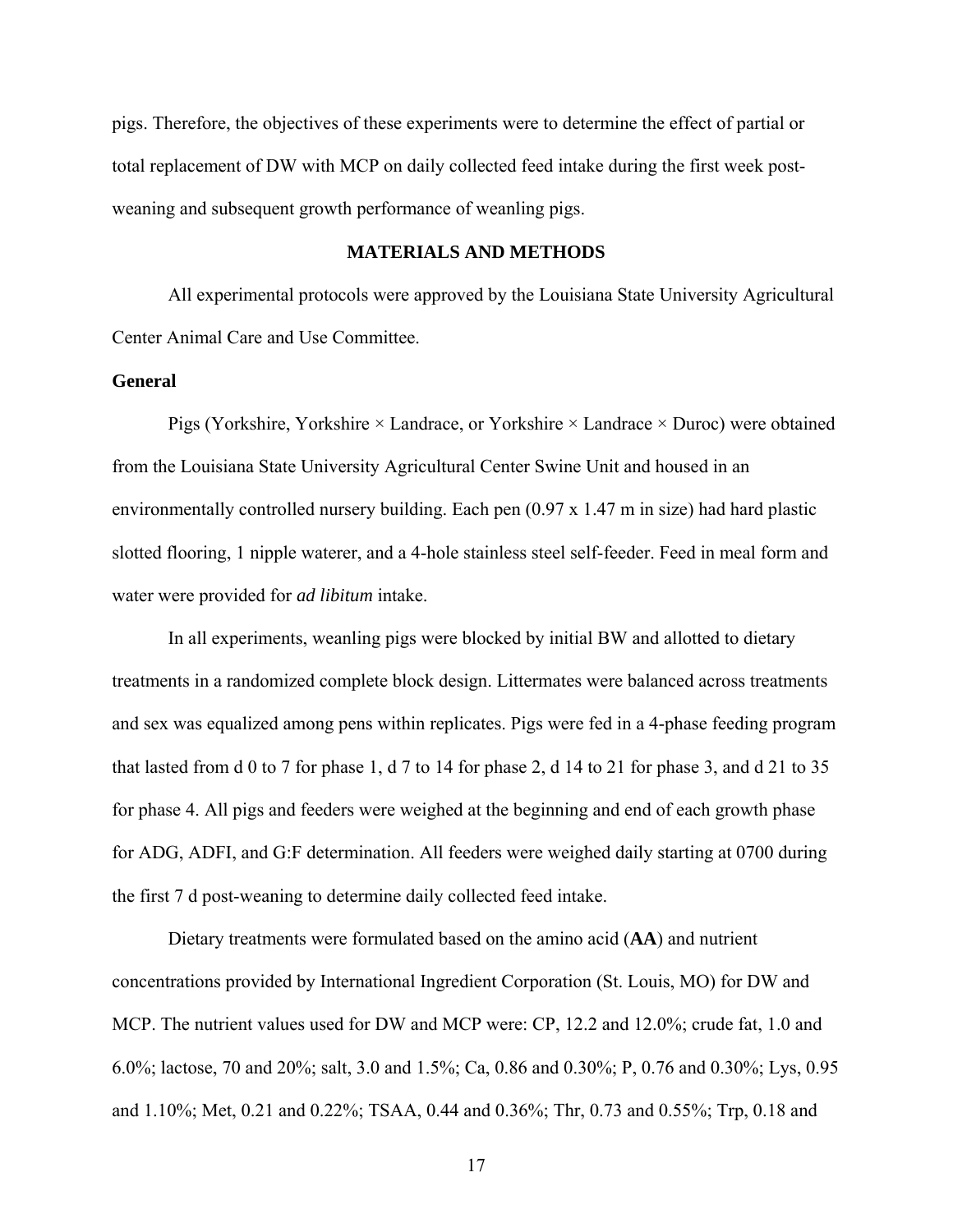pigs. Therefore, the objectives of these experiments were to determine the effect of partial or total replacement of DW with MCP on daily collected feed intake during the first week post-weaning and subsequent growth performance of weanling pigs.

## MATERIALS AND METHODS

All experimental protocols were approved by the Louisiana State University Agricultural Center Animal Care and Use Committee.

### General

Pigs (Yorkshire, Yorkshire × Landrace, or Yorkshire × Landrace × Duroc) were obtained from the Louisiana State University Agricultural Center Swine Unit and housed in an environmentally controlled nursery building. Each pen (0.97 x 1.47 m in size) had hard plastic slotted flooring, 1 nipple waterer, and a 4-hole stainless steel self-feeder. Feed in meal form and water were provided for *ad libitum* intake.

In all experiments, weanling pigs were blocked by initial BW and allotted to dietary treatments in a randomized complete block design. Littermates were balanced across treatments and sex was equalized among pens within replicates. Pigs were fed in a 4-phase feeding program that lasted from d 0 to 7 for phase 1, d 7 to 14 for phase 2, d 14 to 21 for phase 3, and d 21 to 35 for phase 4. All pigs and feeders were weighed at the beginning and end of each growth phase for ADG, ADFI, and G:F determination. All feeders were weighed daily starting at 0700 during the first 7 d post-weaning to determine daily collected feed intake.

Dietary treatments were formulated based on the amino acid (**AA**) and nutrient concentrations provided by International Ingredient Corporation (St. Louis, MO) for DW and MCP. The nutrient values used for DW and MCP were: CP, 12.2 and 12.0%; crude fat, 1.0 and 6.0%; lactose, 70 and 20%; salt, 3.0 and 1.5%; Ca, 0.86 and 0.30%; P, 0.76 and 0.30%; Lys, 0.95 and 1.10%; Met, 0.21 and 0.22%; TSAA, 0.44 and 0.36%; Thr, 0.73 and 0.55%; Trp, 0.18 and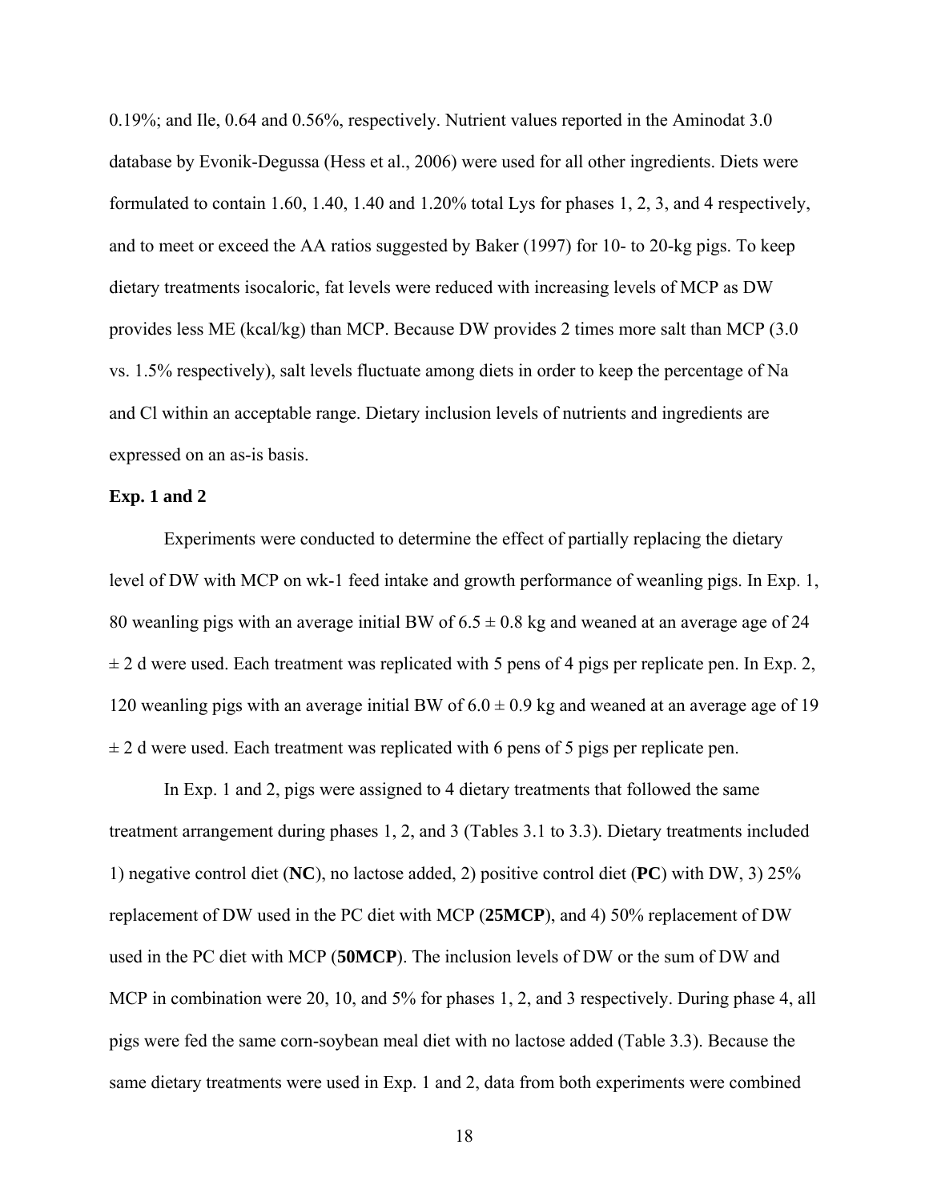0.19%; and Ile, 0.64 and 0.56%, respectively. Nutrient values reported in the Aminodat 3.0 database by Evonik-Degussa (Hess et al., 2006) were used for all other ingredients. Diets were formulated to contain 1.60, 1.40, 1.40 and 1.20% total Lys for phases 1, 2, 3, and 4 respectively, and to meet or exceed the AA ratios suggested by Baker (1997) for 10- to 20-kg pigs. To keep dietary treatments isocaloric, fat levels were reduced with increasing levels of MCP as DW provides less ME (kcal/kg) than MCP. Because DW provides 2 times more salt than MCP (3.0 vs. 1.5% respectively), salt levels fluctuate among diets in order to keep the percentage of Na and Cl within an acceptable range. Dietary inclusion levels of nutrients and ingredients are expressed on an as-is basis.

**Exp. 1 and 2**

Experiments were conducted to determine the effect of partially replacing the dietary level of DW with MCP on wk-1 feed intake and growth performance of weanling pigs. In Exp. 1, 80 weanling pigs with an average initial BW of 6.5 ± 0.8 kg and weaned at an average age of 24 ± 2 d were used. Each treatment was replicated with 5 pens of 4 pigs per replicate pen. In Exp. 2, 120 weanling pigs with an average initial BW of 6.0 ± 0.9 kg and weaned at an average age of 19 ± 2 d were used. Each treatment was replicated with 6 pens of 5 pigs per replicate pen.

In Exp. 1 and 2, pigs were assigned to 4 dietary treatments that followed the same treatment arrangement during phases 1, 2, and 3 (Tables 3.1 to 3.3). Dietary treatments included 1) negative control diet (**NC**), no lactose added, 2) positive control diet (**PC**) with DW, 3) 25% replacement of DW used in the PC diet with MCP (**25MCP**), and 4) 50% replacement of DW used in the PC diet with MCP (**50MCP**). The inclusion levels of DW or the sum of DW and MCP in combination were 20, 10, and 5% for phases 1, 2, and 3 respectively. During phase 4, all pigs were fed the same corn-soybean meal diet with no lactose added (Table 3.3). Because the same dietary treatments were used in Exp. 1 and 2, data from both experiments were combined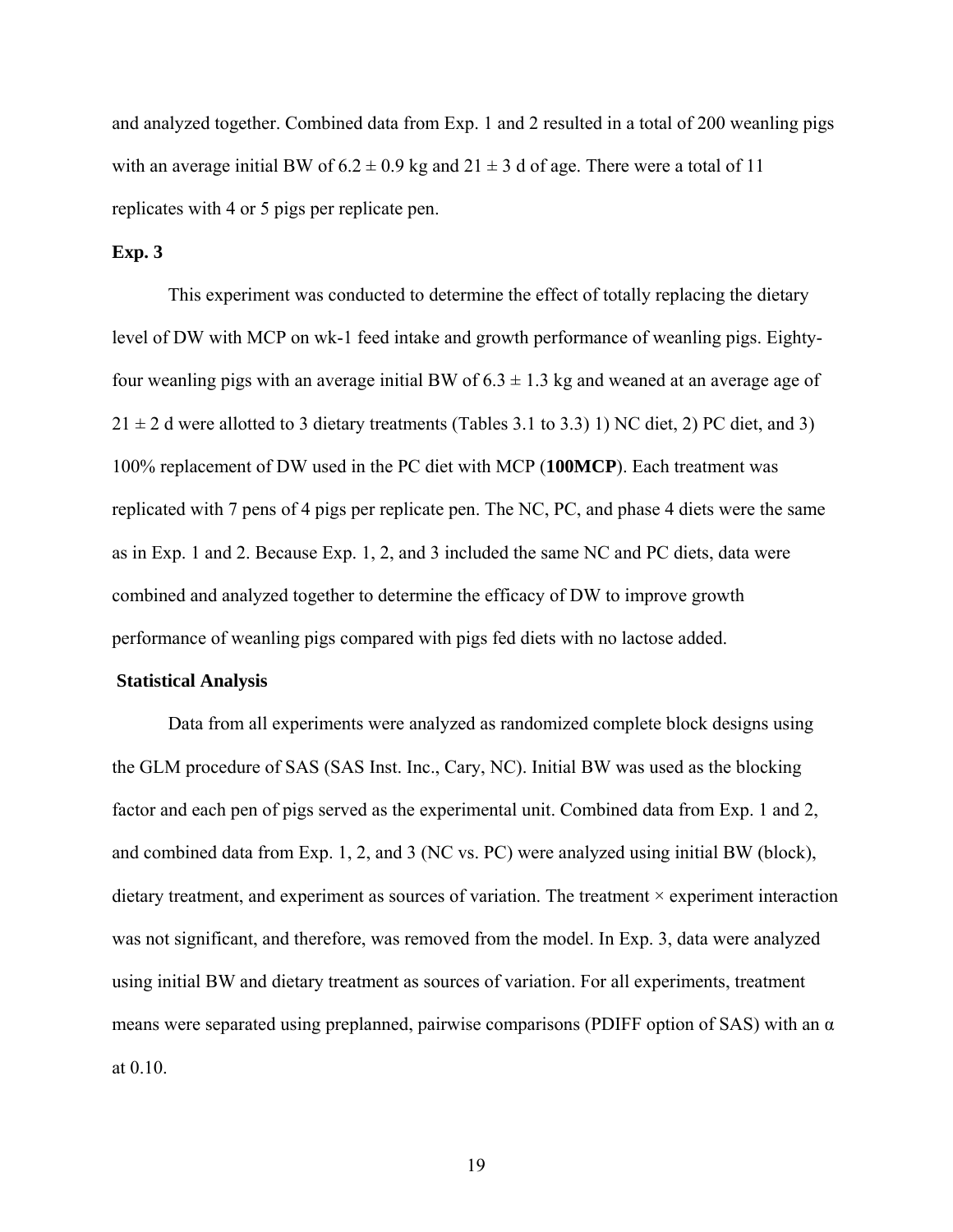and analyzed together. Combined data from Exp. 1 and 2 resulted in a total of 200 weanling pigs with an average initial BW of 6.2 ± 0.9 kg and 21 ± 3 d of age. There were a total of 11 replicates with 4 or 5 pigs per replicate pen.

**Exp. 3**

This experiment was conducted to determine the effect of totally replacing the dietary level of DW with MCP on wk-1 feed intake and growth performance of weanling pigs. Eighty-four weanling pigs with an average initial BW of 6.3 ± 1.3 kg and weaned at an average age of 21 ± 2 d were allotted to 3 dietary treatments (Tables 3.1 to 3.3) 1) NC diet, 2) PC diet, and 3) 100% replacement of DW used in the PC diet with MCP (**100MCP**). Each treatment was replicated with 7 pens of 4 pigs per replicate pen. The NC, PC, and phase 4 diets were the same as in Exp. 1 and 2. Because Exp. 1, 2, and 3 included the same NC and PC diets, data were combined and analyzed together to determine the efficacy of DW to improve growth performance of weanling pigs compared with pigs fed diets with no lactose added.

**Statistical Analysis**

Data from all experiments were analyzed as randomized complete block designs using the GLM procedure of SAS (SAS Inst. Inc., Cary, NC). Initial BW was used as the blocking factor and each pen of pigs served as the experimental unit. Combined data from Exp. 1 and 2, and combined data from Exp. 1, 2, and 3 (NC vs. PC) were analyzed using initial BW (block), dietary treatment, and experiment as sources of variation. The treatment × experiment interaction was not significant, and therefore, was removed from the model. In Exp. 3, data were analyzed using initial BW and dietary treatment as sources of variation. For all experiments, treatment means were separated using preplanned, pairwise comparisons (PDIFF option of SAS) with an α at 0.10.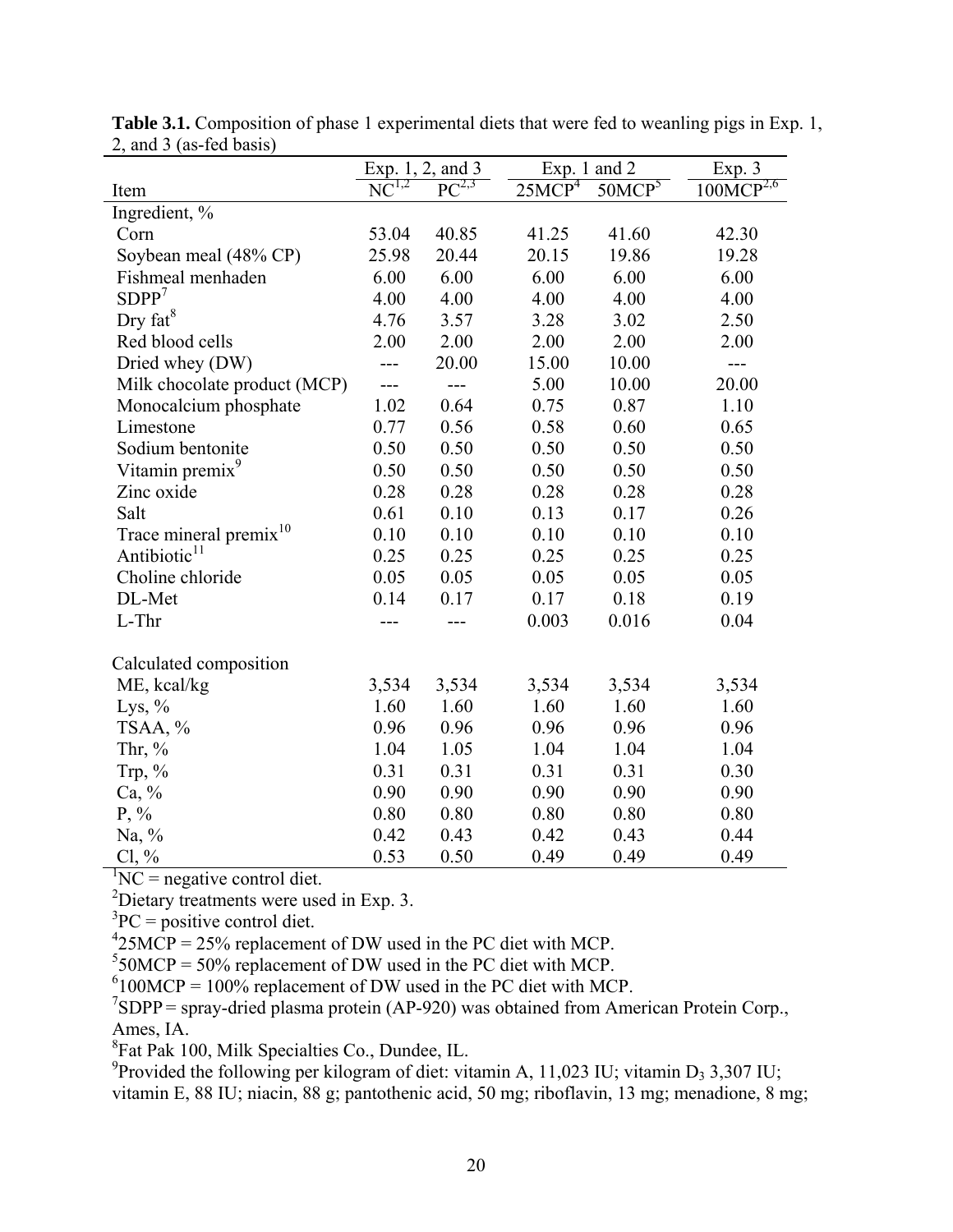**Table 3.1.** Composition of phase 1 experimental diets that were fed to weanling pigs in Exp. 1, 2, and 3 (as-fed basis)

| | Exp. 1, 2, and 3 | | Exp. 1 and 2 | | Exp. 3 |
|---|---|---|---|---|---|
| Item | NC[1,2] | PC[2,3] | 25MCP[4] | 50MCP[5] | 100MCP[2,6] |
| Ingredient, % | | | | | |
| Corn | 53.04 | 40.85 | 41.25 | 41.60 | 42.30 |
| Soybean meal (48% CP) | 25.98 | 20.44 | 20.15 | 19.86 | 19.28 |
| Fishmeal menhaden | 6.00 | 6.00 | 6.00 | 6.00 | 6.00 |
| SDPP[7] | 4.00 | 4.00 | 4.00 | 4.00 | 4.00 |
| Dry fat[8] | 4.76 | 3.57 | 3.28 | 3.02 | 2.50 |
| Red blood cells | 2.00 | 2.00 | 2.00 | 2.00 | 2.00 |
| Dried whey (DW) | --- | 20.00 | 15.00 | 10.00 | --- |
| Milk chocolate product (MCP) | --- | --- | 5.00 | 10.00 | 20.00 |
| Monocalcium phosphate | 1.02 | 0.64 | 0.75 | 0.87 | 1.10 |
| Limestone | 0.77 | 0.56 | 0.58 | 0.60 | 0.65 |
| Sodium bentonite | 0.50 | 0.50 | 0.50 | 0.50 | 0.50 |
| Vitamin premix[9] | 0.50 | 0.50 | 0.50 | 0.50 | 0.50 |
| Zinc oxide | 0.28 | 0.28 | 0.28 | 0.28 | 0.28 |
| Salt | 0.61 | 0.10 | 0.13 | 0.17 | 0.26 |
| Trace mineral premix[10] | 0.10 | 0.10 | 0.10 | 0.10 | 0.10 |
| Antibiotic[11] | 0.25 | 0.25 | 0.25 | 0.25 | 0.25 |
| Choline chloride | 0.05 | 0.05 | 0.05 | 0.05 | 0.05 |
| DL-Met | 0.14 | 0.17 | 0.17 | 0.18 | 0.19 |
| L-Thr | --- | --- | 0.003 | 0.016 | 0.04 |
| | | | | | |
| Calculated composition | | | | | |
| ME, kcal/kg | 3,534 | 3,534 | 3,534 | 3,534 | 3,534 |
| Lys, % | 1.60 | 1.60 | 1.60 | 1.60 | 1.60 |
| TSAA, % | 0.96 | 0.96 | 0.96 | 0.96 | 0.96 |
| Thr, % | 1.04 | 1.05 | 1.04 | 1.04 | 1.04 |
| Trp, % | 0.31 | 0.31 | 0.31 | 0.31 | 0.30 |
| Ca, % | 0.90 | 0.90 | 0.90 | 0.90 | 0.90 |
| P, % | 0.80 | 0.80 | 0.80 | 0.80 | 0.80 |
| Na, % | 0.42 | 0.43 | 0.42 | 0.43 | 0.44 |
| Cl, % | 0.53 | 0.50 | 0.49 | 0.49 | 0.49 |

[1]NC = negative control diet.

[2]Dietary treatments were used in Exp. 3.

[3]PC = positive control diet.

[4]25MCP = 25% replacement of DW used in the PC diet with MCP.

[5]50MCP = 50% replacement of DW used in the PC diet with MCP.

[6]100MCP = 100% replacement of DW used in the PC diet with MCP.

[7]SDPP = spray-dried plasma protein (AP-920) was obtained from American Protein Corp., Ames, IA.

[8]Fat Pak 100, Milk Specialties Co., Dundee, IL.

[9]Provided the following per kilogram of diet: vitamin A, 11,023 IU; vitamin $D_3$ 3,307 IU; vitamin E, 88 IU; niacin, 88 g; pantothenic acid, 50 mg; riboflavin, 13 mg; menadione, 8 mg;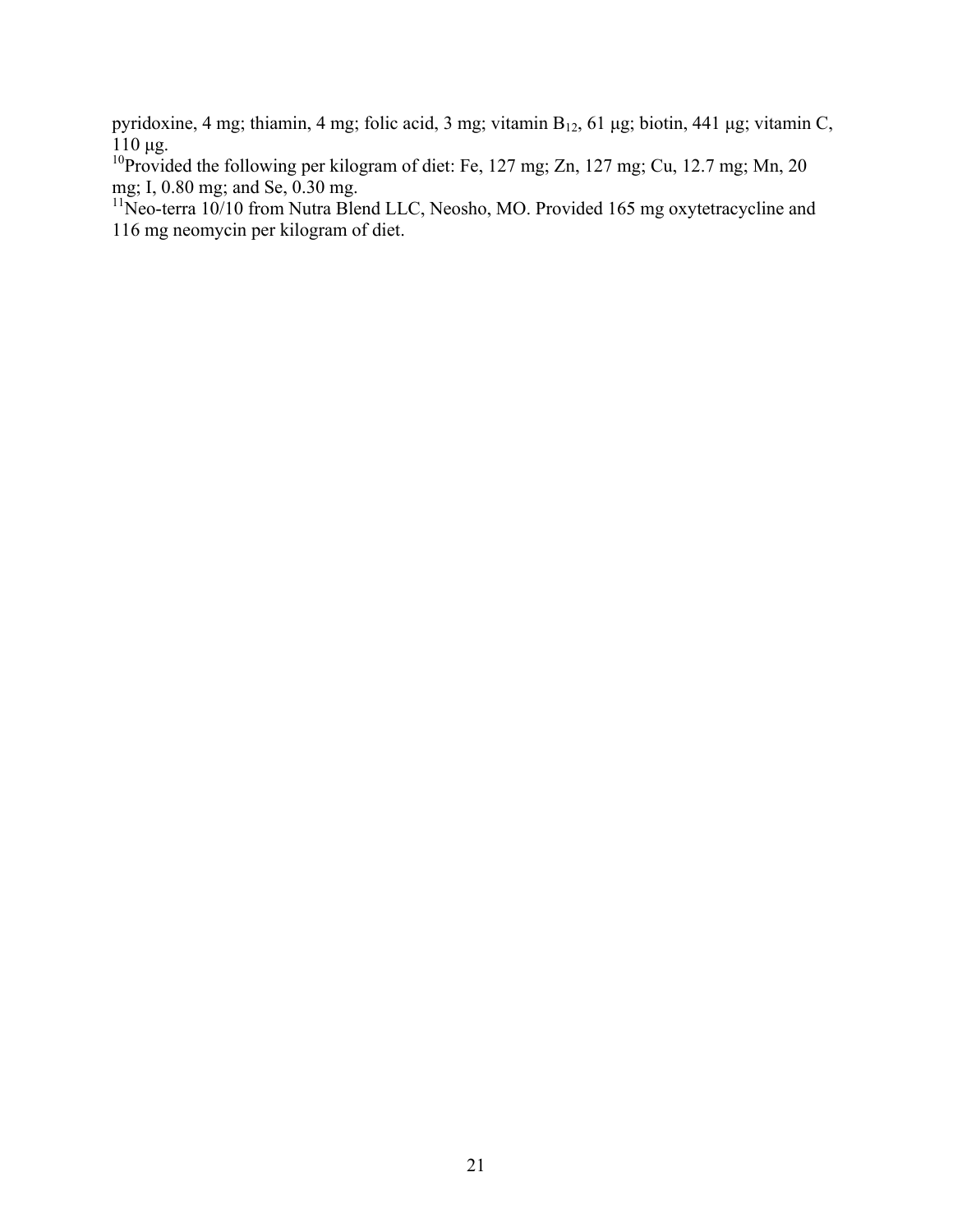pyridoxine, 4 mg; thiamin, 4 mg; folic acid, 3 mg; vitamin $B_{12}$, 61 μg; biotin, 441 μg; vitamin C, 110 μg.

[10]Provided the following per kilogram of diet: Fe, 127 mg; Zn, 127 mg; Cu, 12.7 mg; Mn, 20 mg; I, 0.80 mg; and Se, 0.30 mg.

[11]Neo-terra 10/10 from Nutra Blend LLC, Neosho, MO. Provided 165 mg oxytetracycline and 116 mg neomycin per kilogram of diet.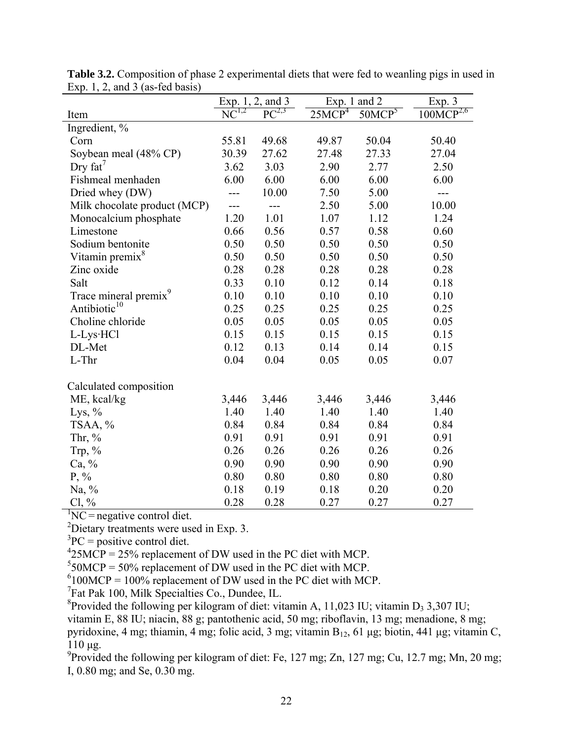**Table 3.2.** Composition of phase 2 experimental diets that were fed to weanling pigs in used in Exp. 1, 2, and 3 (as-fed basis)

| | Exp. 1, 2, and 3 | | Exp. 1 and 2 | | Exp. 3 |
|---|---|---|---|---|---|
| Item | NC[1,2] | PC[2,3] | 25MCP[4] | 50MCP[5] | 100MCP[2,6] |
| Ingredient, % | | | | | |
| Corn | 55.81 | 49.68 | 49.87 | 50.04 | 50.40 |
| Soybean meal (48% CP) | 30.39 | 27.62 | 27.48 | 27.33 | 27.04 |
| Dry fat[7] | 3.62 | 3.03 | 2.90 | 2.77 | 2.50 |
| Fishmeal menhaden | 6.00 | 6.00 | 6.00 | 6.00 | 6.00 |
| Dried whey (DW) | --- | 10.00 | 7.50 | 5.00 | --- |
| Milk chocolate product (MCP) | --- | --- | 2.50 | 5.00 | 10.00 |
| Monocalcium phosphate | 1.20 | 1.01 | 1.07 | 1.12 | 1.24 |
| Limestone | 0.66 | 0.56 | 0.57 | 0.58 | 0.60 |
| Sodium bentonite | 0.50 | 0.50 | 0.50 | 0.50 | 0.50 |
| Vitamin premix[8] | 0.50 | 0.50 | 0.50 | 0.50 | 0.50 |
| Zinc oxide | 0.28 | 0.28 | 0.28 | 0.28 | 0.28 |
| Salt | 0.33 | 0.10 | 0.12 | 0.14 | 0.18 |
| Trace mineral premix[9] | 0.10 | 0.10 | 0.10 | 0.10 | 0.10 |
| Antibiotic[10] | 0.25 | 0.25 | 0.25 | 0.25 | 0.25 |
| Choline chloride | 0.05 | 0.05 | 0.05 | 0.05 | 0.05 |
| L-Lys·HCl | 0.15 | 0.15 | 0.15 | 0.15 | 0.15 |
| DL-Met | 0.12 | 0.13 | 0.14 | 0.14 | 0.15 |
| L-Thr | 0.04 | 0.04 | 0.05 | 0.05 | 0.07 |
| Calculated composition | | | | | |
| ME, kcal/kg | 3,446 | 3,446 | 3,446 | 3,446 | 3,446 |
| Lys, % | 1.40 | 1.40 | 1.40 | 1.40 | 1.40 |
| TSAA, % | 0.84 | 0.84 | 0.84 | 0.84 | 0.84 |
| Thr, % | 0.91 | 0.91 | 0.91 | 0.91 | 0.91 |
| Trp, % | 0.26 | 0.26 | 0.26 | 0.26 | 0.26 |
| Ca, % | 0.90 | 0.90 | 0.90 | 0.90 | 0.90 |
| P, % | 0.80 | 0.80 | 0.80 | 0.80 | 0.80 |
| Na, % | 0.18 | 0.19 | 0.18 | 0.20 | 0.20 |
| Cl, % | 0.28 | 0.28 | 0.27 | 0.27 | 0.27 |

[1]NC = negative control diet.
[2]Dietary treatments were used in Exp. 3.
[3]PC = positive control diet.
[4]25MCP = 25% replacement of DW used in the PC diet with MCP.
[5]50MCP = 50% replacement of DW used in the PC diet with MCP.
[6]100MCP = 100% replacement of DW used in the PC diet with MCP.
[7]Fat Pak 100, Milk Specialties Co., Dundee, IL.
[8]Provided the following per kilogram of diet: vitamin A, 11,023 IU; vitamin $D_3$ 3,307 IU; vitamin E, 88 IU; niacin, 88 g; pantothenic acid, 50 mg; riboflavin, 13 mg; menadione, 8 mg; pyridoxine, 4 mg; thiamin, 4 mg; folic acid, 3 mg; vitamin $B_{12}$, 61 µg; biotin, 441 µg; vitamin C, 110 µg.
[9]Provided the following per kilogram of diet: Fe, 127 mg; Zn, 127 mg; Cu, 12.7 mg; Mn, 20 mg; I, 0.80 mg; and Se, 0.30 mg.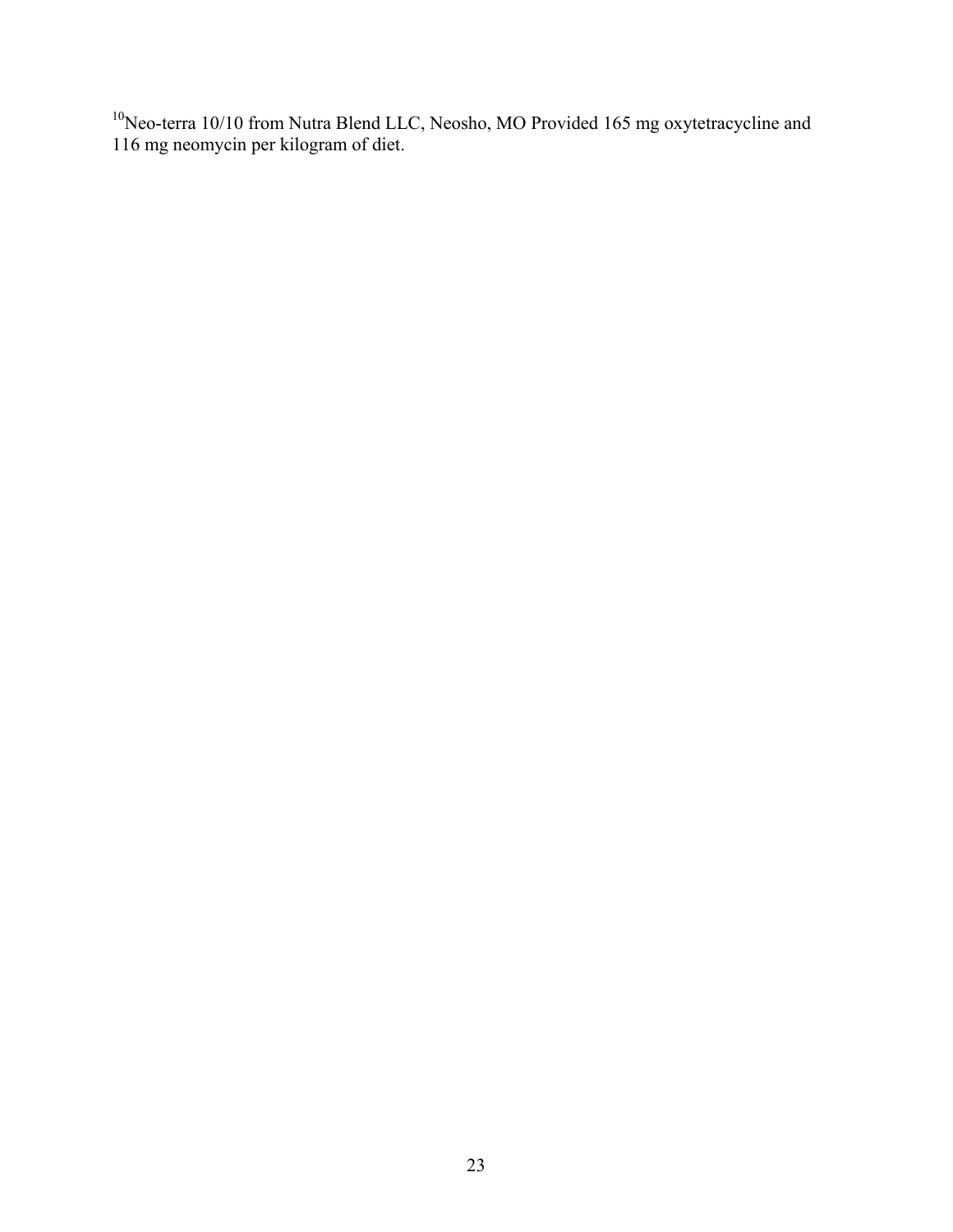[10]Neo-terra 10/10 from Nutra Blend LLC, Neosho, MO Provided 165 mg oxytetracycline and 116 mg neomycin per kilogram of diet.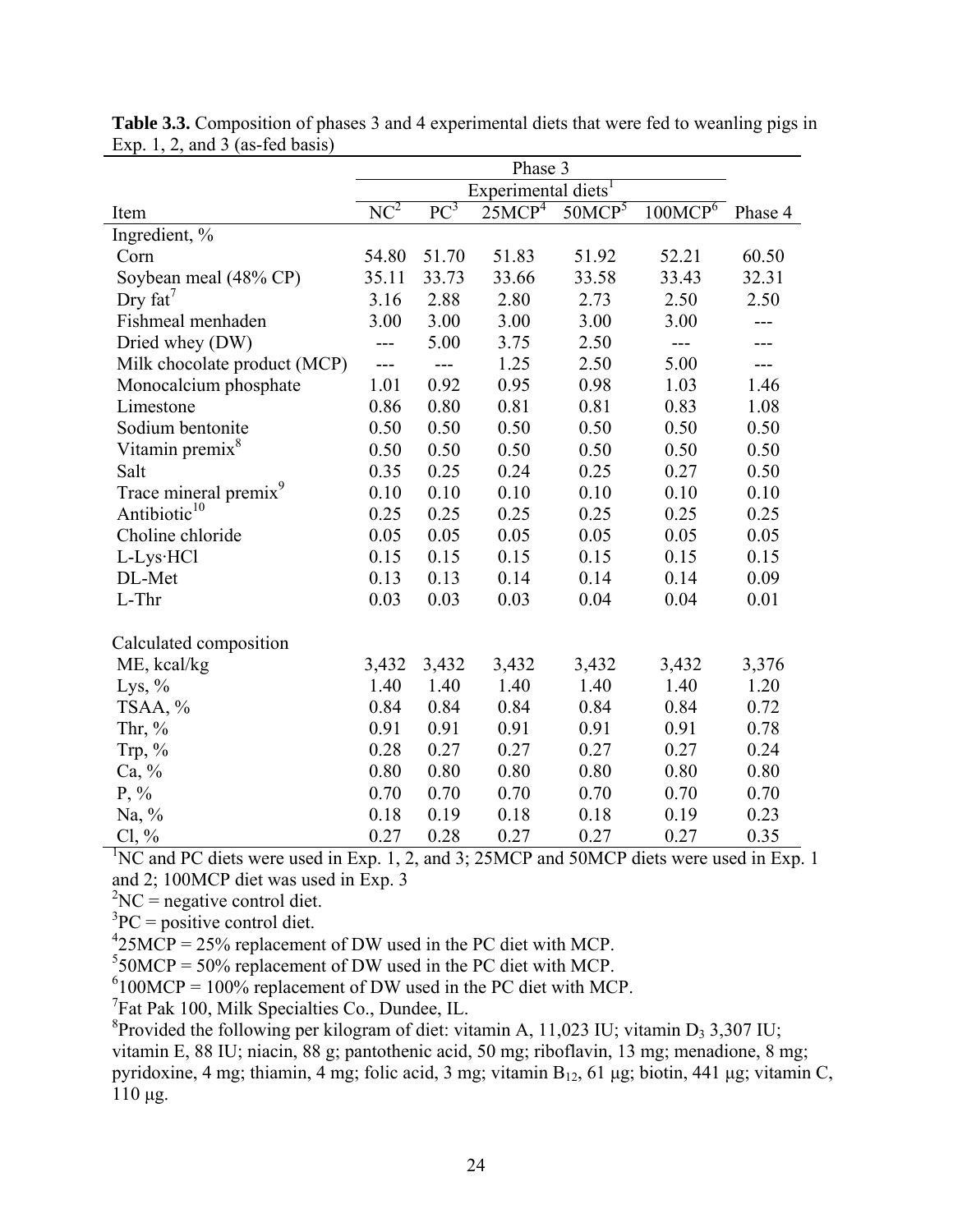**Table 3.3.** Composition of phases 3 and 4 experimental diets that were fed to weanling pigs in Exp. 1, 2, and 3 (as-fed basis)

| | Phase 3 | | | | | |
|---|---|---|---|---|---|---|
| | Experimental diets[1] | | | | | |
| Item | NC[2] | PC[3] | 25MCP[4] | 50MCP[5] | 100MCP[6] | Phase 4 |
| Ingredient, % | | | | | | |
| Corn | 54.80 | 51.70 | 51.83 | 51.92 | 52.21 | 60.50 |
| Soybean meal (48% CP) | 35.11 | 33.73 | 33.66 | 33.58 | 33.43 | 32.31 |
| Dry fat[7] | 3.16 | 2.88 | 2.80 | 2.73 | 2.50 | 2.50 |
| Fishmeal menhaden | 3.00 | 3.00 | 3.00 | 3.00 | 3.00 | --- |
| Dried whey (DW) | --- | 5.00 | 3.75 | 2.50 | --- | --- |
| Milk chocolate product (MCP) | --- | --- | 1.25 | 2.50 | 5.00 | --- |
| Monocalcium phosphate | 1.01 | 0.92 | 0.95 | 0.98 | 1.03 | 1.46 |
| Limestone | 0.86 | 0.80 | 0.81 | 0.81 | 0.83 | 1.08 |
| Sodium bentonite | 0.50 | 0.50 | 0.50 | 0.50 | 0.50 | 0.50 |
| Vitamin premix[8] | 0.50 | 0.50 | 0.50 | 0.50 | 0.50 | 0.50 |
| Salt | 0.35 | 0.25 | 0.24 | 0.25 | 0.27 | 0.50 |
| Trace mineral premix[9] | 0.10 | 0.10 | 0.10 | 0.10 | 0.10 | 0.10 |
| Antibiotic[10] | 0.25 | 0.25 | 0.25 | 0.25 | 0.25 | 0.25 |
| Choline chloride | 0.05 | 0.05 | 0.05 | 0.05 | 0.05 | 0.05 |
| L-Lys·HCl | 0.15 | 0.15 | 0.15 | 0.15 | 0.15 | 0.15 |
| DL-Met | 0.13 | 0.13 | 0.14 | 0.14 | 0.14 | 0.09 |
| L-Thr | 0.03 | 0.03 | 0.03 | 0.04 | 0.04 | 0.01 |
| Calculated composition | | | | | | |
| ME, kcal/kg | 3,432 | 3,432 | 3,432 | 3,432 | 3,432 | 3,376 |
| Lys, % | 1.40 | 1.40 | 1.40 | 1.40 | 1.40 | 1.20 |
| TSAA, % | 0.84 | 0.84 | 0.84 | 0.84 | 0.84 | 0.72 |
| Thr, % | 0.91 | 0.91 | 0.91 | 0.91 | 0.91 | 0.78 |
| Trp, % | 0.28 | 0.27 | 0.27 | 0.27 | 0.27 | 0.24 |
| Ca, % | 0.80 | 0.80 | 0.80 | 0.80 | 0.80 | 0.80 |
| P, % | 0.70 | 0.70 | 0.70 | 0.70 | 0.70 | 0.70 |
| Na, % | 0.18 | 0.19 | 0.18 | 0.18 | 0.19 | 0.23 |
| Cl, % | 0.27 | 0.28 | 0.27 | 0.27 | 0.27 | 0.35 |

[1]NC and PC diets were used in Exp. 1, 2, and 3; 25MCP and 50MCP diets were used in Exp. 1 and 2; 100MCP diet was used in Exp. 3

[2]NC = negative control diet.

[3]PC = positive control diet.

[4]25MCP = 25% replacement of DW used in the PC diet with MCP.

[5]50MCP = 50% replacement of DW used in the PC diet with MCP.

[6]100MCP = 100% replacement of DW used in the PC diet with MCP.

[7]Fat Pak 100, Milk Specialties Co., Dundee, IL.

[8]Provided the following per kilogram of diet: vitamin A, 11,023 IU; vitamin $D_3$ 3,307 IU; vitamin E, 88 IU; niacin, 88 g; pantothenic acid, 50 mg; riboflavin, 13 mg; menadione, 8 mg; pyridoxine, 4 mg; thiamin, 4 mg; folic acid, 3 mg; vitamin $B_{12}$, 61 μg; biotin, 441 μg; vitamin C, 110 μg.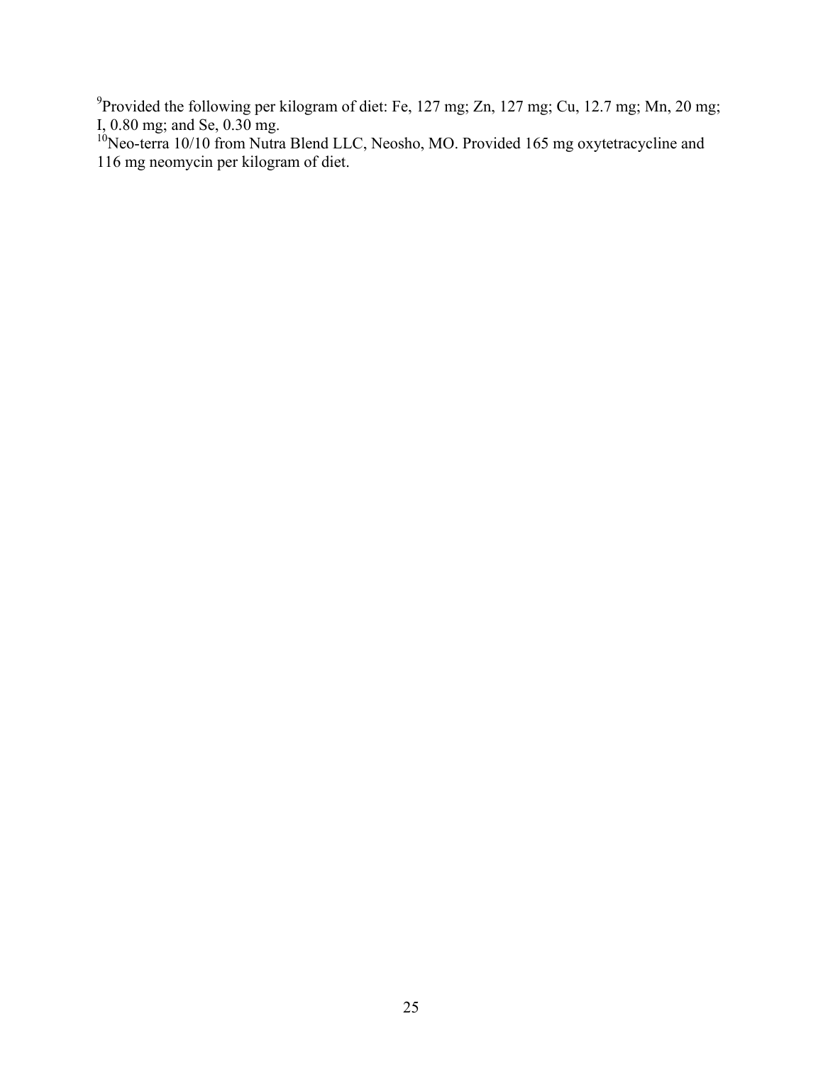[9]Provided the following per kilogram of diet: Fe, 127 mg; Zn, 127 mg; Cu, 12.7 mg; Mn, 20 mg; I, 0.80 mg; and Se, 0.30 mg.

[10]Neo-terra 10/10 from Nutra Blend LLC, Neosho, MO. Provided 165 mg oxytetracycline and 116 mg neomycin per kilogram of diet.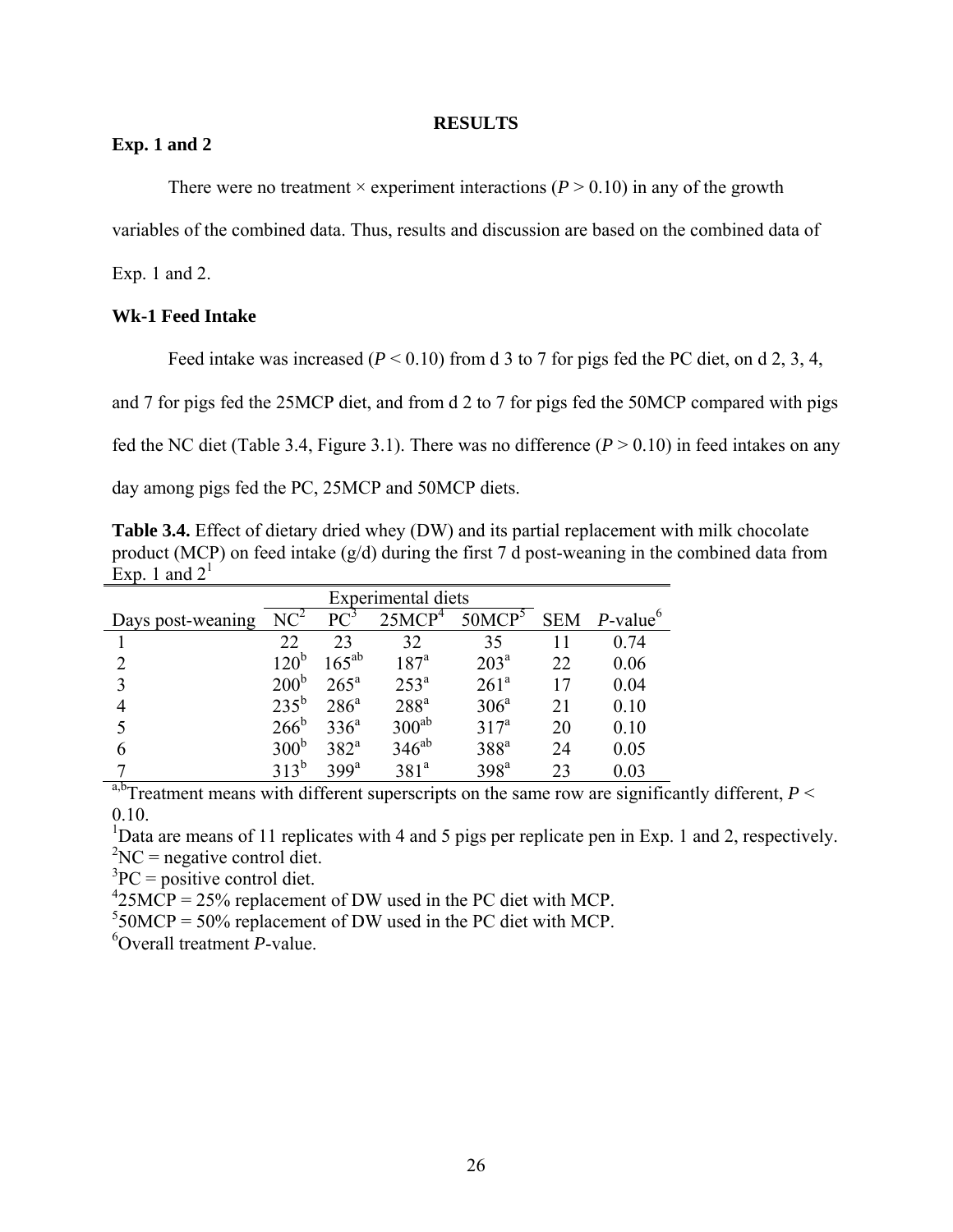## RESULTS

### Exp. 1 and 2

There were no treatment × experiment interactions ($P > 0.10$) in any of the growth variables of the combined data. Thus, results and discussion are based on the combined data of Exp. 1 and 2.

### Wk-1 Feed Intake

Feed intake was increased ($P < 0.10$) from d 3 to 7 for pigs fed the PC diet, on d 2, 3, 4, and 7 for pigs fed the 25MCP diet, and from d 2 to 7 for pigs fed the 50MCP compared with pigs fed the NC diet (Table 3.4, Figure 3.1). There was no difference ($P > 0.10$) in feed intakes on any day among pigs fed the PC, 25MCP and 50MCP diets.

**Table 3.4.** Effect of dietary dried whey (DW) and its partial replacement with milk chocolate product (MCP) on feed intake (g/d) during the first 7 d post-weaning in the combined data from Exp. 1 and 2[1]

| | Experimental diets | | | | | |
|---|---|---|---|---|---|---|
| Days post-weaning | NC[2] | PC[3] | 25MCP[4] | 50MCP[5] | SEM | *P*-value[6] |
| 1 | 22 | 23 | 32 | 35 | 11 | 0.74 |
| 2 | 120[b] | 165[ab] | 187[a] | 203[a] | 22 | 0.06 |
| 3 | 200[b] | 265[a] | 253[a] | 261[a] | 17 | 0.04 |
| 4 | 235[b] | 286[a] | 288[a] | 306[a] | 21 | 0.10 |
| 5 | 266[b] | 336[a] | 300[ab] | 317[a] | 20 | 0.10 |
| 6 | 300[b] | 382[a] | 346[ab] | 388[a] | 24 | 0.05 |
| 7 | 313[b] | 399[a] | 381[a] | 398[a] | 23 | 0.03 |

[a,b]Treatment means with different superscripts on the same row are significantly different, $P < 0.10$.

[1]Data are means of 11 replicates with 4 and 5 pigs per replicate pen in Exp. 1 and 2, respectively.

[2]NC = negative control diet.

[3]PC = positive control diet.

[4]25MCP = 25% replacement of DW used in the PC diet with MCP.

[5]50MCP = 50% replacement of DW used in the PC diet with MCP.

[6]Overall treatment *P*-value.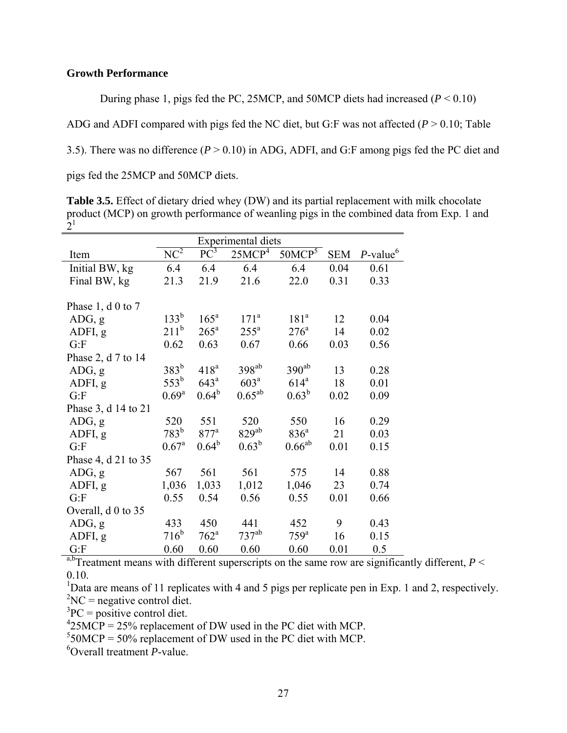**Growth Performance**

During phase 1, pigs fed the PC, 25MCP, and 50MCP diets had increased ($P < 0.10$) ADG and ADFI compared with pigs fed the NC diet, but G:F was not affected ($P > 0.10$; Table 3.5). There was no difference ($P > 0.10$) in ADG, ADFI, and G:F among pigs fed the PC diet and pigs fed the 25MCP and 50MCP diets.

**Table 3.5.** Effect of dietary dried whey (DW) and its partial replacement with milk chocolate product (MCP) on growth performance of weanling pigs in the combined data from Exp. 1 and 2[1]

| | Experimental diets | | | | | |
|---|---|---|---|---|---|---|
| Item | NC[2] | PC[3] | 25MCP[4] | 50MCP[5] | SEM | *P*-value[6] |
| Initial BW, kg | 6.4 | 6.4 | 6.4 | 6.4 | 0.04 | 0.61 |
| Final BW, kg | 21.3 | 21.9 | 21.6 | 22.0 | 0.31 | 0.33 |
| Phase 1, d 0 to 7 | | | | | | |
| ADG, g | 133[b] | 165[a] | 171[a] | 181[a] | 12 | 0.04 |
| ADFI, g | 211[b] | 265[a] | 255[a] | 276[a] | 14 | 0.02 |
| G:F | 0.62 | 0.63 | 0.67 | 0.66 | 0.03 | 0.56 |
| Phase 2, d 7 to 14 | | | | | | |
| ADG, g | 383[b] | 418[a] | 398[ab] | 390[ab] | 13 | 0.28 |
| ADFI, g | 553[b] | 643[a] | 603[a] | 614[a] | 18 | 0.01 |
| G:F | 0.69[a] | 0.64[b] | 0.65[ab] | 0.63[b] | 0.02 | 0.09 |
| Phase 3, d 14 to 21 | | | | | | |
| ADG, g | 520 | 551 | 520 | 550 | 16 | 0.29 |
| ADFI, g | 783[b] | 877[a] | 829[ab] | 836[a] | 21 | 0.03 |
| G:F | 0.67[a] | 0.64[b] | 0.63[b] | 0.66[ab] | 0.01 | 0.15 |
| Phase 4, d 21 to 35 | | | | | | |
| ADG, g | 567 | 561 | 561 | 575 | 14 | 0.88 |
| ADFI, g | 1,036 | 1,033 | 1,012 | 1,046 | 23 | 0.74 |
| G:F | 0.55 | 0.54 | 0.56 | 0.55 | 0.01 | 0.66 |
| Overall, d 0 to 35 | | | | | | |
| ADG, g | 433 | 450 | 441 | 452 | 9 | 0.43 |
| ADFI, g | 716[b] | 762[a] | 737[ab] | 759[a] | 16 | 0.15 |
| G:F | 0.60 | 0.60 | 0.60 | 0.60 | 0.01 | 0.5 |

[a,b]Treatment means with different superscripts on the same row are significantly different, $P < 0.10$.
[1]Data are means of 11 replicates with 4 and 5 pigs per replicate pen in Exp. 1 and 2, respectively.
[2]NC = negative control diet.
[3]PC = positive control diet.
[4]25MCP = 25% replacement of DW used in the PC diet with MCP.
[5]50MCP = 50% replacement of DW used in the PC diet with MCP.
[6]Overall treatment *P*-value.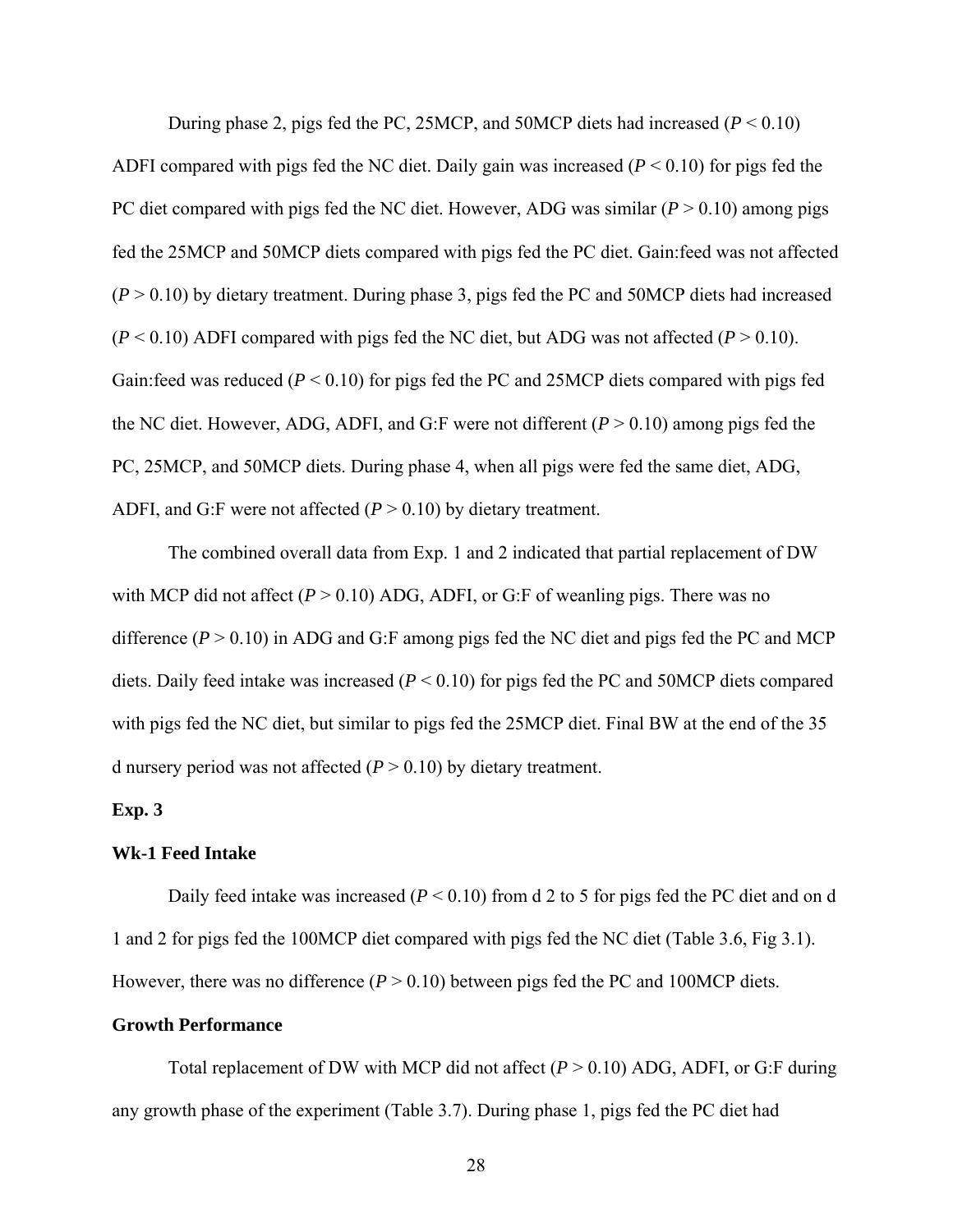During phase 2, pigs fed the PC, 25MCP, and 50MCP diets had increased ($P < 0.10$) ADFI compared with pigs fed the NC diet. Daily gain was increased ($P < 0.10$) for pigs fed the PC diet compared with pigs fed the NC diet. However, ADG was similar ($P > 0.10$) among pigs fed the 25MCP and 50MCP diets compared with pigs fed the PC diet. Gain:feed was not affected ($P > 0.10$) by dietary treatment. During phase 3, pigs fed the PC and 50MCP diets had increased ($P < 0.10$) ADFI compared with pigs fed the NC diet, but ADG was not affected ($P > 0.10$). Gain:feed was reduced ($P < 0.10$) for pigs fed the PC and 25MCP diets compared with pigs fed the NC diet. However, ADG, ADFI, and G:F were not different ($P > 0.10$) among pigs fed the PC, 25MCP, and 50MCP diets. During phase 4, when all pigs were fed the same diet, ADG, ADFI, and G:F were not affected ($P > 0.10$) by dietary treatment.

The combined overall data from Exp. 1 and 2 indicated that partial replacement of DW with MCP did not affect ($P > 0.10$) ADG, ADFI, or G:F of weanling pigs. There was no difference ($P > 0.10$) in ADG and G:F among pigs fed the NC diet and pigs fed the PC and MCP diets. Daily feed intake was increased ($P < 0.10$) for pigs fed the PC and 50MCP diets compared with pigs fed the NC diet, but similar to pigs fed the 25MCP diet. Final BW at the end of the 35 d nursery period was not affected ($P > 0.10$) by dietary treatment.

**Exp. 3**

**Wk-1 Feed Intake**

Daily feed intake was increased ($P < 0.10$) from d 2 to 5 for pigs fed the PC diet and on d 1 and 2 for pigs fed the 100MCP diet compared with pigs fed the NC diet (Table 3.6, Fig 3.1). However, there was no difference ($P > 0.10$) between pigs fed the PC and 100MCP diets.

**Growth Performance**

Total replacement of DW with MCP did not affect ($P > 0.10$) ADG, ADFI, or G:F during any growth phase of the experiment (Table 3.7). During phase 1, pigs fed the PC diet had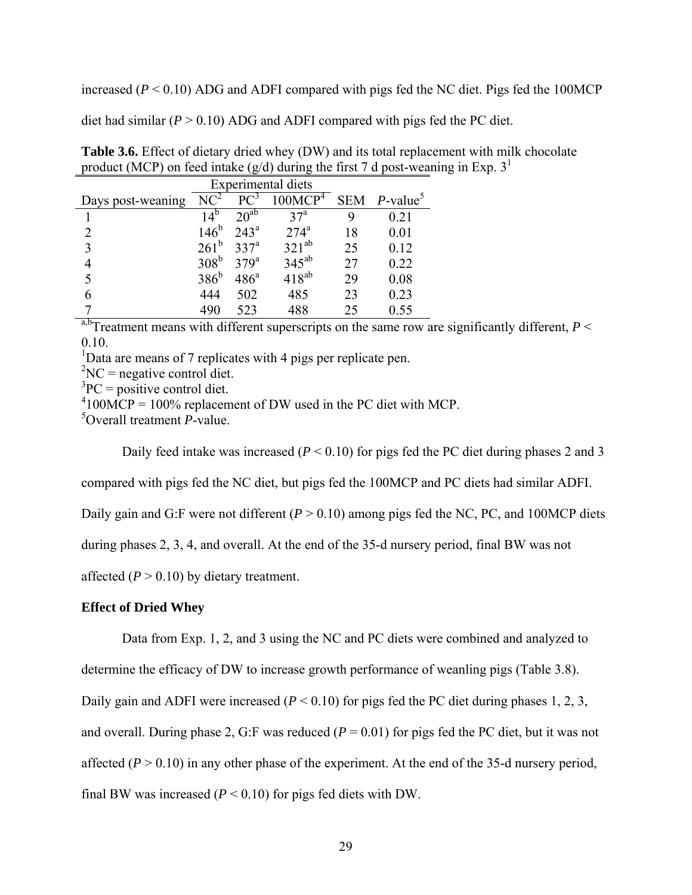increased ($P < 0.10$) ADG and ADFI compared with pigs fed the NC diet. Pigs fed the 100MCP diet had similar ($P > 0.10$) ADG and ADFI compared with pigs fed the PC diet.

**Table 3.6.** Effect of dietary dried whey (DW) and its total replacement with milk chocolate product (MCP) on feed intake (g/d) during the first 7 d post-weaning in Exp. 3[1]

| | Experimental diets | | | | |
|---|---|---|---|---|---|
| Days post-weaning | NC[2] | PC[3] | 100MCP[4] | SEM | *P*-value[5] |
| 1 | 14[b] | 20[ab] | 37[a] | 9 | 0.21 |
| 2 | 146[b] | 243[a] | 274[a] | 18 | 0.01 |
| 3 | 261[b] | 337[a] | 321[ab] | 25 | 0.12 |
| 4 | 308[b] | 379[a] | 345[ab] | 27 | 0.22 |
| 5 | 386[b] | 486[a] | 418[ab] | 29 | 0.08 |
| 6 | 444 | 502 | 485 | 23 | 0.23 |
| 7 | 490 | 523 | 488 | 25 | 0.55 |

[a,b]Treatment means with different superscripts on the same row are significantly different, $P < 0.10$.
[1]Data are means of 7 replicates with 4 pigs per replicate pen.
[2]NC = negative control diet.
[3]PC = positive control diet.
[4]100MCP = 100% replacement of DW used in the PC diet with MCP.
[5]Overall treatment *P*-value.

Daily feed intake was increased ($P < 0.10$) for pigs fed the PC diet during phases 2 and 3 compared with pigs fed the NC diet, but pigs fed the 100MCP and PC diets had similar ADFI. Daily gain and G:F were not different ($P > 0.10$) among pigs fed the NC, PC, and 100MCP diets during phases 2, 3, 4, and overall. At the end of the 35-d nursery period, final BW was not affected ($P > 0.10$) by dietary treatment.

**Effect of Dried Whey**

Data from Exp. 1, 2, and 3 using the NC and PC diets were combined and analyzed to determine the efficacy of DW to increase growth performance of weanling pigs (Table 3.8). Daily gain and ADFI were increased ($P < 0.10$) for pigs fed the PC diet during phases 1, 2, 3, and overall. During phase 2, G:F was reduced ($P = 0.01$) for pigs fed the PC diet, but it was not affected ($P > 0.10$) in any other phase of the experiment. At the end of the 35-d nursery period, final BW was increased ($P < 0.10$) for pigs fed diets with DW.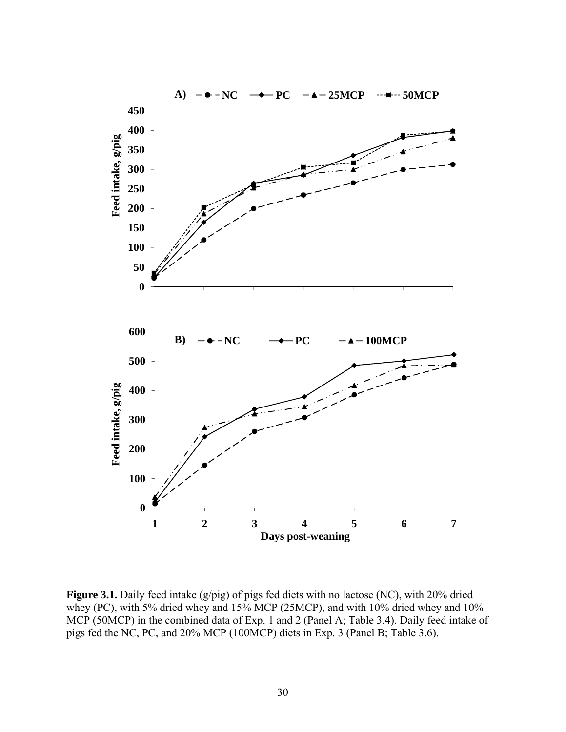**Figure 3.1.** Daily feed intake (g/pig) of pigs fed diets with no lactose (NC), with 20% dried whey (PC), with 5% dried whey and 15% MCP (25MCP), and with 10% dried whey and 10% MCP (50MCP) in the combined data of Exp. 1 and 2 (Panel A; Table 3.4). Daily feed intake of pigs fed the NC, PC, and 20% MCP (100MCP) diets in Exp. 3 (Panel B; Table 3.6).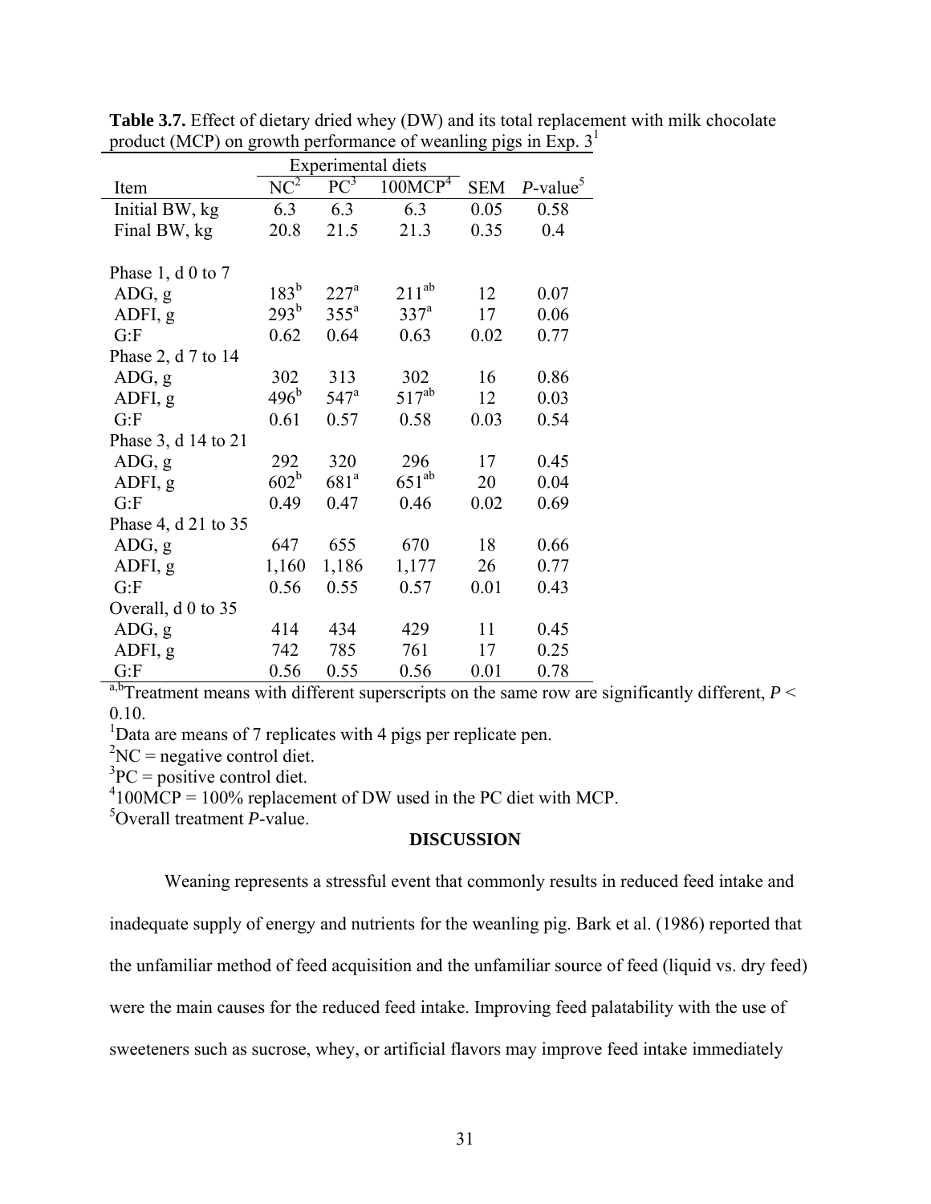**Table 3.7.** Effect of dietary dried whey (DW) and its total replacement with milk chocolate product (MCP) on growth performance of weanling pigs in Exp. 3[1]

| Item | Experimental diets | | | SEM | *P*-value[5] |
|---|---|---|---|---|---|
| | NC[2] | PC[3] | 100MCP[4] | | |
| Initial BW, kg | 6.3 | 6.3 | 6.3 | 0.05 | 0.58 |
| Final BW, kg | 20.8 | 21.5 | 21.3 | 0.35 | 0.4 |
| Phase 1, d 0 to 7 | | | | | |
| ADG, g | 183[b] | 227[a] | 211[ab] | 12 | 0.07 |
| ADFI, g | 293[b] | 355[a] | 337[a] | 17 | 0.06 |
| G:F | 0.62 | 0.64 | 0.63 | 0.02 | 0.77 |
| Phase 2, d 7 to 14 | | | | | |
| ADG, g | 302 | 313 | 302 | 16 | 0.86 |
| ADFI, g | 496[b] | 547[a] | 517[ab] | 12 | 0.03 |
| G:F | 0.61 | 0.57 | 0.58 | 0.03 | 0.54 |
| Phase 3, d 14 to 21 | | | | | |
| ADG, g | 292 | 320 | 296 | 17 | 0.45 |
| ADFI, g | 602[b] | 681[a] | 651[ab] | 20 | 0.04 |
| G:F | 0.49 | 0.47 | 0.46 | 0.02 | 0.69 |
| Phase 4, d 21 to 35 | | | | | |
| ADG, g | 647 | 655 | 670 | 18 | 0.66 |
| ADFI, g | 1,160 | 1,186 | 1,177 | 26 | 0.77 |
| G:F | 0.56 | 0.55 | 0.57 | 0.01 | 0.43 |
| Overall, d 0 to 35 | | | | | |
| ADG, g | 414 | 434 | 429 | 11 | 0.45 |
| ADFI, g | 742 | 785 | 761 | 17 | 0.25 |
| G:F | 0.56 | 0.55 | 0.56 | 0.01 | 0.78 |

[a,b]Treatment means with different superscripts on the same row are significantly different, $P < 0.10$.

[1]Data are means of 7 replicates with 4 pigs per replicate pen.

[2]NC = negative control diet.

[3]PC = positive control diet.

[4]100MCP = 100% replacement of DW used in the PC diet with MCP.

[5]Overall treatment *P*-value.

## DISCUSSION

Weaning represents a stressful event that commonly results in reduced feed intake and inadequate supply of energy and nutrients for the weanling pig. Bark et al. (1986) reported that the unfamiliar method of feed acquisition and the unfamiliar source of feed (liquid vs. dry feed) were the main causes for the reduced feed intake. Improving feed palatability with the use of sweeteners such as sucrose, whey, or artificial flavors may improve feed intake immediately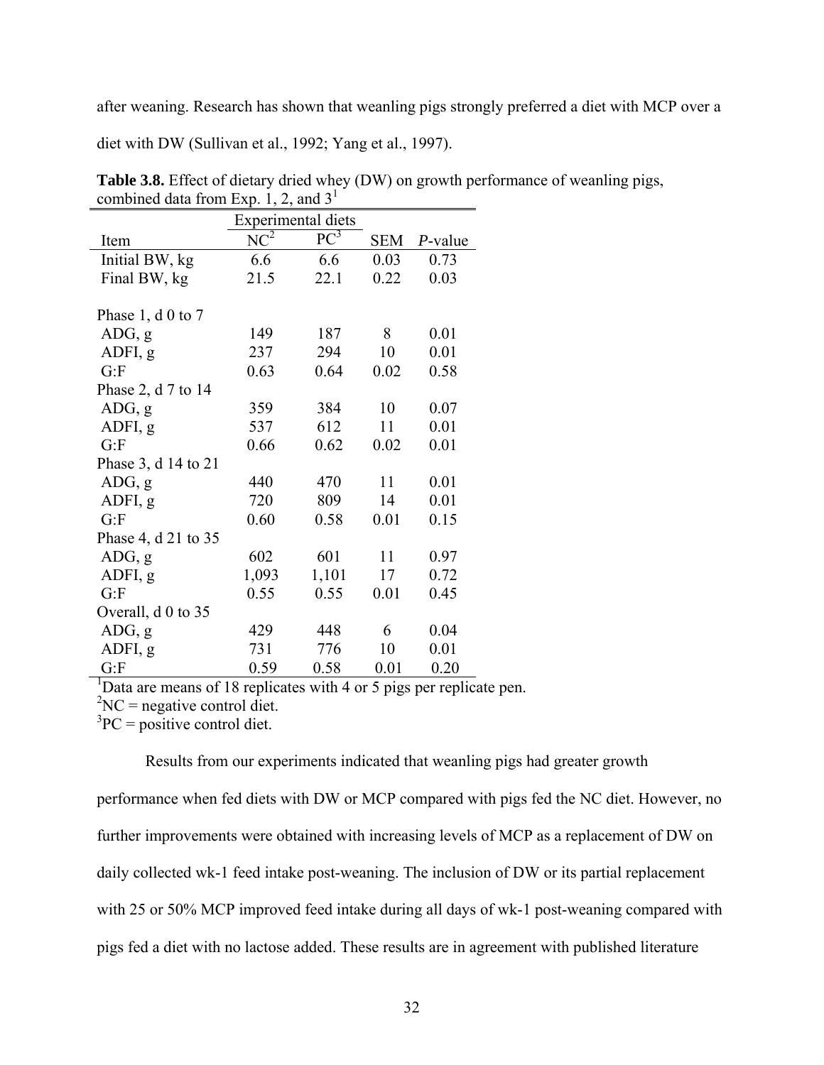after weaning. Research has shown that weanling pigs strongly preferred a diet with MCP over a diet with DW (Sullivan et al., 1992; Yang et al., 1997).

**Table 3.8.** Effect of dietary dried whey (DW) on growth performance of weanling pigs, combined data from Exp. 1, 2, and 3[1]

| | Experimental diets | | | |
|---|---|---|---|---|
| Item | NC[2] | PC[3] | SEM | *P*-value |
| Initial BW, kg | 6.6 | 6.6 | 0.03 | 0.73 |
| Final BW, kg | 21.5 | 22.1 | 0.22 | 0.03 |
| | | | | |
| Phase 1, d 0 to 7 | | | | |
| ADG, g | 149 | 187 | 8 | 0.01 |
| ADFI, g | 237 | 294 | 10 | 0.01 |
| G:F | 0.63 | 0.64 | 0.02 | 0.58 |
| Phase 2, d 7 to 14 | | | | |
| ADG, g | 359 | 384 | 10 | 0.07 |
| ADFI, g | 537 | 612 | 11 | 0.01 |
| G:F | 0.66 | 0.62 | 0.02 | 0.01 |
| Phase 3, d 14 to 21 | | | | |
| ADG, g | 440 | 470 | 11 | 0.01 |
| ADFI, g | 720 | 809 | 14 | 0.01 |
| G:F | 0.60 | 0.58 | 0.01 | 0.15 |
| Phase 4, d 21 to 35 | | | | |
| ADG, g | 602 | 601 | 11 | 0.97 |
| ADFI, g | 1,093 | 1,101 | 17 | 0.72 |
| G:F | 0.55 | 0.55 | 0.01 | 0.45 |
| Overall, d 0 to 35 | | | | |
| ADG, g | 429 | 448 | 6 | 0.04 |
| ADFI, g | 731 | 776 | 10 | 0.01 |
| G:F | 0.59 | 0.58 | 0.01 | 0.20 |

[1]Data are means of 18 replicates with 4 or 5 pigs per replicate pen.
[2]NC = negative control diet.
[3]PC = positive control diet.

Results from our experiments indicated that weanling pigs had greater growth performance when fed diets with DW or MCP compared with pigs fed the NC diet. However, no further improvements were obtained with increasing levels of MCP as a replacement of DW on daily collected wk-1 feed intake post-weaning. The inclusion of DW or its partial replacement with 25 or 50% MCP improved feed intake during all days of wk-1 post-weaning compared with pigs fed a diet with no lactose added. These results are in agreement with published literature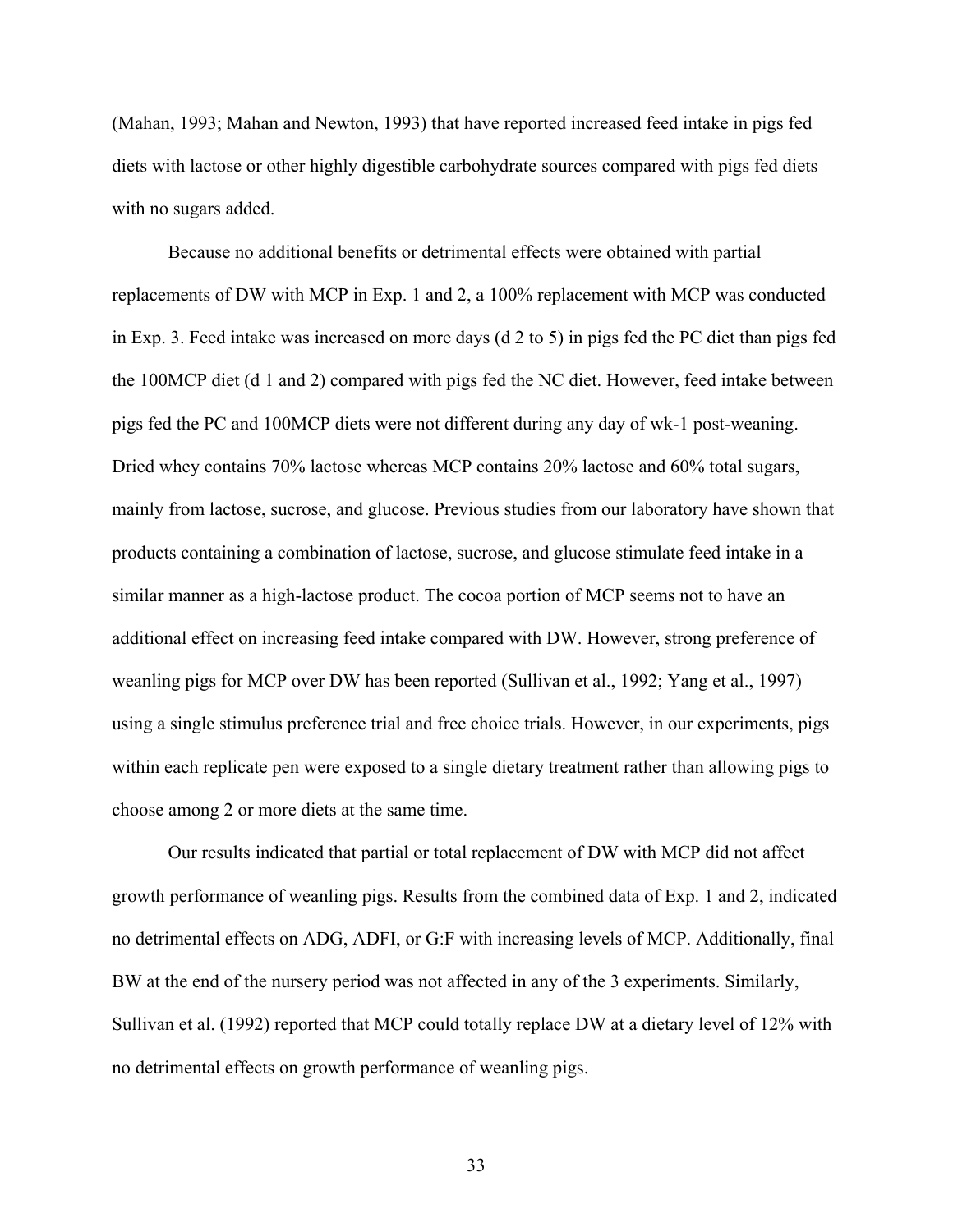(Mahan, 1993; Mahan and Newton, 1993) that have reported increased feed intake in pigs fed diets with lactose or other highly digestible carbohydrate sources compared with pigs fed diets with no sugars added.

Because no additional benefits or detrimental effects were obtained with partial replacements of DW with MCP in Exp. 1 and 2, a 100% replacement with MCP was conducted in Exp. 3. Feed intake was increased on more days (d 2 to 5) in pigs fed the PC diet than pigs fed the 100MCP diet (d 1 and 2) compared with pigs fed the NC diet. However, feed intake between pigs fed the PC and 100MCP diets were not different during any day of wk-1 post-weaning. Dried whey contains 70% lactose whereas MCP contains 20% lactose and 60% total sugars, mainly from lactose, sucrose, and glucose. Previous studies from our laboratory have shown that products containing a combination of lactose, sucrose, and glucose stimulate feed intake in a similar manner as a high-lactose product. The cocoa portion of MCP seems not to have an additional effect on increasing feed intake compared with DW. However, strong preference of weanling pigs for MCP over DW has been reported (Sullivan et al., 1992; Yang et al., 1997) using a single stimulus preference trial and free choice trials. However, in our experiments, pigs within each replicate pen were exposed to a single dietary treatment rather than allowing pigs to choose among 2 or more diets at the same time.

Our results indicated that partial or total replacement of DW with MCP did not affect growth performance of weanling pigs. Results from the combined data of Exp. 1 and 2, indicated no detrimental effects on ADG, ADFI, or G:F with increasing levels of MCP. Additionally, final BW at the end of the nursery period was not affected in any of the 3 experiments. Similarly, Sullivan et al. (1992) reported that MCP could totally replace DW at a dietary level of 12% with no detrimental effects on growth performance of weanling pigs.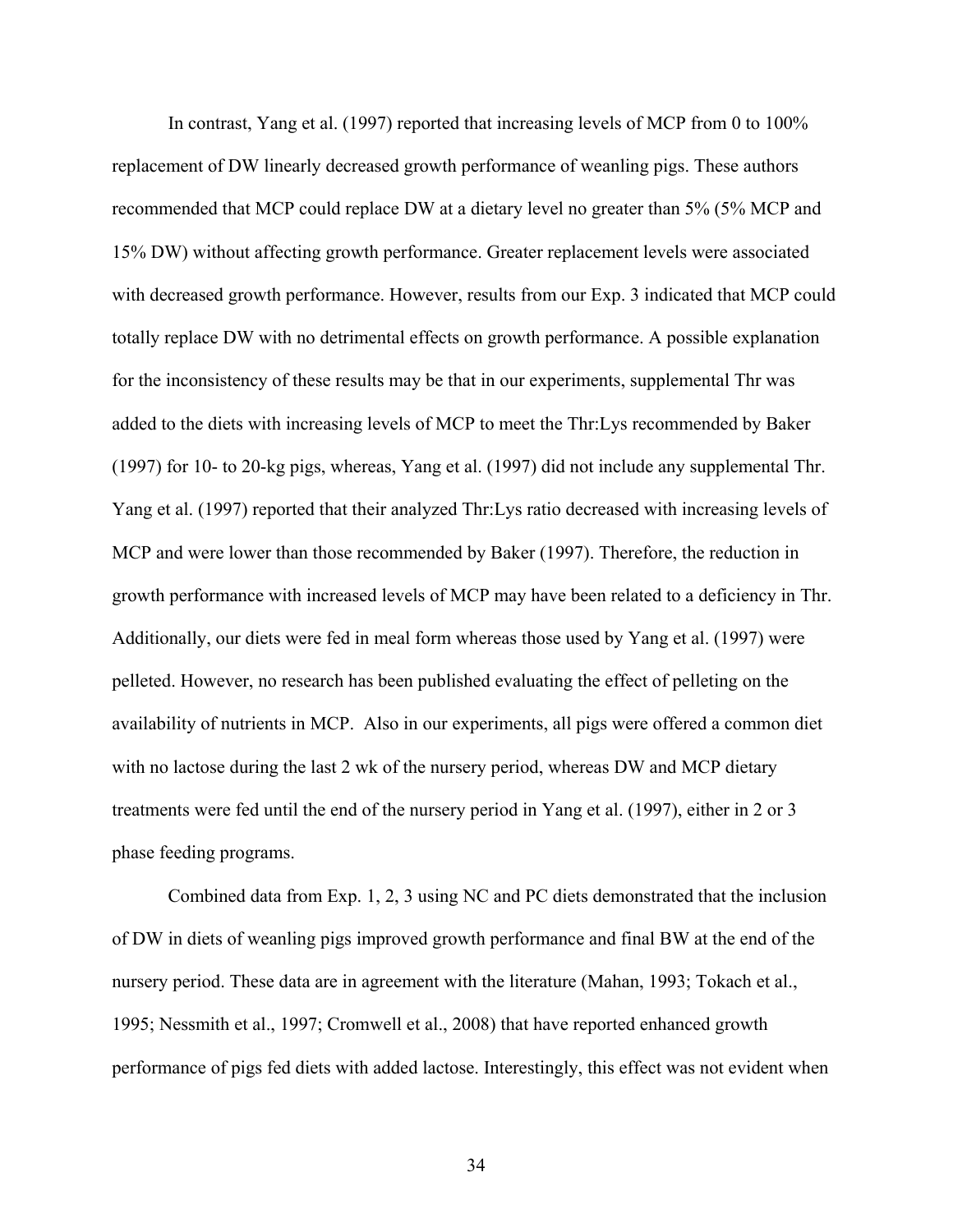In contrast, Yang et al. (1997) reported that increasing levels of MCP from 0 to 100% replacement of DW linearly decreased growth performance of weanling pigs. These authors recommended that MCP could replace DW at a dietary level no greater than 5% (5% MCP and 15% DW) without affecting growth performance. Greater replacement levels were associated with decreased growth performance. However, results from our Exp. 3 indicated that MCP could totally replace DW with no detrimental effects on growth performance. A possible explanation for the inconsistency of these results may be that in our experiments, supplemental Thr was added to the diets with increasing levels of MCP to meet the Thr:Lys recommended by Baker (1997) for 10- to 20-kg pigs, whereas, Yang et al. (1997) did not include any supplemental Thr. Yang et al. (1997) reported that their analyzed Thr:Lys ratio decreased with increasing levels of MCP and were lower than those recommended by Baker (1997). Therefore, the reduction in growth performance with increased levels of MCP may have been related to a deficiency in Thr. Additionally, our diets were fed in meal form whereas those used by Yang et al. (1997) were pelleted. However, no research has been published evaluating the effect of pelleting on the availability of nutrients in MCP.  Also in our experiments, all pigs were offered a common diet with no lactose during the last 2 wk of the nursery period, whereas DW and MCP dietary treatments were fed until the end of the nursery period in Yang et al. (1997), either in 2 or 3 phase feeding programs.

Combined data from Exp. 1, 2, 3 using NC and PC diets demonstrated that the inclusion of DW in diets of weanling pigs improved growth performance and final BW at the end of the nursery period. These data are in agreement with the literature (Mahan, 1993; Tokach et al., 1995; Nessmith et al., 1997; Cromwell et al., 2008) that have reported enhanced growth performance of pigs fed diets with added lactose. Interestingly, this effect was not evident when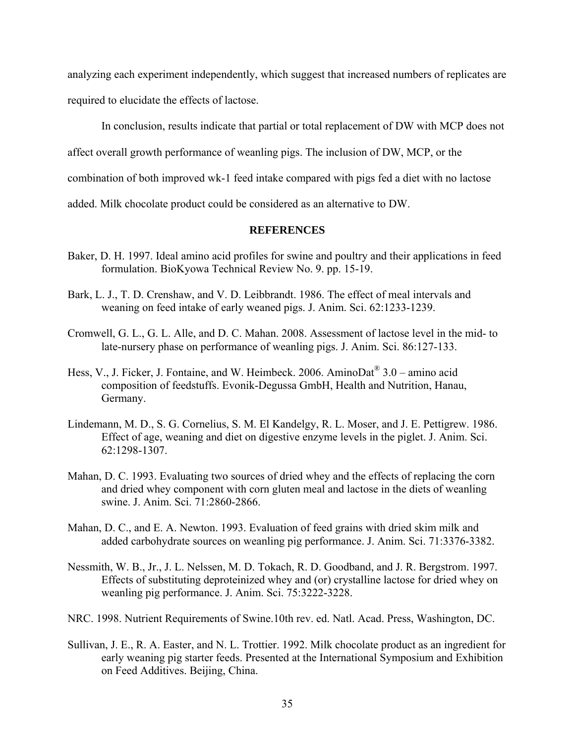analyzing each experiment independently, which suggest that increased numbers of replicates are required to elucidate the effects of lactose.

In conclusion, results indicate that partial or total replacement of DW with MCP does not affect overall growth performance of weanling pigs. The inclusion of DW, MCP, or the combination of both improved wk-1 feed intake compared with pigs fed a diet with no lactose added. Milk chocolate product could be considered as an alternative to DW.

## REFERENCES

Baker, D. H. 1997. Ideal amino acid profiles for swine and poultry and their applications in feed formulation. BioKyowa Technical Review No. 9. pp. 15-19.

Bark, L. J., T. D. Crenshaw, and V. D. Leibbrandt. 1986. The effect of meal intervals and weaning on feed intake of early weaned pigs. J. Anim. Sci. 62:1233-1239.

Cromwell, G. L., G. L. Alle, and D. C. Mahan. 2008. Assessment of lactose level in the mid- to late-nursery phase on performance of weanling pigs. J. Anim. Sci. 86:127-133.

Hess, V., J. Ficker, J. Fontaine, and W. Heimbeck. 2006. AminoDat® 3.0 – amino acid composition of feedstuffs. Evonik-Degussa GmbH, Health and Nutrition, Hanau, Germany.

Lindemann, M. D., S. G. Cornelius, S. M. El Kandelgy, R. L. Moser, and J. E. Pettigrew. 1986. Effect of age, weaning and diet on digestive enzyme levels in the piglet. J. Anim. Sci. 62:1298-1307.

Mahan, D. C. 1993. Evaluating two sources of dried whey and the effects of replacing the corn and dried whey component with corn gluten meal and lactose in the diets of weanling swine. J. Anim. Sci. 71:2860-2866.

Mahan, D. C., and E. A. Newton. 1993. Evaluation of feed grains with dried skim milk and added carbohydrate sources on weanling pig performance. J. Anim. Sci. 71:3376-3382.

Nessmith, W. B., Jr., J. L. Nelssen, M. D. Tokach, R. D. Goodband, and J. R. Bergstrom. 1997. Effects of substituting deproteinized whey and (or) crystalline lactose for dried whey on weanling pig performance. J. Anim. Sci. 75:3222-3228.

NRC. 1998. Nutrient Requirements of Swine.10th rev. ed. Natl. Acad. Press, Washington, DC.

Sullivan, J. E., R. A. Easter, and N. L. Trottier. 1992. Milk chocolate product as an ingredient for early weaning pig starter feeds. Presented at the International Symposium and Exhibition on Feed Additives. Beijing, China.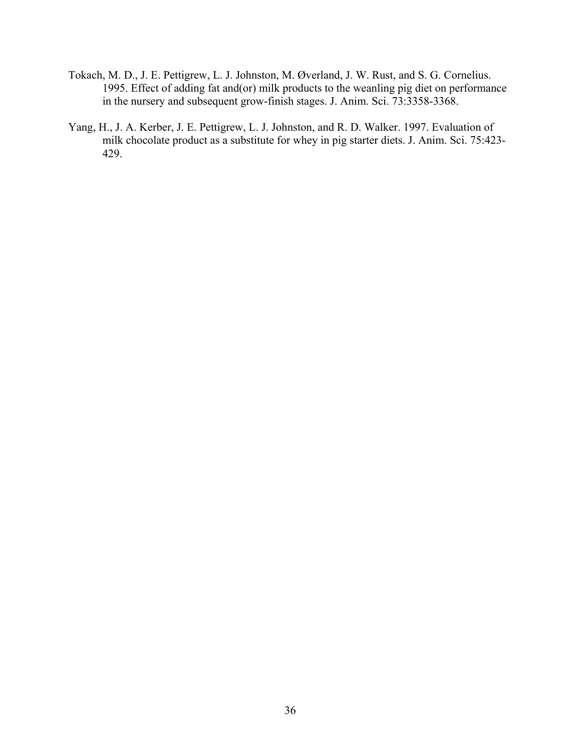Tokach, M. D., J. E. Pettigrew, L. J. Johnston, M. Øverland, J. W. Rust, and S. G. Cornelius. 1995. Effect of adding fat and(or) milk products to the weanling pig diet on performance in the nursery and subsequent grow-finish stages. J. Anim. Sci. 73:3358-3368.

Yang, H., J. A. Kerber, J. E. Pettigrew, L. J. Johnston, and R. D. Walker. 1997. Evaluation of milk chocolate product as a substitute for whey in pig starter diets. J. Anim. Sci. 75:423-429.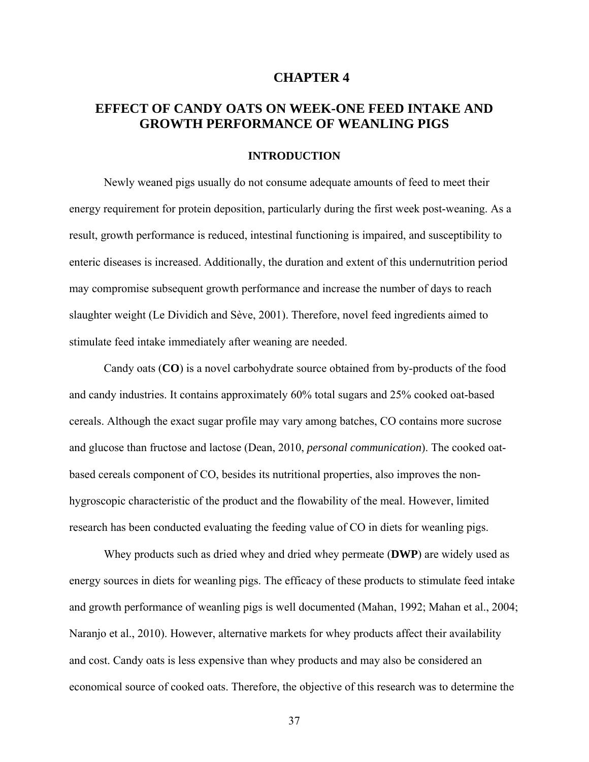# CHAPTER 4

## EFFECT OF CANDY OATS ON WEEK-ONE FEED INTAKE AND GROWTH PERFORMANCE OF WEANLING PIGS

### INTRODUCTION

Newly weaned pigs usually do not consume adequate amounts of feed to meet their energy requirement for protein deposition, particularly during the first week post-weaning. As a result, growth performance is reduced, intestinal functioning is impaired, and susceptibility to enteric diseases is increased. Additionally, the duration and extent of this undernutrition period may compromise subsequent growth performance and increase the number of days to reach slaughter weight (Le Dividich and Sève, 2001). Therefore, novel feed ingredients aimed to stimulate feed intake immediately after weaning are needed.

Candy oats (**CO**) is a novel carbohydrate source obtained from by-products of the food and candy industries. It contains approximately 60% total sugars and 25% cooked oat-based cereals. Although the exact sugar profile may vary among batches, CO contains more sucrose and glucose than fructose and lactose (Dean, 2010, *personal communication*). The cooked oat-based cereals component of CO, besides its nutritional properties, also improves the non-hygroscopic characteristic of the product and the flowability of the meal. However, limited research has been conducted evaluating the feeding value of CO in diets for weanling pigs.

Whey products such as dried whey and dried whey permeate (**DWP**) are widely used as energy sources in diets for weanling pigs. The efficacy of these products to stimulate feed intake and growth performance of weanling pigs is well documented (Mahan, 1992; Mahan et al., 2004; Naranjo et al., 2010). However, alternative markets for whey products affect their availability and cost. Candy oats is less expensive than whey products and may also be considered an economical source of cooked oats. Therefore, the objective of this research was to determine the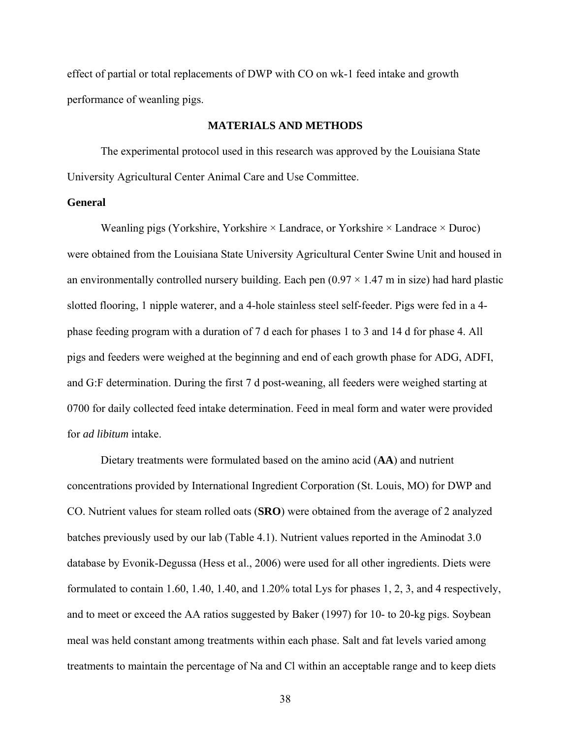effect of partial or total replacements of DWP with CO on wk-1 feed intake and growth performance of weanling pigs.

## MATERIALS AND METHODS

The experimental protocol used in this research was approved by the Louisiana State University Agricultural Center Animal Care and Use Committee.

### General

Weanling pigs (Yorkshire, Yorkshire × Landrace, or Yorkshire × Landrace × Duroc) were obtained from the Louisiana State University Agricultural Center Swine Unit and housed in an environmentally controlled nursery building. Each pen (0.97 × 1.47 m in size) had hard plastic slotted flooring, 1 nipple waterer, and a 4-hole stainless steel self-feeder. Pigs were fed in a 4-phase feeding program with a duration of 7 d each for phases 1 to 3 and 14 d for phase 4. All pigs and feeders were weighed at the beginning and end of each growth phase for ADG, ADFI, and G:F determination. During the first 7 d post-weaning, all feeders were weighed starting at 0700 for daily collected feed intake determination. Feed in meal form and water were provided for *ad libitum* intake.

Dietary treatments were formulated based on the amino acid (**AA**) and nutrient concentrations provided by International Ingredient Corporation (St. Louis, MO) for DWP and CO. Nutrient values for steam rolled oats (**SRO**) were obtained from the average of 2 analyzed batches previously used by our lab (Table 4.1). Nutrient values reported in the Aminodat 3.0 database by Evonik-Degussa (Hess et al., 2006) were used for all other ingredients. Diets were formulated to contain 1.60, 1.40, 1.40, and 1.20% total Lys for phases 1, 2, 3, and 4 respectively, and to meet or exceed the AA ratios suggested by Baker (1997) for 10- to 20-kg pigs. Soybean meal was held constant among treatments within each phase. Salt and fat levels varied among treatments to maintain the percentage of Na and Cl within an acceptable range and to keep diets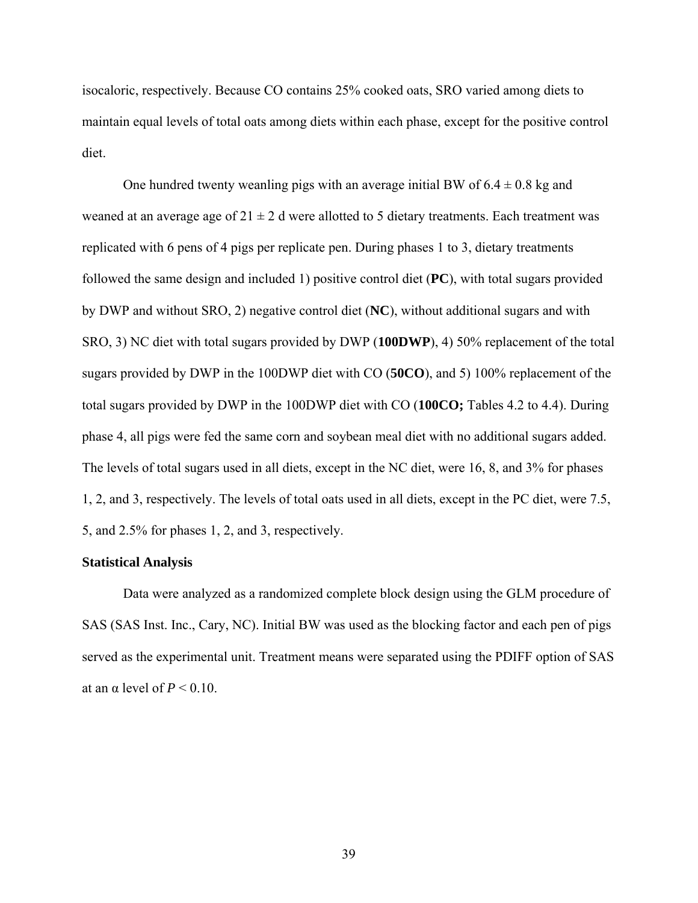isocaloric, respectively. Because CO contains 25% cooked oats, SRO varied among diets to maintain equal levels of total oats among diets within each phase, except for the positive control diet.

One hundred twenty weanling pigs with an average initial BW of 6.4 ± 0.8 kg and weaned at an average age of 21 ± 2 d were allotted to 5 dietary treatments. Each treatment was replicated with 6 pens of 4 pigs per replicate pen. During phases 1 to 3, dietary treatments followed the same design and included 1) positive control diet (**PC**), with total sugars provided by DWP and without SRO, 2) negative control diet (**NC**), without additional sugars and with SRO, 3) NC diet with total sugars provided by DWP (**100DWP**), 4) 50% replacement of the total sugars provided by DWP in the 100DWP diet with CO (**50CO**), and 5) 100% replacement of the total sugars provided by DWP in the 100DWP diet with CO (**100CO;** Tables 4.2 to 4.4). During phase 4, all pigs were fed the same corn and soybean meal diet with no additional sugars added. The levels of total sugars used in all diets, except in the NC diet, were 16, 8, and 3% for phases 1, 2, and 3, respectively. The levels of total oats used in all diets, except in the PC diet, were 7.5, 5, and 2.5% for phases 1, 2, and 3, respectively.

**Statistical Analysis**

Data were analyzed as a randomized complete block design using the GLM procedure of SAS (SAS Inst. Inc., Cary, NC). Initial BW was used as the blocking factor and each pen of pigs served as the experimental unit. Treatment means were separated using the PDIFF option of SAS at an α level of $P < 0.10$.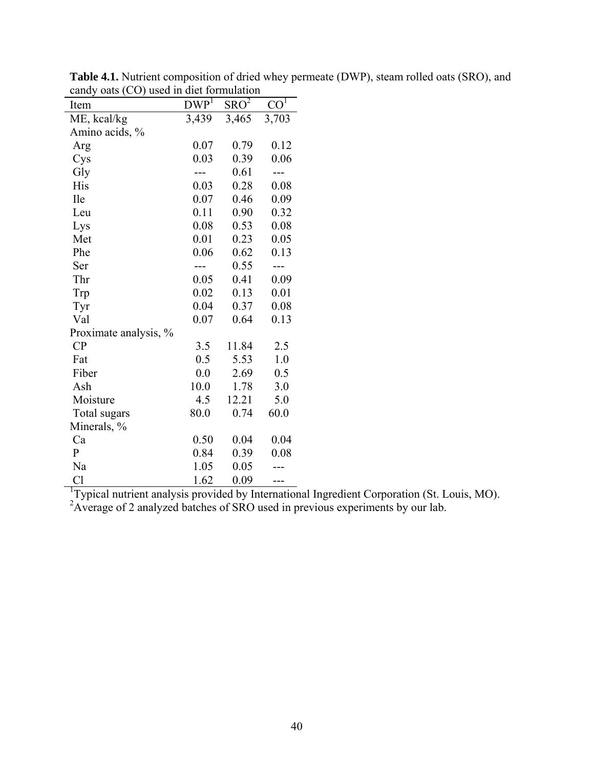**Table 4.1.** Nutrient composition of dried whey permeate (DWP), steam rolled oats (SRO), and candy oats (CO) used in diet formulation

| Item | DWP[1] | SRO[2] | CO[1] |
|---|---|---|---|
| ME, kcal/kg | 3,439 | 3,465 | 3,703 |
| Amino acids, % | | | |
| Arg | 0.07 | 0.79 | 0.12 |
| Cys | 0.03 | 0.39 | 0.06 |
| Gly | --- | 0.61 | --- |
| His | 0.03 | 0.28 | 0.08 |
| Ile | 0.07 | 0.46 | 0.09 |
| Leu | 0.11 | 0.90 | 0.32 |
| Lys | 0.08 | 0.53 | 0.08 |
| Met | 0.01 | 0.23 | 0.05 |
| Phe | 0.06 | 0.62 | 0.13 |
| Ser | --- | 0.55 | --- |
| Thr | 0.05 | 0.41 | 0.09 |
| Trp | 0.02 | 0.13 | 0.01 |
| Tyr | 0.04 | 0.37 | 0.08 |
| Val | 0.07 | 0.64 | 0.13 |
| Proximate analysis, % | | | |
| CP | 3.5 | 11.84 | 2.5 |
| Fat | 0.5 | 5.53 | 1.0 |
| Fiber | 0.0 | 2.69 | 0.5 |
| Ash | 10.0 | 1.78 | 3.0 |
| Moisture | 4.5 | 12.21 | 5.0 |
| Total sugars | 80.0 | 0.74 | 60.0 |
| Minerals, % | | | |
| Ca | 0.50 | 0.04 | 0.04 |
| P | 0.84 | 0.39 | 0.08 |
| Na | 1.05 | 0.05 | --- |
| Cl | 1.62 | 0.09 | --- |

[1]Typical nutrient analysis provided by International Ingredient Corporation (St. Louis, MO).
[2]Average of 2 analyzed batches of SRO used in previous experiments by our lab.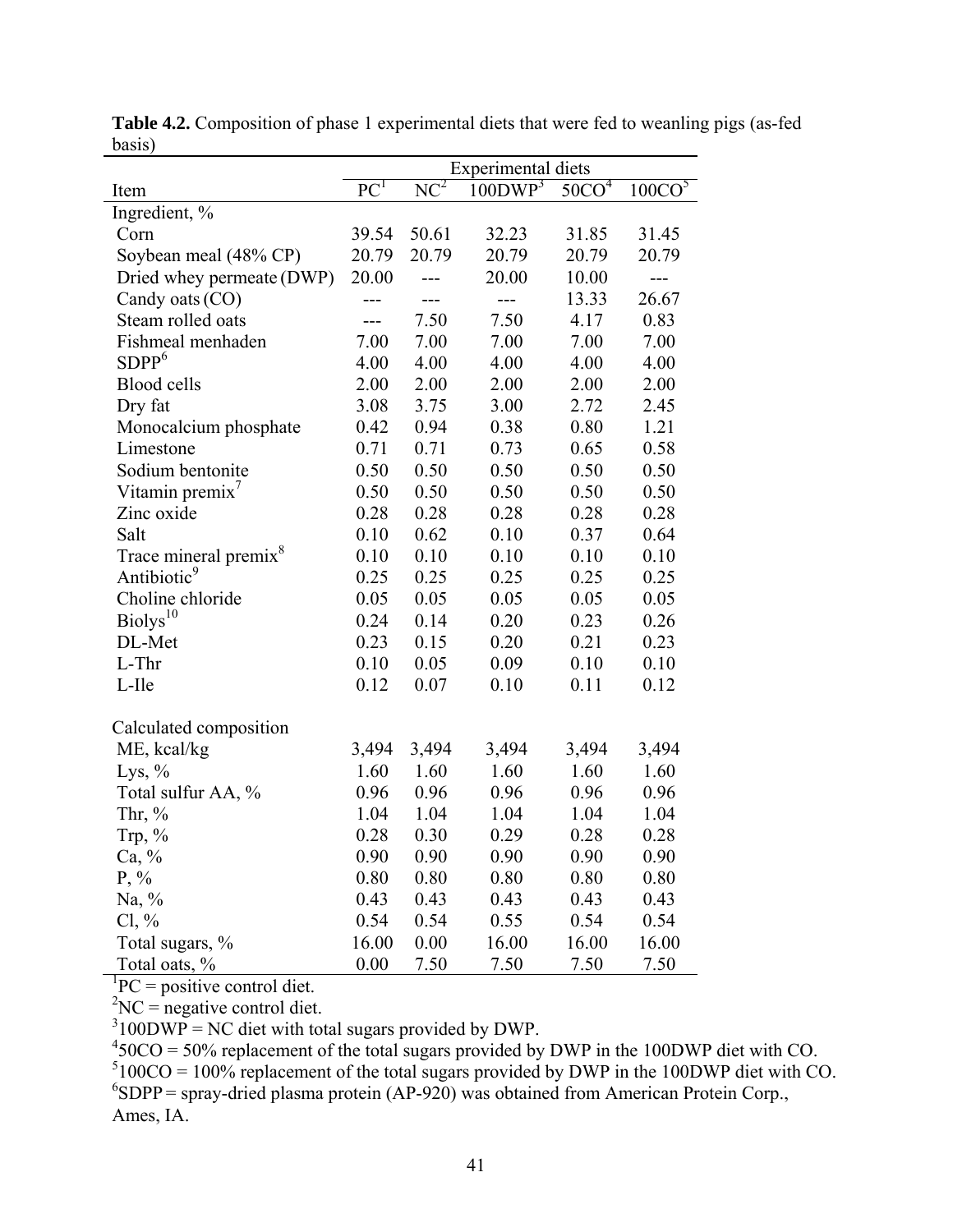**Table 4.2.** Composition of phase 1 experimental diets that were fed to weanling pigs (as-fed basis)

| | Experimental diets | | | | |
|---|---|---|---|---|---|
| Item | PC[1] | NC[2] | 100DWP[3] | 50CO[4] | 100CO[5] |
| Ingredient, % | | | | | |
| Corn | 39.54 | 50.61 | 32.23 | 31.85 | 31.45 |
| Soybean meal (48% CP) | 20.79 | 20.79 | 20.79 | 20.79 | 20.79 |
| Dried whey permeate (DWP) | 20.00 | --- | 20.00 | 10.00 | --- |
| Candy oats (CO) | --- | --- | --- | 13.33 | 26.67 |
| Steam rolled oats | --- | 7.50 | 7.50 | 4.17 | 0.83 |
| Fishmeal menhaden | 7.00 | 7.00 | 7.00 | 7.00 | 7.00 |
| SDPP[6] | 4.00 | 4.00 | 4.00 | 4.00 | 4.00 |
| Blood cells | 2.00 | 2.00 | 2.00 | 2.00 | 2.00 |
| Dry fat | 3.08 | 3.75 | 3.00 | 2.72 | 2.45 |
| Monocalcium phosphate | 0.42 | 0.94 | 0.38 | 0.80 | 1.21 |
| Limestone | 0.71 | 0.71 | 0.73 | 0.65 | 0.58 |
| Sodium bentonite | 0.50 | 0.50 | 0.50 | 0.50 | 0.50 |
| Vitamin premix[7] | 0.50 | 0.50 | 0.50 | 0.50 | 0.50 |
| Zinc oxide | 0.28 | 0.28 | 0.28 | 0.28 | 0.28 |
| Salt | 0.10 | 0.62 | 0.10 | 0.37 | 0.64 |
| Trace mineral premix[8] | 0.10 | 0.10 | 0.10 | 0.10 | 0.10 |
| Antibiotic[9] | 0.25 | 0.25 | 0.25 | 0.25 | 0.25 |
| Choline chloride | 0.05 | 0.05 | 0.05 | 0.05 | 0.05 |
| Biolys[10] | 0.24 | 0.14 | 0.20 | 0.23 | 0.26 |
| DL-Met | 0.23 | 0.15 | 0.20 | 0.21 | 0.23 |
| L-Thr | 0.10 | 0.05 | 0.09 | 0.10 | 0.10 |
| L-Ile | 0.12 | 0.07 | 0.10 | 0.11 | 0.12 |
| | | | | | |
| Calculated composition | | | | | |
| ME, kcal/kg | 3,494 | 3,494 | 3,494 | 3,494 | 3,494 |
| Lys, % | 1.60 | 1.60 | 1.60 | 1.60 | 1.60 |
| Total sulfur AA, % | 0.96 | 0.96 | 0.96 | 0.96 | 0.96 |
| Thr, % | 1.04 | 1.04 | 1.04 | 1.04 | 1.04 |
| Trp, % | 0.28 | 0.30 | 0.29 | 0.28 | 0.28 |
| Ca, % | 0.90 | 0.90 | 0.90 | 0.90 | 0.90 |
| P, % | 0.80 | 0.80 | 0.80 | 0.80 | 0.80 |
| Na, % | 0.43 | 0.43 | 0.43 | 0.43 | 0.43 |
| Cl, % | 0.54 | 0.54 | 0.55 | 0.54 | 0.54 |
| Total sugars, % | 16.00 | 0.00 | 16.00 | 16.00 | 16.00 |
| Total oats, % | 0.00 | 7.50 | 7.50 | 7.50 | 7.50 |

[1]PC = positive control diet.

[2]NC = negative control diet.

[3]100DWP = NC diet with total sugars provided by DWP.

[4]50CO = 50% replacement of the total sugars provided by DWP in the 100DWP diet with CO.

[5]100CO = 100% replacement of the total sugars provided by DWP in the 100DWP diet with CO.

[6]SDPP = spray-dried plasma protein (AP-920) was obtained from American Protein Corp., Ames, IA.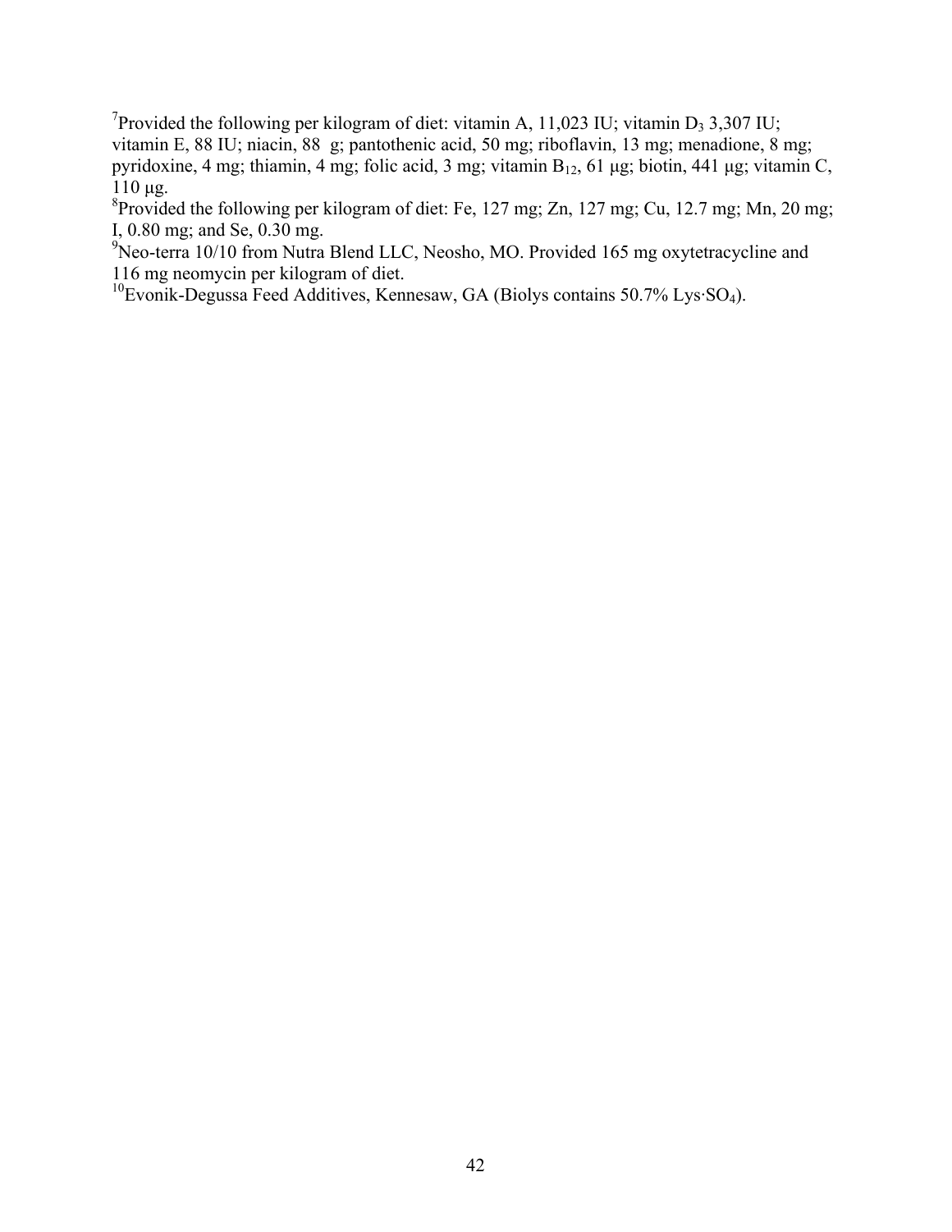[7]Provided the following per kilogram of diet: vitamin A, 11,023 IU; vitamin $D_3$ 3,307 IU; vitamin E, 88 IU; niacin, 88  g; pantothenic acid, 50 mg; riboflavin, 13 mg; menadione, 8 mg; pyridoxine, 4 mg; thiamin, 4 mg; folic acid, 3 mg; vitamin $B_{12}$, 61 μg; biotin, 441 μg; vitamin C, 110 μg.

[8]Provided the following per kilogram of diet: Fe, 127 mg; Zn, 127 mg; Cu, 12.7 mg; Mn, 20 mg; I, 0.80 mg; and Se, 0.30 mg.

[9]Neo-terra 10/10 from Nutra Blend LLC, Neosho, MO. Provided 165 mg oxytetracycline and 116 mg neomycin per kilogram of diet.

[10]Evonik-Degussa Feed Additives, Kennesaw, GA (Biolys contains 50.7% Lys·$SO_4$).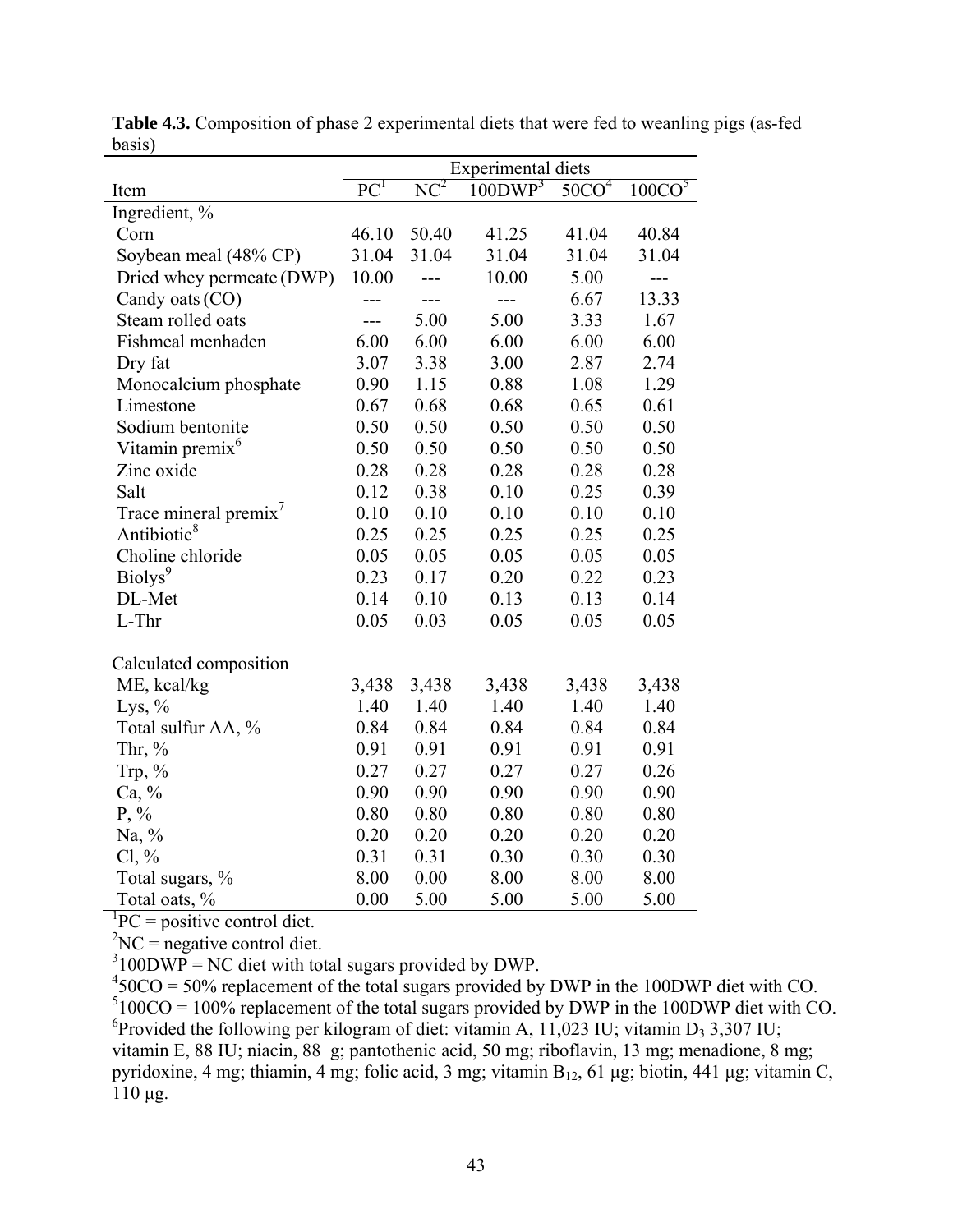**Table 4.3.** Composition of phase 2 experimental diets that were fed to weanling pigs (as-fed basis)

| Item | Experimental diets | | | | |
|---|---|---|---|---|---|
| | PC[1] | NC[2] | 100DWP[3] | 50CO[4] | 100CO[5] |
| Ingredient, % | | | | | |
| Corn | 46.10 | 50.40 | 41.25 | 41.04 | 40.84 |
| Soybean meal (48% CP) | 31.04 | 31.04 | 31.04 | 31.04 | 31.04 |
| Dried whey permeate (DWP) | 10.00 | --- | 10.00 | 5.00 | --- |
| Candy oats (CO) | --- | --- | --- | 6.67 | 13.33 |
| Steam rolled oats | --- | 5.00 | 5.00 | 3.33 | 1.67 |
| Fishmeal menhaden | 6.00 | 6.00 | 6.00 | 6.00 | 6.00 |
| Dry fat | 3.07 | 3.38 | 3.00 | 2.87 | 2.74 |
| Monocalcium phosphate | 0.90 | 1.15 | 0.88 | 1.08 | 1.29 |
| Limestone | 0.67 | 0.68 | 0.68 | 0.65 | 0.61 |
| Sodium bentonite | 0.50 | 0.50 | 0.50 | 0.50 | 0.50 |
| Vitamin premix[6] | 0.50 | 0.50 | 0.50 | 0.50 | 0.50 |
| Zinc oxide | 0.28 | 0.28 | 0.28 | 0.28 | 0.28 |
| Salt | 0.12 | 0.38 | 0.10 | 0.25 | 0.39 |
| Trace mineral premix[7] | 0.10 | 0.10 | 0.10 | 0.10 | 0.10 |
| Antibiotic[8] | 0.25 | 0.25 | 0.25 | 0.25 | 0.25 |
| Choline chloride | 0.05 | 0.05 | 0.05 | 0.05 | 0.05 |
| Biolys[9] | 0.23 | 0.17 | 0.20 | 0.22 | 0.23 |
| DL-Met | 0.14 | 0.10 | 0.13 | 0.13 | 0.14 |
| L-Thr | 0.05 | 0.03 | 0.05 | 0.05 | 0.05 |
| | | | | | |
| Calculated composition | | | | | |
| ME, kcal/kg | 3,438 | 3,438 | 3,438 | 3,438 | 3,438 |
| Lys, % | 1.40 | 1.40 | 1.40 | 1.40 | 1.40 |
| Total sulfur AA, % | 0.84 | 0.84 | 0.84 | 0.84 | 0.84 |
| Thr, % | 0.91 | 0.91 | 0.91 | 0.91 | 0.91 |
| Trp, % | 0.27 | 0.27 | 0.27 | 0.27 | 0.26 |
| Ca, % | 0.90 | 0.90 | 0.90 | 0.90 | 0.90 |
| P, % | 0.80 | 0.80 | 0.80 | 0.80 | 0.80 |
| Na, % | 0.20 | 0.20 | 0.20 | 0.20 | 0.20 |
| Cl, % | 0.31 | 0.31 | 0.30 | 0.30 | 0.30 |
| Total sugars, % | 8.00 | 0.00 | 8.00 | 8.00 | 8.00 |
| Total oats, % | 0.00 | 5.00 | 5.00 | 5.00 | 5.00 |

[1]PC = positive control diet.

[2]NC = negative control diet.

[3]100DWP = NC diet with total sugars provided by DWP.

[4]50CO = 50% replacement of the total sugars provided by DWP in the 100DWP diet with CO.

[5]100CO = 100% replacement of the total sugars provided by DWP in the 100DWP diet with CO.

[6]Provided the following per kilogram of diet: vitamin A, 11,023 IU; vitamin $D_3$ 3,307 IU; vitamin E, 88 IU; niacin, 88 g; pantothenic acid, 50 mg; riboflavin, 13 mg; menadione, 8 mg; pyridoxine, 4 mg; thiamin, 4 mg; folic acid, 3 mg; vitamin $B_{12}$, 61 µg; biotin, 441 µg; vitamin C, 110 µg.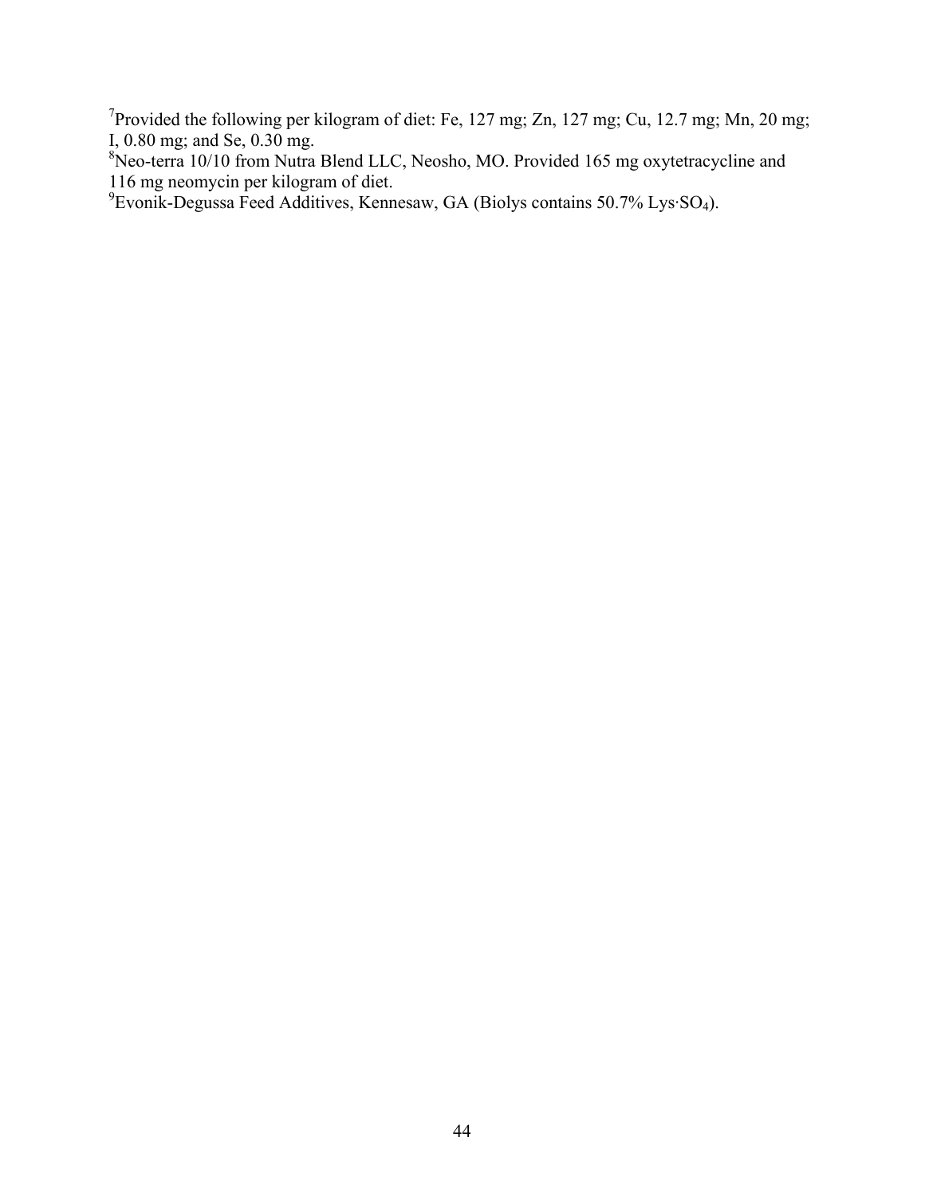[7]Provided the following per kilogram of diet: Fe, 127 mg; Zn, 127 mg; Cu, 12.7 mg; Mn, 20 mg; I, 0.80 mg; and Se, 0.30 mg.
[8]Neo-terra 10/10 from Nutra Blend LLC, Neosho, MO. Provided 165 mg oxytetracycline and 116 mg neomycin per kilogram of diet.
[9]Evonik-Degussa Feed Additives, Kennesaw, GA (Biolys contains 50.7% Lys·$SO_4$).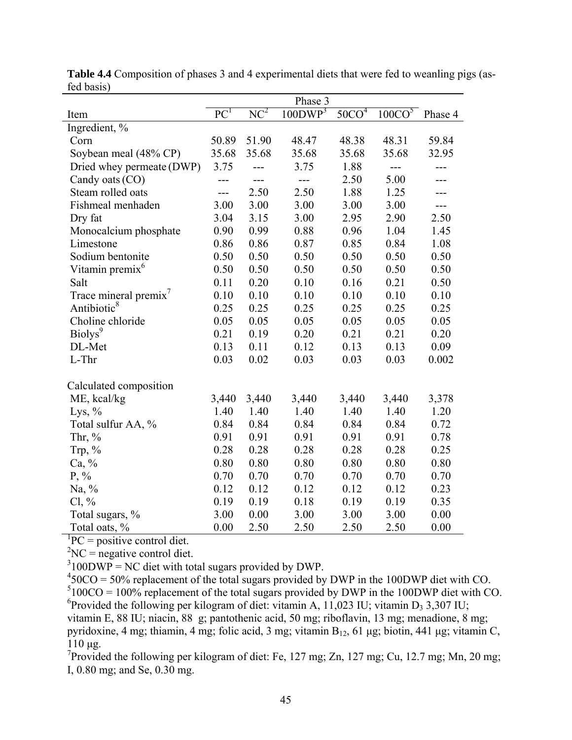**Table 4.4** Composition of phases 3 and 4 experimental diets that were fed to weanling pigs (as-fed basis)

| | Phase 3 | | | | | |
|---|---|---|---|---|---|---|
| Item | PC[1] | NC[2] | 100DWP[3] | 50CO[4] | 100CO[5] | Phase 4 |
| Ingredient, % | | | | | | |
| Corn | 50.89 | 51.90 | 48.47 | 48.38 | 48.31 | 59.84 |
| Soybean meal (48% CP) | 35.68 | 35.68 | 35.68 | 35.68 | 35.68 | 32.95 |
| Dried whey permeate (DWP) | 3.75 | --- | 3.75 | 1.88 | --- | --- |
| Candy oats (CO) | --- | --- | --- | 2.50 | 5.00 | --- |
| Steam rolled oats | --- | 2.50 | 2.50 | 1.88 | 1.25 | --- |
| Fishmeal menhaden | 3.00 | 3.00 | 3.00 | 3.00 | 3.00 | --- |
| Dry fat | 3.04 | 3.15 | 3.00 | 2.95 | 2.90 | 2.50 |
| Monocalcium phosphate | 0.90 | 0.99 | 0.88 | 0.96 | 1.04 | 1.45 |
| Limestone | 0.86 | 0.86 | 0.87 | 0.85 | 0.84 | 1.08 |
| Sodium bentonite | 0.50 | 0.50 | 0.50 | 0.50 | 0.50 | 0.50 |
| Vitamin premix[6] | 0.50 | 0.50 | 0.50 | 0.50 | 0.50 | 0.50 |
| Salt | 0.11 | 0.20 | 0.10 | 0.16 | 0.21 | 0.50 |
| Trace mineral premix[7] | 0.10 | 0.10 | 0.10 | 0.10 | 0.10 | 0.10 |
| Antibiotic[8] | 0.25 | 0.25 | 0.25 | 0.25 | 0.25 | 0.25 |
| Choline chloride | 0.05 | 0.05 | 0.05 | 0.05 | 0.05 | 0.05 |
| Biolys[9] | 0.21 | 0.19 | 0.20 | 0.21 | 0.21 | 0.20 |
| DL-Met | 0.13 | 0.11 | 0.12 | 0.13 | 0.13 | 0.09 |
| L-Thr | 0.03 | 0.02 | 0.03 | 0.03 | 0.03 | 0.002 |
| Calculated composition | | | | | | |
| ME, kcal/kg | 3,440 | 3,440 | 3,440 | 3,440 | 3,440 | 3,378 |
| Lys, % | 1.40 | 1.40 | 1.40 | 1.40 | 1.40 | 1.20 |
| Total sulfur AA, % | 0.84 | 0.84 | 0.84 | 0.84 | 0.84 | 0.72 |
| Thr, % | 0.91 | 0.91 | 0.91 | 0.91 | 0.91 | 0.78 |
| Trp, % | 0.28 | 0.28 | 0.28 | 0.28 | 0.28 | 0.25 |
| Ca, % | 0.80 | 0.80 | 0.80 | 0.80 | 0.80 | 0.80 |
| P, % | 0.70 | 0.70 | 0.70 | 0.70 | 0.70 | 0.70 |
| Na, % | 0.12 | 0.12 | 0.12 | 0.12 | 0.12 | 0.23 |
| Cl, % | 0.19 | 0.19 | 0.18 | 0.19 | 0.19 | 0.35 |
| Total sugars, % | 3.00 | 0.00 | 3.00 | 3.00 | 3.00 | 0.00 |
| Total oats, % | 0.00 | 2.50 | 2.50 | 2.50 | 2.50 | 0.00 |

[1]PC = positive control diet.
[2]NC = negative control diet.
[3]100DWP = NC diet with total sugars provided by DWP.
[4]50CO = 50% replacement of the total sugars provided by DWP in the 100DWP diet with CO.
[5]100CO = 100% replacement of the total sugars provided by DWP in the 100DWP diet with CO.
[6]Provided the following per kilogram of diet: vitamin A, 11,023 IU; vitamin $D_3$ 3,307 IU; vitamin E, 88 IU; niacin, 88 g; pantothenic acid, 50 mg; riboflavin, 13 mg; menadione, 8 mg; pyridoxine, 4 mg; thiamin, 4 mg; folic acid, 3 mg; vitamin $B_{12}$, 61 µg; biotin, 441 µg; vitamin C, 110 µg.
[7]Provided the following per kilogram of diet: Fe, 127 mg; Zn, 127 mg; Cu, 12.7 mg; Mn, 20 mg; I, 0.80 mg; and Se, 0.30 mg.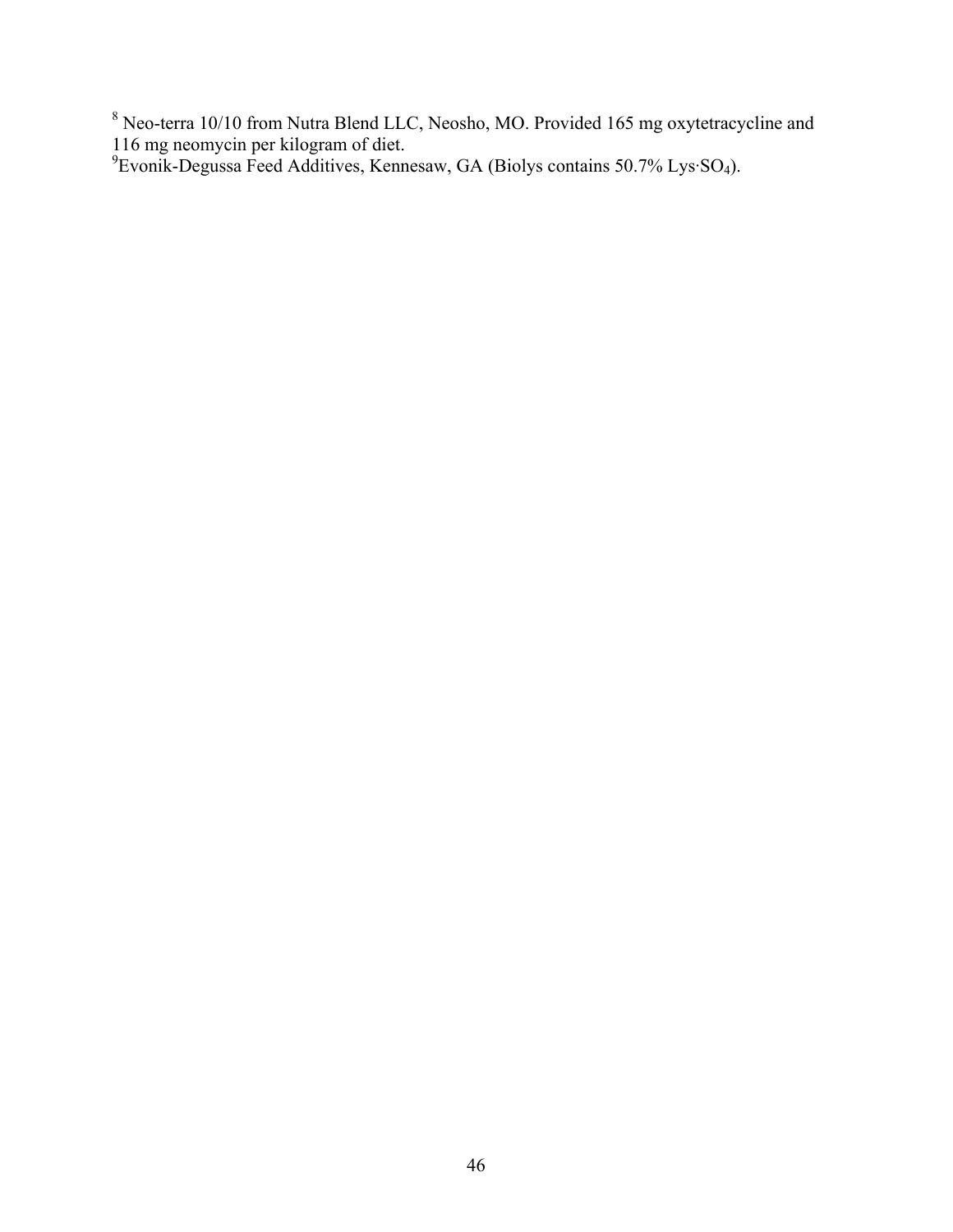[8] Neo-terra 10/10 from Nutra Blend LLC, Neosho, MO. Provided 165 mg oxytetracycline and 116 mg neomycin per kilogram of diet.

[9]Evonik-Degussa Feed Additives, Kennesaw, GA (Biolys contains 50.7% Lys·$SO_4$).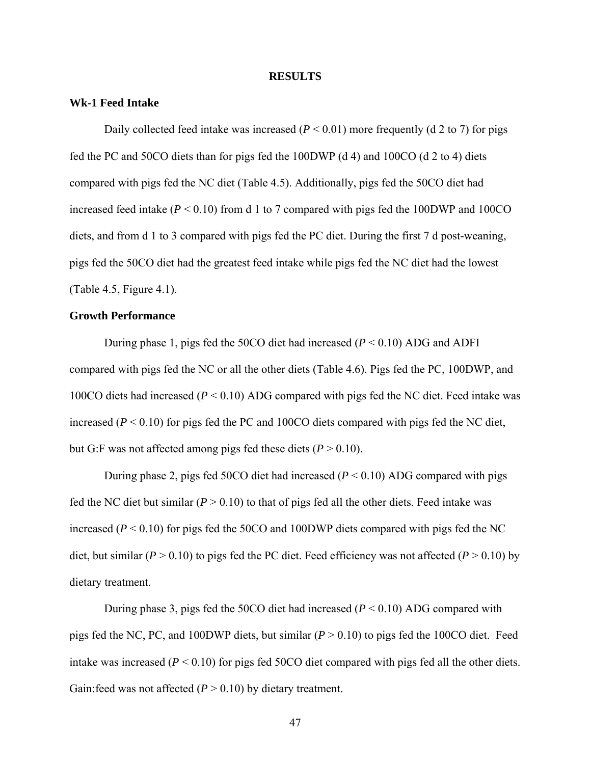# RESULTS

## Wk-1 Feed Intake

Daily collected feed intake was increased ($P < 0.01$) more frequently (d 2 to 7) for pigs fed the PC and 50CO diets than for pigs fed the 100DWP (d 4) and 100CO (d 2 to 4) diets compared with pigs fed the NC diet (Table 4.5). Additionally, pigs fed the 50CO diet had increased feed intake ($P < 0.10$) from d 1 to 7 compared with pigs fed the 100DWP and 100CO diets, and from d 1 to 3 compared with pigs fed the PC diet. During the first 7 d post-weaning, pigs fed the 50CO diet had the greatest feed intake while pigs fed the NC diet had the lowest (Table 4.5, Figure 4.1).

## Growth Performance

During phase 1, pigs fed the 50CO diet had increased ($P < 0.10$) ADG and ADFI compared with pigs fed the NC or all the other diets (Table 4.6). Pigs fed the PC, 100DWP, and 100CO diets had increased ($P < 0.10$) ADG compared with pigs fed the NC diet. Feed intake was increased ($P < 0.10$) for pigs fed the PC and 100CO diets compared with pigs fed the NC diet, but G:F was not affected among pigs fed these diets ($P > 0.10$).

During phase 2, pigs fed 50CO diet had increased ($P < 0.10$) ADG compared with pigs fed the NC diet but similar ($P > 0.10$) to that of pigs fed all the other diets. Feed intake was increased ($P < 0.10$) for pigs fed the 50CO and 100DWP diets compared with pigs fed the NC diet, but similar ($P > 0.10$) to pigs fed the PC diet. Feed efficiency was not affected ($P > 0.10$) by dietary treatment.

During phase 3, pigs fed the 50CO diet had increased ($P < 0.10$) ADG compared with pigs fed the NC, PC, and 100DWP diets, but similar ($P > 0.10$) to pigs fed the 100CO diet. Feed intake was increased ($P < 0.10$) for pigs fed 50CO diet compared with pigs fed all the other diets. Gain:feed was not affected ($P > 0.10$) by dietary treatment.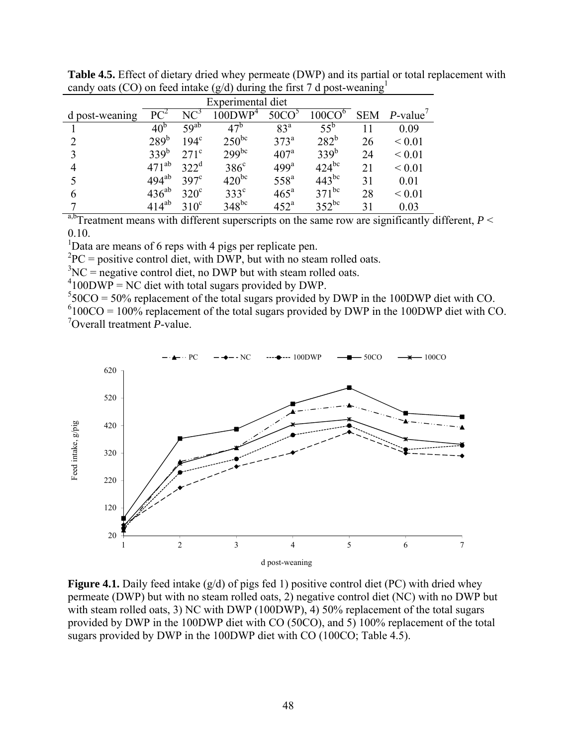**Table 4.5.** Effect of dietary dried whey permeate (DWP) and its partial or total replacement with candy oats (CO) on feed intake (g/d) during the first 7 d post-weaning[1]

| | Experimental diet | | | | | | |
|---|---|---|---|---|---|---|---|
| d post-weaning | PC[2] | NC[3] | 100DWP[4] | 50CO[5] | 100CO[6] | SEM | *P*-value[7] |
| 1 | $40^{b}$ | $59^{ab}$ | $47^{b}$ | $83^{a}$ | $55^{b}$ | 11 | 0.09 |
| 2 | $289^{b}$ | $194^{c}$ | $250^{bc}$ | $373^{a}$ | $282^{b}$ | 26 | < 0.01 |
| 3 | $339^{b}$ | $271^{c}$ | $299^{bc}$ | $407^{a}$ | $339^{b}$ | 24 | < 0.01 |
| 4 | $471^{ab}$ | $322^{d}$ | $386^{c}$ | $499^{a}$ | $424^{bc}$ | 21 | < 0.01 |
| 5 | $494^{ab}$ | $397^{c}$ | $420^{bc}$ | $558^{a}$ | $443^{bc}$ | 31 | 0.01 |
| 6 | $436^{ab}$ | $320^{c}$ | $333^{c}$ | $465^{a}$ | $371^{bc}$ | 28 | < 0.01 |
| 7 | $414^{ab}$ | $310^{c}$ | $348^{bc}$ | $452^{a}$ | $352^{bc}$ | 31 | 0.03 |

[a,b]Treatment means with different superscripts on the same row are significantly different, $P < 0.10$.

[1]Data are means of 6 reps with 4 pigs per replicate pen.

[2]PC = positive control diet, with DWP, but with no steam rolled oats.

[3]NC = negative control diet, no DWP but with steam rolled oats.

[4]100DWP = NC diet with total sugars provided by DWP.

[5]50CO = 50% replacement of the total sugars provided by DWP in the 100DWP diet with CO.

[6]100CO = 100% replacement of the total sugars provided by DWP in the 100DWP diet with CO.

[7]Overall treatment *P*-value.

**Figure 4.1.** Daily feed intake (g/d) of pigs fed 1) positive control diet (PC) with dried whey permeate (DWP) but with no steam rolled oats, 2) negative control diet (NC) with no DWP but with steam rolled oats, 3) NC with DWP (100DWP), 4) 50% replacement of the total sugars provided by DWP in the 100DWP diet with CO (50CO), and 5) 100% replacement of the total sugars provided by DWP in the 100DWP diet with CO (100CO; Table 4.5).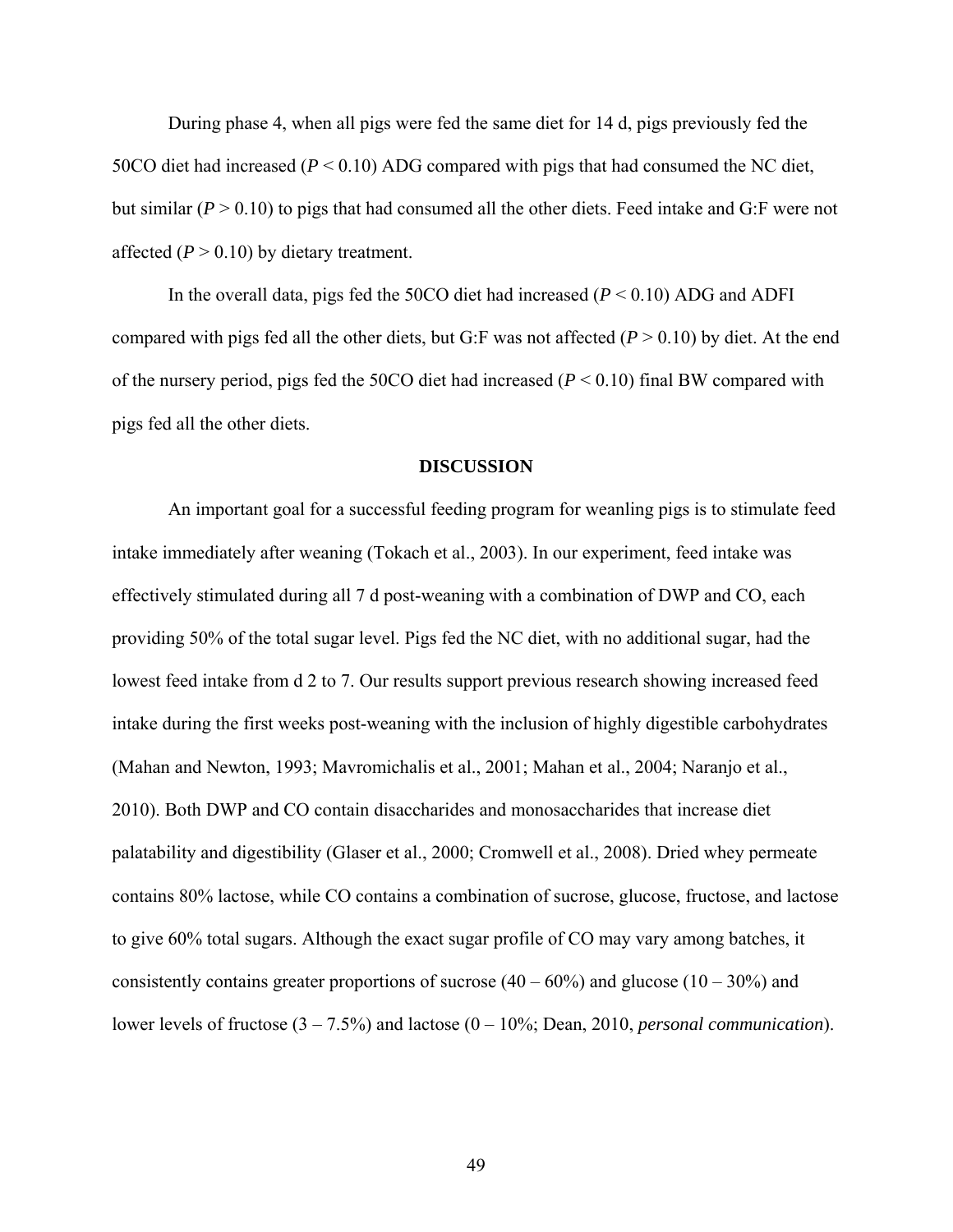During phase 4, when all pigs were fed the same diet for 14 d, pigs previously fed the 50CO diet had increased ($P < 0.10$) ADG compared with pigs that had consumed the NC diet, but similar ($P > 0.10$) to pigs that had consumed all the other diets. Feed intake and G:F were not affected ($P > 0.10$) by dietary treatment.

In the overall data, pigs fed the 50CO diet had increased ($P < 0.10$) ADG and ADFI compared with pigs fed all the other diets, but G:F was not affected ($P > 0.10$) by diet. At the end of the nursery period, pigs fed the 50CO diet had increased ($P < 0.10$) final BW compared with pigs fed all the other diets.

## DISCUSSION

An important goal for a successful feeding program for weanling pigs is to stimulate feed intake immediately after weaning (Tokach et al., 2003). In our experiment, feed intake was effectively stimulated during all 7 d post-weaning with a combination of DWP and CO, each providing 50% of the total sugar level. Pigs fed the NC diet, with no additional sugar, had the lowest feed intake from d 2 to 7. Our results support previous research showing increased feed intake during the first weeks post-weaning with the inclusion of highly digestible carbohydrates (Mahan and Newton, 1993; Mavromichalis et al., 2001; Mahan et al., 2004; Naranjo et al., 2010). Both DWP and CO contain disaccharides and monosaccharides that increase diet palatability and digestibility (Glaser et al., 2000; Cromwell et al., 2008). Dried whey permeate contains 80% lactose, while CO contains a combination of sucrose, glucose, fructose, and lactose to give 60% total sugars. Although the exact sugar profile of CO may vary among batches, it consistently contains greater proportions of sucrose (40 – 60%) and glucose (10 – 30%) and lower levels of fructose (3 – 7.5%) and lactose (0 – 10%; Dean, 2010, *personal communication*).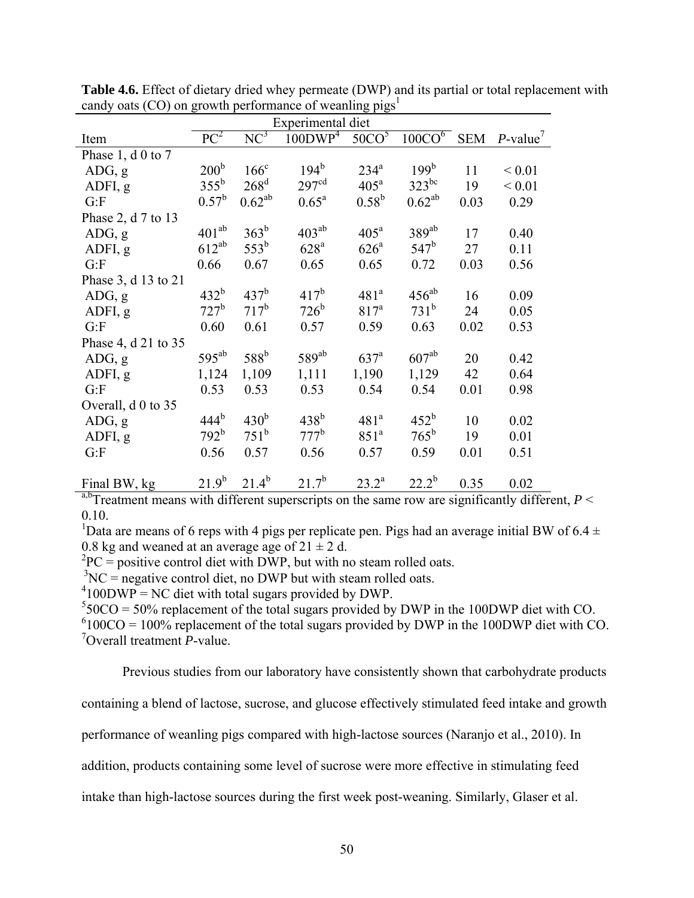**Table 4.6.** Effect of dietary dried whey permeate (DWP) and its partial or total replacement with candy oats (CO) on growth performance of weanling pigs[1]

| | Experimental diet | | | | | | |
|---|---|---|---|---|---|---|---|
| Item | PC[2] | NC[3] | 100DWP[4] | 50CO[5] | 100CO[6] | SEM | *P*-value[7] |
| Phase 1, d 0 to 7 | | | | | | | |
| ADG, g | 200[b] | 166[c] | 194[b] | 234[a] | 199[b] | 11 | < 0.01 |
| ADFI, g | 355[b] | 268[d] | 297[cd] | 405[a] | 323[bc] | 19 | < 0.01 |
| G:F | 0.57[b] | 0.62[ab] | 0.65[a] | 0.58[b] | 0.62[ab] | 0.03 | 0.29 |
| Phase 2, d 7 to 13 | | | | | | | |
| ADG, g | 401[ab] | 363[b] | 403[ab] | 405[a] | 389[ab] | 17 | 0.40 |
| ADFI, g | 612[ab] | 553[b] | 628[a] | 626[a] | 547[b] | 27 | 0.11 |
| G:F | 0.66 | 0.67 | 0.65 | 0.65 | 0.72 | 0.03 | 0.56 |
| Phase 3, d 13 to 21 | | | | | | | |
| ADG, g | 432[b] | 437[b] | 417[b] | 481[a] | 456[ab] | 16 | 0.09 |
| ADFI, g | 727[b] | 717[b] | 726[b] | 817[a] | 731[b] | 24 | 0.05 |
| G:F | 0.60 | 0.61 | 0.57 | 0.59 | 0.63 | 0.02 | 0.53 |
| Phase 4, d 21 to 35 | | | | | | | |
| ADG, g | 595[ab] | 588[b] | 589[ab] | 637[a] | 607[ab] | 20 | 0.42 |
| ADFI, g | 1,124 | 1,109 | 1,111 | 1,190 | 1,129 | 42 | 0.64 |
| G:F | 0.53 | 0.53 | 0.53 | 0.54 | 0.54 | 0.01 | 0.98 |
| Overall, d 0 to 35 | | | | | | | |
| ADG, g | 444[b] | 430[b] | 438[b] | 481[a] | 452[b] | 10 | 0.02 |
| ADFI, g | 792[b] | 751[b] | 777[b] | 851[a] | 765[b] | 19 | 0.01 |
| G:F | 0.56 | 0.57 | 0.56 | 0.57 | 0.59 | 0.01 | 0.51 |
| Final BW, kg | 21.9[b] | 21.4[b] | 21.7[b] | 23.2[a] | 22.2[b] | 0.35 | 0.02 |

[a,b]Treatment means with different superscripts on the same row are significantly different, $P < 0.10$.

[1]Data are means of 6 reps with 4 pigs per replicate pen. Pigs had an average initial BW of 6.4 ± 0.8 kg and weaned at an average age of 21 ± 2 d.

[2]PC = positive control diet with DWP, but with no steam rolled oats.

[3]NC = negative control diet, no DWP but with steam rolled oats.

[4]100DWP = NC diet with total sugars provided by DWP.

[5]50CO = 50% replacement of the total sugars provided by DWP in the 100DWP diet with CO.

[6]100CO = 100% replacement of the total sugars provided by DWP in the 100DWP diet with CO.

[7]Overall treatment *P*-value.

Previous studies from our laboratory have consistently shown that carbohydrate products containing a blend of lactose, sucrose, and glucose effectively stimulated feed intake and growth performance of weanling pigs compared with high-lactose sources (Naranjo et al., 2010). In addition, products containing some level of sucrose were more effective in stimulating feed intake than high-lactose sources during the first week post-weaning. Similarly, Glaser et al.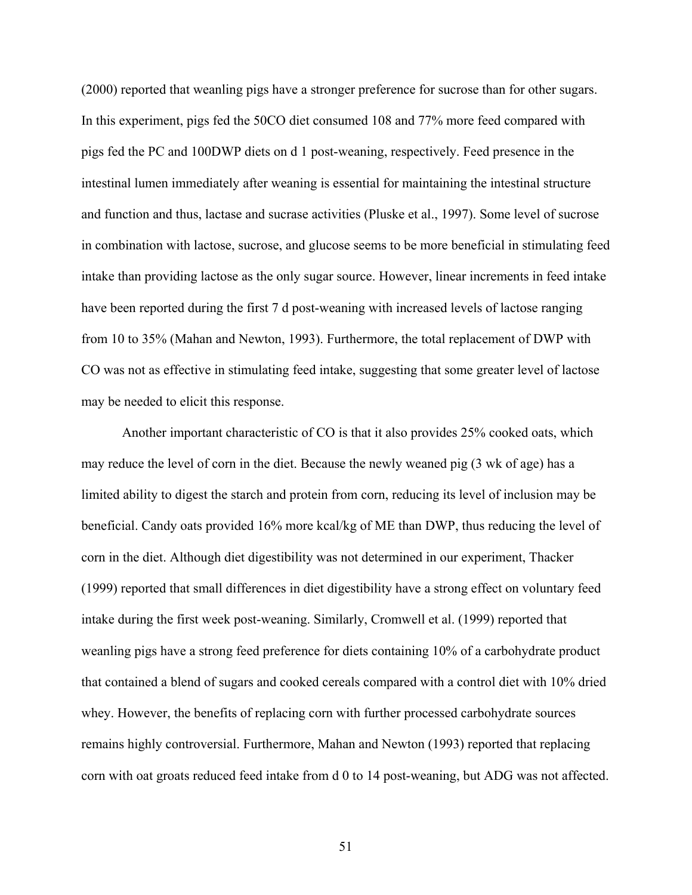(2000) reported that weanling pigs have a stronger preference for sucrose than for other sugars. In this experiment, pigs fed the 50CO diet consumed 108 and 77% more feed compared with pigs fed the PC and 100DWP diets on d 1 post-weaning, respectively. Feed presence in the intestinal lumen immediately after weaning is essential for maintaining the intestinal structure and function and thus, lactase and sucrase activities (Pluske et al., 1997). Some level of sucrose in combination with lactose, sucrose, and glucose seems to be more beneficial in stimulating feed intake than providing lactose as the only sugar source. However, linear increments in feed intake have been reported during the first 7 d post-weaning with increased levels of lactose ranging from 10 to 35% (Mahan and Newton, 1993). Furthermore, the total replacement of DWP with CO was not as effective in stimulating feed intake, suggesting that some greater level of lactose may be needed to elicit this response.

Another important characteristic of CO is that it also provides 25% cooked oats, which may reduce the level of corn in the diet. Because the newly weaned pig (3 wk of age) has a limited ability to digest the starch and protein from corn, reducing its level of inclusion may be beneficial. Candy oats provided 16% more kcal/kg of ME than DWP, thus reducing the level of corn in the diet. Although diet digestibility was not determined in our experiment, Thacker (1999) reported that small differences in diet digestibility have a strong effect on voluntary feed intake during the first week post-weaning. Similarly, Cromwell et al. (1999) reported that weanling pigs have a strong feed preference for diets containing 10% of a carbohydrate product that contained a blend of sugars and cooked cereals compared with a control diet with 10% dried whey. However, the benefits of replacing corn with further processed carbohydrate sources remains highly controversial. Furthermore, Mahan and Newton (1993) reported that replacing corn with oat groats reduced feed intake from d 0 to 14 post-weaning, but ADG was not affected.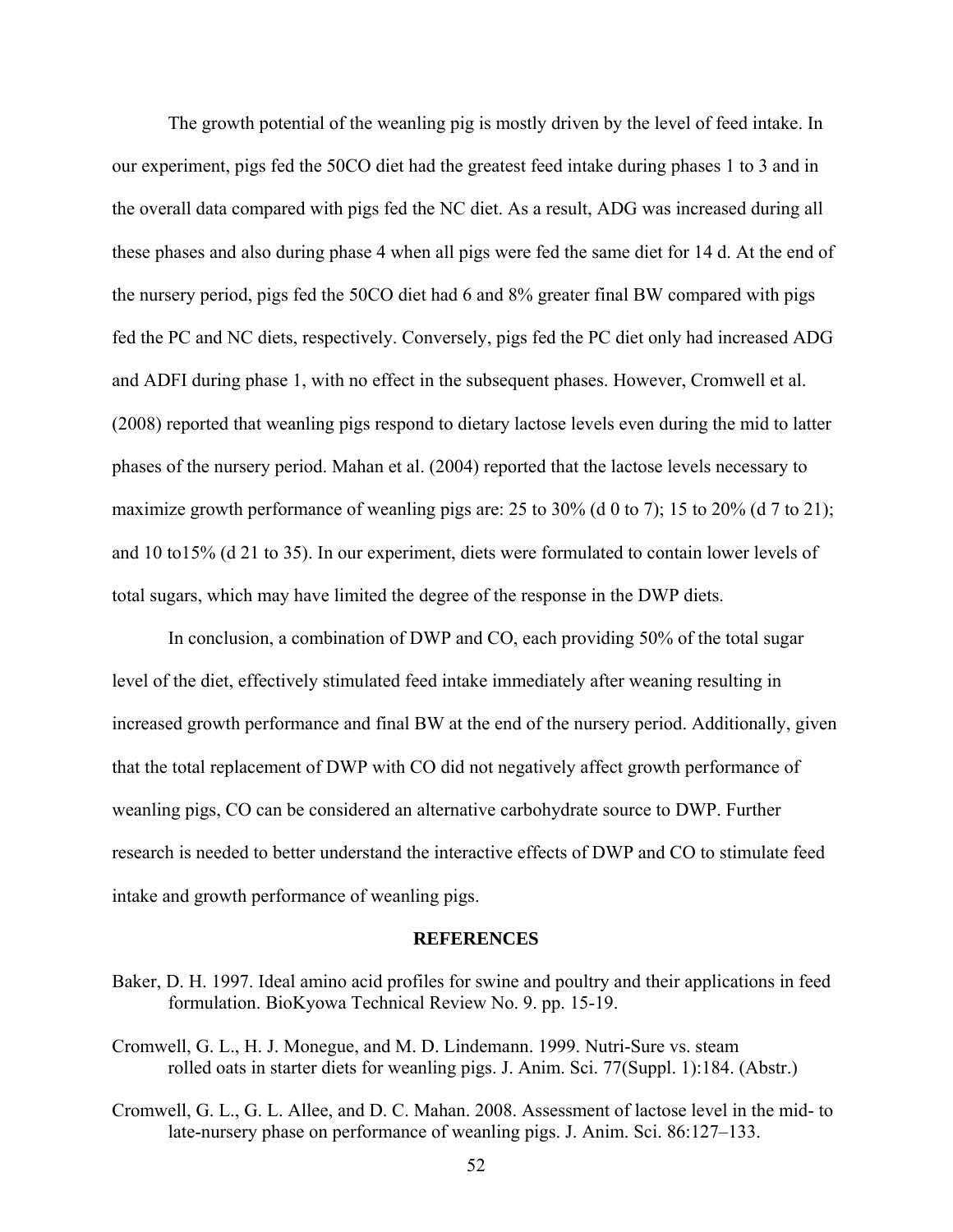The growth potential of the weanling pig is mostly driven by the level of feed intake. In our experiment, pigs fed the 50CO diet had the greatest feed intake during phases 1 to 3 and in the overall data compared with pigs fed the NC diet. As a result, ADG was increased during all these phases and also during phase 4 when all pigs were fed the same diet for 14 d. At the end of the nursery period, pigs fed the 50CO diet had 6 and 8% greater final BW compared with pigs fed the PC and NC diets, respectively. Conversely, pigs fed the PC diet only had increased ADG and ADFI during phase 1, with no effect in the subsequent phases. However, Cromwell et al. (2008) reported that weanling pigs respond to dietary lactose levels even during the mid to latter phases of the nursery period. Mahan et al. (2004) reported that the lactose levels necessary to maximize growth performance of weanling pigs are: 25 to 30% (d 0 to 7); 15 to 20% (d 7 to 21); and 10 to15% (d 21 to 35). In our experiment, diets were formulated to contain lower levels of total sugars, which may have limited the degree of the response in the DWP diets.

In conclusion, a combination of DWP and CO, each providing 50% of the total sugar level of the diet, effectively stimulated feed intake immediately after weaning resulting in increased growth performance and final BW at the end of the nursery period. Additionally, given that the total replacement of DWP with CO did not negatively affect growth performance of weanling pigs, CO can be considered an alternative carbohydrate source to DWP. Further research is needed to better understand the interactive effects of DWP and CO to stimulate feed intake and growth performance of weanling pigs.

## REFERENCES

Baker, D. H. 1997. Ideal amino acid profiles for swine and poultry and their applications in feed formulation. BioKyowa Technical Review No. 9. pp. 15-19.

Cromwell, G. L., H. J. Monegue, and M. D. Lindemann. 1999. Nutri-Sure vs. steam rolled oats in starter diets for weanling pigs. J. Anim. Sci. 77(Suppl. 1):184. (Abstr.)

Cromwell, G. L., G. L. Allee, and D. C. Mahan. 2008. Assessment of lactose level in the mid- to late-nursery phase on performance of weanling pigs. J. Anim. Sci. 86:127–133.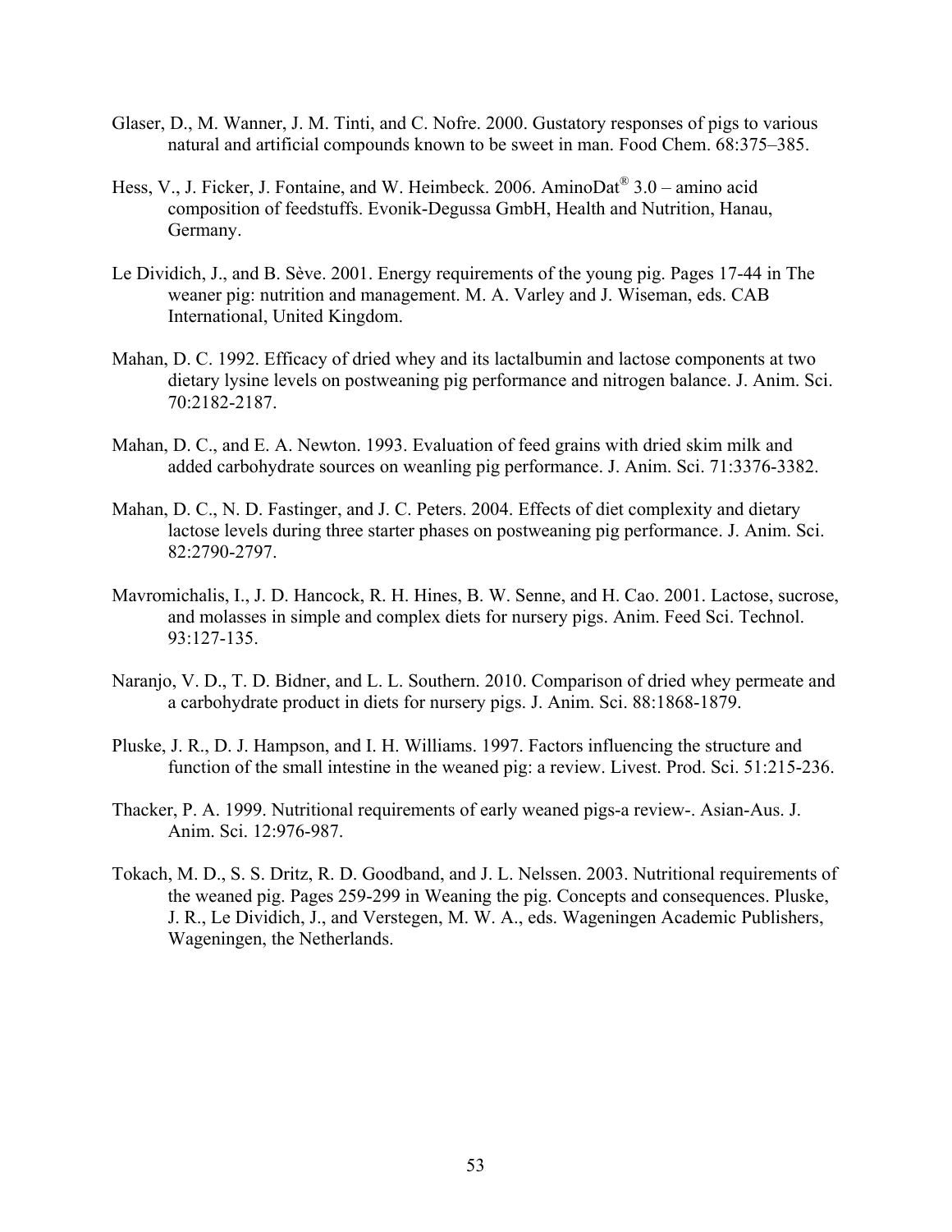Glaser, D., M. Wanner, J. M. Tinti, and C. Nofre. 2000. Gustatory responses of pigs to various natural and artificial compounds known to be sweet in man. Food Chem. 68:375–385.

Hess, V., J. Ficker, J. Fontaine, and W. Heimbeck. 2006. AminoDat® 3.0 – amino acid composition of feedstuffs. Evonik-Degussa GmbH, Health and Nutrition, Hanau, Germany.

Le Dividich, J., and B. Sève. 2001. Energy requirements of the young pig. Pages 17-44 in The weaner pig: nutrition and management. M. A. Varley and J. Wiseman, eds. CAB International, United Kingdom.

Mahan, D. C. 1992. Efficacy of dried whey and its lactalbumin and lactose components at two dietary lysine levels on postweaning pig performance and nitrogen balance. J. Anim. Sci. 70:2182-2187.

Mahan, D. C., and E. A. Newton. 1993. Evaluation of feed grains with dried skim milk and added carbohydrate sources on weanling pig performance. J. Anim. Sci. 71:3376-3382.

Mahan, D. C., N. D. Fastinger, and J. C. Peters. 2004. Effects of diet complexity and dietary lactose levels during three starter phases on postweaning pig performance. J. Anim. Sci. 82:2790-2797.

Mavromichalis, I., J. D. Hancock, R. H. Hines, B. W. Senne, and H. Cao. 2001. Lactose, sucrose, and molasses in simple and complex diets for nursery pigs. Anim. Feed Sci. Technol. 93:127-135.

Naranjo, V. D., T. D. Bidner, and L. L. Southern. 2010. Comparison of dried whey permeate and a carbohydrate product in diets for nursery pigs. J. Anim. Sci. 88:1868-1879.

Pluske, J. R., D. J. Hampson, and I. H. Williams. 1997. Factors influencing the structure and function of the small intestine in the weaned pig: a review. Livest. Prod. Sci. 51:215-236.

Thacker, P. A. 1999. Nutritional requirements of early weaned pigs-a review-. Asian-Aus. J. Anim. Sci. 12:976-987.

Tokach, M. D., S. S. Dritz, R. D. Goodband, and J. L. Nelssen. 2003. Nutritional requirements of the weaned pig. Pages 259-299 in Weaning the pig. Concepts and consequences. Pluske, J. R., Le Dividich, J., and Verstegen, M. W. A., eds. Wageningen Academic Publishers, Wageningen, the Netherlands.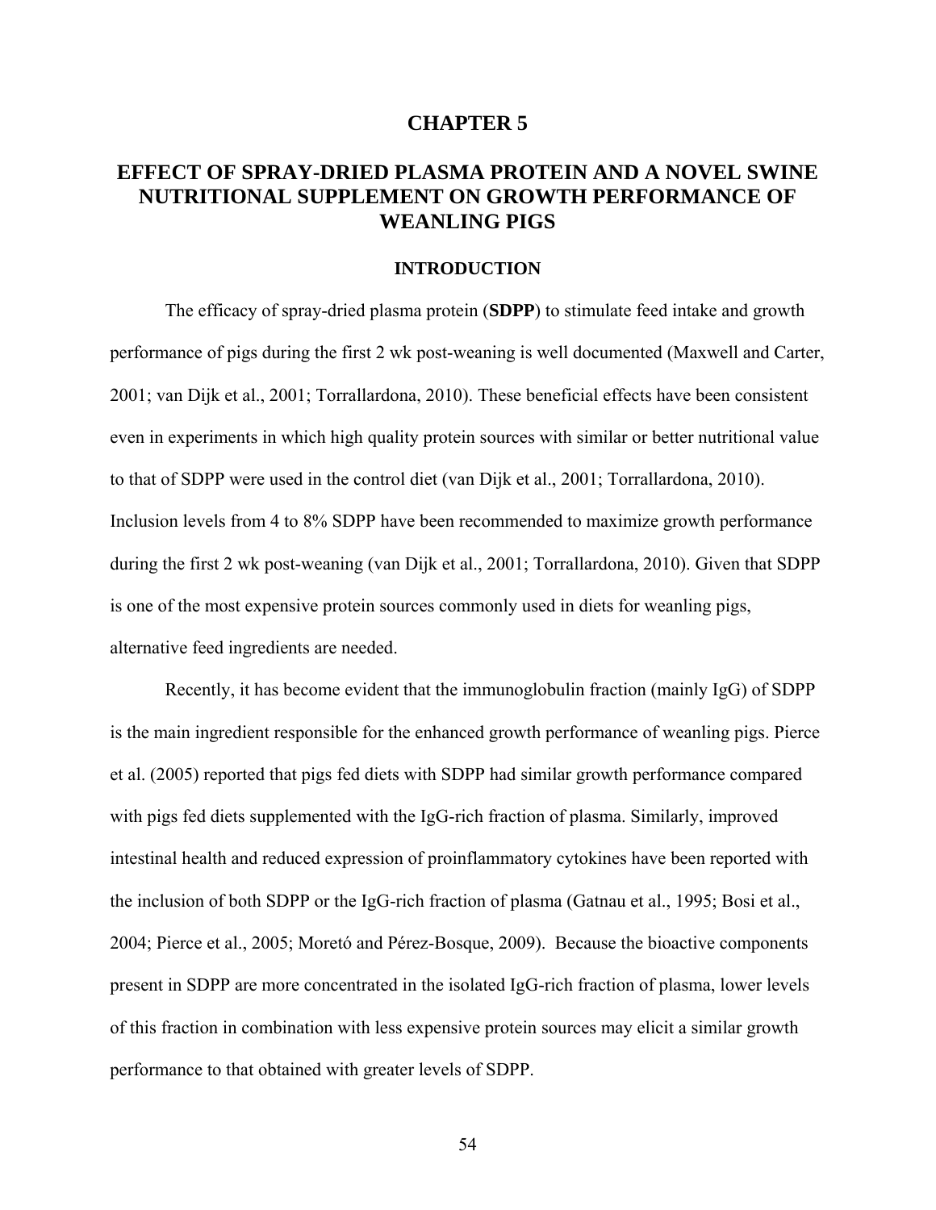# CHAPTER 5

# EFFECT OF SPRAY-DRIED PLASMA PROTEIN AND A NOVEL SWINE NUTRITIONAL SUPPLEMENT ON GROWTH PERFORMANCE OF WEANLING PIGS

## INTRODUCTION

The efficacy of spray-dried plasma protein (**SDPP**) to stimulate feed intake and growth performance of pigs during the first 2 wk post-weaning is well documented (Maxwell and Carter, 2001; van Dijk et al., 2001; Torrallardona, 2010). These beneficial effects have been consistent even in experiments in which high quality protein sources with similar or better nutritional value to that of SDPP were used in the control diet (van Dijk et al., 2001; Torrallardona, 2010). Inclusion levels from 4 to 8% SDPP have been recommended to maximize growth performance during the first 2 wk post-weaning (van Dijk et al., 2001; Torrallardona, 2010). Given that SDPP is one of the most expensive protein sources commonly used in diets for weanling pigs, alternative feed ingredients are needed.

Recently, it has become evident that the immunoglobulin fraction (mainly IgG) of SDPP is the main ingredient responsible for the enhanced growth performance of weanling pigs. Pierce et al. (2005) reported that pigs fed diets with SDPP had similar growth performance compared with pigs fed diets supplemented with the IgG-rich fraction of plasma. Similarly, improved intestinal health and reduced expression of proinflammatory cytokines have been reported with the inclusion of both SDPP or the IgG-rich fraction of plasma (Gatnau et al., 1995; Bosi et al., 2004; Pierce et al., 2005; Moretó and Pérez-Bosque, 2009). Because the bioactive components present in SDPP are more concentrated in the isolated IgG-rich fraction of plasma, lower levels of this fraction in combination with less expensive protein sources may elicit a similar growth performance to that obtained with greater levels of SDPP.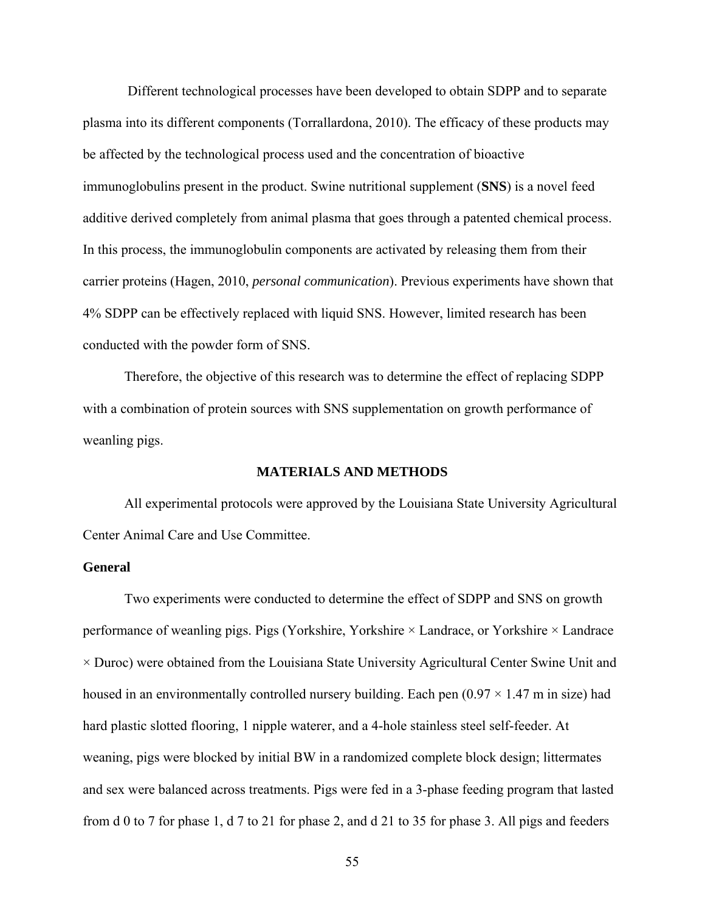Different technological processes have been developed to obtain SDPP and to separate plasma into its different components (Torrallardona, 2010). The efficacy of these products may be affected by the technological process used and the concentration of bioactive immunoglobulins present in the product. Swine nutritional supplement (**SNS**) is a novel feed additive derived completely from animal plasma that goes through a patented chemical process. In this process, the immunoglobulin components are activated by releasing them from their carrier proteins (Hagen, 2010, *personal communication*). Previous experiments have shown that 4% SDPP can be effectively replaced with liquid SNS. However, limited research has been conducted with the powder form of SNS.

Therefore, the objective of this research was to determine the effect of replacing SDPP with a combination of protein sources with SNS supplementation on growth performance of weanling pigs.

## MATERIALS AND METHODS

All experimental protocols were approved by the Louisiana State University Agricultural Center Animal Care and Use Committee.

### General

Two experiments were conducted to determine the effect of SDPP and SNS on growth performance of weanling pigs. Pigs (Yorkshire, Yorkshire × Landrace, or Yorkshire × Landrace × Duroc) were obtained from the Louisiana State University Agricultural Center Swine Unit and housed in an environmentally controlled nursery building. Each pen (0.97 × 1.47 m in size) had hard plastic slotted flooring, 1 nipple waterer, and a 4-hole stainless steel self-feeder. At weaning, pigs were blocked by initial BW in a randomized complete block design; littermates and sex were balanced across treatments. Pigs were fed in a 3-phase feeding program that lasted from d 0 to 7 for phase 1, d 7 to 21 for phase 2, and d 21 to 35 for phase 3. All pigs and feeders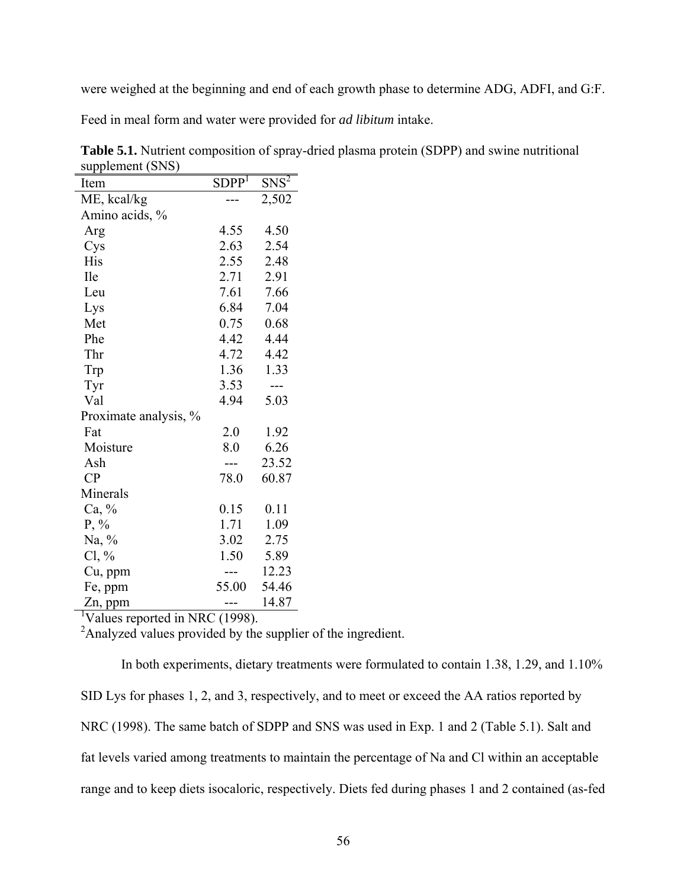were weighed at the beginning and end of each growth phase to determine ADG, ADFI, and G:F. Feed in meal form and water were provided for *ad libitum* intake.

**Table 5.1.** Nutrient composition of spray-dried plasma protein (SDPP) and swine nutritional supplement (SNS)

| Item | SDPP[1] | SNS[2] |
|---|---|---|
| ME, kcal/kg | --- | 2,502 |
| Amino acids, % | | |
| Arg | 4.55 | 4.50 |
| Cys | 2.63 | 2.54 |
| His | 2.55 | 2.48 |
| Ile | 2.71 | 2.91 |
| Leu | 7.61 | 7.66 |
| Lys | 6.84 | 7.04 |
| Met | 0.75 | 0.68 |
| Phe | 4.42 | 4.44 |
| Thr | 4.72 | 4.42 |
| Trp | 1.36 | 1.33 |
| Tyr | 3.53 | --- |
| Val | 4.94 | 5.03 |
| Proximate analysis, % | | |
| Fat | 2.0 | 1.92 |
| Moisture | 8.0 | 6.26 |
| Ash | --- | 23.52 |
| CP | 78.0 | 60.87 |
| Minerals | | |
| Ca, % | 0.15 | 0.11 |
| P, % | 1.71 | 1.09 |
| Na, % | 3.02 | 2.75 |
| Cl, % | 1.50 | 5.89 |
| Cu, ppm | --- | 12.23 |
| Fe, ppm | 55.00 | 54.46 |
| Zn, ppm | --- | 14.87 |

[1]Values reported in NRC (1998).

[2]Analyzed values provided by the supplier of the ingredient.

In both experiments, dietary treatments were formulated to contain 1.38, 1.29, and 1.10% SID Lys for phases 1, 2, and 3, respectively, and to meet or exceed the AA ratios reported by NRC (1998). The same batch of SDPP and SNS was used in Exp. 1 and 2 (Table 5.1). Salt and fat levels varied among treatments to maintain the percentage of Na and Cl within an acceptable range and to keep diets isocaloric, respectively. Diets fed during phases 1 and 2 contained (as-fed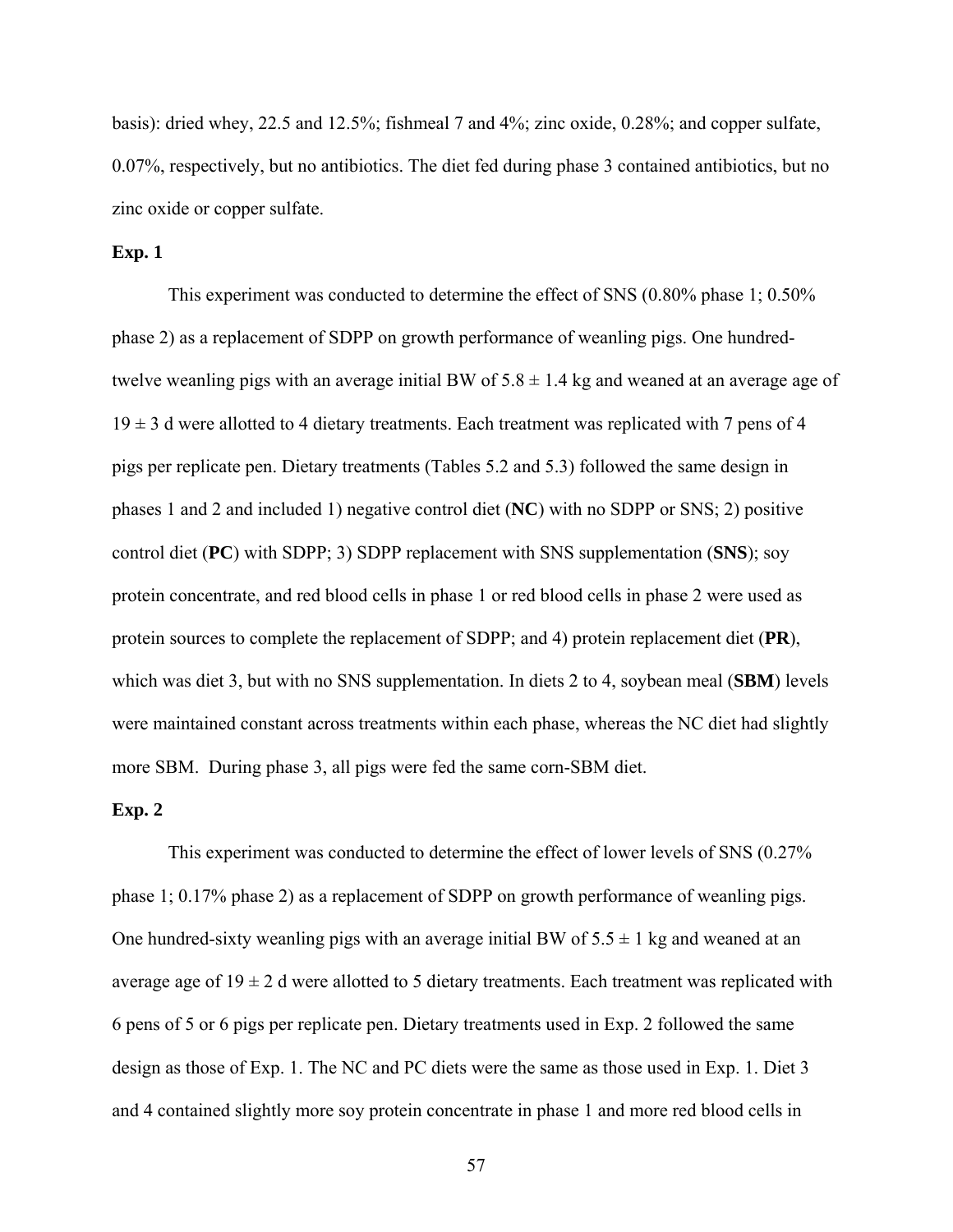basis): dried whey, 22.5 and 12.5%; fishmeal 7 and 4%; zinc oxide, 0.28%; and copper sulfate, 0.07%, respectively, but no antibiotics. The diet fed during phase 3 contained antibiotics, but no zinc oxide or copper sulfate.

**Exp. 1**

This experiment was conducted to determine the effect of SNS (0.80% phase 1; 0.50% phase 2) as a replacement of SDPP on growth performance of weanling pigs. One hundred-twelve weanling pigs with an average initial BW of 5.8 ± 1.4 kg and weaned at an average age of 19 ± 3 d were allotted to 4 dietary treatments. Each treatment was replicated with 7 pens of 4 pigs per replicate pen. Dietary treatments (Tables 5.2 and 5.3) followed the same design in phases 1 and 2 and included 1) negative control diet (**NC**) with no SDPP or SNS; 2) positive control diet (**PC**) with SDPP; 3) SDPP replacement with SNS supplementation (**SNS**); soy protein concentrate, and red blood cells in phase 1 or red blood cells in phase 2 were used as protein sources to complete the replacement of SDPP; and 4) protein replacement diet (**PR**), which was diet 3, but with no SNS supplementation. In diets 2 to 4, soybean meal (**SBM**) levels were maintained constant across treatments within each phase, whereas the NC diet had slightly more SBM. During phase 3, all pigs were fed the same corn-SBM diet.

**Exp. 2**

This experiment was conducted to determine the effect of lower levels of SNS (0.27% phase 1; 0.17% phase 2) as a replacement of SDPP on growth performance of weanling pigs. One hundred-sixty weanling pigs with an average initial BW of 5.5 ± 1 kg and weaned at an average age of 19 ± 2 d were allotted to 5 dietary treatments. Each treatment was replicated with 6 pens of 5 or 6 pigs per replicate pen. Dietary treatments used in Exp. 2 followed the same design as those of Exp. 1. The NC and PC diets were the same as those used in Exp. 1. Diet 3 and 4 contained slightly more soy protein concentrate in phase 1 and more red blood cells in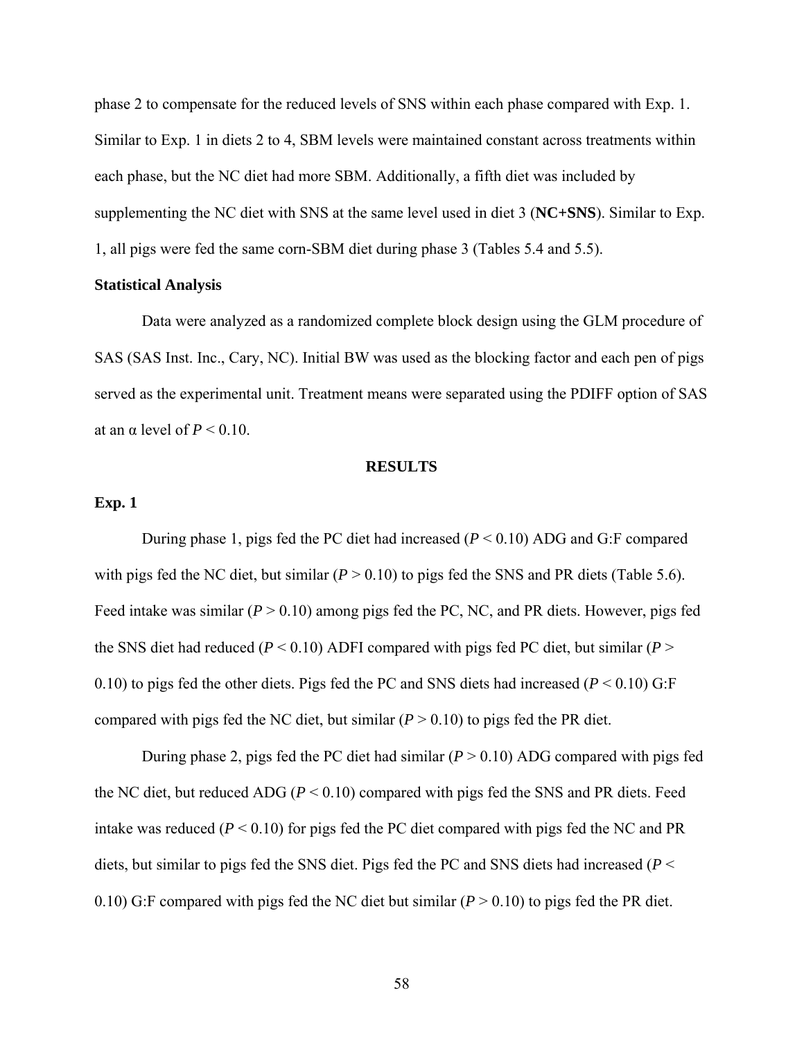phase 2 to compensate for the reduced levels of SNS within each phase compared with Exp. 1. Similar to Exp. 1 in diets 2 to 4, SBM levels were maintained constant across treatments within each phase, but the NC diet had more SBM. Additionally, a fifth diet was included by supplementing the NC diet with SNS at the same level used in diet 3 (**NC+SNS**). Similar to Exp. 1, all pigs were fed the same corn-SBM diet during phase 3 (Tables 5.4 and 5.5).

### Statistical Analysis

Data were analyzed as a randomized complete block design using the GLM procedure of SAS (SAS Inst. Inc., Cary, NC). Initial BW was used as the blocking factor and each pen of pigs served as the experimental unit. Treatment means were separated using the PDIFF option of SAS at an α level of $P < 0.10$.

## RESULTS

### Exp. 1

During phase 1, pigs fed the PC diet had increased ($P < 0.10$) ADG and G:F compared with pigs fed the NC diet, but similar ($P > 0.10$) to pigs fed the SNS and PR diets (Table 5.6). Feed intake was similar ($P > 0.10$) among pigs fed the PC, NC, and PR diets. However, pigs fed the SNS diet had reduced ($P < 0.10$) ADFI compared with pigs fed PC diet, but similar ($P > 0.10$) to pigs fed the other diets. Pigs fed the PC and SNS diets had increased ($P < 0.10$) G:F compared with pigs fed the NC diet, but similar ($P > 0.10$) to pigs fed the PR diet.

During phase 2, pigs fed the PC diet had similar ($P > 0.10$) ADG compared with pigs fed the NC diet, but reduced ADG ($P < 0.10$) compared with pigs fed the SNS and PR diets. Feed intake was reduced ($P < 0.10$) for pigs fed the PC diet compared with pigs fed the NC and PR diets, but similar to pigs fed the SNS diet. Pigs fed the PC and SNS diets had increased ($P < 0.10$) G:F compared with pigs fed the NC diet but similar ($P > 0.10$) to pigs fed the PR diet.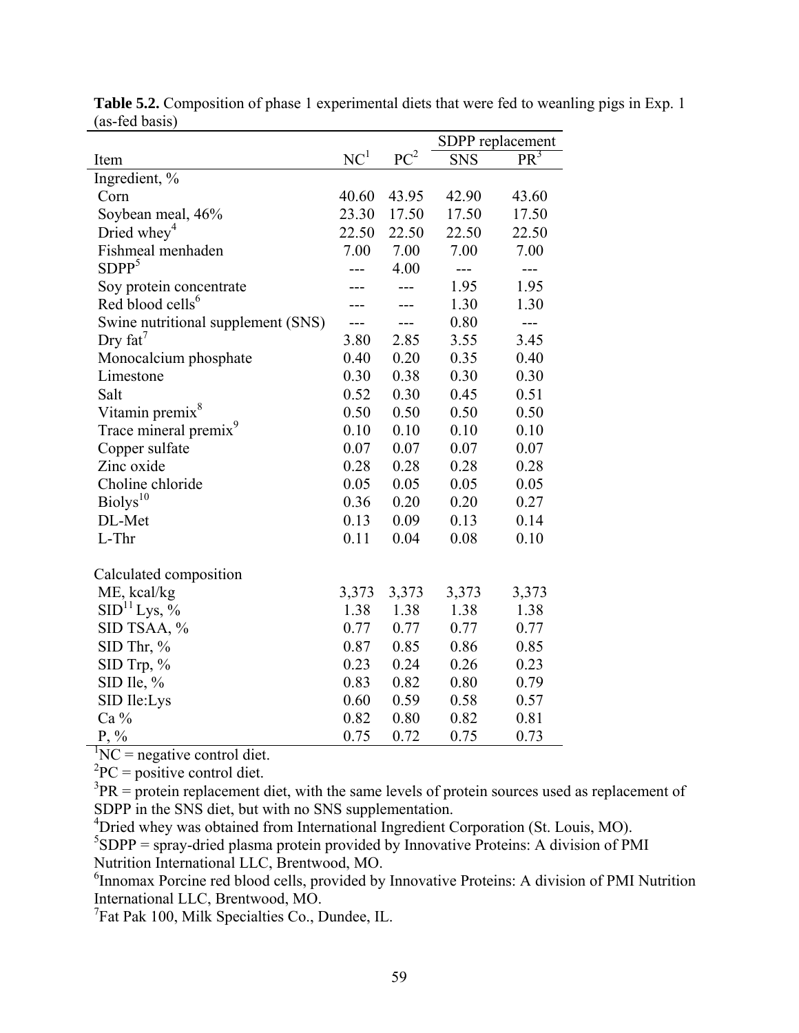**Table 5.2.** Composition of phase 1 experimental diets that were fed to weanling pigs in Exp. 1 (as-fed basis)

| | | | SDPP replacement | |
|---|---|---|---|---|
| Item | NC[1] | PC[2] | SNS | PR[3] |
| Ingredient, % | | | | |
| Corn | 40.60 | 43.95 | 42.90 | 43.60 |
| Soybean meal, 46% | 23.30 | 17.50 | 17.50 | 17.50 |
| Dried whey[4] | 22.50 | 22.50 | 22.50 | 22.50 |
| Fishmeal menhaden | 7.00 | 7.00 | 7.00 | 7.00 |
| SDPP[5] | --- | 4.00 | --- | --- |
| Soy protein concentrate | --- | --- | 1.95 | 1.95 |
| Red blood cells[6] | --- | --- | 1.30 | 1.30 |
| Swine nutritional supplement (SNS) | --- | --- | 0.80 | --- |
| Dry fat[7] | 3.80 | 2.85 | 3.55 | 3.45 |
| Monocalcium phosphate | 0.40 | 0.20 | 0.35 | 0.40 |
| Limestone | 0.30 | 0.38 | 0.30 | 0.30 |
| Salt | 0.52 | 0.30 | 0.45 | 0.51 |
| Vitamin premix[8] | 0.50 | 0.50 | 0.50 | 0.50 |
| Trace mineral premix[9] | 0.10 | 0.10 | 0.10 | 0.10 |
| Copper sulfate | 0.07 | 0.07 | 0.07 | 0.07 |
| Zinc oxide | 0.28 | 0.28 | 0.28 | 0.28 |
| Choline chloride | 0.05 | 0.05 | 0.05 | 0.05 |
| Biolys[10] | 0.36 | 0.20 | 0.20 | 0.27 |
| DL-Met | 0.13 | 0.09 | 0.13 | 0.14 |
| L-Thr | 0.11 | 0.04 | 0.08 | 0.10 |
| | | | | |
| Calculated composition | | | | |
| ME, kcal/kg | 3,373 | 3,373 | 3,373 | 3,373 |
| SID[11] Lys, % | 1.38 | 1.38 | 1.38 | 1.38 |
| SID TSAA, % | 0.77 | 0.77 | 0.77 | 0.77 |
| SID Thr, % | 0.87 | 0.85 | 0.86 | 0.85 |
| SID Trp, % | 0.23 | 0.24 | 0.26 | 0.23 |
| SID Ile, % | 0.83 | 0.82 | 0.80 | 0.79 |
| SID Ile:Lys | 0.60 | 0.59 | 0.58 | 0.57 |
| Ca % | 0.82 | 0.80 | 0.82 | 0.81 |
| P, % | 0.75 | 0.72 | 0.75 | 0.73 |

[1]NC = negative control diet.

[2]PC = positive control diet.

[3]PR = protein replacement diet, with the same levels of protein sources used as replacement of SDPP in the SNS diet, but with no SNS supplementation.

[4]Dried whey was obtained from International Ingredient Corporation (St. Louis, MO).

[5]SDPP = spray-dried plasma protein provided by Innovative Proteins: A division of PMI Nutrition International LLC, Brentwood, MO.

[6]Innomax Porcine red blood cells, provided by Innovative Proteins: A division of PMI Nutrition International LLC, Brentwood, MO.

[7]Fat Pak 100, Milk Specialties Co., Dundee, IL.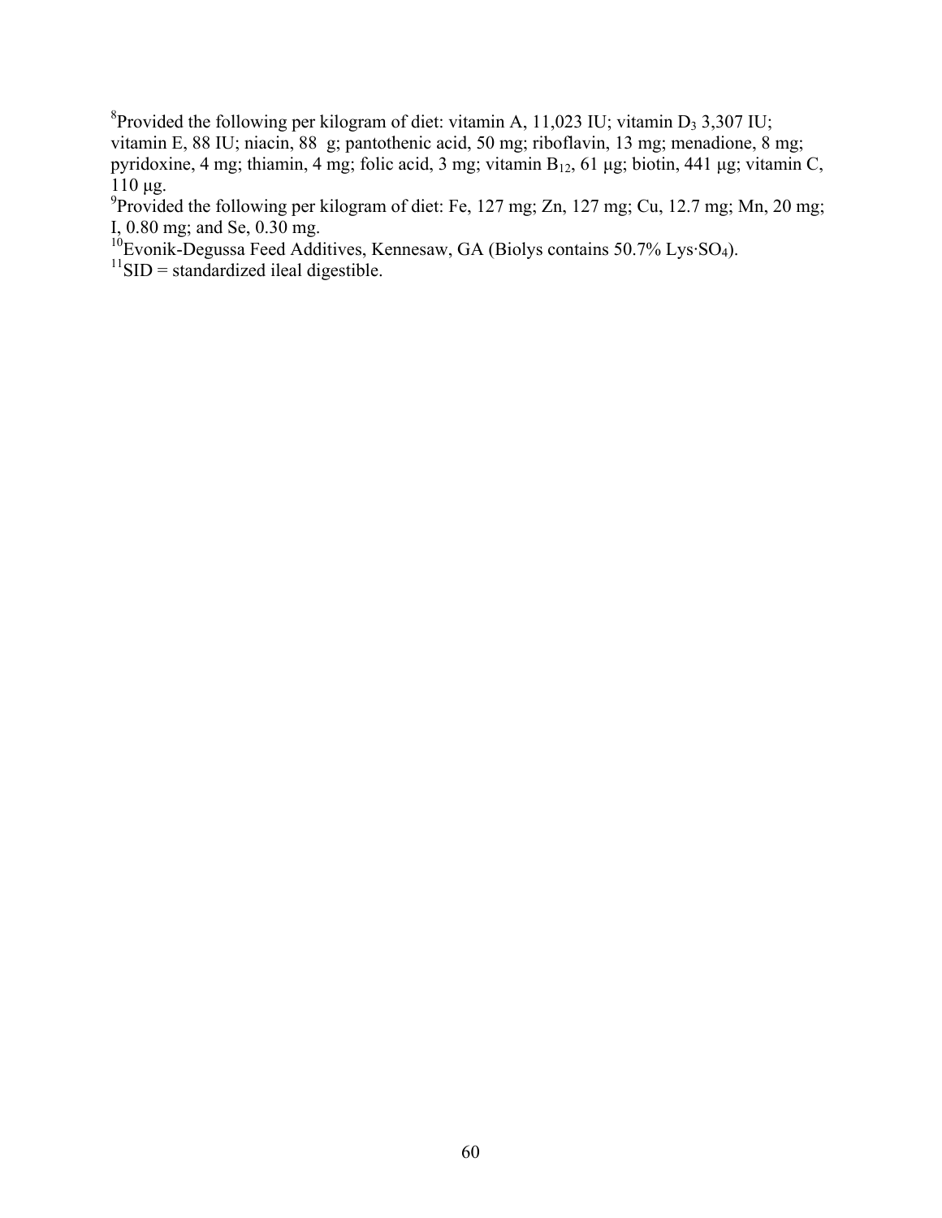[8]Provided the following per kilogram of diet: vitamin A, 11,023 IU; vitamin $D_3$ 3,307 IU; vitamin E, 88 IU; niacin, 88 g; pantothenic acid, 50 mg; riboflavin, 13 mg; menadione, 8 mg; pyridoxine, 4 mg; thiamin, 4 mg; folic acid, 3 mg; vitamin $B_{12}$, 61 µg; biotin, 441 µg; vitamin C, 110 µg.

[9]Provided the following per kilogram of diet: Fe, 127 mg; Zn, 127 mg; Cu, 12.7 mg; Mn, 20 mg; I, 0.80 mg; and Se, 0.30 mg.

[10]Evonik-Degussa Feed Additives, Kennesaw, GA (Biolys contains 50.7% Lys·$SO_4$).

[11]SID = standardized ileal digestible.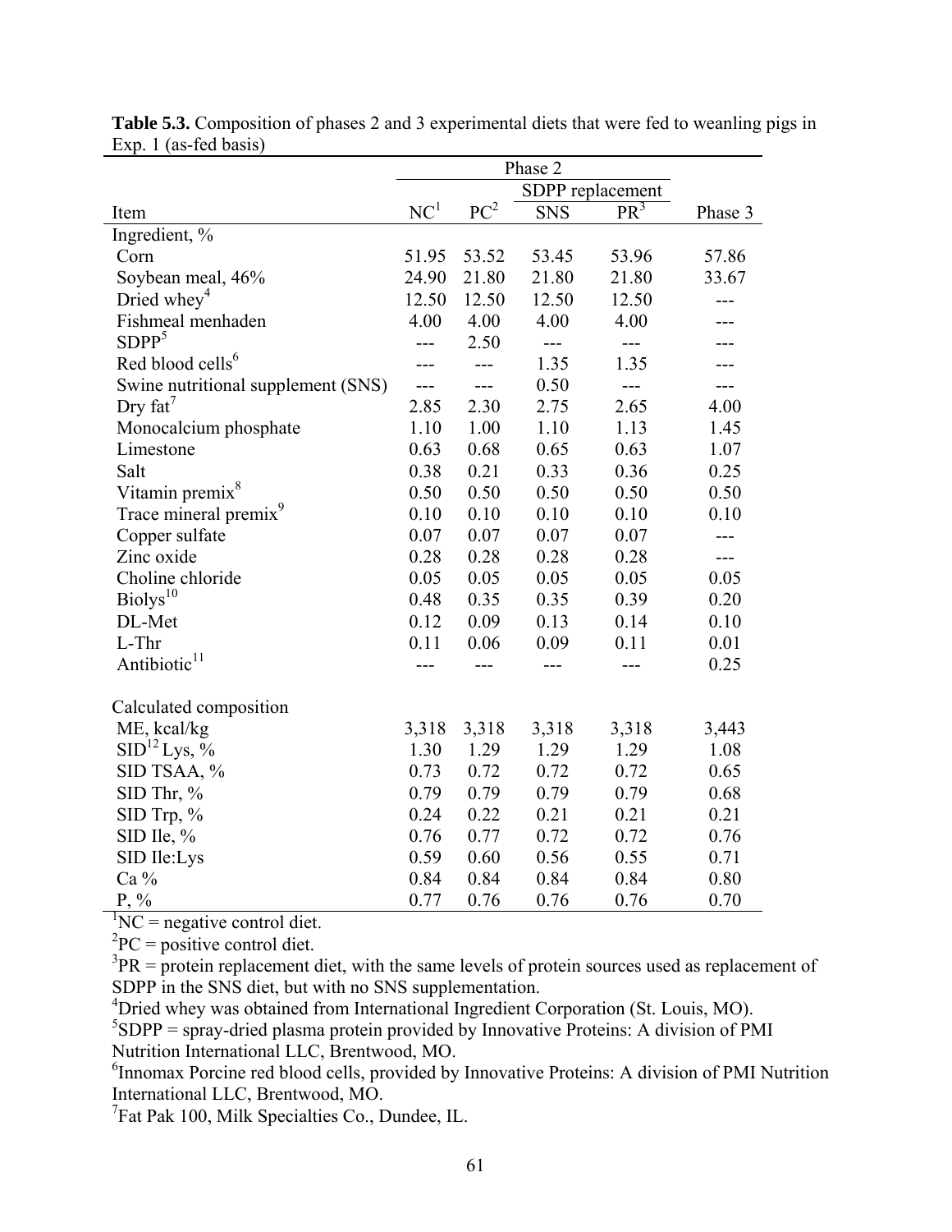**Table 5.3.** Composition of phases 2 and 3 experimental diets that were fed to weanling pigs in Exp. 1 (as-fed basis)

| | Phase 2 | | | | |
|---|---|---|---|---|---|
| | | | SDPP replacement | | |
| Item | NC[1] | PC[2] | SNS | PR[3] | Phase 3 |
| Ingredient, % | | | | | |
| Corn | 51.95 | 53.52 | 53.45 | 53.96 | 57.86 |
| Soybean meal, 46% | 24.90 | 21.80 | 21.80 | 21.80 | 33.67 |
| Dried whey[4] | 12.50 | 12.50 | 12.50 | 12.50 | --- |
| Fishmeal menhaden | 4.00 | 4.00 | 4.00 | 4.00 | --- |
| SDPP[5] | --- | 2.50 | --- | --- | --- |
| Red blood cells[6] | --- | --- | 1.35 | 1.35 | --- |
| Swine nutritional supplement (SNS) | --- | --- | 0.50 | --- | --- |
| Dry fat[7] | 2.85 | 2.30 | 2.75 | 2.65 | 4.00 |
| Monocalcium phosphate | 1.10 | 1.00 | 1.10 | 1.13 | 1.45 |
| Limestone | 0.63 | 0.68 | 0.65 | 0.63 | 1.07 |
| Salt | 0.38 | 0.21 | 0.33 | 0.36 | 0.25 |
| Vitamin premix[8] | 0.50 | 0.50 | 0.50 | 0.50 | 0.50 |
| Trace mineral premix[9] | 0.10 | 0.10 | 0.10 | 0.10 | 0.10 |
| Copper sulfate | 0.07 | 0.07 | 0.07 | 0.07 | --- |
| Zinc oxide | 0.28 | 0.28 | 0.28 | 0.28 | --- |
| Choline chloride | 0.05 | 0.05 | 0.05 | 0.05 | 0.05 |
| Biolys[10] | 0.48 | 0.35 | 0.35 | 0.39 | 0.20 |
| DL-Met | 0.12 | 0.09 | 0.13 | 0.14 | 0.10 |
| L-Thr | 0.11 | 0.06 | 0.09 | 0.11 | 0.01 |
| Antibiotic[11] | --- | --- | --- | --- | 0.25 |
| | | | | | |
| Calculated composition | | | | | |
| ME, kcal/kg | 3,318 | 3,318 | 3,318 | 3,318 | 3,443 |
| SID[12] Lys, % | 1.30 | 1.29 | 1.29 | 1.29 | 1.08 |
| SID TSAA, % | 0.73 | 0.72 | 0.72 | 0.72 | 0.65 |
| SID Thr, % | 0.79 | 0.79 | 0.79 | 0.79 | 0.68 |
| SID Trp, % | 0.24 | 0.22 | 0.21 | 0.21 | 0.21 |
| SID Ile, % | 0.76 | 0.77 | 0.72 | 0.72 | 0.76 |
| SID Ile:Lys | 0.59 | 0.60 | 0.56 | 0.55 | 0.71 |
| Ca % | 0.84 | 0.84 | 0.84 | 0.84 | 0.80 |
| P, % | 0.77 | 0.76 | 0.76 | 0.76 | 0.70 |

[1]NC = negative control diet.

[2]PC = positive control diet.

[3]PR = protein replacement diet, with the same levels of protein sources used as replacement of SDPP in the SNS diet, but with no SNS supplementation.

[4]Dried whey was obtained from International Ingredient Corporation (St. Louis, MO).

[5]SDPP = spray-dried plasma protein provided by Innovative Proteins: A division of PMI Nutrition International LLC, Brentwood, MO.

[6]Innomax Porcine red blood cells, provided by Innovative Proteins: A division of PMI Nutrition International LLC, Brentwood, MO.

[7]Fat Pak 100, Milk Specialties Co., Dundee, IL.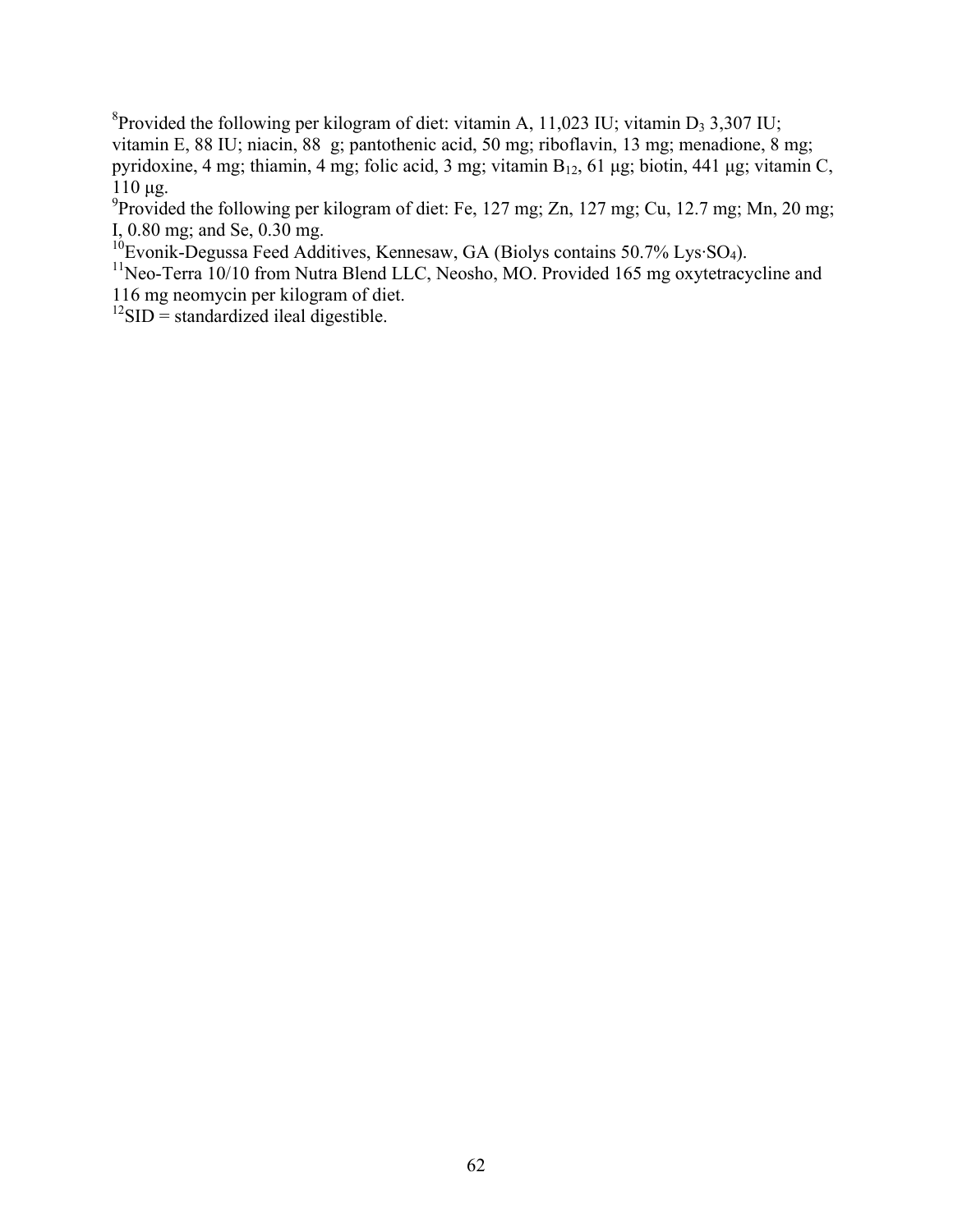[8]Provided the following per kilogram of diet: vitamin A, 11,023 IU; vitamin $D_3$ 3,307 IU; vitamin E, 88 IU; niacin, 88  g; pantothenic acid, 50 mg; riboflavin, 13 mg; menadione, 8 mg; pyridoxine, 4 mg; thiamin, 4 mg; folic acid, 3 mg; vitamin $B_{12}$, 61 µg; biotin, 441 µg; vitamin C, 110 µg.

[9]Provided the following per kilogram of diet: Fe, 127 mg; Zn, 127 mg; Cu, 12.7 mg; Mn, 20 mg; I, 0.80 mg; and Se, 0.30 mg.

[10]Evonik-Degussa Feed Additives, Kennesaw, GA (Biolys contains 50.7% Lys·$SO_4$).

[11]Neo-Terra 10/10 from Nutra Blend LLC, Neosho, MO. Provided 165 mg oxytetracycline and 116 mg neomycin per kilogram of diet.

[12]SID = standardized ileal digestible.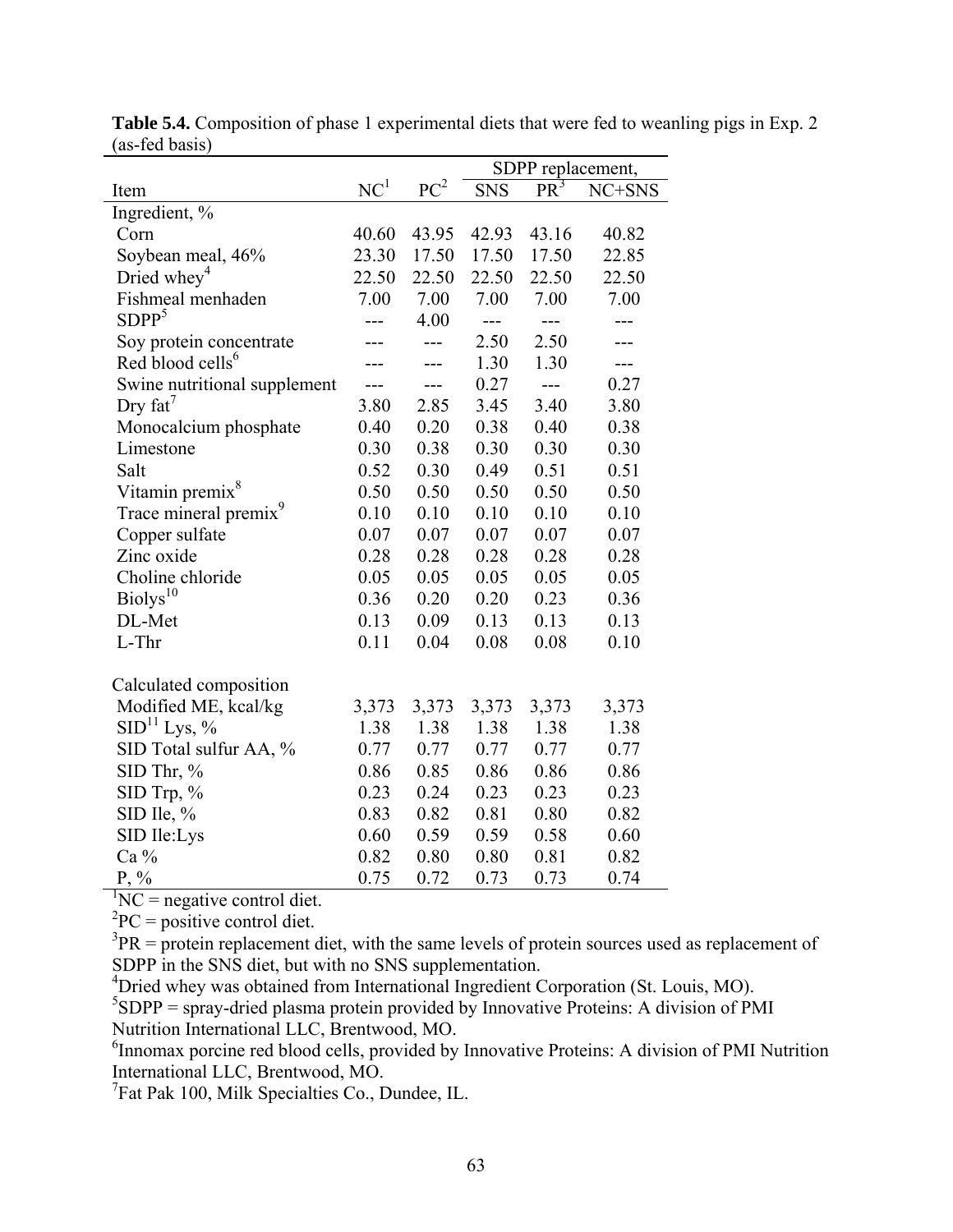**Table 5.4.** Composition of phase 1 experimental diets that were fed to weanling pigs in Exp. 2 (as-fed basis)

| | | | SDPP replacement, | | |
|---|---|---|---|---|---|
| Item | NC[1] | PC[2] | SNS | PR[3] | NC+SNS |
| Ingredient, % | | | | | |
| Corn | 40.60 | 43.95 | 42.93 | 43.16 | 40.82 |
| Soybean meal, 46% | 23.30 | 17.50 | 17.50 | 17.50 | 22.85 |
| Dried whey[4] | 22.50 | 22.50 | 22.50 | 22.50 | 22.50 |
| Fishmeal menhaden | 7.00 | 7.00 | 7.00 | 7.00 | 7.00 |
| SDPP[5] | --- | 4.00 | --- | --- | --- |
| Soy protein concentrate | --- | --- | 2.50 | 2.50 | --- |
| Red blood cells[6] | --- | --- | 1.30 | 1.30 | --- |
| Swine nutritional supplement | --- | --- | 0.27 | --- | 0.27 |
| Dry fat[7] | 3.80 | 2.85 | 3.45 | 3.40 | 3.80 |
| Monocalcium phosphate | 0.40 | 0.20 | 0.38 | 0.40 | 0.38 |
| Limestone | 0.30 | 0.38 | 0.30 | 0.30 | 0.30 |
| Salt | 0.52 | 0.30 | 0.49 | 0.51 | 0.51 |
| Vitamin premix[8] | 0.50 | 0.50 | 0.50 | 0.50 | 0.50 |
| Trace mineral premix[9] | 0.10 | 0.10 | 0.10 | 0.10 | 0.10 |
| Copper sulfate | 0.07 | 0.07 | 0.07 | 0.07 | 0.07 |
| Zinc oxide | 0.28 | 0.28 | 0.28 | 0.28 | 0.28 |
| Choline chloride | 0.05 | 0.05 | 0.05 | 0.05 | 0.05 |
| Biolys[10] | 0.36 | 0.20 | 0.20 | 0.23 | 0.36 |
| DL-Met | 0.13 | 0.09 | 0.13 | 0.13 | 0.13 |
| L-Thr | 0.11 | 0.04 | 0.08 | 0.08 | 0.10 |
| | | | | | |
| Calculated composition | | | | | |
| Modified ME, kcal/kg | 3,373 | 3,373 | 3,373 | 3,373 | 3,373 |
| SID[11] Lys, % | 1.38 | 1.38 | 1.38 | 1.38 | 1.38 |
| SID Total sulfur AA, % | 0.77 | 0.77 | 0.77 | 0.77 | 0.77 |
| SID Thr, % | 0.86 | 0.85 | 0.86 | 0.86 | 0.86 |
| SID Trp, % | 0.23 | 0.24 | 0.23 | 0.23 | 0.23 |
| SID Ile, % | 0.83 | 0.82 | 0.81 | 0.80 | 0.82 |
| SID Ile:Lys | 0.60 | 0.59 | 0.59 | 0.58 | 0.60 |
| Ca % | 0.82 | 0.80 | 0.80 | 0.81 | 0.82 |
| P, % | 0.75 | 0.72 | 0.73 | 0.73 | 0.74 |

[1]NC = negative control diet.

[2]PC = positive control diet.

[3]PR = protein replacement diet, with the same levels of protein sources used as replacement of SDPP in the SNS diet, but with no SNS supplementation.

[4]Dried whey was obtained from International Ingredient Corporation (St. Louis, MO).

[5]SDPP = spray-dried plasma protein provided by Innovative Proteins: A division of PMI Nutrition International LLC, Brentwood, MO.

[6]Innomax porcine red blood cells, provided by Innovative Proteins: A division of PMI Nutrition International LLC, Brentwood, MO.

[7]Fat Pak 100, Milk Specialties Co., Dundee, IL.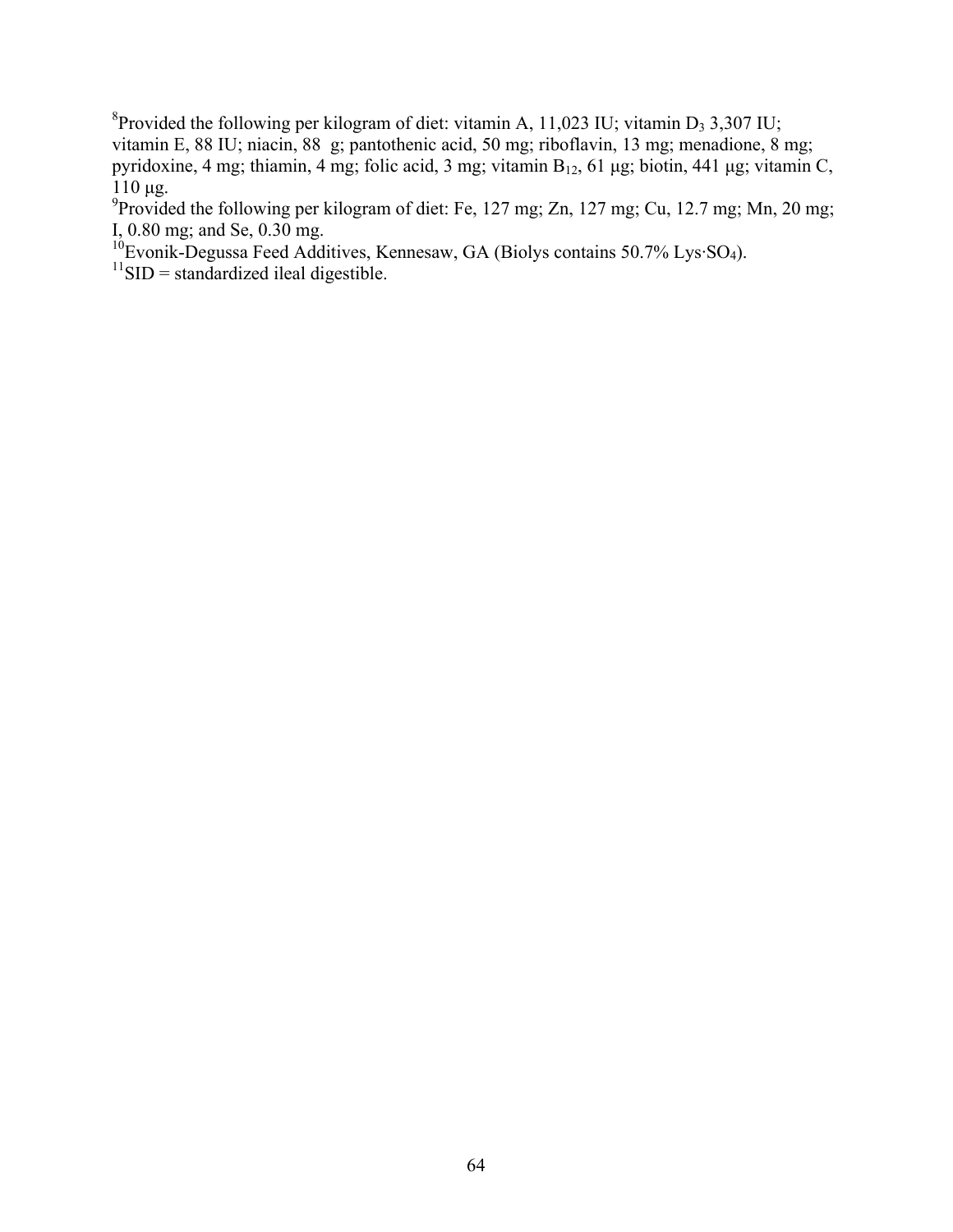[8]Provided the following per kilogram of diet: vitamin A, 11,023 IU; vitamin $D_3$ 3,307 IU; vitamin E, 88 IU; niacin, 88  g; pantothenic acid, 50 mg; riboflavin, 13 mg; menadione, 8 mg; pyridoxine, 4 mg; thiamin, 4 mg; folic acid, 3 mg; vitamin $B_{12}$, 61 μg; biotin, 441 μg; vitamin C, 110 μg.

[9]Provided the following per kilogram of diet: Fe, 127 mg; Zn, 127 mg; Cu, 12.7 mg; Mn, 20 mg; I, 0.80 mg; and Se, 0.30 mg.

[10]Evonik-Degussa Feed Additives, Kennesaw, GA (Biolys contains 50.7% Lys·$SO_4$).

[11]SID = standardized ileal digestible.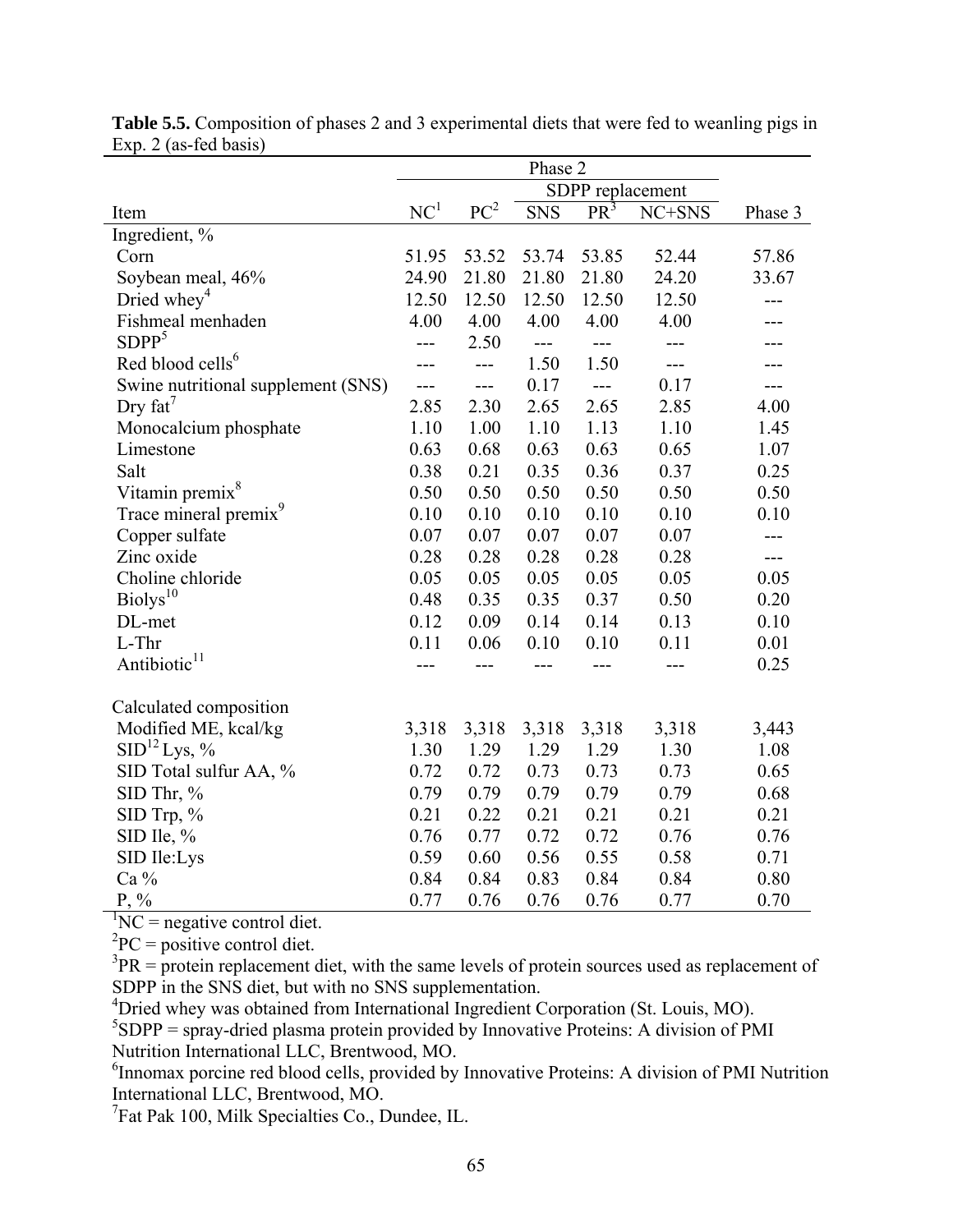**Table 5.5.** Composition of phases 2 and 3 experimental diets that were fed to weanling pigs in Exp. 2 (as-fed basis)

| | Phase 2 | | | | | |
|---|---|---|---|---|---|---|
| | | | SDPP replacement | | | |
| Item | NC[1] | PC[2] | SNS | PR[3] | NC+SNS | Phase 3 |
| Ingredient, % | | | | | | |
| Corn | 51.95 | 53.52 | 53.74 | 53.85 | 52.44 | 57.86 |
| Soybean meal, 46% | 24.90 | 21.80 | 21.80 | 21.80 | 24.20 | 33.67 |
| Dried whey[4] | 12.50 | 12.50 | 12.50 | 12.50 | 12.50 | --- |
| Fishmeal menhaden | 4.00 | 4.00 | 4.00 | 4.00 | 4.00 | --- |
| SDPP[5] | --- | 2.50 | --- | --- | --- | --- |
| Red blood cells[6] | --- | --- | 1.50 | 1.50 | --- | --- |
| Swine nutritional supplement (SNS) | --- | --- | 0.17 | --- | 0.17 | --- |
| Dry fat[7] | 2.85 | 2.30 | 2.65 | 2.65 | 2.85 | 4.00 |
| Monocalcium phosphate | 1.10 | 1.00 | 1.10 | 1.13 | 1.10 | 1.45 |
| Limestone | 0.63 | 0.68 | 0.63 | 0.63 | 0.65 | 1.07 |
| Salt | 0.38 | 0.21 | 0.35 | 0.36 | 0.37 | 0.25 |
| Vitamin premix[8] | 0.50 | 0.50 | 0.50 | 0.50 | 0.50 | 0.50 |
| Trace mineral premix[9] | 0.10 | 0.10 | 0.10 | 0.10 | 0.10 | 0.10 |
| Copper sulfate | 0.07 | 0.07 | 0.07 | 0.07 | 0.07 | --- |
| Zinc oxide | 0.28 | 0.28 | 0.28 | 0.28 | 0.28 | --- |
| Choline chloride | 0.05 | 0.05 | 0.05 | 0.05 | 0.05 | 0.05 |
| Biolys[10] | 0.48 | 0.35 | 0.35 | 0.37 | 0.50 | 0.20 |
| DL-met | 0.12 | 0.09 | 0.14 | 0.14 | 0.13 | 0.10 |
| L-Thr | 0.11 | 0.06 | 0.10 | 0.10 | 0.11 | 0.01 |
| Antibiotic[11] | --- | --- | --- | --- | --- | 0.25 |
| | | | | | | |
| Calculated composition | | | | | | |
| Modified ME, kcal/kg | 3,318 | 3,318 | 3,318 | 3,318 | 3,318 | 3,443 |
| SID[12] Lys, % | 1.30 | 1.29 | 1.29 | 1.29 | 1.30 | 1.08 |
| SID Total sulfur AA, % | 0.72 | 0.72 | 0.73 | 0.73 | 0.73 | 0.65 |
| SID Thr, % | 0.79 | 0.79 | 0.79 | 0.79 | 0.79 | 0.68 |
| SID Trp, % | 0.21 | 0.22 | 0.21 | 0.21 | 0.21 | 0.21 |
| SID Ile, % | 0.76 | 0.77 | 0.72 | 0.72 | 0.76 | 0.76 |
| SID Ile:Lys | 0.59 | 0.60 | 0.56 | 0.55 | 0.58 | 0.71 |
| Ca % | 0.84 | 0.84 | 0.83 | 0.84 | 0.84 | 0.80 |
| P, % | 0.77 | 0.76 | 0.76 | 0.76 | 0.77 | 0.70 |

[1]NC = negative control diet.

[2]PC = positive control diet.

[3]PR = protein replacement diet, with the same levels of protein sources used as replacement of SDPP in the SNS diet, but with no SNS supplementation.

[4]Dried whey was obtained from International Ingredient Corporation (St. Louis, MO).

[5]SDPP = spray-dried plasma protein provided by Innovative Proteins: A division of PMI Nutrition International LLC, Brentwood, MO.

[6]Innomax porcine red blood cells, provided by Innovative Proteins: A division of PMI Nutrition International LLC, Brentwood, MO.

[7]Fat Pak 100, Milk Specialties Co., Dundee, IL.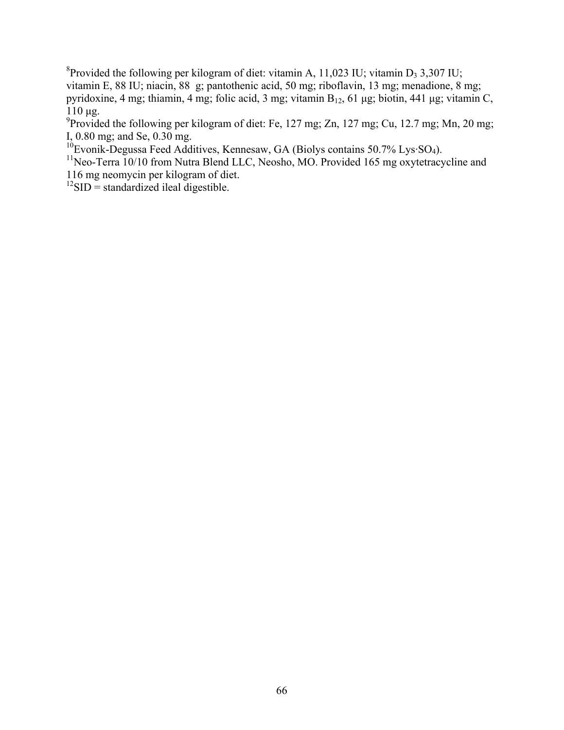[8]Provided the following per kilogram of diet: vitamin A, 11,023 IU; vitamin $D_3$ 3,307 IU; vitamin E, 88 IU; niacin, 88  g; pantothenic acid, 50 mg; riboflavin, 13 mg; menadione, 8 mg; pyridoxine, 4 mg; thiamin, 4 mg; folic acid, 3 mg; vitamin $B_{12}$, 61 μg; biotin, 441 μg; vitamin C, 110 μg.

[9]Provided the following per kilogram of diet: Fe, 127 mg; Zn, 127 mg; Cu, 12.7 mg; Mn, 20 mg; I, 0.80 mg; and Se, 0.30 mg.

[10]Evonik-Degussa Feed Additives, Kennesaw, GA (Biolys contains 50.7% Lys·$SO_4$).

[11]Neo-Terra 10/10 from Nutra Blend LLC, Neosho, MO. Provided 165 mg oxytetracycline and 116 mg neomycin per kilogram of diet.

[12]SID = standardized ileal digestible.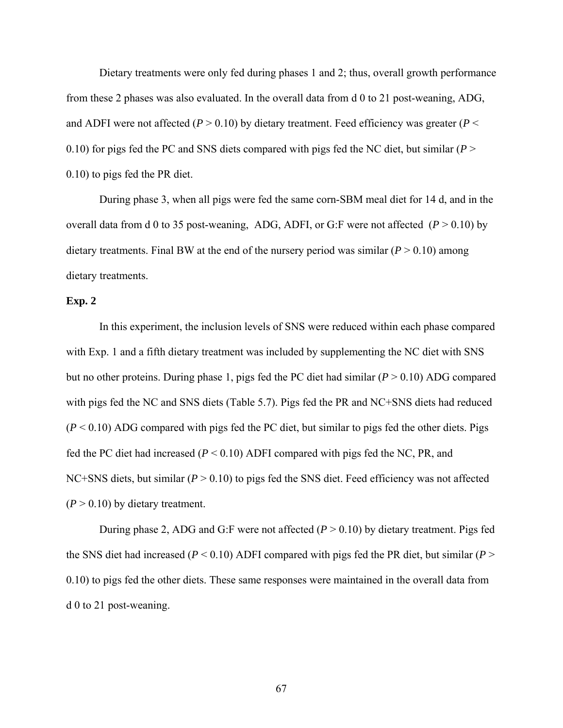Dietary treatments were only fed during phases 1 and 2; thus, overall growth performance from these 2 phases was also evaluated. In the overall data from d 0 to 21 post-weaning, ADG, and ADFI were not affected ($P > 0.10$) by dietary treatment. Feed efficiency was greater ($P < 0.10$) for pigs fed the PC and SNS diets compared with pigs fed the NC diet, but similar ($P > 0.10$) to pigs fed the PR diet.

During phase 3, when all pigs were fed the same corn-SBM meal diet for 14 d, and in the overall data from d 0 to 35 post-weaning, ADG, ADFI, or G:F were not affected ($P > 0.10$) by dietary treatments. Final BW at the end of the nursery period was similar ($P > 0.10$) among dietary treatments.

**Exp. 2**

In this experiment, the inclusion levels of SNS were reduced within each phase compared with Exp. 1 and a fifth dietary treatment was included by supplementing the NC diet with SNS but no other proteins. During phase 1, pigs fed the PC diet had similar ($P > 0.10$) ADG compared with pigs fed the NC and SNS diets (Table 5.7). Pigs fed the PR and NC+SNS diets had reduced ($P < 0.10$) ADG compared with pigs fed the PC diet, but similar to pigs fed the other diets. Pigs fed the PC diet had increased ($P < 0.10$) ADFI compared with pigs fed the NC, PR, and NC+SNS diets, but similar ($P > 0.10$) to pigs fed the SNS diet. Feed efficiency was not affected ($P > 0.10$) by dietary treatment.

During phase 2, ADG and G:F were not affected ($P > 0.10$) by dietary treatment. Pigs fed the SNS diet had increased ($P < 0.10$) ADFI compared with pigs fed the PR diet, but similar ($P > 0.10$) to pigs fed the other diets. These same responses were maintained in the overall data from d 0 to 21 post-weaning.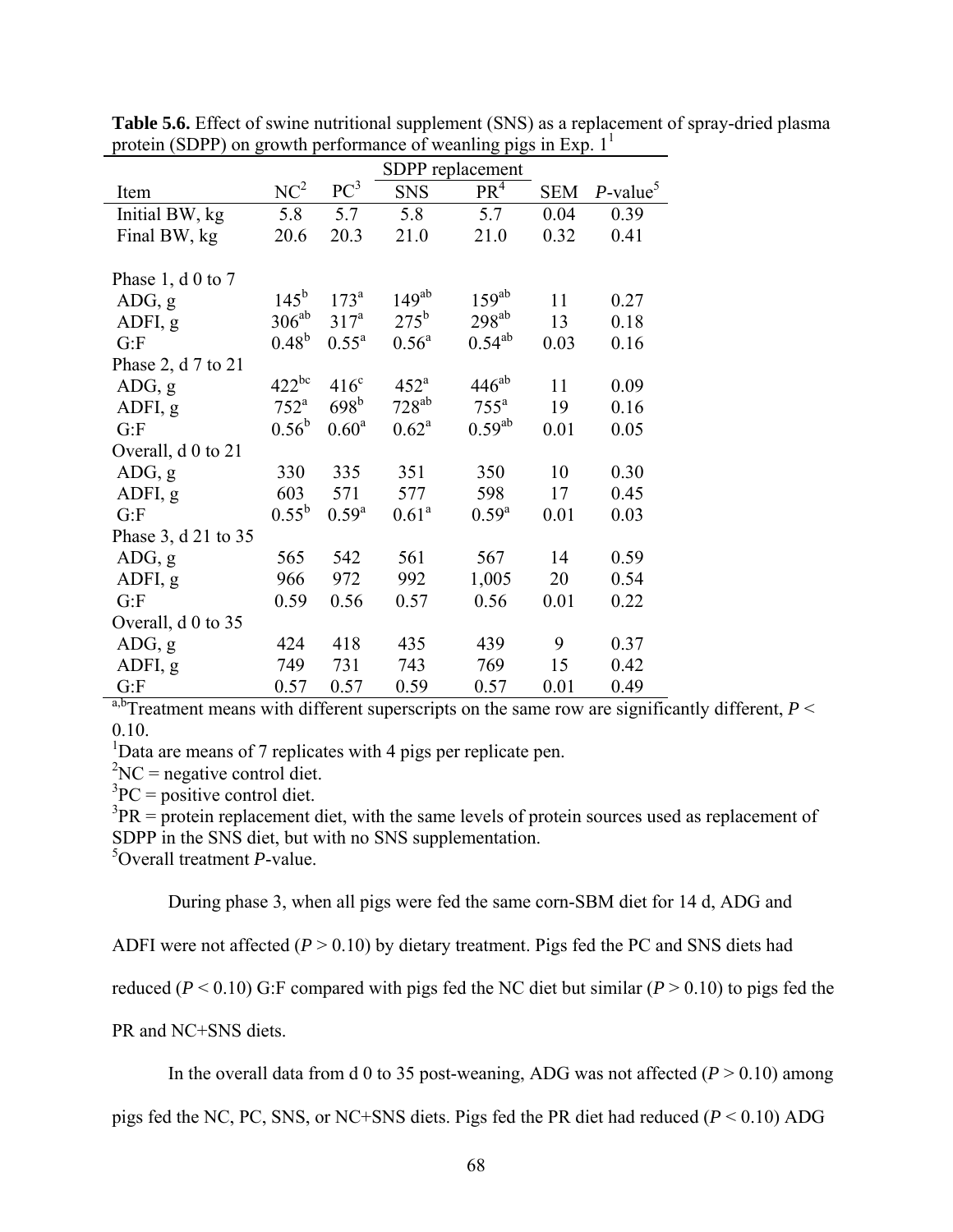**Table 5.6.** Effect of swine nutritional supplement (SNS) as a replacement of spray-dried plasma protein (SDPP) on growth performance of weanling pigs in Exp. 1[1]

| | | | SDPP replacement | | | |
|---|---|---|---|---|---|---|
| Item | NC[2] | PC[3] | SNS | PR[4] | SEM | *P*-value[5] |
| Initial BW, kg | 5.8 | 5.7 | 5.8 | 5.7 | 0.04 | 0.39 |
| Final BW, kg | 20.6 | 20.3 | 21.0 | 21.0 | 0.32 | 0.41 |
| Phase 1, d 0 to 7 | | | | | | |
| ADG, g | 145[b] | 173[a] | 149[ab] | 159[ab] | 11 | 0.27 |
| ADFI, g | 306[ab] | 317[a] | 275[b] | 298[ab] | 13 | 0.18 |
| G:F | 0.48[b] | 0.55[a] | 0.56[a] | 0.54[ab] | 0.03 | 0.16 |
| Phase 2, d 7 to 21 | | | | | | |
| ADG, g | 422[bc] | 416[c] | 452[a] | 446[ab] | 11 | 0.09 |
| ADFI, g | 752[a] | 698[b] | 728[ab] | 755[a] | 19 | 0.16 |
| G:F | 0.56[b] | 0.60[a] | 0.62[a] | 0.59[ab] | 0.01 | 0.05 |
| Overall, d 0 to 21 | | | | | | |
| ADG, g | 330 | 335 | 351 | 350 | 10 | 0.30 |
| ADFI, g | 603 | 571 | 577 | 598 | 17 | 0.45 |
| G:F | 0.55[b] | 0.59[a] | 0.61[a] | 0.59[a] | 0.01 | 0.03 |
| Phase 3, d 21 to 35 | | | | | | |
| ADG, g | 565 | 542 | 561 | 567 | 14 | 0.59 |
| ADFI, g | 966 | 972 | 992 | 1,005 | 20 | 0.54 |
| G:F | 0.59 | 0.56 | 0.57 | 0.56 | 0.01 | 0.22 |
| Overall, d 0 to 35 | | | | | | |
| ADG, g | 424 | 418 | 435 | 439 | 9 | 0.37 |
| ADFI, g | 749 | 731 | 743 | 769 | 15 | 0.42 |
| G:F | 0.57 | 0.57 | 0.59 | 0.57 | 0.01 | 0.49 |

[a,b]Treatment means with different superscripts on the same row are significantly different, $P < 0.10$.

[1]Data are means of 7 replicates with 4 pigs per replicate pen.

[2]NC = negative control diet.

[3]PC = positive control diet.

[3]PR = protein replacement diet, with the same levels of protein sources used as replacement of SDPP in the SNS diet, but with no SNS supplementation.

[5]Overall treatment *P*-value.

During phase 3, when all pigs were fed the same corn-SBM diet for 14 d, ADG and ADFI were not affected ($P > 0.10$) by dietary treatment. Pigs fed the PC and SNS diets had reduced ($P < 0.10$) G:F compared with pigs fed the NC diet but similar ($P > 0.10$) to pigs fed the PR and NC+SNS diets.

In the overall data from d 0 to 35 post-weaning, ADG was not affected ($P > 0.10$) among pigs fed the NC, PC, SNS, or NC+SNS diets. Pigs fed the PR diet had reduced ($P < 0.10$) ADG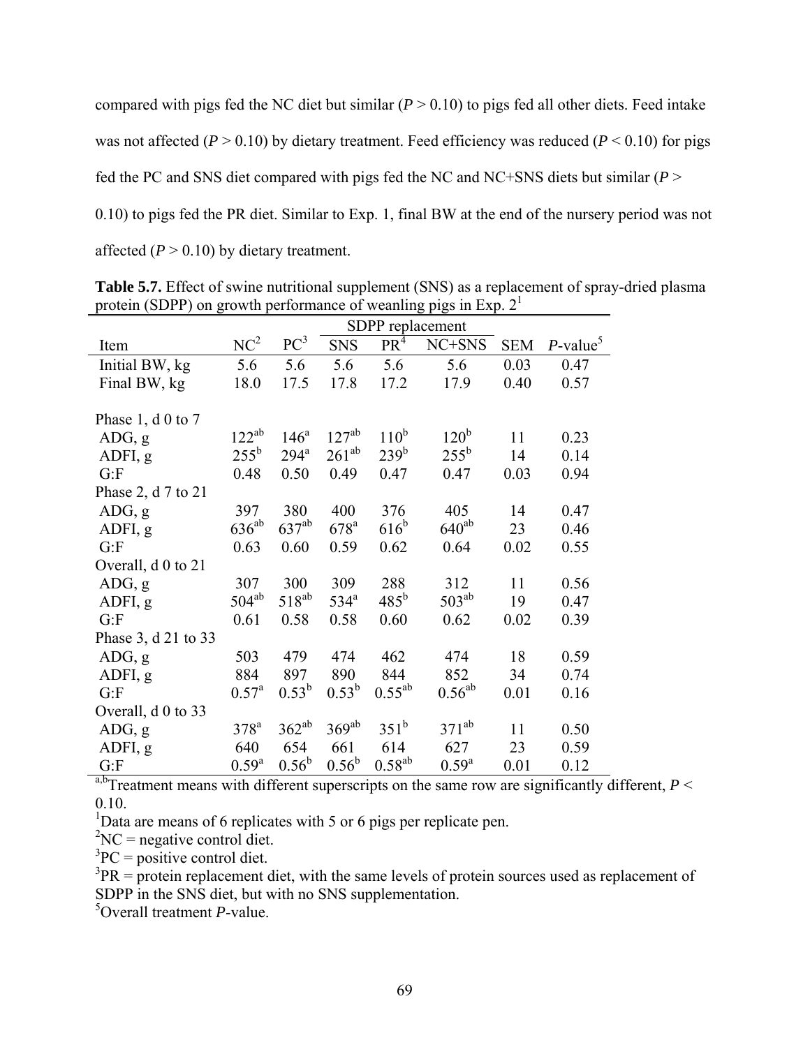compared with pigs fed the NC diet but similar ($P > 0.10$) to pigs fed all other diets. Feed intake was not affected ($P > 0.10$) by dietary treatment. Feed efficiency was reduced ($P < 0.10$) for pigs fed the PC and SNS diet compared with pigs fed the NC and NC+SNS diets but similar ($P > 0.10$) to pigs fed the PR diet. Similar to Exp. 1, final BW at the end of the nursery period was not affected ($P > 0.10$) by dietary treatment.

**Table 5.7.** Effect of swine nutritional supplement (SNS) as a replacement of spray-dried plasma protein (SDPP) on growth performance of weanling pigs in Exp. 2[1]

| | | | SDPP replacement | | | | |
|---|---|---|---|---|---|---|---|
| Item | NC[2] | PC[3] | SNS | PR[4] | NC+SNS | SEM | *P*-value[5] |
| Initial BW, kg | 5.6 | 5.6 | 5.6 | 5.6 | 5.6 | 0.03 | 0.47 |
| Final BW, kg | 18.0 | 17.5 | 17.8 | 17.2 | 17.9 | 0.40 | 0.57 |
| Phase 1, d 0 to 7 | | | | | | | |
| ADG, g | 122[ab] | 146[a] | 127[ab] | 110[b] | 120[b] | 11 | 0.23 |
| ADFI, g | 255[b] | 294[a] | 261[ab] | 239[b] | 255[b] | 14 | 0.14 |
| G:F | 0.48 | 0.50 | 0.49 | 0.47 | 0.47 | 0.03 | 0.94 |
| Phase 2, d 7 to 21 | | | | | | | |
| ADG, g | 397 | 380 | 400 | 376 | 405 | 14 | 0.47 |
| ADFI, g | 636[ab] | 637[ab] | 678[a] | 616[b] | 640[ab] | 23 | 0.46 |
| G:F | 0.63 | 0.60 | 0.59 | 0.62 | 0.64 | 0.02 | 0.55 |
| Overall, d 0 to 21 | | | | | | | |
| ADG, g | 307 | 300 | 309 | 288 | 312 | 11 | 0.56 |
| ADFI, g | 504[ab] | 518[ab] | 534[a] | 485[b] | 503[ab] | 19 | 0.47 |
| G:F | 0.61 | 0.58 | 0.58 | 0.60 | 0.62 | 0.02 | 0.39 |
| Phase 3, d 21 to 33 | | | | | | | |
| ADG, g | 503 | 479 | 474 | 462 | 474 | 18 | 0.59 |
| ADFI, g | 884 | 897 | 890 | 844 | 852 | 34 | 0.74 |
| G:F | 0.57[a] | 0.53[b] | 0.53[b] | 0.55[ab] | 0.56[ab] | 0.01 | 0.16 |
| Overall, d 0 to 33 | | | | | | | |
| ADG, g | 378[a] | 362[ab] | 369[ab] | 351[b] | 371[ab] | 11 | 0.50 |
| ADFI, g | 640 | 654 | 661 | 614 | 627 | 23 | 0.59 |
| G:F | 0.59[a] | 0.56[b] | 0.56[b] | 0.58[ab] | 0.59[a] | 0.01 | 0.12 |

[a,b]Treatment means with different superscripts on the same row are significantly different, $P < 0.10$.

[1]Data are means of 6 replicates with 5 or 6 pigs per replicate pen.

[2]NC = negative control diet.

[3]PC = positive control diet.

[3]PR = protein replacement diet, with the same levels of protein sources used as replacement of SDPP in the SNS diet, but with no SNS supplementation.

[5]Overall treatment *P*-value.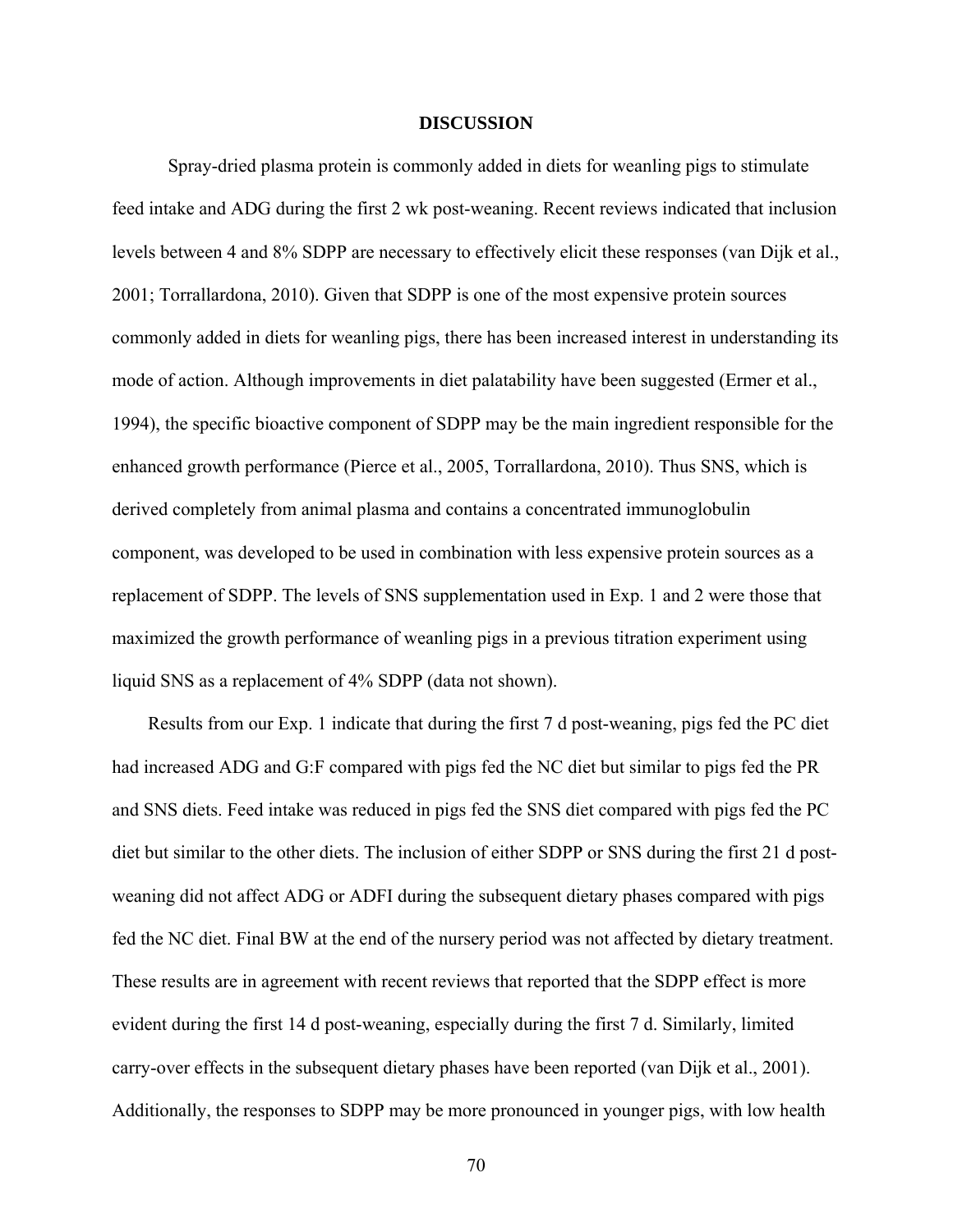## DISCUSSION

Spray-dried plasma protein is commonly added in diets for weanling pigs to stimulate feed intake and ADG during the first 2 wk post-weaning. Recent reviews indicated that inclusion levels between 4 and 8% SDPP are necessary to effectively elicit these responses (van Dijk et al., 2001; Torrallardona, 2010). Given that SDPP is one of the most expensive protein sources commonly added in diets for weanling pigs, there has been increased interest in understanding its mode of action. Although improvements in diet palatability have been suggested (Ermer et al., 1994), the specific bioactive component of SDPP may be the main ingredient responsible for the enhanced growth performance (Pierce et al., 2005, Torrallardona, 2010). Thus SNS, which is derived completely from animal plasma and contains a concentrated immunoglobulin component, was developed to be used in combination with less expensive protein sources as a replacement of SDPP. The levels of SNS supplementation used in Exp. 1 and 2 were those that maximized the growth performance of weanling pigs in a previous titration experiment using liquid SNS as a replacement of 4% SDPP (data not shown).

Results from our Exp. 1 indicate that during the first 7 d post-weaning, pigs fed the PC diet had increased ADG and G:F compared with pigs fed the NC diet but similar to pigs fed the PR and SNS diets. Feed intake was reduced in pigs fed the SNS diet compared with pigs fed the PC diet but similar to the other diets. The inclusion of either SDPP or SNS during the first 21 d post-weaning did not affect ADG or ADFI during the subsequent dietary phases compared with pigs fed the NC diet. Final BW at the end of the nursery period was not affected by dietary treatment. These results are in agreement with recent reviews that reported that the SDPP effect is more evident during the first 14 d post-weaning, especially during the first 7 d. Similarly, limited carry-over effects in the subsequent dietary phases have been reported (van Dijk et al., 2001). Additionally, the responses to SDPP may be more pronounced in younger pigs, with low health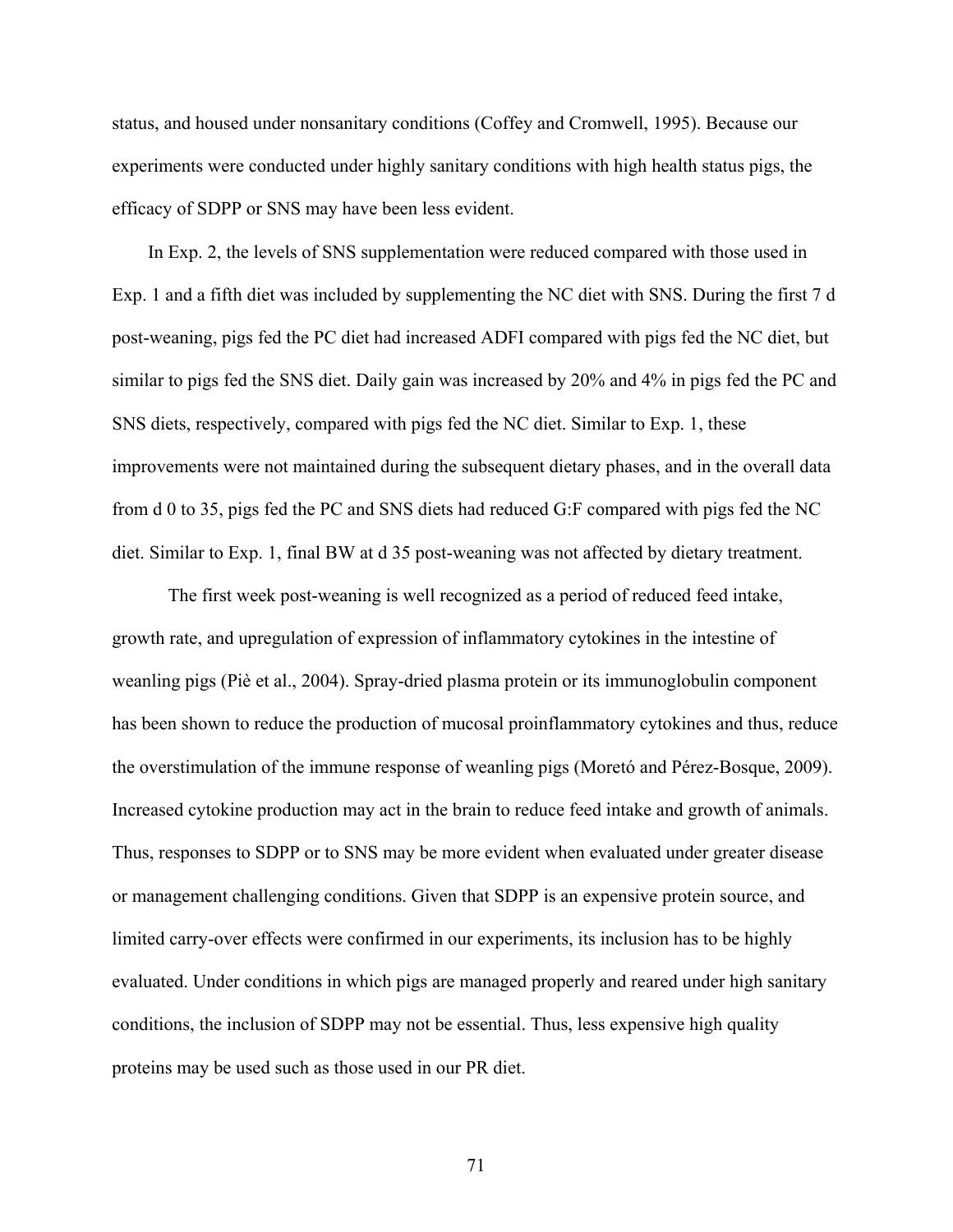status, and housed under nonsanitary conditions (Coffey and Cromwell, 1995). Because our experiments were conducted under highly sanitary conditions with high health status pigs, the efficacy of SDPP or SNS may have been less evident.

In Exp. 2, the levels of SNS supplementation were reduced compared with those used in Exp. 1 and a fifth diet was included by supplementing the NC diet with SNS. During the first 7 d post-weaning, pigs fed the PC diet had increased ADFI compared with pigs fed the NC diet, but similar to pigs fed the SNS diet. Daily gain was increased by 20% and 4% in pigs fed the PC and SNS diets, respectively, compared with pigs fed the NC diet. Similar to Exp. 1, these improvements were not maintained during the subsequent dietary phases, and in the overall data from d 0 to 35, pigs fed the PC and SNS diets had reduced G:F compared with pigs fed the NC diet. Similar to Exp. 1, final BW at d 35 post-weaning was not affected by dietary treatment.

The first week post-weaning is well recognized as a period of reduced feed intake, growth rate, and upregulation of expression of inflammatory cytokines in the intestine of weanling pigs (Piè et al., 2004). Spray-dried plasma protein or its immunoglobulin component has been shown to reduce the production of mucosal proinflammatory cytokines and thus, reduce the overstimulation of the immune response of weanling pigs (Moretó and Pérez-Bosque, 2009). Increased cytokine production may act in the brain to reduce feed intake and growth of animals. Thus, responses to SDPP or to SNS may be more evident when evaluated under greater disease or management challenging conditions. Given that SDPP is an expensive protein source, and limited carry-over effects were confirmed in our experiments, its inclusion has to be highly evaluated. Under conditions in which pigs are managed properly and reared under high sanitary conditions, the inclusion of SDPP may not be essential. Thus, less expensive high quality proteins may be used such as those used in our PR diet.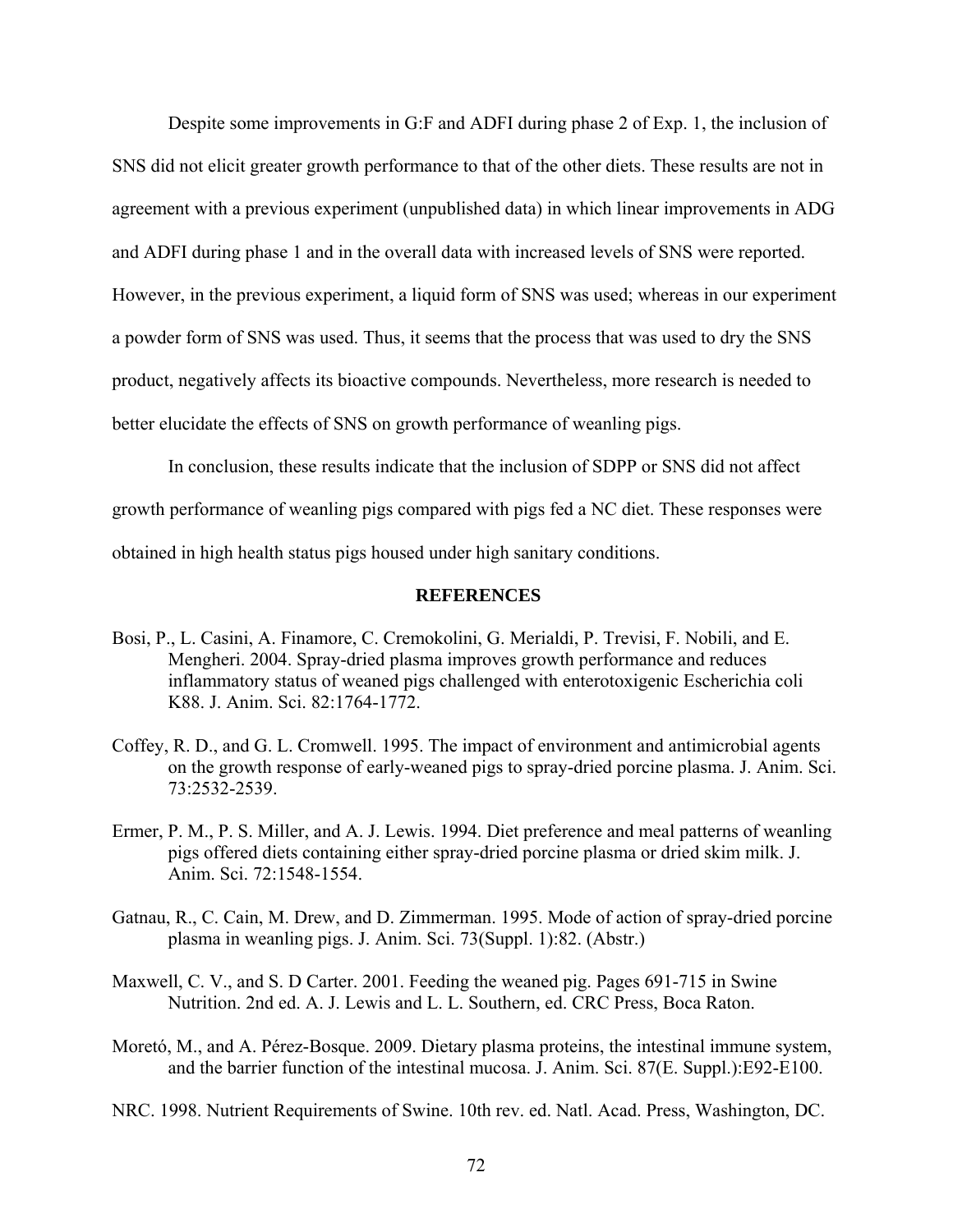Despite some improvements in G:F and ADFI during phase 2 of Exp. 1, the inclusion of SNS did not elicit greater growth performance to that of the other diets. These results are not in agreement with a previous experiment (unpublished data) in which linear improvements in ADG and ADFI during phase 1 and in the overall data with increased levels of SNS were reported. However, in the previous experiment, a liquid form of SNS was used; whereas in our experiment a powder form of SNS was used. Thus, it seems that the process that was used to dry the SNS product, negatively affects its bioactive compounds. Nevertheless, more research is needed to better elucidate the effects of SNS on growth performance of weanling pigs.

In conclusion, these results indicate that the inclusion of SDPP or SNS did not affect growth performance of weanling pigs compared with pigs fed a NC diet. These responses were obtained in high health status pigs housed under high sanitary conditions.

## REFERENCES

Bosi, P., L. Casini, A. Finamore, C. Cremokolini, G. Merialdi, P. Trevisi, F. Nobili, and E. Mengheri. 2004. Spray-dried plasma improves growth performance and reduces inflammatory status of weaned pigs challenged with enterotoxigenic Escherichia coli K88. J. Anim. Sci. 82:1764-1772.

Coffey, R. D., and G. L. Cromwell. 1995. The impact of environment and antimicrobial agents on the growth response of early-weaned pigs to spray-dried porcine plasma. J. Anim. Sci. 73:2532-2539.

Ermer, P. M., P. S. Miller, and A. J. Lewis. 1994. Diet preference and meal patterns of weanling pigs offered diets containing either spray-dried porcine plasma or dried skim milk. J. Anim. Sci. 72:1548-1554.

Gatnau, R., C. Cain, M. Drew, and D. Zimmerman. 1995. Mode of action of spray-dried porcine plasma in weanling pigs. J. Anim. Sci. 73(Suppl. 1):82. (Abstr.)

Maxwell, C. V., and S. D Carter. 2001. Feeding the weaned pig. Pages 691-715 in Swine Nutrition. 2nd ed. A. J. Lewis and L. L. Southern, ed. CRC Press, Boca Raton.

Moretó, M., and A. Pérez-Bosque. 2009. Dietary plasma proteins, the intestinal immune system, and the barrier function of the intestinal mucosa. J. Anim. Sci. 87(E. Suppl.):E92-E100.

NRC. 1998. Nutrient Requirements of Swine. 10th rev. ed. Natl. Acad. Press, Washington, DC.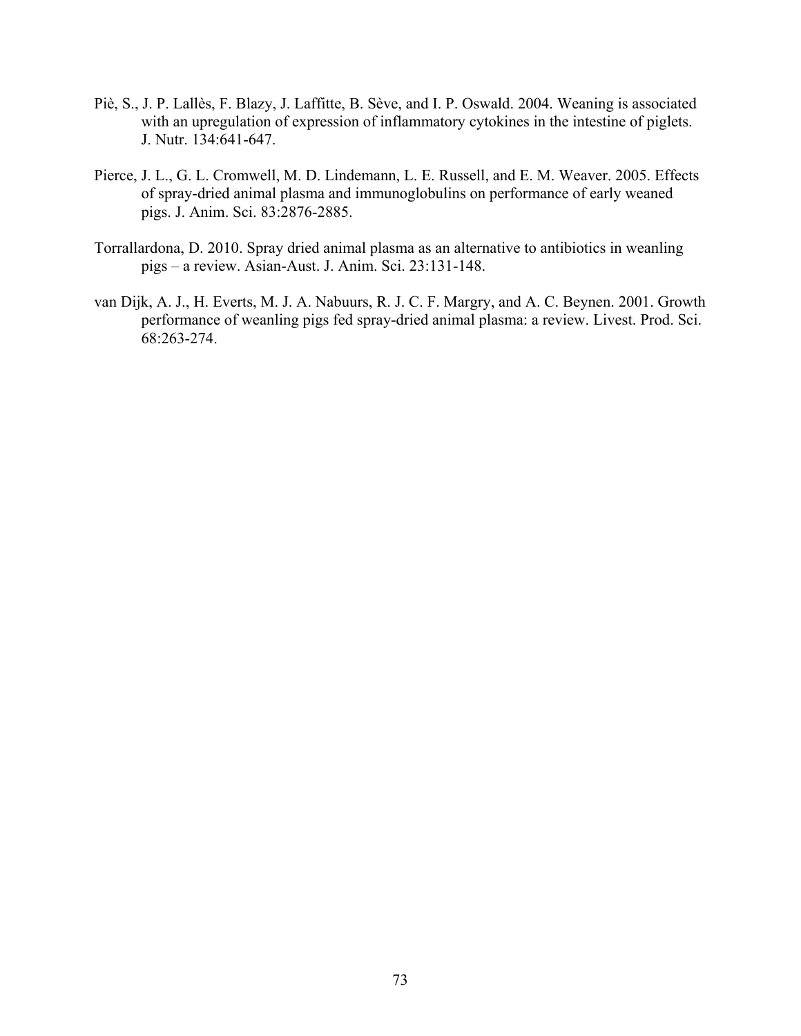Piè, S., J. P. Lallès, F. Blazy, J. Laffitte, B. Sève, and I. P. Oswald. 2004. Weaning is associated with an upregulation of expression of inflammatory cytokines in the intestine of piglets. J. Nutr. 134:641-647.

Pierce, J. L., G. L. Cromwell, M. D. Lindemann, L. E. Russell, and E. M. Weaver. 2005. Effects of spray-dried animal plasma and immunoglobulins on performance of early weaned pigs. J. Anim. Sci. 83:2876-2885.

Torrallardona, D. 2010. Spray dried animal plasma as an alternative to antibiotics in weanling pigs – a review. Asian-Aust. J. Anim. Sci. 23:131-148.

van Dijk, A. J., H. Everts, M. J. A. Nabuurs, R. J. C. F. Margry, and A. C. Beynen. 2001. Growth performance of weanling pigs fed spray-dried animal plasma: a review. Livest. Prod. Sci. 68:263-274.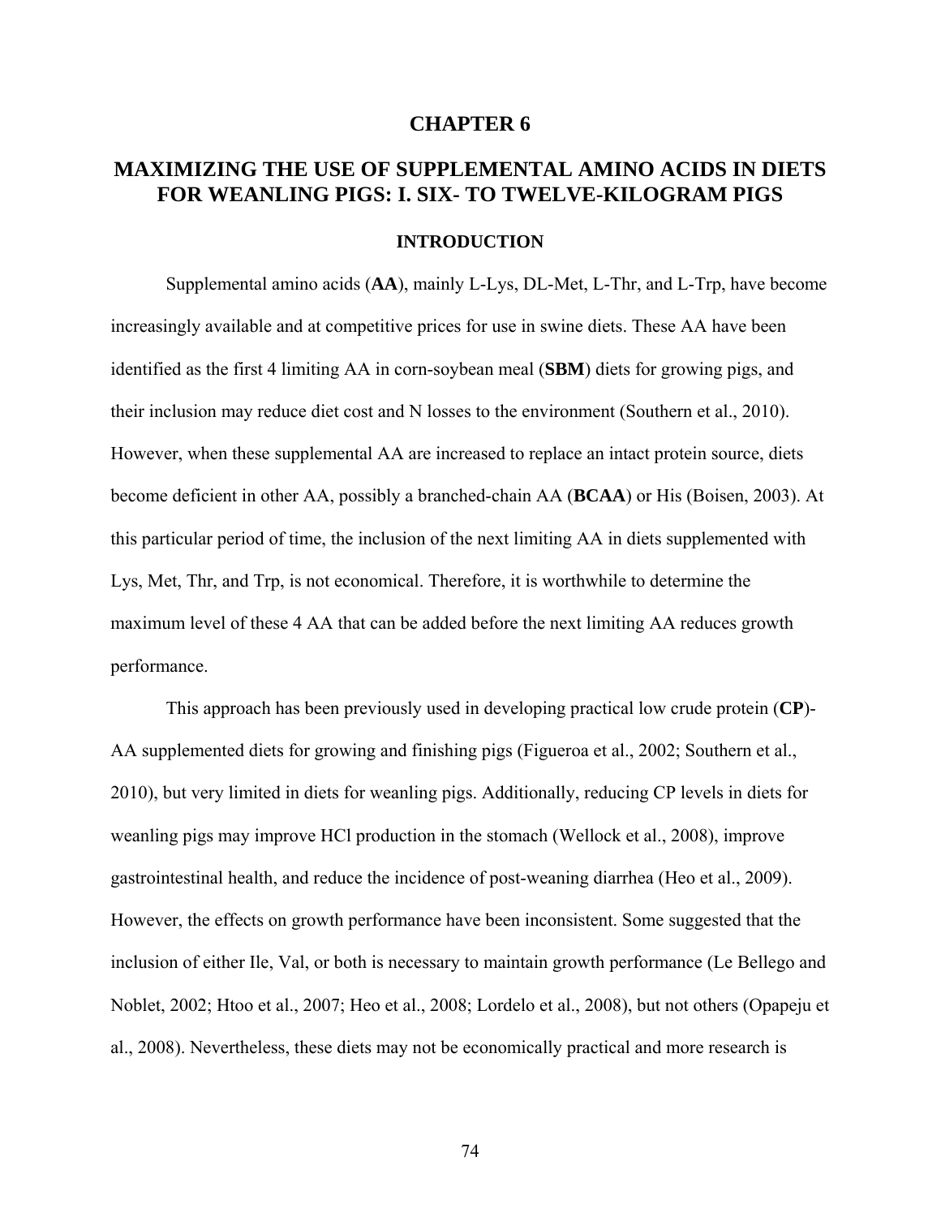# CHAPTER 6

# MAXIMIZING THE USE OF SUPPLEMENTAL AMINO ACIDS IN DIETS FOR WEANLING PIGS: I. SIX- TO TWELVE-KILOGRAM PIGS

## INTRODUCTION

Supplemental amino acids (**AA**), mainly L-Lys, DL-Met, L-Thr, and L-Trp, have become increasingly available and at competitive prices for use in swine diets. These AA have been identified as the first 4 limiting AA in corn-soybean meal (**SBM**) diets for growing pigs, and their inclusion may reduce diet cost and N losses to the environment (Southern et al., 2010). However, when these supplemental AA are increased to replace an intact protein source, diets become deficient in other AA, possibly a branched-chain AA (**BCAA**) or His (Boisen, 2003). At this particular period of time, the inclusion of the next limiting AA in diets supplemented with Lys, Met, Thr, and Trp, is not economical. Therefore, it is worthwhile to determine the maximum level of these 4 AA that can be added before the next limiting AA reduces growth performance.

This approach has been previously used in developing practical low crude protein (**CP**)-AA supplemented diets for growing and finishing pigs (Figueroa et al., 2002; Southern et al., 2010), but very limited in diets for weanling pigs. Additionally, reducing CP levels in diets for weanling pigs may improve HCl production in the stomach (Wellock et al., 2008), improve gastrointestinal health, and reduce the incidence of post-weaning diarrhea (Heo et al., 2009). However, the effects on growth performance have been inconsistent. Some suggested that the inclusion of either Ile, Val, or both is necessary to maintain growth performance (Le Bellego and Noblet, 2002; Htoo et al., 2007; Heo et al., 2008; Lordelo et al., 2008), but not others (Opapeju et al., 2008). Nevertheless, these diets may not be economically practical and more research is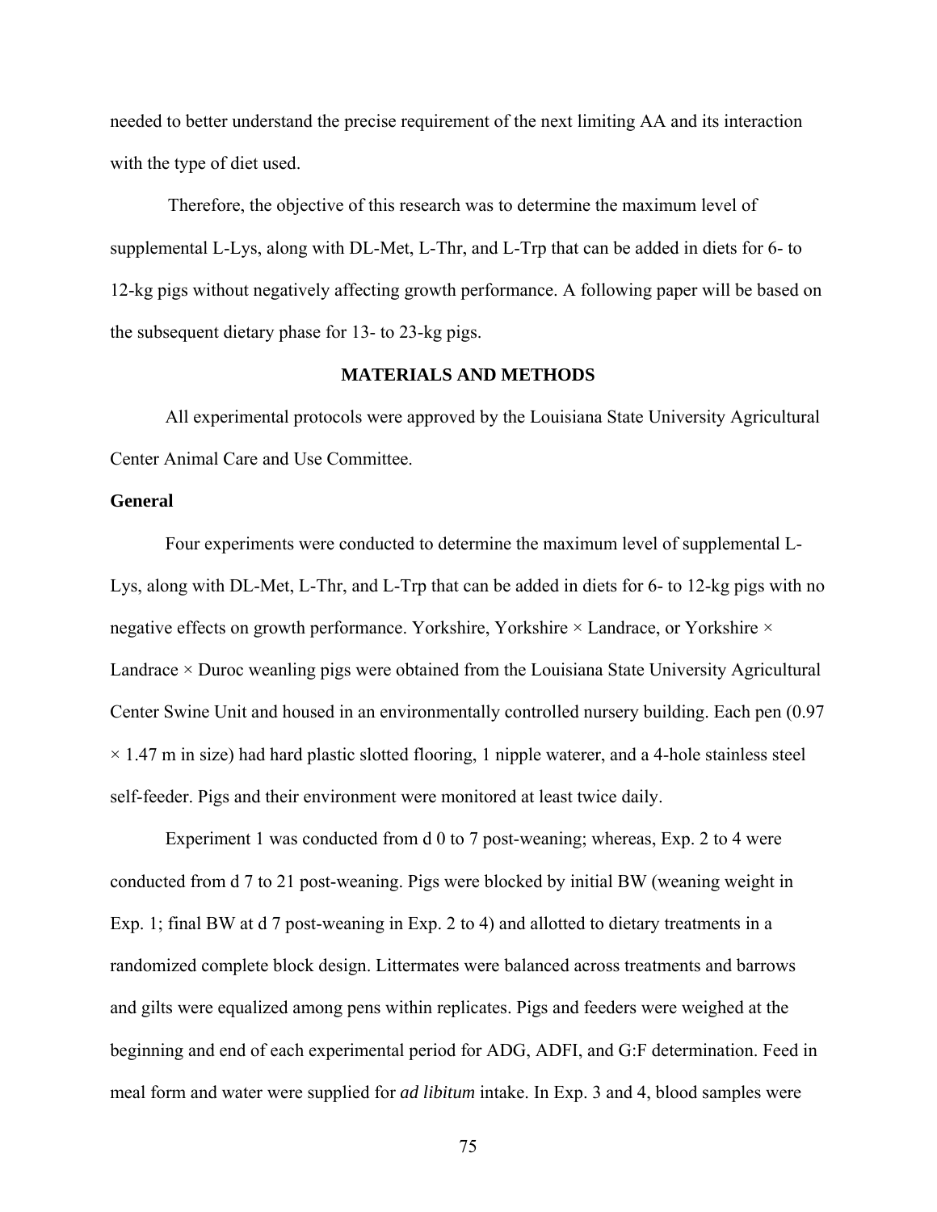needed to better understand the precise requirement of the next limiting AA and its interaction with the type of diet used.

Therefore, the objective of this research was to determine the maximum level of supplemental L-Lys, along with DL-Met, L-Thr, and L-Trp that can be added in diets for 6- to 12-kg pigs without negatively affecting growth performance. A following paper will be based on the subsequent dietary phase for 13- to 23-kg pigs.

## MATERIALS AND METHODS

All experimental protocols were approved by the Louisiana State University Agricultural Center Animal Care and Use Committee.

### General

Four experiments were conducted to determine the maximum level of supplemental L-Lys, along with DL-Met, L-Thr, and L-Trp that can be added in diets for 6- to 12-kg pigs with no negative effects on growth performance. Yorkshire, Yorkshire × Landrace, or Yorkshire × Landrace × Duroc weanling pigs were obtained from the Louisiana State University Agricultural Center Swine Unit and housed in an environmentally controlled nursery building. Each pen (0.97 × 1.47 m in size) had hard plastic slotted flooring, 1 nipple waterer, and a 4-hole stainless steel self-feeder. Pigs and their environment were monitored at least twice daily.

Experiment 1 was conducted from d 0 to 7 post-weaning; whereas, Exp. 2 to 4 were conducted from d 7 to 21 post-weaning. Pigs were blocked by initial BW (weaning weight in Exp. 1; final BW at d 7 post-weaning in Exp. 2 to 4) and allotted to dietary treatments in a randomized complete block design. Littermates were balanced across treatments and barrows and gilts were equalized among pens within replicates. Pigs and feeders were weighed at the beginning and end of each experimental period for ADG, ADFI, and G:F determination. Feed in meal form and water were supplied for *ad libitum* intake. In Exp. 3 and 4, blood samples were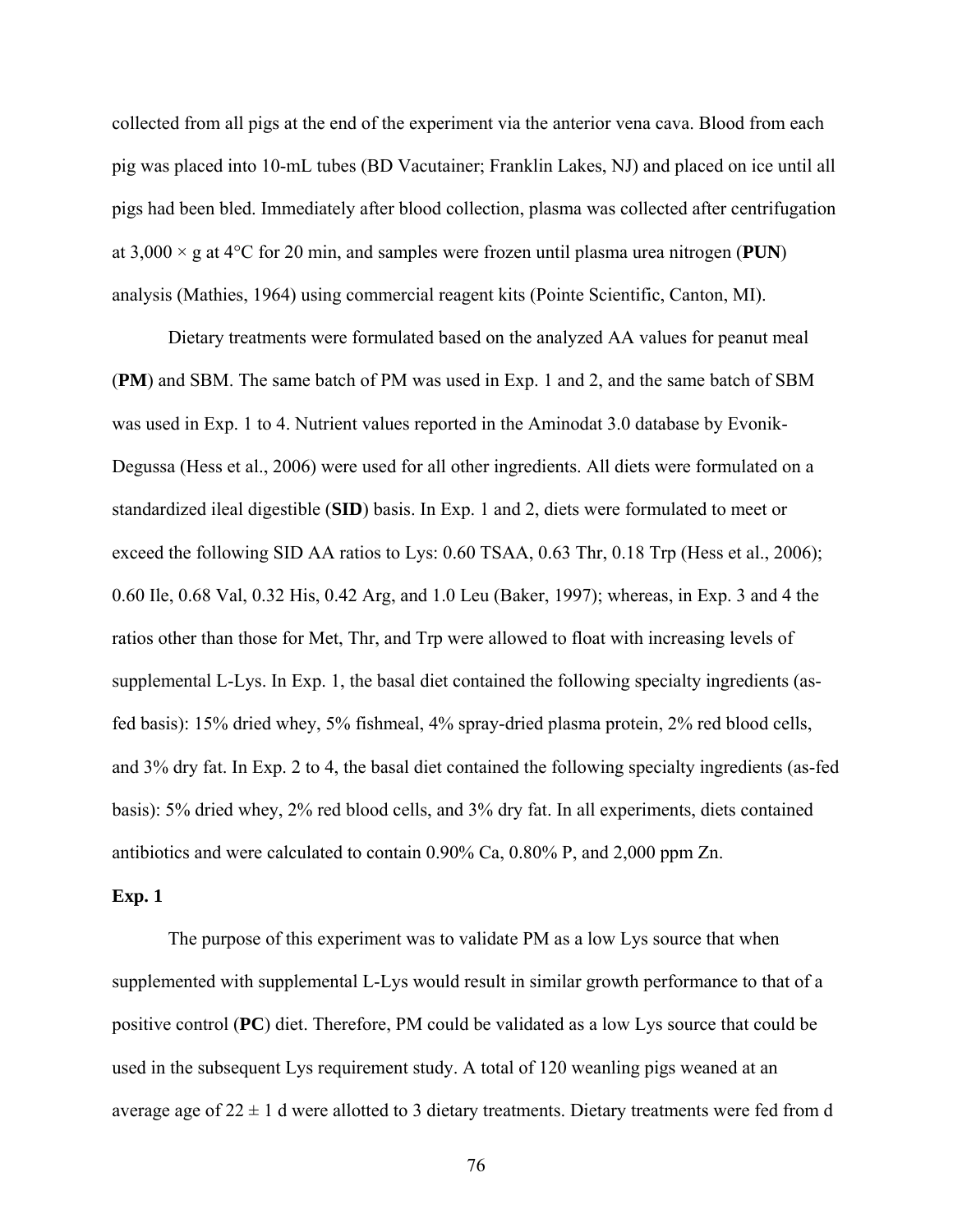collected from all pigs at the end of the experiment via the anterior vena cava. Blood from each pig was placed into 10-mL tubes (BD Vacutainer; Franklin Lakes, NJ) and placed on ice until all pigs had been bled. Immediately after blood collection, plasma was collected after centrifugation at 3,000 × g at 4°C for 20 min, and samples were frozen until plasma urea nitrogen (**PUN**) analysis (Mathies, 1964) using commercial reagent kits (Pointe Scientific, Canton, MI).

Dietary treatments were formulated based on the analyzed AA values for peanut meal (**PM**) and SBM. The same batch of PM was used in Exp. 1 and 2, and the same batch of SBM was used in Exp. 1 to 4. Nutrient values reported in the Aminodat 3.0 database by Evonik-Degussa (Hess et al., 2006) were used for all other ingredients. All diets were formulated on a standardized ileal digestible (**SID**) basis. In Exp. 1 and 2, diets were formulated to meet or exceed the following SID AA ratios to Lys: 0.60 TSAA, 0.63 Thr, 0.18 Trp (Hess et al., 2006); 0.60 Ile, 0.68 Val, 0.32 His, 0.42 Arg, and 1.0 Leu (Baker, 1997); whereas, in Exp. 3 and 4 the ratios other than those for Met, Thr, and Trp were allowed to float with increasing levels of supplemental L-Lys. In Exp. 1, the basal diet contained the following specialty ingredients (as-fed basis): 15% dried whey, 5% fishmeal, 4% spray-dried plasma protein, 2% red blood cells, and 3% dry fat. In Exp. 2 to 4, the basal diet contained the following specialty ingredients (as-fed basis): 5% dried whey, 2% red blood cells, and 3% dry fat. In all experiments, diets contained antibiotics and were calculated to contain 0.90% Ca, 0.80% P, and 2,000 ppm Zn.

**Exp. 1**

The purpose of this experiment was to validate PM as a low Lys source that when supplemented with supplemental L-Lys would result in similar growth performance to that of a positive control (**PC**) diet. Therefore, PM could be validated as a low Lys source that could be used in the subsequent Lys requirement study. A total of 120 weanling pigs weaned at an average age of 22 ± 1 d were allotted to 3 dietary treatments. Dietary treatments were fed from d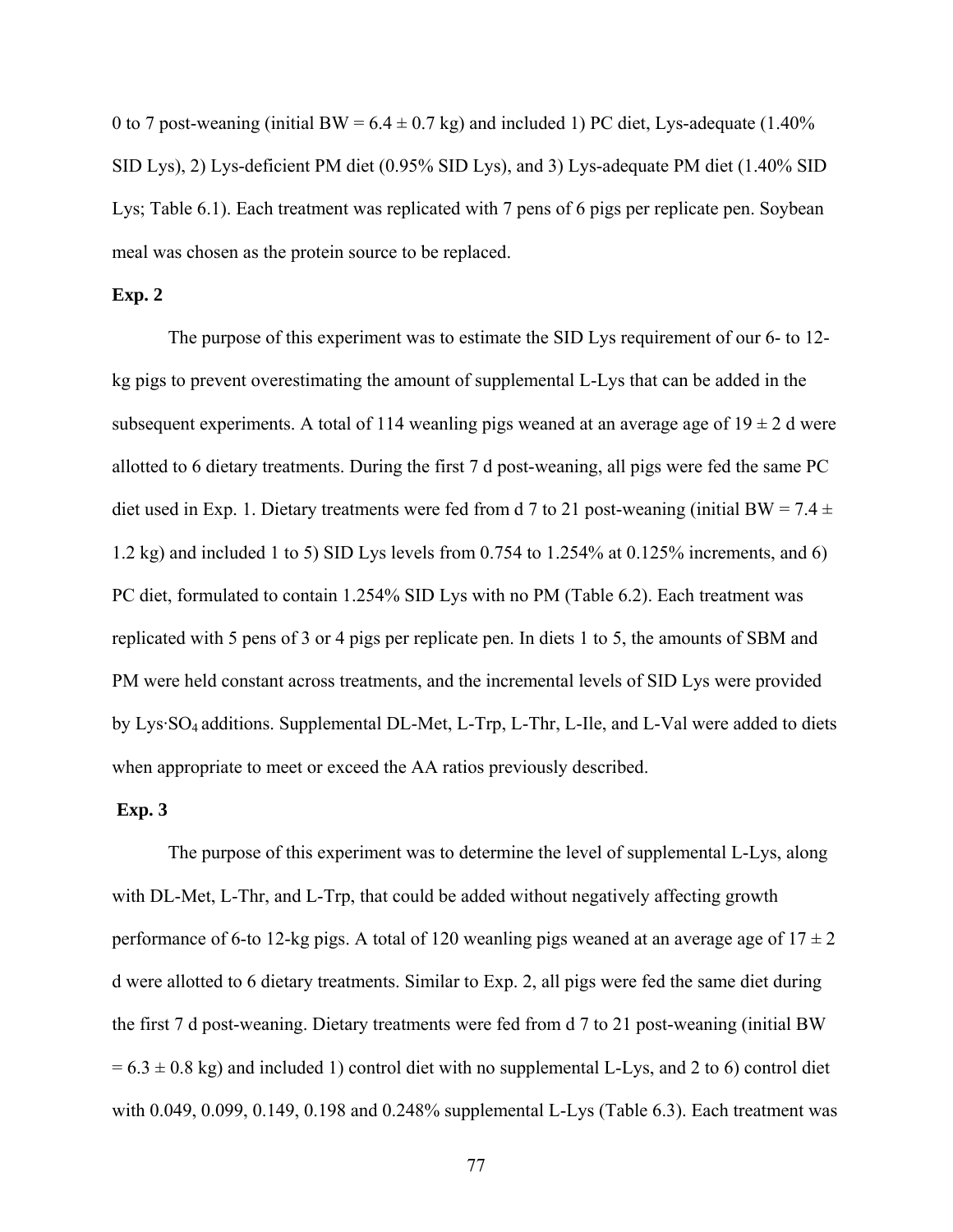0 to 7 post-weaning (initial BW = 6.4 ± 0.7 kg) and included 1) PC diet, Lys-adequate (1.40% SID Lys), 2) Lys-deficient PM diet (0.95% SID Lys), and 3) Lys-adequate PM diet (1.40% SID Lys; Table 6.1). Each treatment was replicated with 7 pens of 6 pigs per replicate pen. Soybean meal was chosen as the protein source to be replaced.

**Exp. 2**

The purpose of this experiment was to estimate the SID Lys requirement of our 6- to 12-kg pigs to prevent overestimating the amount of supplemental L-Lys that can be added in the subsequent experiments. A total of 114 weanling pigs weaned at an average age of 19 ± 2 d were allotted to 6 dietary treatments. During the first 7 d post-weaning, all pigs were fed the same PC diet used in Exp. 1. Dietary treatments were fed from d 7 to 21 post-weaning (initial BW = 7.4 ± 1.2 kg) and included 1 to 5) SID Lys levels from 0.754 to 1.254% at 0.125% increments, and 6) PC diet, formulated to contain 1.254% SID Lys with no PM (Table 6.2). Each treatment was replicated with 5 pens of 3 or 4 pigs per replicate pen. In diets 1 to 5, the amounts of SBM and PM were held constant across treatments, and the incremental levels of SID Lys were provided by Lys·$SO_4$ additions. Supplemental DL-Met, L-Trp, L-Thr, L-Ile, and L-Val were added to diets when appropriate to meet or exceed the AA ratios previously described.

**Exp. 3**

The purpose of this experiment was to determine the level of supplemental L-Lys, along with DL-Met, L-Thr, and L-Trp, that could be added without negatively affecting growth performance of 6-to 12-kg pigs. A total of 120 weanling pigs weaned at an average age of 17 ± 2 d were allotted to 6 dietary treatments. Similar to Exp. 2, all pigs were fed the same diet during the first 7 d post-weaning. Dietary treatments were fed from d 7 to 21 post-weaning (initial BW = 6.3 ± 0.8 kg) and included 1) control diet with no supplemental L-Lys, and 2 to 6) control diet with 0.049, 0.099, 0.149, 0.198 and 0.248% supplemental L-Lys (Table 6.3). Each treatment was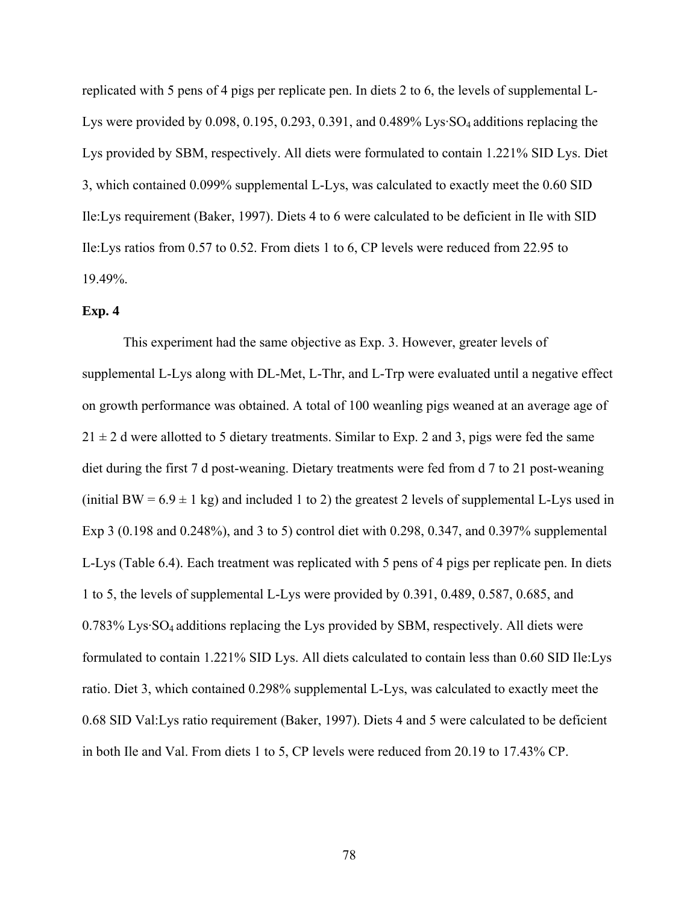replicated with 5 pens of 4 pigs per replicate pen. In diets 2 to 6, the levels of supplemental L-Lys were provided by 0.098, 0.195, 0.293, 0.391, and 0.489% Lys·$SO_4$ additions replacing the Lys provided by SBM, respectively. All diets were formulated to contain 1.221% SID Lys. Diet 3, which contained 0.099% supplemental L-Lys, was calculated to exactly meet the 0.60 SID Ile:Lys requirement (Baker, 1997). Diets 4 to 6 were calculated to be deficient in Ile with SID Ile:Lys ratios from 0.57 to 0.52. From diets 1 to 6, CP levels were reduced from 22.95 to 19.49%.

**Exp. 4**

This experiment had the same objective as Exp. 3. However, greater levels of supplemental L-Lys along with DL-Met, L-Thr, and L-Trp were evaluated until a negative effect on growth performance was obtained. A total of 100 weanling pigs weaned at an average age of 21 ± 2 d were allotted to 5 dietary treatments. Similar to Exp. 2 and 3, pigs were fed the same diet during the first 7 d post-weaning. Dietary treatments were fed from d 7 to 21 post-weaning (initial BW = 6.9 ± 1 kg) and included 1 to 2) the greatest 2 levels of supplemental L-Lys used in Exp 3 (0.198 and 0.248%), and 3 to 5) control diet with 0.298, 0.347, and 0.397% supplemental L-Lys (Table 6.4). Each treatment was replicated with 5 pens of 4 pigs per replicate pen. In diets 1 to 5, the levels of supplemental L-Lys were provided by 0.391, 0.489, 0.587, 0.685, and 0.783% Lys·$SO_4$ additions replacing the Lys provided by SBM, respectively. All diets were formulated to contain 1.221% SID Lys. All diets calculated to contain less than 0.60 SID Ile:Lys ratio. Diet 3, which contained 0.298% supplemental L-Lys, was calculated to exactly meet the 0.68 SID Val:Lys ratio requirement (Baker, 1997). Diets 4 and 5 were calculated to be deficient in both Ile and Val. From diets 1 to 5, CP levels were reduced from 20.19 to 17.43% CP.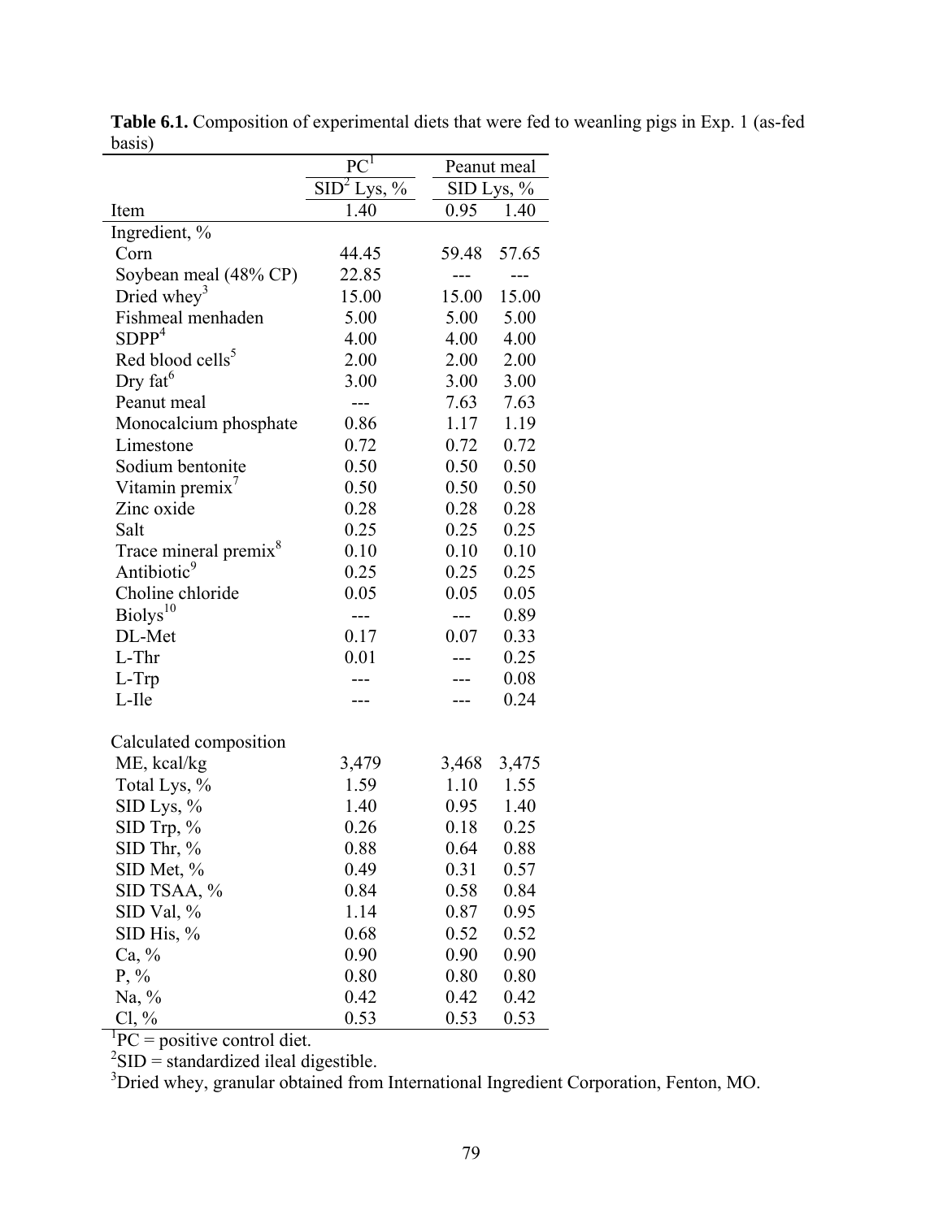**Table 6.1.** Composition of experimental diets that were fed to weanling pigs in Exp. 1 (as-fed basis)

| | PC[1] | Peanut meal | |
|---|---|---|---|
| | SID[2] Lys, % | SID Lys, % | |
| Item | 1.40 | 0.95 | 1.40 |
| Ingredient, % | | | |
| Corn | 44.45 | 59.48 | 57.65 |
| Soybean meal (48% CP) | 22.85 | --- | --- |
| Dried whey[3] | 15.00 | 15.00 | 15.00 |
| Fishmeal menhaden | 5.00 | 5.00 | 5.00 |
| SDPP[4] | 4.00 | 4.00 | 4.00 |
| Red blood cells[5] | 2.00 | 2.00 | 2.00 |
| Dry fat[6] | 3.00 | 3.00 | 3.00 |
| Peanut meal | --- | 7.63 | 7.63 |
| Monocalcium phosphate | 0.86 | 1.17 | 1.19 |
| Limestone | 0.72 | 0.72 | 0.72 |
| Sodium bentonite | 0.50 | 0.50 | 0.50 |
| Vitamin premix[7] | 0.50 | 0.50 | 0.50 |
| Zinc oxide | 0.28 | 0.28 | 0.28 |
| Salt | 0.25 | 0.25 | 0.25 |
| Trace mineral premix[8] | 0.10 | 0.10 | 0.10 |
| Antibiotic[9] | 0.25 | 0.25 | 0.25 |
| Choline chloride | 0.05 | 0.05 | 0.05 |
| Biolys[10] | --- | --- | 0.89 |
| DL-Met | 0.17 | 0.07 | 0.33 |
| L-Thr | 0.01 | --- | 0.25 |
| L-Trp | --- | --- | 0.08 |
| L-Ile | --- | --- | 0.24 |
| | | | |
| Calculated composition | | | |
| ME, kcal/kg | 3,479 | 3,468 | 3,475 |
| Total Lys, % | 1.59 | 1.10 | 1.55 |
| SID Lys, % | 1.40 | 0.95 | 1.40 |
| SID Trp, % | 0.26 | 0.18 | 0.25 |
| SID Thr, % | 0.88 | 0.64 | 0.88 |
| SID Met, % | 0.49 | 0.31 | 0.57 |
| SID TSAA, % | 0.84 | 0.58 | 0.84 |
| SID Val, % | 1.14 | 0.87 | 0.95 |
| SID His, % | 0.68 | 0.52 | 0.52 |
| Ca, % | 0.90 | 0.90 | 0.90 |
| P, % | 0.80 | 0.80 | 0.80 |
| Na, % | 0.42 | 0.42 | 0.42 |
| Cl, % | 0.53 | 0.53 | 0.53 |

[1]PC = positive control diet.

[2]SID = standardized ileal digestible.

[3]Dried whey, granular obtained from International Ingredient Corporation, Fenton, MO.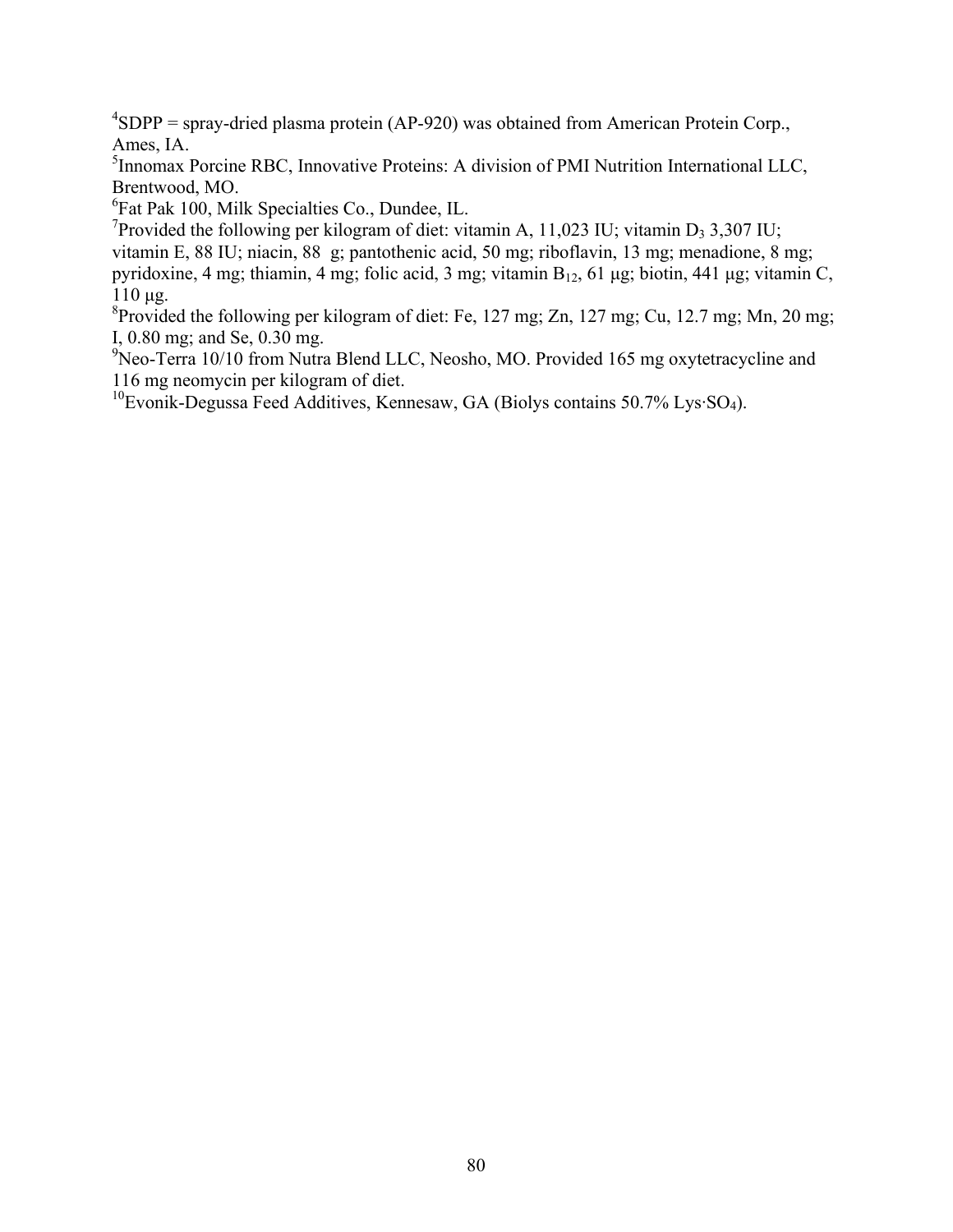[4]SDPP = spray-dried plasma protein (AP-920) was obtained from American Protein Corp., Ames, IA.

[5]Innomax Porcine RBC, Innovative Proteins: A division of PMI Nutrition International LLC, Brentwood, MO.

[6]Fat Pak 100, Milk Specialties Co., Dundee, IL.

[7]Provided the following per kilogram of diet: vitamin A, 11,023 IU; vitamin $D_3$ 3,307 IU; vitamin E, 88 IU; niacin, 88  g; pantothenic acid, 50 mg; riboflavin, 13 mg; menadione, 8 mg; pyridoxine, 4 mg; thiamin, 4 mg; folic acid, 3 mg; vitamin $B_{12}$, 61 μg; biotin, 441 μg; vitamin C, 110 μg.

[8]Provided the following per kilogram of diet: Fe, 127 mg; Zn, 127 mg; Cu, 12.7 mg; Mn, 20 mg; I, 0.80 mg; and Se, 0.30 mg.

[9]Neo-Terra 10/10 from Nutra Blend LLC, Neosho, MO. Provided 165 mg oxytetracycline and 116 mg neomycin per kilogram of diet.

[10]Evonik-Degussa Feed Additives, Kennesaw, GA (Biolys contains 50.7% Lys·$SO_4$).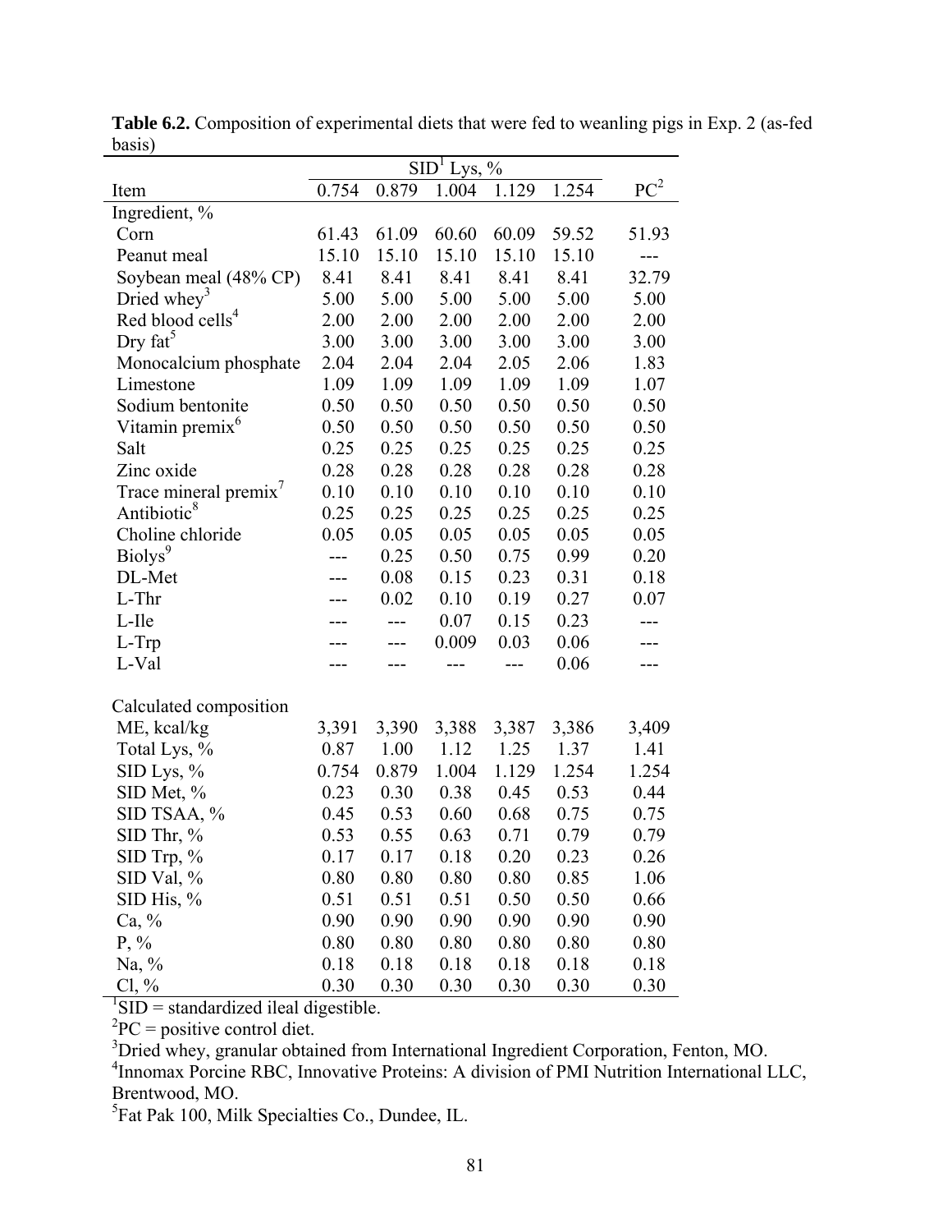**Table 6.2.** Composition of experimental diets that were fed to weanling pigs in Exp. 2 (as-fed basis)

| | SID[1] Lys, % | | | | | |
|---|---|---|---|---|---|---|
| Item | 0.754 | 0.879 | 1.004 | 1.129 | 1.254 | PC[2] |
| Ingredient, % | | | | | | |
| Corn | 61.43 | 61.09 | 60.60 | 60.09 | 59.52 | 51.93 |
| Peanut meal | 15.10 | 15.10 | 15.10 | 15.10 | 15.10 | --- |
| Soybean meal (48% CP) | 8.41 | 8.41 | 8.41 | 8.41 | 8.41 | 32.79 |
| Dried whey[3] | 5.00 | 5.00 | 5.00 | 5.00 | 5.00 | 5.00 |
| Red blood cells[4] | 2.00 | 2.00 | 2.00 | 2.00 | 2.00 | 2.00 |
| Dry fat[5] | 3.00 | 3.00 | 3.00 | 3.00 | 3.00 | 3.00 |
| Monocalcium phosphate | 2.04 | 2.04 | 2.04 | 2.05 | 2.06 | 1.83 |
| Limestone | 1.09 | 1.09 | 1.09 | 1.09 | 1.09 | 1.07 |
| Sodium bentonite | 0.50 | 0.50 | 0.50 | 0.50 | 0.50 | 0.50 |
| Vitamin premix[6] | 0.50 | 0.50 | 0.50 | 0.50 | 0.50 | 0.50 |
| Salt | 0.25 | 0.25 | 0.25 | 0.25 | 0.25 | 0.25 |
| Zinc oxide | 0.28 | 0.28 | 0.28 | 0.28 | 0.28 | 0.28 |
| Trace mineral premix[7] | 0.10 | 0.10 | 0.10 | 0.10 | 0.10 | 0.10 |
| Antibiotic[8] | 0.25 | 0.25 | 0.25 | 0.25 | 0.25 | 0.25 |
| Choline chloride | 0.05 | 0.05 | 0.05 | 0.05 | 0.05 | 0.05 |
| Biolys[9] | --- | 0.25 | 0.50 | 0.75 | 0.99 | 0.20 |
| DL-Met | --- | 0.08 | 0.15 | 0.23 | 0.31 | 0.18 |
| L-Thr | --- | 0.02 | 0.10 | 0.19 | 0.27 | 0.07 |
| L-Ile | --- | --- | 0.07 | 0.15 | 0.23 | --- |
| L-Trp | --- | --- | 0.009 | 0.03 | 0.06 | --- |
| L-Val | --- | --- | --- | --- | 0.06 | --- |
| Calculated composition | | | | | | |
| ME, kcal/kg | 3,391 | 3,390 | 3,388 | 3,387 | 3,386 | 3,409 |
| Total Lys, % | 0.87 | 1.00 | 1.12 | 1.25 | 1.37 | 1.41 |
| SID Lys, % | 0.754 | 0.879 | 1.004 | 1.129 | 1.254 | 1.254 |
| SID Met, % | 0.23 | 0.30 | 0.38 | 0.45 | 0.53 | 0.44 |
| SID TSAA, % | 0.45 | 0.53 | 0.60 | 0.68 | 0.75 | 0.75 |
| SID Thr, % | 0.53 | 0.55 | 0.63 | 0.71 | 0.79 | 0.79 |
| SID Trp, % | 0.17 | 0.17 | 0.18 | 0.20 | 0.23 | 0.26 |
| SID Val, % | 0.80 | 0.80 | 0.80 | 0.80 | 0.85 | 1.06 |
| SID His, % | 0.51 | 0.51 | 0.51 | 0.50 | 0.50 | 0.66 |
| Ca, % | 0.90 | 0.90 | 0.90 | 0.90 | 0.90 | 0.90 |
| P, % | 0.80 | 0.80 | 0.80 | 0.80 | 0.80 | 0.80 |
| Na, % | 0.18 | 0.18 | 0.18 | 0.18 | 0.18 | 0.18 |
| Cl, % | 0.30 | 0.30 | 0.30 | 0.30 | 0.30 | 0.30 |

[1]SID = standardized ileal digestible.

[2]PC = positive control diet.

[3]Dried whey, granular obtained from International Ingredient Corporation, Fenton, MO.

[4]Innomax Porcine RBC, Innovative Proteins: A division of PMI Nutrition International LLC, Brentwood, MO.

[5]Fat Pak 100, Milk Specialties Co., Dundee, IL.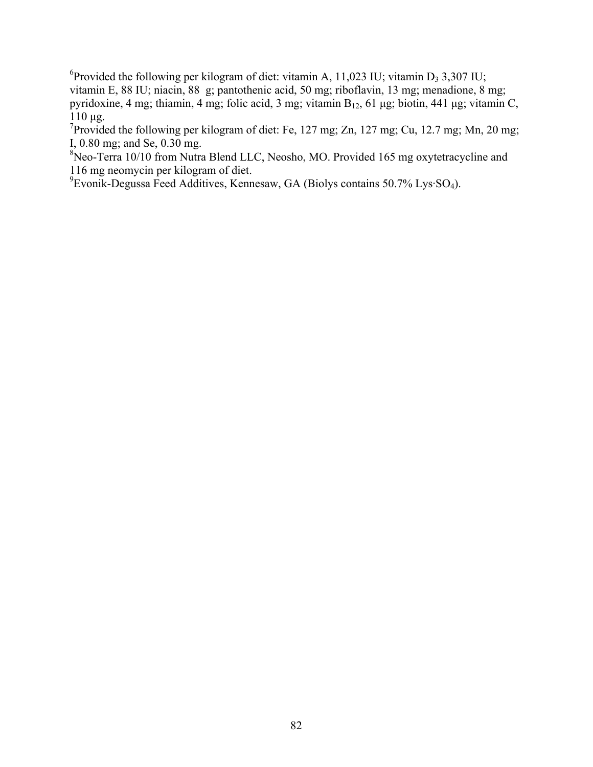[6]Provided the following per kilogram of diet: vitamin A, 11,023 IU; vitamin $D_3$ 3,307 IU; vitamin E, 88 IU; niacin, 88  g; pantothenic acid, 50 mg; riboflavin, 13 mg; menadione, 8 mg; pyridoxine, 4 mg; thiamin, 4 mg; folic acid, 3 mg; vitamin $B_{12}$, 61 µg; biotin, 441 µg; vitamin C, 110 µg.

[7]Provided the following per kilogram of diet: Fe, 127 mg; Zn, 127 mg; Cu, 12.7 mg; Mn, 20 mg; I, 0.80 mg; and Se, 0.30 mg.

[8]Neo-Terra 10/10 from Nutra Blend LLC, Neosho, MO. Provided 165 mg oxytetracycline and 116 mg neomycin per kilogram of diet.

[9]Evonik-Degussa Feed Additives, Kennesaw, GA (Biolys contains 50.7% Lys·$SO_4$).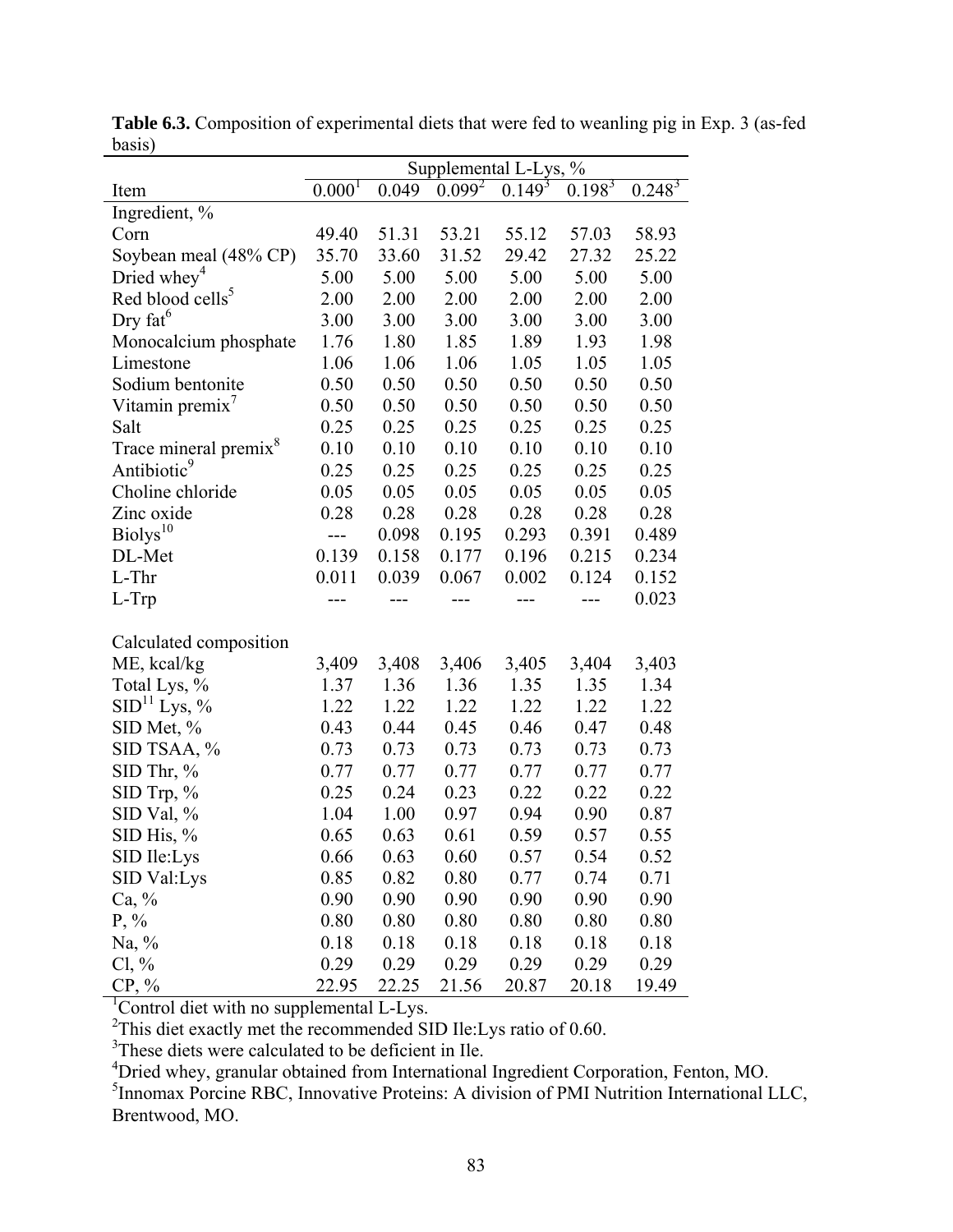**Table 6.3.** Composition of experimental diets that were fed to weanling pig in Exp. 3 (as-fed basis)

| | Supplemental L-Lys, % | | | | | |
|---|---|---|---|---|---|---|
| Item | 0.000[1] | 0.049 | 0.099[2] | 0.149[3] | 0.198[3] | 0.248[3] |
| Ingredient, % | | | | | | |
| Corn | 49.40 | 51.31 | 53.21 | 55.12 | 57.03 | 58.93 |
| Soybean meal (48% CP) | 35.70 | 33.60 | 31.52 | 29.42 | 27.32 | 25.22 |
| Dried whey[4] | 5.00 | 5.00 | 5.00 | 5.00 | 5.00 | 5.00 |
| Red blood cells[5] | 2.00 | 2.00 | 2.00 | 2.00 | 2.00 | 2.00 |
| Dry fat[6] | 3.00 | 3.00 | 3.00 | 3.00 | 3.00 | 3.00 |
| Monocalcium phosphate | 1.76 | 1.80 | 1.85 | 1.89 | 1.93 | 1.98 |
| Limestone | 1.06 | 1.06 | 1.06 | 1.05 | 1.05 | 1.05 |
| Sodium bentonite | 0.50 | 0.50 | 0.50 | 0.50 | 0.50 | 0.50 |
| Vitamin premix[7] | 0.50 | 0.50 | 0.50 | 0.50 | 0.50 | 0.50 |
| Salt | 0.25 | 0.25 | 0.25 | 0.25 | 0.25 | 0.25 |
| Trace mineral premix[8] | 0.10 | 0.10 | 0.10 | 0.10 | 0.10 | 0.10 |
| Antibiotic[9] | 0.25 | 0.25 | 0.25 | 0.25 | 0.25 | 0.25 |
| Choline chloride | 0.05 | 0.05 | 0.05 | 0.05 | 0.05 | 0.05 |
| Zinc oxide | 0.28 | 0.28 | 0.28 | 0.28 | 0.28 | 0.28 |
| Biolys[10] | --- | 0.098 | 0.195 | 0.293 | 0.391 | 0.489 |
| DL-Met | 0.139 | 0.158 | 0.177 | 0.196 | 0.215 | 0.234 |
| L-Thr | 0.011 | 0.039 | 0.067 | 0.002 | 0.124 | 0.152 |
| L-Trp | --- | --- | --- | --- | --- | 0.023 |
| | | | | | | |
| Calculated composition | | | | | | |
| ME, kcal/kg | 3,409 | 3,408 | 3,406 | 3,405 | 3,404 | 3,403 |
| Total Lys, % | 1.37 | 1.36 | 1.36 | 1.35 | 1.35 | 1.34 |
| SID[11] Lys, % | 1.22 | 1.22 | 1.22 | 1.22 | 1.22 | 1.22 |
| SID Met, % | 0.43 | 0.44 | 0.45 | 0.46 | 0.47 | 0.48 |
| SID TSAA, % | 0.73 | 0.73 | 0.73 | 0.73 | 0.73 | 0.73 |
| SID Thr, % | 0.77 | 0.77 | 0.77 | 0.77 | 0.77 | 0.77 |
| SID Trp, % | 0.25 | 0.24 | 0.23 | 0.22 | 0.22 | 0.22 |
| SID Val, % | 1.04 | 1.00 | 0.97 | 0.94 | 0.90 | 0.87 |
| SID His, % | 0.65 | 0.63 | 0.61 | 0.59 | 0.57 | 0.55 |
| SID Ile:Lys | 0.66 | 0.63 | 0.60 | 0.57 | 0.54 | 0.52 |
| SID Val:Lys | 0.85 | 0.82 | 0.80 | 0.77 | 0.74 | 0.71 |
| Ca, % | 0.90 | 0.90 | 0.90 | 0.90 | 0.90 | 0.90 |
| P, % | 0.80 | 0.80 | 0.80 | 0.80 | 0.80 | 0.80 |
| Na, % | 0.18 | 0.18 | 0.18 | 0.18 | 0.18 | 0.18 |
| Cl, % | 0.29 | 0.29 | 0.29 | 0.29 | 0.29 | 0.29 |
| CP, % | 22.95 | 22.25 | 21.56 | 20.87 | 20.18 | 19.49 |

[1]Control diet with no supplemental L-Lys.

[2]This diet exactly met the recommended SID Ile:Lys ratio of 0.60.

[3]These diets were calculated to be deficient in Ile.

[4]Dried whey, granular obtained from International Ingredient Corporation, Fenton, MO.

[5]Innomax Porcine RBC, Innovative Proteins: A division of PMI Nutrition International LLC, Brentwood, MO.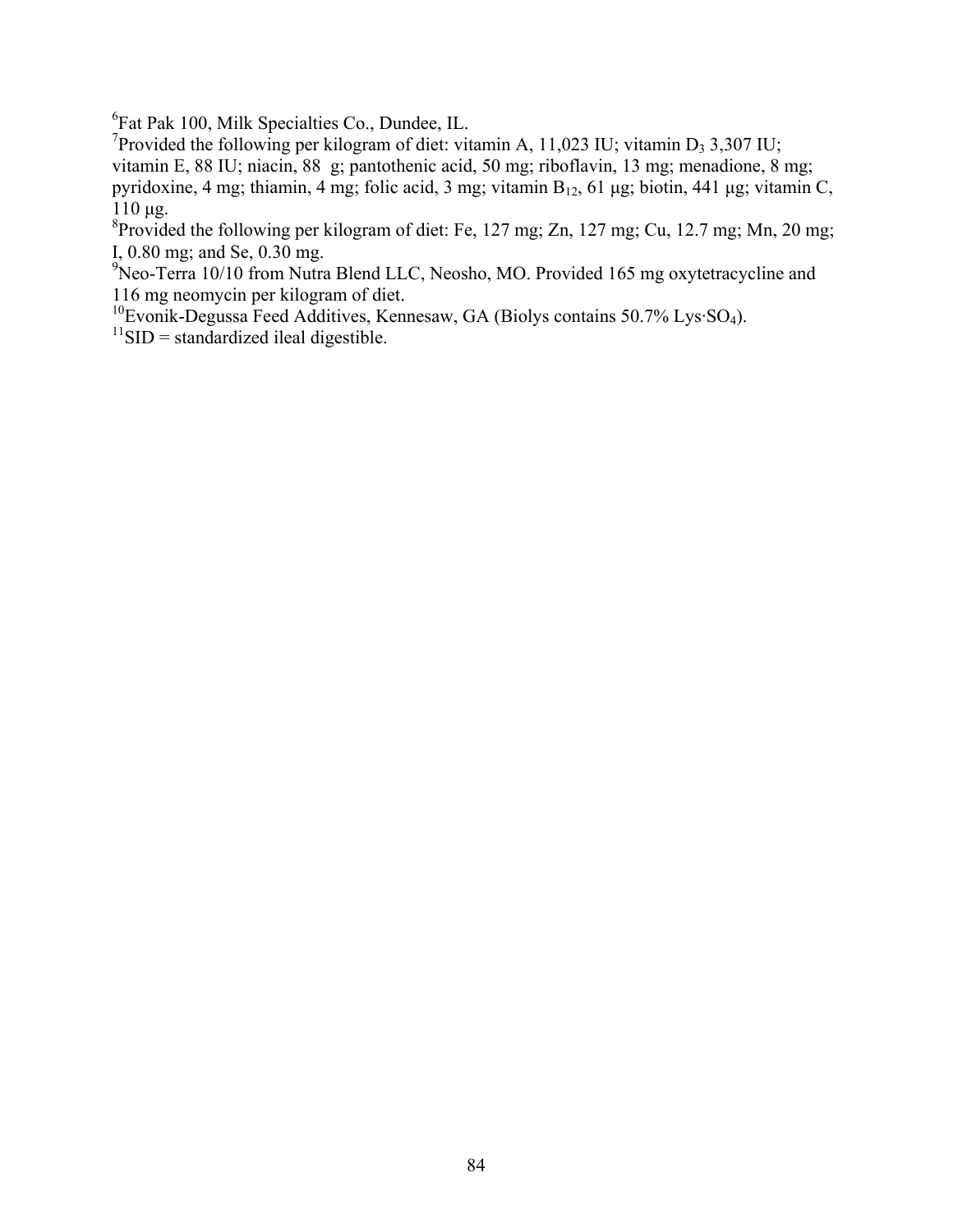[6]Fat Pak 100, Milk Specialties Co., Dundee, IL.

[7]Provided the following per kilogram of diet: vitamin A, 11,023 IU; vitamin $D_3$ 3,307 IU; vitamin E, 88 IU; niacin, 88  g; pantothenic acid, 50 mg; riboflavin, 13 mg; menadione, 8 mg; pyridoxine, 4 mg; thiamin, 4 mg; folic acid, 3 mg; vitamin $B_{12}$, 61 µg; biotin, 441 µg; vitamin C, 110 µg.

[8]Provided the following per kilogram of diet: Fe, 127 mg; Zn, 127 mg; Cu, 12.7 mg; Mn, 20 mg; I, 0.80 mg; and Se, 0.30 mg.

[9]Neo-Terra 10/10 from Nutra Blend LLC, Neosho, MO. Provided 165 mg oxytetracycline and 116 mg neomycin per kilogram of diet.

[10]Evonik-Degussa Feed Additives, Kennesaw, GA (Biolys contains 50.7% Lys·$SO_4$).

[11]SID = standardized ileal digestible.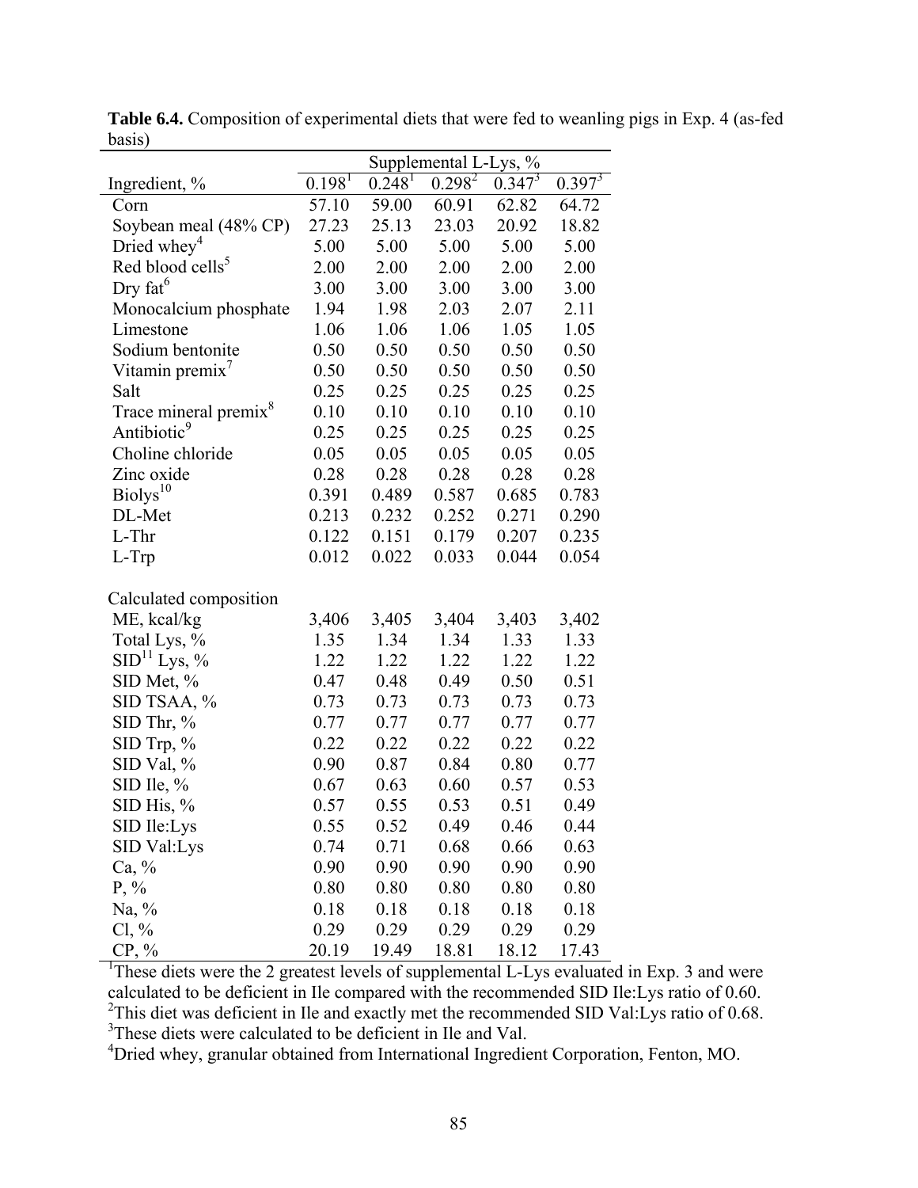**Table 6.4.** Composition of experimental diets that were fed to weanling pigs in Exp. 4 (as-fed basis)

| | Supplemental L-Lys, % | | | | |
|---|---|---|---|---|---|
| Ingredient, % | 0.198[1] | 0.248[1] | 0.298[2] | 0.347[3] | 0.397[3] |
| Corn | 57.10 | 59.00 | 60.91 | 62.82 | 64.72 |
| Soybean meal (48% CP) | 27.23 | 25.13 | 23.03 | 20.92 | 18.82 |
| Dried whey[4] | 5.00 | 5.00 | 5.00 | 5.00 | 5.00 |
| Red blood cells[5] | 2.00 | 2.00 | 2.00 | 2.00 | 2.00 |
| Dry fat[6] | 3.00 | 3.00 | 3.00 | 3.00 | 3.00 |
| Monocalcium phosphate | 1.94 | 1.98 | 2.03 | 2.07 | 2.11 |
| Limestone | 1.06 | 1.06 | 1.06 | 1.05 | 1.05 |
| Sodium bentonite | 0.50 | 0.50 | 0.50 | 0.50 | 0.50 |
| Vitamin premix[7] | 0.50 | 0.50 | 0.50 | 0.50 | 0.50 |
| Salt | 0.25 | 0.25 | 0.25 | 0.25 | 0.25 |
| Trace mineral premix[8] | 0.10 | 0.10 | 0.10 | 0.10 | 0.10 |
| Antibiotic[9] | 0.25 | 0.25 | 0.25 | 0.25 | 0.25 |
| Choline chloride | 0.05 | 0.05 | 0.05 | 0.05 | 0.05 |
| Zinc oxide | 0.28 | 0.28 | 0.28 | 0.28 | 0.28 |
| Biolys[10] | 0.391 | 0.489 | 0.587 | 0.685 | 0.783 |
| DL-Met | 0.213 | 0.232 | 0.252 | 0.271 | 0.290 |
| L-Thr | 0.122 | 0.151 | 0.179 | 0.207 | 0.235 |
| L-Trp | 0.012 | 0.022 | 0.033 | 0.044 | 0.054 |
| | | | | | |
| Calculated composition | | | | | |
| ME, kcal/kg | 3,406 | 3,405 | 3,404 | 3,403 | 3,402 |
| Total Lys, % | 1.35 | 1.34 | 1.34 | 1.33 | 1.33 |
| SID[11] Lys, % | 1.22 | 1.22 | 1.22 | 1.22 | 1.22 |
| SID Met, % | 0.47 | 0.48 | 0.49 | 0.50 | 0.51 |
| SID TSAA, % | 0.73 | 0.73 | 0.73 | 0.73 | 0.73 |
| SID Thr, % | 0.77 | 0.77 | 0.77 | 0.77 | 0.77 |
| SID Trp, % | 0.22 | 0.22 | 0.22 | 0.22 | 0.22 |
| SID Val, % | 0.90 | 0.87 | 0.84 | 0.80 | 0.77 |
| SID Ile, % | 0.67 | 0.63 | 0.60 | 0.57 | 0.53 |
| SID His, % | 0.57 | 0.55 | 0.53 | 0.51 | 0.49 |
| SID Ile:Lys | 0.55 | 0.52 | 0.49 | 0.46 | 0.44 |
| SID Val:Lys | 0.74 | 0.71 | 0.68 | 0.66 | 0.63 |
| Ca, % | 0.90 | 0.90 | 0.90 | 0.90 | 0.90 |
| P, % | 0.80 | 0.80 | 0.80 | 0.80 | 0.80 |
| Na, % | 0.18 | 0.18 | 0.18 | 0.18 | 0.18 |
| Cl, % | 0.29 | 0.29 | 0.29 | 0.29 | 0.29 |
| CP, % | 20.19 | 19.49 | 18.81 | 18.12 | 17.43 |

[1]These diets were the 2 greatest levels of supplemental L-Lys evaluated in Exp. 3 and were calculated to be deficient in Ile compared with the recommended SID Ile:Lys ratio of 0.60.

[2]This diet was deficient in Ile and exactly met the recommended SID Val:Lys ratio of 0.68.

[3]These diets were calculated to be deficient in Ile and Val.

[4]Dried whey, granular obtained from International Ingredient Corporation, Fenton, MO.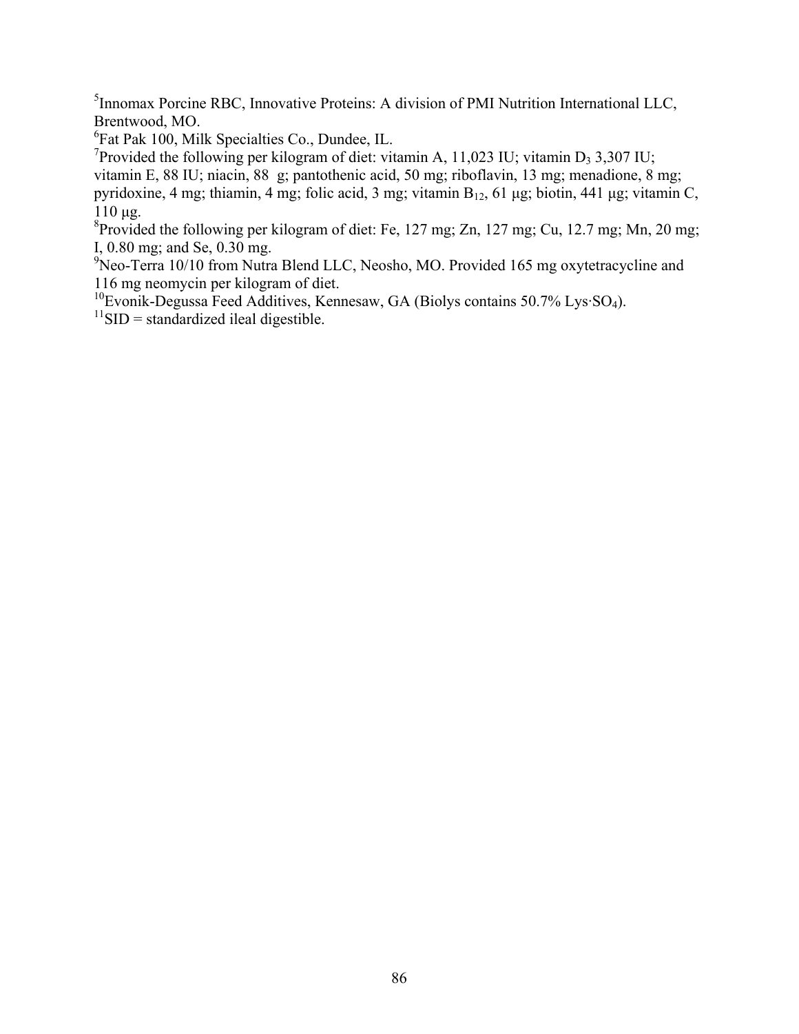[5]Innomax Porcine RBC, Innovative Proteins: A division of PMI Nutrition International LLC, Brentwood, MO.

[6]Fat Pak 100, Milk Specialties Co., Dundee, IL.

[7]Provided the following per kilogram of diet: vitamin A, 11,023 IU; vitamin $D_3$ 3,307 IU; vitamin E, 88 IU; niacin, 88  g; pantothenic acid, 50 mg; riboflavin, 13 mg; menadione, 8 mg; pyridoxine, 4 mg; thiamin, 4 mg; folic acid, 3 mg; vitamin $B_{12}$, 61 µg; biotin, 441 µg; vitamin C, 110 µg.

[8]Provided the following per kilogram of diet: Fe, 127 mg; Zn, 127 mg; Cu, 12.7 mg; Mn, 20 mg; I, 0.80 mg; and Se, 0.30 mg.

[9]Neo-Terra 10/10 from Nutra Blend LLC, Neosho, MO. Provided 165 mg oxytetracycline and 116 mg neomycin per kilogram of diet.

[10]Evonik-Degussa Feed Additives, Kennesaw, GA (Biolys contains 50.7% Lys·$SO_4$).

[11]SID = standardized ileal digestible.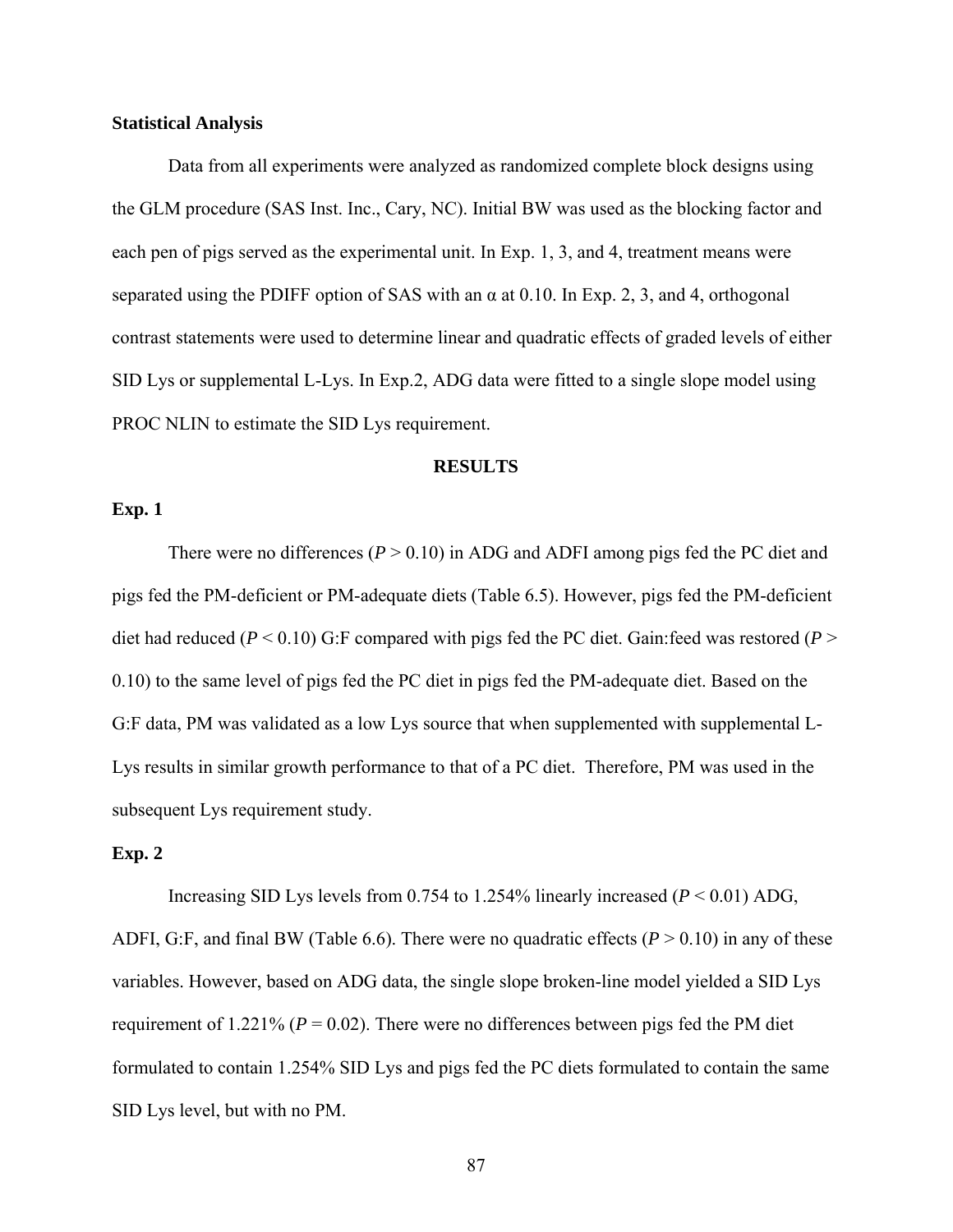### Statistical Analysis

Data from all experiments were analyzed as randomized complete block designs using the GLM procedure (SAS Inst. Inc., Cary, NC). Initial BW was used as the blocking factor and each pen of pigs served as the experimental unit. In Exp. 1, 3, and 4, treatment means were separated using the PDIFF option of SAS with an α at 0.10. In Exp. 2, 3, and 4, orthogonal contrast statements were used to determine linear and quadratic effects of graded levels of either SID Lys or supplemental L-Lys. In Exp.2, ADG data were fitted to a single slope model using PROC NLIN to estimate the SID Lys requirement.

## RESULTS

### Exp. 1

There were no differences ($P > 0.10$) in ADG and ADFI among pigs fed the PC diet and pigs fed the PM-deficient or PM-adequate diets (Table 6.5). However, pigs fed the PM-deficient diet had reduced ($P < 0.10$) G:F compared with pigs fed the PC diet. Gain:feed was restored ($P > 0.10$) to the same level of pigs fed the PC diet in pigs fed the PM-adequate diet. Based on the G:F data, PM was validated as a low Lys source that when supplemented with supplemental L-Lys results in similar growth performance to that of a PC diet. Therefore, PM was used in the subsequent Lys requirement study.

### Exp. 2

Increasing SID Lys levels from 0.754 to 1.254% linearly increased ($P < 0.01$) ADG, ADFI, G:F, and final BW (Table 6.6). There were no quadratic effects ($P > 0.10$) in any of these variables. However, based on ADG data, the single slope broken-line model yielded a SID Lys requirement of 1.221% ($P = 0.02$). There were no differences between pigs fed the PM diet formulated to contain 1.254% SID Lys and pigs fed the PC diets formulated to contain the same SID Lys level, but with no PM.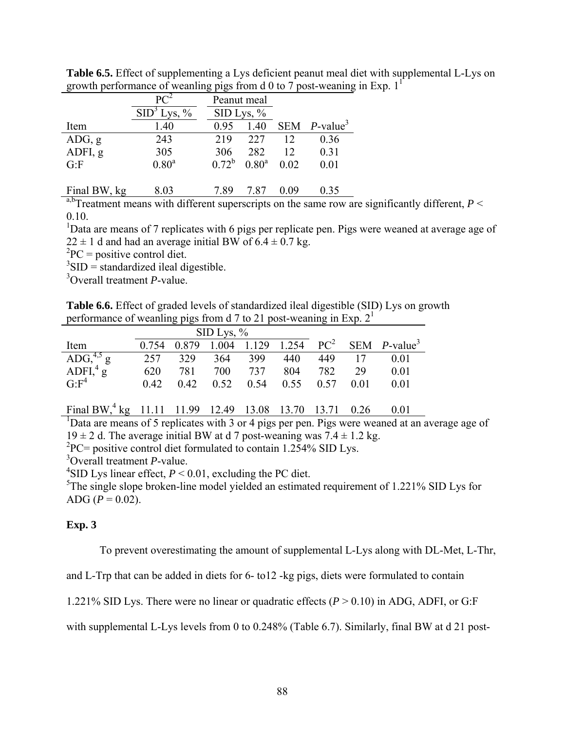**Table 6.5.** Effect of supplementing a Lys deficient peanut meal diet with supplemental L-Lys on growth performance of weanling pigs from d 0 to 7 post-weaning in Exp. 1[1]

| | PC[2] | Peanut meal | | | |
|---|---|---|---|---|---|
| | SID[3] Lys, % | SID Lys, % | | | |
| Item | 1.40 | 0.95 | 1.40 | SEM | *P*-value[3] |
| ADG, g | 243 | 219 | 227 | 12 | 0.36 |
| ADFI, g | 305 | 306 | 282 | 12 | 0.31 |
| G:F | 0.80[a] | 0.72[b] | 0.80[a] | 0.02 | 0.01 |
| Final BW, kg | 8.03 | 7.89 | 7.87 | 0.09 | 0.35 |

[a,b]Treatment means with different superscripts on the same row are significantly different, $P < 0.10$.

[1]Data are means of 7 replicates with 6 pigs per replicate pen. Pigs were weaned at average age of $22 \pm 1$ d and had an average initial BW of $6.4 \pm 0.7$ kg.

[2]PC = positive control diet.

[3]SID = standardized ileal digestible.

[3]Overall treatment *P*-value.

**Table 6.6.** Effect of graded levels of standardized ileal digestible (SID) Lys on growth performance of weanling pigs from d 7 to 21 post-weaning in Exp. 2[1]

| | SID Lys, % | | | | | | | |
|---|---|---|---|---|---|---|---|---|
| Item | 0.754 | 0.879 | 1.004 | 1.129 | 1.254 | PC[2] | SEM | *P*-value[3] |
| ADG,[4,5] g | 257 | 329 | 364 | 399 | 440 | 449 | 17 | 0.01 |
| ADFI,[4] g | 620 | 781 | 700 | 737 | 804 | 782 | 29 | 0.01 |
| G:F[4] | 0.42 | 0.42 | 0.52 | 0.54 | 0.55 | 0.57 | 0.01 | 0.01 |
| Final BW,[4] kg | 11.11 | 11.99 | 12.49 | 13.08 | 13.70 | 13.71 | 0.26 | 0.01 |

[1]Data are means of 5 replicates with 3 or 4 pigs per pen. Pigs were weaned at an average age of $19 \pm 2$ d. The average initial BW at d 7 post-weaning was $7.4 \pm 1.2$ kg.

[2]PC= positive control diet formulated to contain 1.254% SID Lys.

[3]Overall treatment *P*-value.

[4]SID Lys linear effect, $P < 0.01$, excluding the PC diet.

[5]The single slope broken-line model yielded an estimated requirement of 1.221% SID Lys for ADG ($P = 0.02$).

**Exp. 3**

To prevent overestimating the amount of supplemental L-Lys along with DL-Met, L-Thr, and L-Trp that can be added in diets for 6- to12 -kg pigs, diets were formulated to contain 1.221% SID Lys. There were no linear or quadratic effects ($P > 0.10$) in ADG, ADFI, or G:F with supplemental L-Lys levels from 0 to 0.248% (Table 6.7). Similarly, final BW at d 21 post-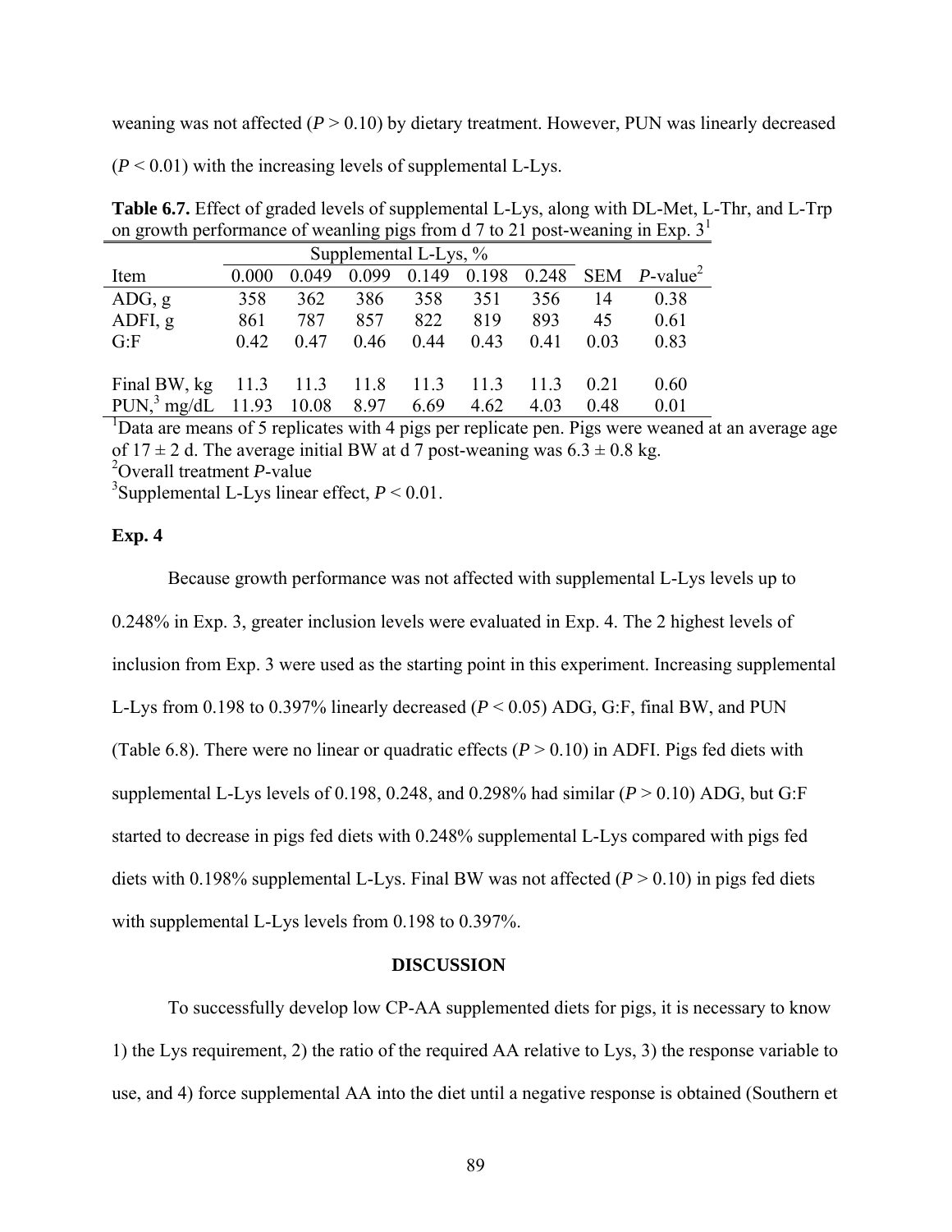weaning was not affected (*P* > 0.10) by dietary treatment. However, PUN was linearly decreased (*P* < 0.01) with the increasing levels of supplemental L-Lys.

**Table 6.7.** Effect of graded levels of supplemental L-Lys, along with DL-Met, L-Thr, and L-Trp on growth performance of weanling pigs from d 7 to 21 post-weaning in Exp. 3[1]

| | Supplemental L-Lys, % | | | | | | | |
|---|---|---|---|---|---|---|---|---|
| Item | 0.000 | 0.049 | 0.099 | 0.149 | 0.198 | 0.248 | SEM | *P*-value[2] |
| ADG, g | 358 | 362 | 386 | 358 | 351 | 356 | 14 | 0.38 |
| ADFI, g | 861 | 787 | 857 | 822 | 819 | 893 | 45 | 0.61 |
| G:F | 0.42 | 0.47 | 0.46 | 0.44 | 0.43 | 0.41 | 0.03 | 0.83 |
| | | | | | | | | |
| Final BW, kg | 11.3 | 11.3 | 11.8 | 11.3 | 11.3 | 11.3 | 0.21 | 0.60 |
| PUN,[3] mg/dL | 11.93 | 10.08 | 8.97 | 6.69 | 4.62 | 4.03 | 0.48 | 0.01 |

[1]Data are means of 5 replicates with 4 pigs per replicate pen. Pigs were weaned at an average age of 17 ± 2 d. The average initial BW at d 7 post-weaning was 6.3 ± 0.8 kg.

[2]Overall treatment *P*-value

[3]Supplemental L-Lys linear effect, *P* < 0.01.

**Exp. 4**

Because growth performance was not affected with supplemental L-Lys levels up to 0.248% in Exp. 3, greater inclusion levels were evaluated in Exp. 4. The 2 highest levels of inclusion from Exp. 3 were used as the starting point in this experiment. Increasing supplemental L-Lys from 0.198 to 0.397% linearly decreased (*P* < 0.05) ADG, G:F, final BW, and PUN (Table 6.8). There were no linear or quadratic effects (*P* > 0.10) in ADFI. Pigs fed diets with supplemental L-Lys levels of 0.198, 0.248, and 0.298% had similar (*P* > 0.10) ADG, but G:F started to decrease in pigs fed diets with 0.248% supplemental L-Lys compared with pigs fed diets with 0.198% supplemental L-Lys. Final BW was not affected (*P* > 0.10) in pigs fed diets with supplemental L-Lys levels from 0.198 to 0.397%.

## DISCUSSION

To successfully develop low CP-AA supplemented diets for pigs, it is necessary to know 1) the Lys requirement, 2) the ratio of the required AA relative to Lys, 3) the response variable to use, and 4) force supplemental AA into the diet until a negative response is obtained (Southern et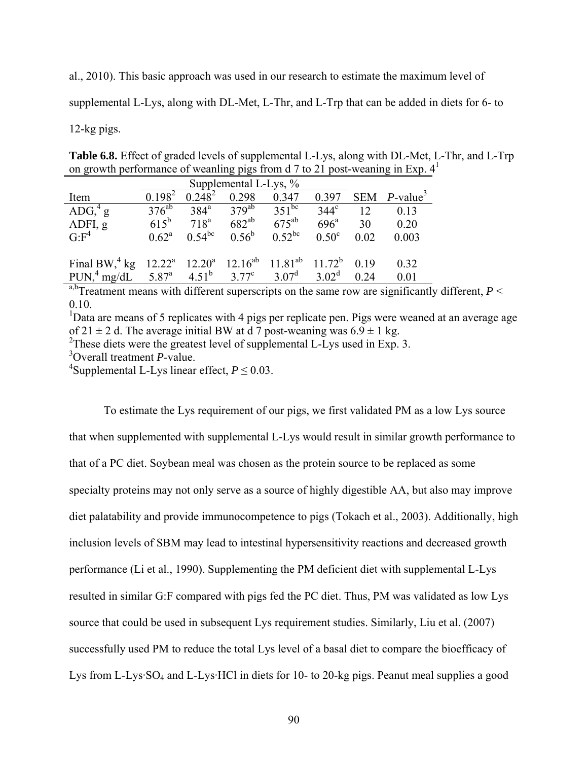al., 2010). This basic approach was used in our research to estimate the maximum level of supplemental L-Lys, along with DL-Met, L-Thr, and L-Trp that can be added in diets for 6- to 12-kg pigs.

**Table 6.8.** Effect of graded levels of supplemental L-Lys, along with DL-Met, L-Thr, and L-Trp on growth performance of weanling pigs from d 7 to 21 post-weaning in Exp. 4[1]

| | Supplemental L-Lys, % | | | | | | |
|---|---|---|---|---|---|---|---|
| Item | 0.198[2] | 0.248[2] | 0.298 | 0.347 | 0.397 | SEM | *P*-value[3] |
| ADG,[4] g | 376[ab] | 384[a] | 379[ab] | 351[bc] | 344[c] | 12 | 0.13 |
| ADFI, g | 615[b] | 718[a] | 682[ab] | 675[ab] | 696[a] | 30 | 0.20 |
| G:F[4] | 0.62[a] | 0.54[bc] | 0.56[b] | 0.52[bc] | 0.50[c] | 0.02 | 0.003 |
| Final BW,[4] kg | 12.22[a] | 12.20[a] | 12.16[ab] | 11.81[ab] | 11.72[b] | 0.19 | 0.32 |
| PUN,[4] mg/dL | 5.87[a] | 4.51[b] | 3.77[c] | 3.07[d] | 3.02[d] | 0.24 | 0.01 |

[a,b]Treatment means with different superscripts on the same row are significantly different, $P < 0.10$.

[1]Data are means of 5 replicates with 4 pigs per replicate pen. Pigs were weaned at an average age of 21 ± 2 d. The average initial BW at d 7 post-weaning was 6.9 ± 1 kg.

[2]These diets were the greatest level of supplemental L-Lys used in Exp. 3.

[3]Overall treatment *P*-value.

[4]Supplemental L-Lys linear effect, $P \leq 0.03$.

To estimate the Lys requirement of our pigs, we first validated PM as a low Lys source that when supplemented with supplemental L-Lys would result in similar growth performance to that of a PC diet. Soybean meal was chosen as the protein source to be replaced as some specialty proteins may not only serve as a source of highly digestible AA, but also may improve diet palatability and provide immunocompetence to pigs (Tokach et al., 2003). Additionally, high inclusion levels of SBM may lead to intestinal hypersensitivity reactions and decreased growth performance (Li et al., 1990). Supplementing the PM deficient diet with supplemental L-Lys resulted in similar G:F compared with pigs fed the PC diet. Thus, PM was validated as low Lys source that could be used in subsequent Lys requirement studies. Similarly, Liu et al. (2007) successfully used PM to reduce the total Lys level of a basal diet to compare the bioefficacy of Lys from L-Lys·$SO_4$ and L-Lys·HCl in diets for 10- to 20-kg pigs. Peanut meal supplies a good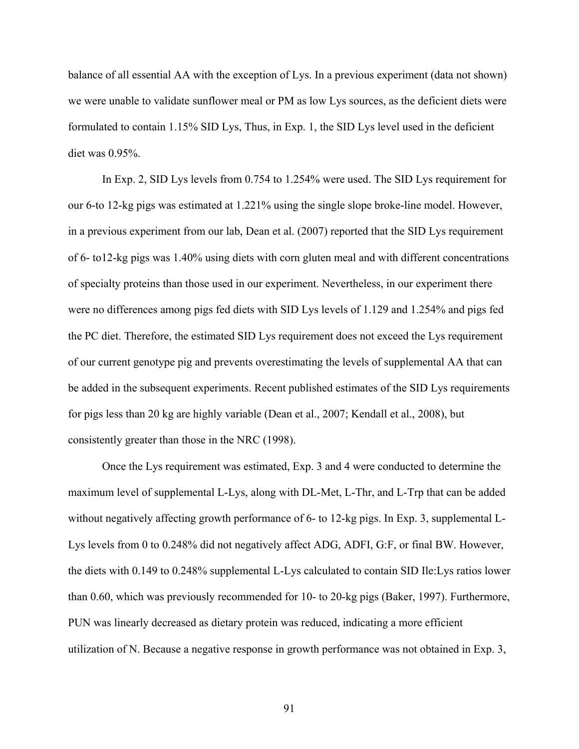balance of all essential AA with the exception of Lys. In a previous experiment (data not shown) we were unable to validate sunflower meal or PM as low Lys sources, as the deficient diets were formulated to contain 1.15% SID Lys, Thus, in Exp. 1, the SID Lys level used in the deficient diet was 0.95%.

In Exp. 2, SID Lys levels from 0.754 to 1.254% were used. The SID Lys requirement for our 6-to 12-kg pigs was estimated at 1.221% using the single slope broke-line model. However, in a previous experiment from our lab, Dean et al. (2007) reported that the SID Lys requirement of 6- to12-kg pigs was 1.40% using diets with corn gluten meal and with different concentrations of specialty proteins than those used in our experiment. Nevertheless, in our experiment there were no differences among pigs fed diets with SID Lys levels of 1.129 and 1.254% and pigs fed the PC diet. Therefore, the estimated SID Lys requirement does not exceed the Lys requirement of our current genotype pig and prevents overestimating the levels of supplemental AA that can be added in the subsequent experiments. Recent published estimates of the SID Lys requirements for pigs less than 20 kg are highly variable (Dean et al., 2007; Kendall et al., 2008), but consistently greater than those in the NRC (1998).

Once the Lys requirement was estimated, Exp. 3 and 4 were conducted to determine the maximum level of supplemental L-Lys, along with DL-Met, L-Thr, and L-Trp that can be added without negatively affecting growth performance of 6- to 12-kg pigs. In Exp. 3, supplemental L-Lys levels from 0 to 0.248% did not negatively affect ADG, ADFI, G:F, or final BW. However, the diets with 0.149 to 0.248% supplemental L-Lys calculated to contain SID Ile:Lys ratios lower than 0.60, which was previously recommended for 10- to 20-kg pigs (Baker, 1997). Furthermore, PUN was linearly decreased as dietary protein was reduced, indicating a more efficient utilization of N. Because a negative response in growth performance was not obtained in Exp. 3,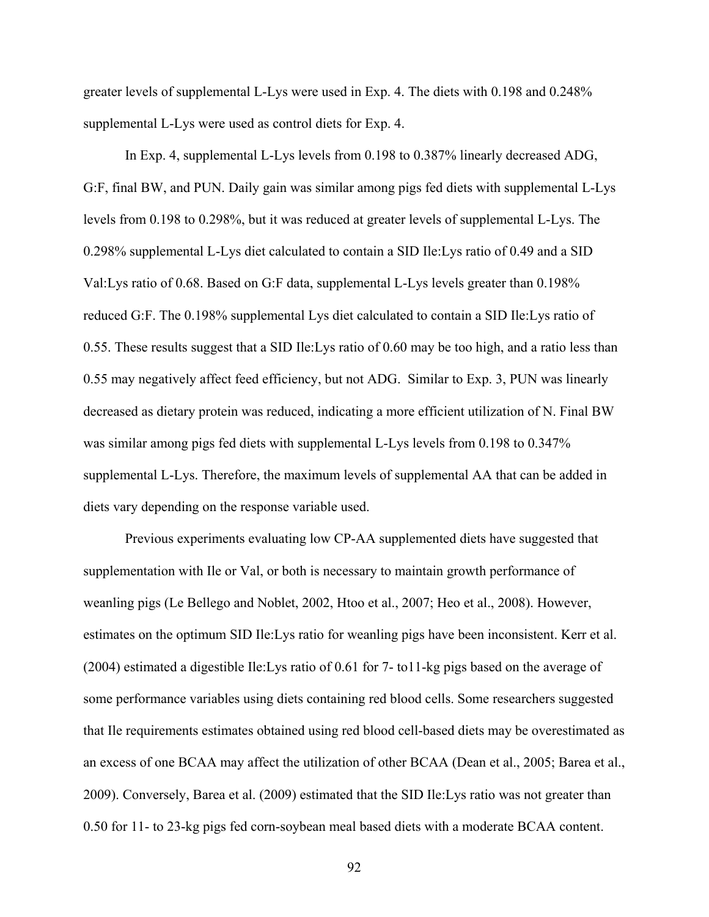greater levels of supplemental L-Lys were used in Exp. 4. The diets with 0.198 and 0.248% supplemental L-Lys were used as control diets for Exp. 4.

In Exp. 4, supplemental L-Lys levels from 0.198 to 0.387% linearly decreased ADG, G:F, final BW, and PUN. Daily gain was similar among pigs fed diets with supplemental L-Lys levels from 0.198 to 0.298%, but it was reduced at greater levels of supplemental L-Lys. The 0.298% supplemental L-Lys diet calculated to contain a SID Ile:Lys ratio of 0.49 and a SID Val:Lys ratio of 0.68. Based on G:F data, supplemental L-Lys levels greater than 0.198% reduced G:F. The 0.198% supplemental Lys diet calculated to contain a SID Ile:Lys ratio of 0.55. These results suggest that a SID Ile:Lys ratio of 0.60 may be too high, and a ratio less than 0.55 may negatively affect feed efficiency, but not ADG. Similar to Exp. 3, PUN was linearly decreased as dietary protein was reduced, indicating a more efficient utilization of N. Final BW was similar among pigs fed diets with supplemental L-Lys levels from 0.198 to 0.347% supplemental L-Lys. Therefore, the maximum levels of supplemental AA that can be added in diets vary depending on the response variable used.

Previous experiments evaluating low CP-AA supplemented diets have suggested that supplementation with Ile or Val, or both is necessary to maintain growth performance of weanling pigs (Le Bellego and Noblet, 2002, Htoo et al., 2007; Heo et al., 2008). However, estimates on the optimum SID Ile:Lys ratio for weanling pigs have been inconsistent. Kerr et al. (2004) estimated a digestible Ile:Lys ratio of 0.61 for 7- to11-kg pigs based on the average of some performance variables using diets containing red blood cells. Some researchers suggested that Ile requirements estimates obtained using red blood cell-based diets may be overestimated as an excess of one BCAA may affect the utilization of other BCAA (Dean et al., 2005; Barea et al., 2009). Conversely, Barea et al. (2009) estimated that the SID Ile:Lys ratio was not greater than 0.50 for 11- to 23-kg pigs fed corn-soybean meal based diets with a moderate BCAA content.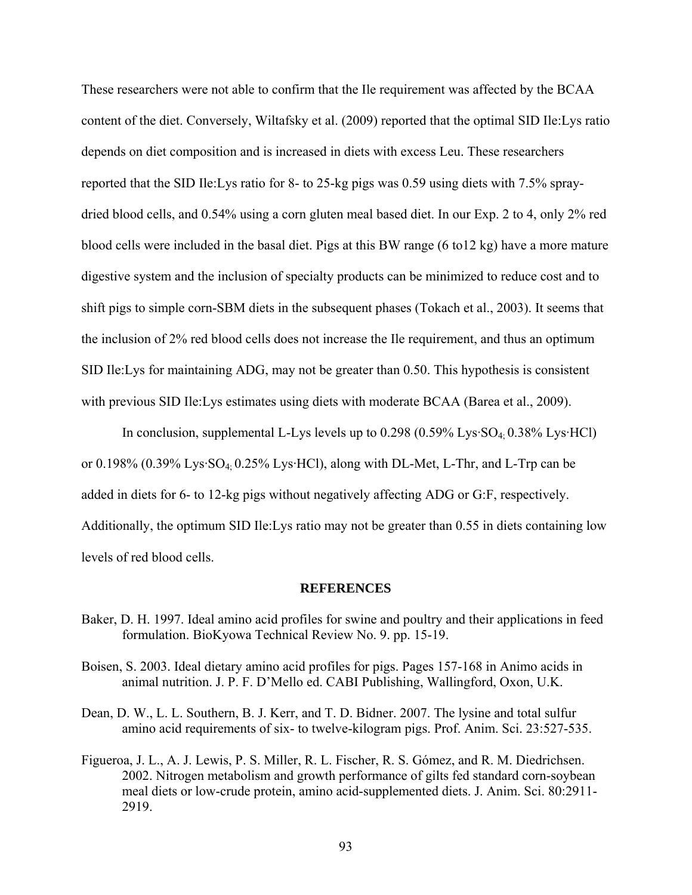These researchers were not able to confirm that the Ile requirement was affected by the BCAA content of the diet. Conversely, Wiltafsky et al. (2009) reported that the optimal SID Ile:Lys ratio depends on diet composition and is increased in diets with excess Leu. These researchers reported that the SID Ile:Lys ratio for 8- to 25-kg pigs was 0.59 using diets with 7.5% spray-dried blood cells, and 0.54% using a corn gluten meal based diet. In our Exp. 2 to 4, only 2% red blood cells were included in the basal diet. Pigs at this BW range (6 to12 kg) have a more mature digestive system and the inclusion of specialty products can be minimized to reduce cost and to shift pigs to simple corn-SBM diets in the subsequent phases (Tokach et al., 2003). It seems that the inclusion of 2% red blood cells does not increase the Ile requirement, and thus an optimum SID Ile:Lys for maintaining ADG, may not be greater than 0.50. This hypothesis is consistent with previous SID Ile:Lys estimates using diets with moderate BCAA (Barea et al., 2009).

In conclusion, supplemental L-Lys levels up to 0.298 (0.59% Lys·$SO_{4;}$ 0.38% Lys·HCl) or 0.198% (0.39% Lys·$SO_{4;}$ 0.25% Lys·HCl), along with DL-Met, L-Thr, and L-Trp can be added in diets for 6- to 12-kg pigs without negatively affecting ADG or G:F, respectively. Additionally, the optimum SID Ile:Lys ratio may not be greater than 0.55 in diets containing low levels of red blood cells.

## REFERENCES

Baker, D. H. 1997. Ideal amino acid profiles for swine and poultry and their applications in feed formulation. BioKyowa Technical Review No. 9. pp. 15-19.

Boisen, S. 2003. Ideal dietary amino acid profiles for pigs. Pages 157-168 in Animo acids in animal nutrition. J. P. F. D'Mello ed. CABI Publishing, Wallingford, Oxon, U.K.

Dean, D. W., L. L. Southern, B. J. Kerr, and T. D. Bidner. 2007. The lysine and total sulfur amino acid requirements of six- to twelve-kilogram pigs. Prof. Anim. Sci. 23:527-535.

Figueroa, J. L., A. J. Lewis, P. S. Miller, R. L. Fischer, R. S. Gómez, and R. M. Diedrichsen. 2002. Nitrogen metabolism and growth performance of gilts fed standard corn-soybean meal diets or low-crude protein, amino acid-supplemented diets. J. Anim. Sci. 80:2911-2919.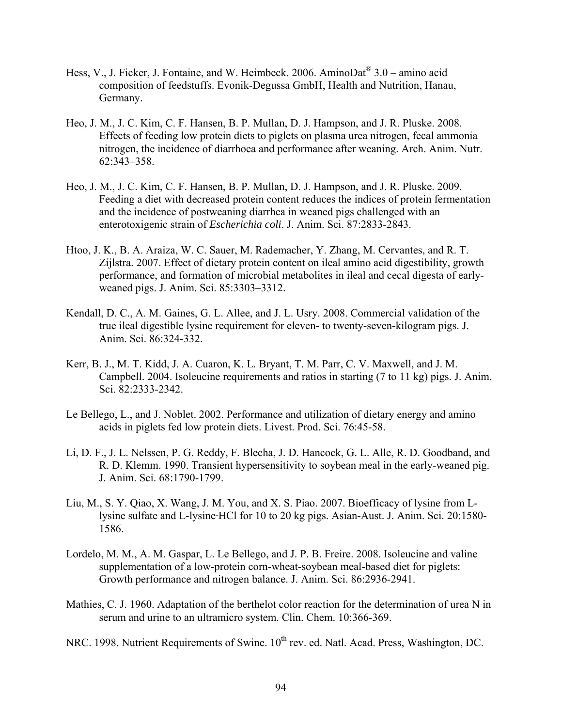Hess, V., J. Ficker, J. Fontaine, and W. Heimbeck. 2006. AminoDat® 3.0 – amino acid composition of feedstuffs. Evonik-Degussa GmbH, Health and Nutrition, Hanau, Germany.

Heo, J. M., J. C. Kim, C. F. Hansen, B. P. Mullan, D. J. Hampson, and J. R. Pluske. 2008. Effects of feeding low protein diets to piglets on plasma urea nitrogen, fecal ammonia nitrogen, the incidence of diarrhoea and performance after weaning. Arch. Anim. Nutr. 62:343–358.

Heo, J. M., J. C. Kim, C. F. Hansen, B. P. Mullan, D. J. Hampson, and J. R. Pluske. 2009. Feeding a diet with decreased protein content reduces the indices of protein fermentation and the incidence of postweaning diarrhea in weaned pigs challenged with an enterotoxigenic strain of *Escherichia coli*. J. Anim. Sci. 87:2833-2843.

Htoo, J. K., B. A. Araiza, W. C. Sauer, M. Rademacher, Y. Zhang, M. Cervantes, and R. T. Zijlstra. 2007. Effect of dietary protein content on ileal amino acid digestibility, growth performance, and formation of microbial metabolites in ileal and cecal digesta of early-weaned pigs. J. Anim. Sci. 85:3303–3312.

Kendall, D. C., A. M. Gaines, G. L. Allee, and J. L. Usry. 2008. Commercial validation of the true ileal digestible lysine requirement for eleven- to twenty-seven-kilogram pigs. J. Anim. Sci. 86:324-332.

Kerr, B. J., M. T. Kidd, J. A. Cuaron, K. L. Bryant, T. M. Parr, C. V. Maxwell, and J. M. Campbell. 2004. Isoleucine requirements and ratios in starting (7 to 11 kg) pigs. J. Anim. Sci. 82:2333-2342.

Le Bellego, L., and J. Noblet. 2002. Performance and utilization of dietary energy and amino acids in piglets fed low protein diets. Livest. Prod. Sci. 76:45-58.

Li, D. F., J. L. Nelssen, P. G. Reddy, F. Blecha, J. D. Hancock, G. L. Alle, R. D. Goodband, and R. D. Klemm. 1990. Transient hypersensitivity to soybean meal in the early-weaned pig. J. Anim. Sci. 68:1790-1799.

Liu, M., S. Y. Qiao, X. Wang, J. M. You, and X. S. Piao. 2007. Bioefficacy of lysine from L-lysine sulfate and L-lysine·HCl for 10 to 20 kg pigs. Asian-Aust. J. Anim. Sci. 20:1580-1586.

Lordelo, M. M., A. M. Gaspar, L. Le Bellego, and J. P. B. Freire. 2008. Isoleucine and valine supplementation of a low-protein corn-wheat-soybean meal-based diet for piglets: Growth performance and nitrogen balance. J. Anim. Sci. 86:2936-2941.

Mathies, C. J. 1960. Adaptation of the berthelot color reaction for the determination of urea N in serum and urine to an ultramicro system. Clin. Chem. 10:366-369.

NRC. 1998. Nutrient Requirements of Swine. 10th rev. ed. Natl. Acad. Press, Washington, DC.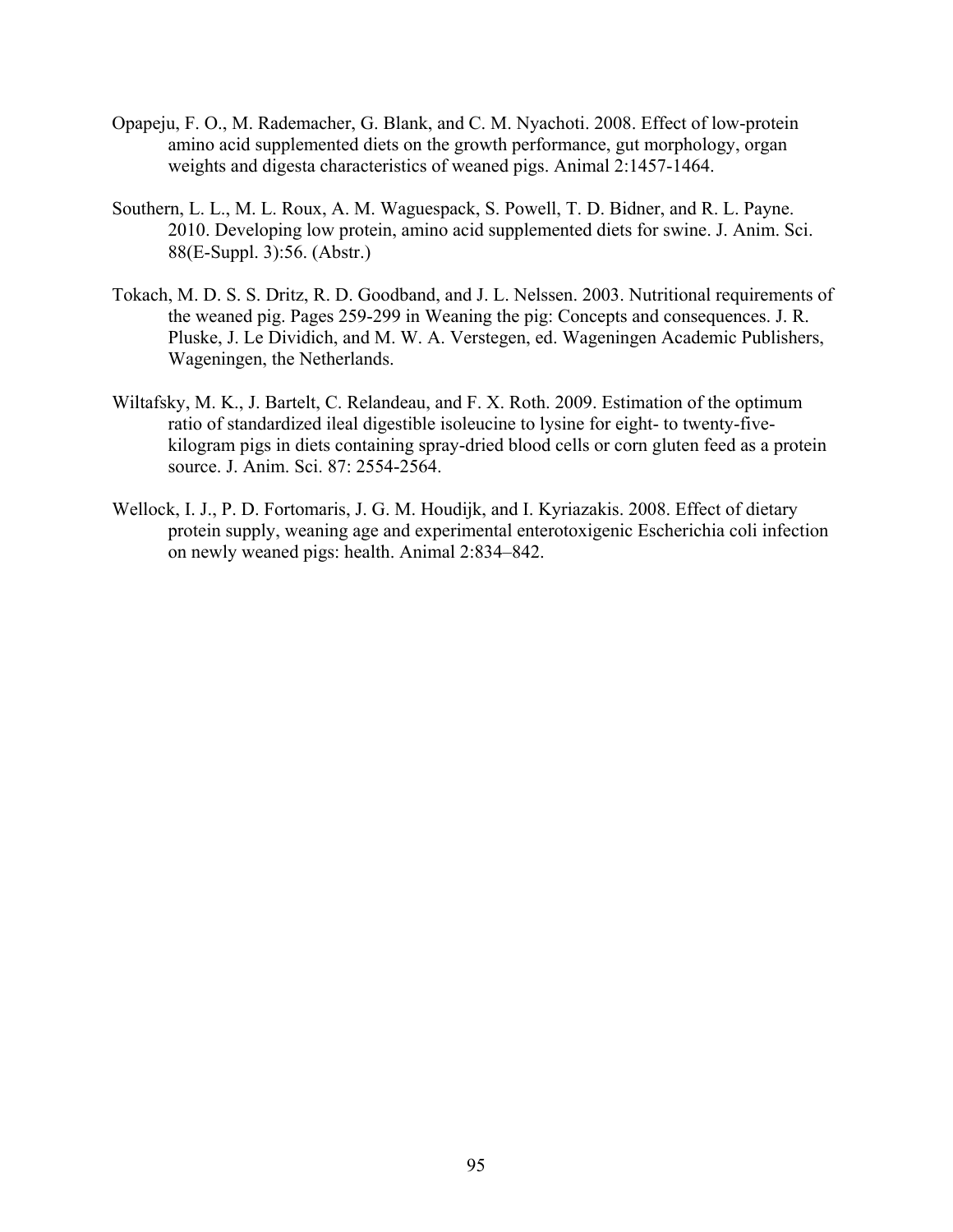Opapeju, F. O., M. Rademacher, G. Blank, and C. M. Nyachoti. 2008. Effect of low-protein amino acid supplemented diets on the growth performance, gut morphology, organ weights and digesta characteristics of weaned pigs. Animal 2:1457-1464.

Southern, L. L., M. L. Roux, A. M. Waguespack, S. Powell, T. D. Bidner, and R. L. Payne. 2010. Developing low protein, amino acid supplemented diets for swine. J. Anim. Sci. 88(E-Suppl. 3):56. (Abstr.)

Tokach, M. D. S. S. Dritz, R. D. Goodband, and J. L. Nelssen. 2003. Nutritional requirements of the weaned pig. Pages 259-299 in Weaning the pig: Concepts and consequences. J. R. Pluske, J. Le Dividich, and M. W. A. Verstegen, ed. Wageningen Academic Publishers, Wageningen, the Netherlands.

Wiltafsky, M. K., J. Bartelt, C. Relandeau, and F. X. Roth. 2009. Estimation of the optimum ratio of standardized ileal digestible isoleucine to lysine for eight- to twenty-five-kilogram pigs in diets containing spray-dried blood cells or corn gluten feed as a protein source. J. Anim. Sci. 87: 2554-2564.

Wellock, I. J., P. D. Fortomaris, J. G. M. Houdijk, and I. Kyriazakis. 2008. Effect of dietary protein supply, weaning age and experimental enterotoxigenic Escherichia coli infection on newly weaned pigs: health. Animal 2:834–842.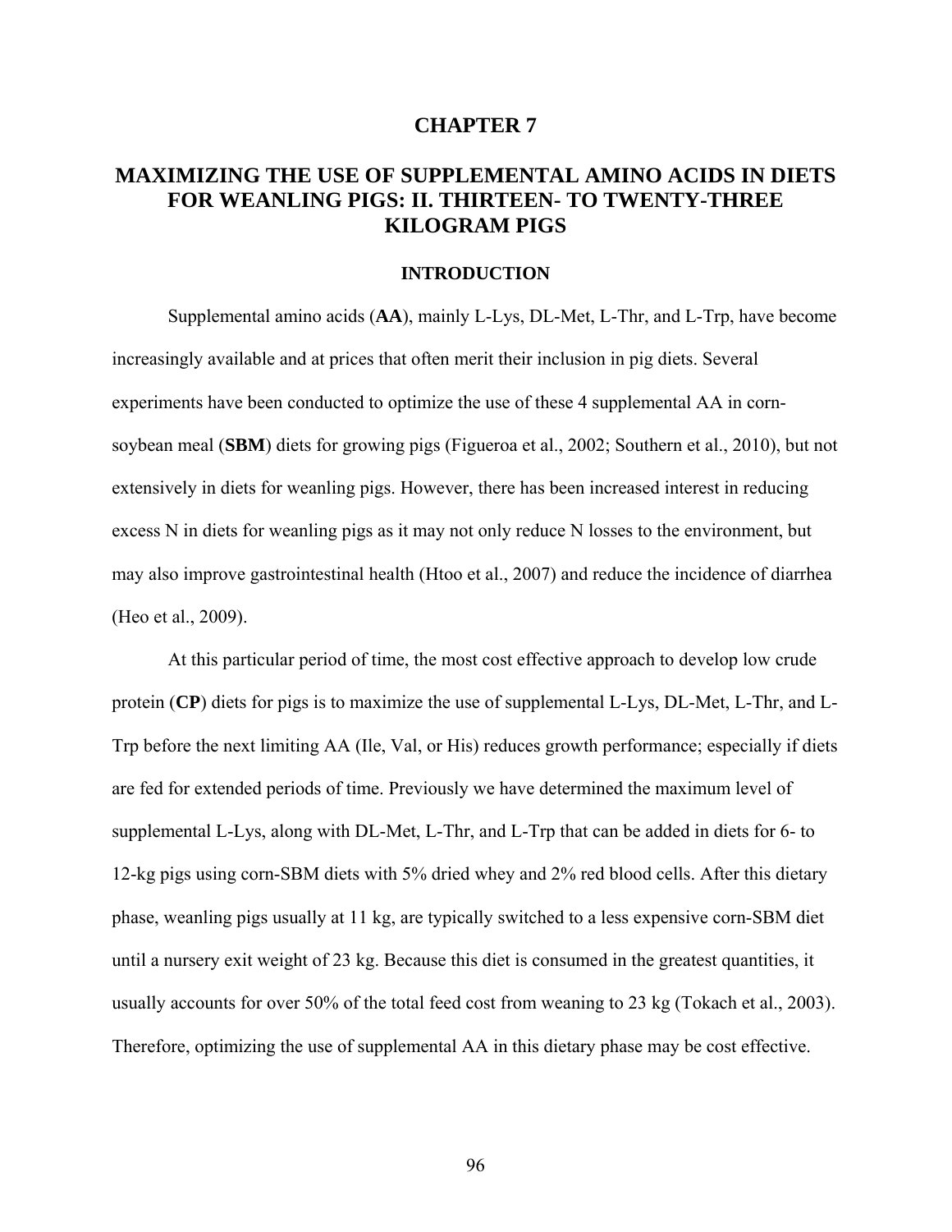# CHAPTER 7

# MAXIMIZING THE USE OF SUPPLEMENTAL AMINO ACIDS IN DIETS FOR WEANLING PIGS: II. THIRTEEN- TO TWENTY-THREE KILOGRAM PIGS

## INTRODUCTION

Supplemental amino acids (**AA**), mainly L-Lys, DL-Met, L-Thr, and L-Trp, have become increasingly available and at prices that often merit their inclusion in pig diets. Several experiments have been conducted to optimize the use of these 4 supplemental AA in corn-soybean meal (**SBM**) diets for growing pigs (Figueroa et al., 2002; Southern et al., 2010), but not extensively in diets for weanling pigs. However, there has been increased interest in reducing excess N in diets for weanling pigs as it may not only reduce N losses to the environment, but may also improve gastrointestinal health (Htoo et al., 2007) and reduce the incidence of diarrhea (Heo et al., 2009).

At this particular period of time, the most cost effective approach to develop low crude protein (**CP**) diets for pigs is to maximize the use of supplemental L-Lys, DL-Met, L-Thr, and L-Trp before the next limiting AA (Ile, Val, or His) reduces growth performance; especially if diets are fed for extended periods of time. Previously we have determined the maximum level of supplemental L-Lys, along with DL-Met, L-Thr, and L-Trp that can be added in diets for 6- to 12-kg pigs using corn-SBM diets with 5% dried whey and 2% red blood cells. After this dietary phase, weanling pigs usually at 11 kg, are typically switched to a less expensive corn-SBM diet until a nursery exit weight of 23 kg. Because this diet is consumed in the greatest quantities, it usually accounts for over 50% of the total feed cost from weaning to 23 kg (Tokach et al., 2003). Therefore, optimizing the use of supplemental AA in this dietary phase may be cost effective.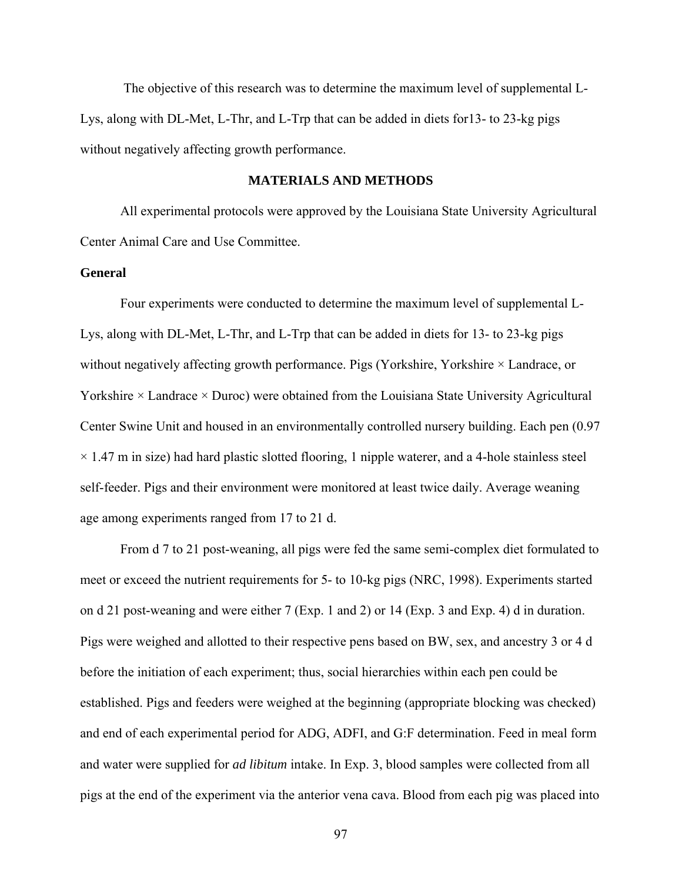The objective of this research was to determine the maximum level of supplemental L-Lys, along with DL-Met, L-Thr, and L-Trp that can be added in diets for13- to 23-kg pigs without negatively affecting growth performance.

## MATERIALS AND METHODS

All experimental protocols were approved by the Louisiana State University Agricultural Center Animal Care and Use Committee.

### General

Four experiments were conducted to determine the maximum level of supplemental L-Lys, along with DL-Met, L-Thr, and L-Trp that can be added in diets for 13- to 23-kg pigs without negatively affecting growth performance. Pigs (Yorkshire, Yorkshire × Landrace, or Yorkshire × Landrace × Duroc) were obtained from the Louisiana State University Agricultural Center Swine Unit and housed in an environmentally controlled nursery building. Each pen (0.97 × 1.47 m in size) had hard plastic slotted flooring, 1 nipple waterer, and a 4-hole stainless steel self-feeder. Pigs and their environment were monitored at least twice daily. Average weaning age among experiments ranged from 17 to 21 d.

From d 7 to 21 post-weaning, all pigs were fed the same semi-complex diet formulated to meet or exceed the nutrient requirements for 5- to 10-kg pigs (NRC, 1998). Experiments started on d 21 post-weaning and were either 7 (Exp. 1 and 2) or 14 (Exp. 3 and Exp. 4) d in duration. Pigs were weighed and allotted to their respective pens based on BW, sex, and ancestry 3 or 4 d before the initiation of each experiment; thus, social hierarchies within each pen could be established. Pigs and feeders were weighed at the beginning (appropriate blocking was checked) and end of each experimental period for ADG, ADFI, and G:F determination. Feed in meal form and water were supplied for *ad libitum* intake. In Exp. 3, blood samples were collected from all pigs at the end of the experiment via the anterior vena cava. Blood from each pig was placed into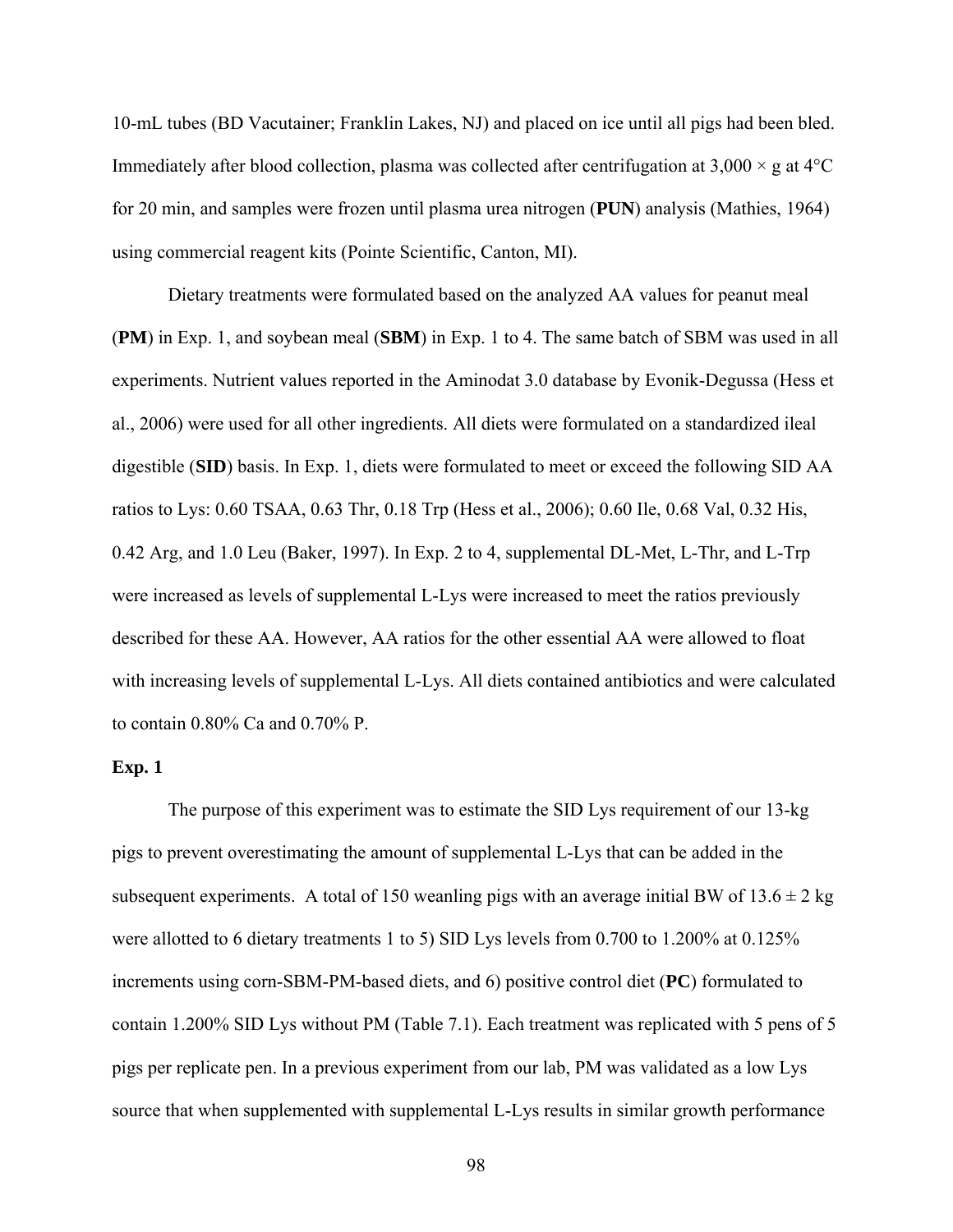10-mL tubes (BD Vacutainer; Franklin Lakes, NJ) and placed on ice until all pigs had been bled. Immediately after blood collection, plasma was collected after centrifugation at 3,000 × g at 4°C for 20 min, and samples were frozen until plasma urea nitrogen (**PUN**) analysis (Mathies, 1964) using commercial reagent kits (Pointe Scientific, Canton, MI).

Dietary treatments were formulated based on the analyzed AA values for peanut meal (**PM**) in Exp. 1, and soybean meal (**SBM**) in Exp. 1 to 4. The same batch of SBM was used in all experiments. Nutrient values reported in the Aminodat 3.0 database by Evonik-Degussa (Hess et al., 2006) were used for all other ingredients. All diets were formulated on a standardized ileal digestible (**SID**) basis. In Exp. 1, diets were formulated to meet or exceed the following SID AA ratios to Lys: 0.60 TSAA, 0.63 Thr, 0.18 Trp (Hess et al., 2006); 0.60 Ile, 0.68 Val, 0.32 His, 0.42 Arg, and 1.0 Leu (Baker, 1997). In Exp. 2 to 4, supplemental DL-Met, L-Thr, and L-Trp were increased as levels of supplemental L-Lys were increased to meet the ratios previously described for these AA. However, AA ratios for the other essential AA were allowed to float with increasing levels of supplemental L-Lys. All diets contained antibiotics and were calculated to contain 0.80% Ca and 0.70% P.

**Exp. 1**

The purpose of this experiment was to estimate the SID Lys requirement of our 13-kg pigs to prevent overestimating the amount of supplemental L-Lys that can be added in the subsequent experiments. A total of 150 weanling pigs with an average initial BW of 13.6 ± 2 kg were allotted to 6 dietary treatments 1 to 5) SID Lys levels from 0.700 to 1.200% at 0.125% increments using corn-SBM-PM-based diets, and 6) positive control diet (**PC**) formulated to contain 1.200% SID Lys without PM (Table 7.1). Each treatment was replicated with 5 pens of 5 pigs per replicate pen. In a previous experiment from our lab, PM was validated as a low Lys source that when supplemented with supplemental L-Lys results in similar growth performance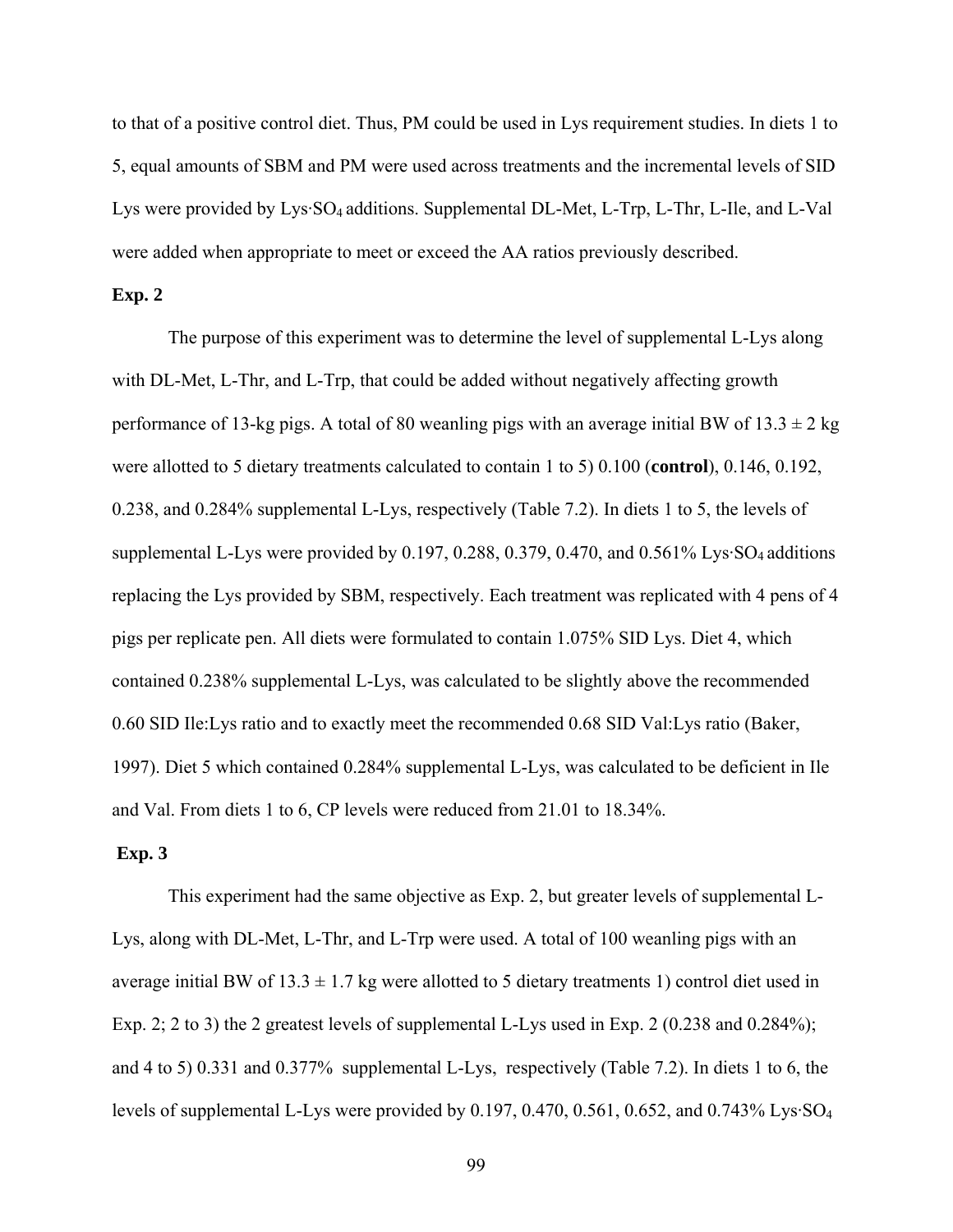to that of a positive control diet. Thus, PM could be used in Lys requirement studies. In diets 1 to 5, equal amounts of SBM and PM were used across treatments and the incremental levels of SID Lys were provided by Lys·$SO_4$ additions. Supplemental DL-Met, L-Trp, L-Thr, L-Ile, and L-Val were added when appropriate to meet or exceed the AA ratios previously described.

**Exp. 2**

The purpose of this experiment was to determine the level of supplemental L-Lys along with DL-Met, L-Thr, and L-Trp, that could be added without negatively affecting growth performance of 13-kg pigs. A total of 80 weanling pigs with an average initial BW of 13.3 ± 2 kg were allotted to 5 dietary treatments calculated to contain 1 to 5) 0.100 (**control**), 0.146, 0.192, 0.238, and 0.284% supplemental L-Lys, respectively (Table 7.2). In diets 1 to 5, the levels of supplemental L-Lys were provided by 0.197, 0.288, 0.379, 0.470, and 0.561% Lys·$SO_4$ additions replacing the Lys provided by SBM, respectively. Each treatment was replicated with 4 pens of 4 pigs per replicate pen. All diets were formulated to contain 1.075% SID Lys. Diet 4, which contained 0.238% supplemental L-Lys, was calculated to be slightly above the recommended 0.60 SID Ile:Lys ratio and to exactly meet the recommended 0.68 SID Val:Lys ratio (Baker, 1997). Diet 5 which contained 0.284% supplemental L-Lys, was calculated to be deficient in Ile and Val. From diets 1 to 6, CP levels were reduced from 21.01 to 18.34%.

**Exp. 3**

This experiment had the same objective as Exp. 2, but greater levels of supplemental L-Lys, along with DL-Met, L-Thr, and L-Trp were used. A total of 100 weanling pigs with an average initial BW of 13.3 ± 1.7 kg were allotted to 5 dietary treatments 1) control diet used in Exp. 2; 2 to 3) the 2 greatest levels of supplemental L-Lys used in Exp. 2 (0.238 and 0.284%); and 4 to 5) 0.331 and 0.377% supplemental L-Lys, respectively (Table 7.2). In diets 1 to 6, the levels of supplemental L-Lys were provided by 0.197, 0.470, 0.561, 0.652, and 0.743% Lys·$SO_4$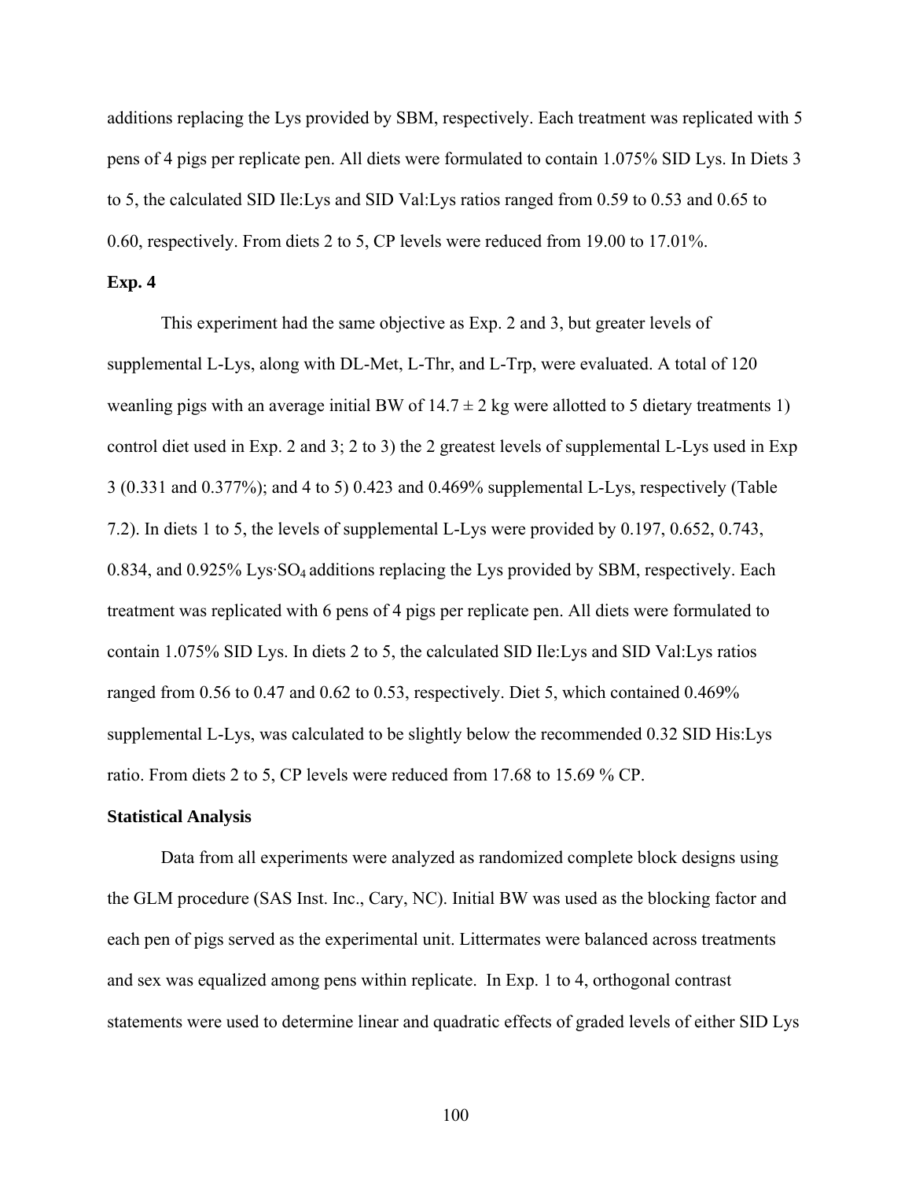additions replacing the Lys provided by SBM, respectively. Each treatment was replicated with 5 pens of 4 pigs per replicate pen. All diets were formulated to contain 1.075% SID Lys. In Diets 3 to 5, the calculated SID Ile:Lys and SID Val:Lys ratios ranged from 0.59 to 0.53 and 0.65 to 0.60, respectively. From diets 2 to 5, CP levels were reduced from 19.00 to 17.01%.

**Exp. 4**

This experiment had the same objective as Exp. 2 and 3, but greater levels of supplemental L-Lys, along with DL-Met, L-Thr, and L-Trp, were evaluated. A total of 120 weanling pigs with an average initial BW of 14.7 ± 2 kg were allotted to 5 dietary treatments 1) control diet used in Exp. 2 and 3; 2 to 3) the 2 greatest levels of supplemental L-Lys used in Exp 3 (0.331 and 0.377%); and 4 to 5) 0.423 and 0.469% supplemental L-Lys, respectively (Table 7.2). In diets 1 to 5, the levels of supplemental L-Lys were provided by 0.197, 0.652, 0.743, 0.834, and 0.925% Lys·$SO_4$ additions replacing the Lys provided by SBM, respectively. Each treatment was replicated with 6 pens of 4 pigs per replicate pen. All diets were formulated to contain 1.075% SID Lys. In diets 2 to 5, the calculated SID Ile:Lys and SID Val:Lys ratios ranged from 0.56 to 0.47 and 0.62 to 0.53, respectively. Diet 5, which contained 0.469% supplemental L-Lys, was calculated to be slightly below the recommended 0.32 SID His:Lys ratio. From diets 2 to 5, CP levels were reduced from 17.68 to 15.69 % CP.

**Statistical Analysis**

Data from all experiments were analyzed as randomized complete block designs using the GLM procedure (SAS Inst. Inc., Cary, NC). Initial BW was used as the blocking factor and each pen of pigs served as the experimental unit. Littermates were balanced across treatments and sex was equalized among pens within replicate. In Exp. 1 to 4, orthogonal contrast statements were used to determine linear and quadratic effects of graded levels of either SID Lys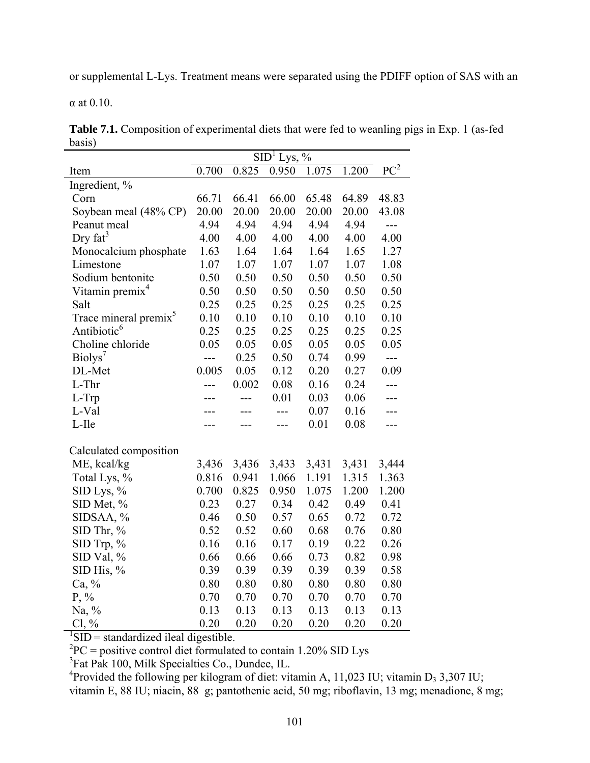or supplemental L-Lys. Treatment means were separated using the PDIFF option of SAS with an α at 0.10.

**Table 7.1.** Composition of experimental diets that were fed to weanling pigs in Exp. 1 (as-fed basis)

| Item | SID[1] Lys, % | | | | | PC[2] |
|---|---|---|---|---|---|---|
| | 0.700 | 0.825 | 0.950 | 1.075 | 1.200 | |
| Ingredient, % | | | | | | |
| Corn | 66.71 | 66.41 | 66.00 | 65.48 | 64.89 | 48.83 |
| Soybean meal (48% CP) | 20.00 | 20.00 | 20.00 | 20.00 | 20.00 | 43.08 |
| Peanut meal | 4.94 | 4.94 | 4.94 | 4.94 | 4.94 | --- |
| Dry fat[3] | 4.00 | 4.00 | 4.00 | 4.00 | 4.00 | 4.00 |
| Monocalcium phosphate | 1.63 | 1.64 | 1.64 | 1.64 | 1.65 | 1.27 |
| Limestone | 1.07 | 1.07 | 1.07 | 1.07 | 1.07 | 1.08 |
| Sodium bentonite | 0.50 | 0.50 | 0.50 | 0.50 | 0.50 | 0.50 |
| Vitamin premix[4] | 0.50 | 0.50 | 0.50 | 0.50 | 0.50 | 0.50 |
| Salt | 0.25 | 0.25 | 0.25 | 0.25 | 0.25 | 0.25 |
| Trace mineral premix[5] | 0.10 | 0.10 | 0.10 | 0.10 | 0.10 | 0.10 |
| Antibiotic[6] | 0.25 | 0.25 | 0.25 | 0.25 | 0.25 | 0.25 |
| Choline chloride | 0.05 | 0.05 | 0.05 | 0.05 | 0.05 | 0.05 |
| Biolys[7] | --- | 0.25 | 0.50 | 0.74 | 0.99 | --- |
| DL-Met | 0.005 | 0.05 | 0.12 | 0.20 | 0.27 | 0.09 |
| L-Thr | --- | 0.002 | 0.08 | 0.16 | 0.24 | --- |
| L-Trp | --- | --- | 0.01 | 0.03 | 0.06 | --- |
| L-Val | --- | --- | --- | 0.07 | 0.16 | --- |
| L-Ile | --- | --- | --- | 0.01 | 0.08 | --- |
| | | | | | | |
| Calculated composition | | | | | | |
| ME, kcal/kg | 3,436 | 3,436 | 3,433 | 3,431 | 3,431 | 3,444 |
| Total Lys, % | 0.816 | 0.941 | 1.066 | 1.191 | 1.315 | 1.363 |
| SID Lys, % | 0.700 | 0.825 | 0.950 | 1.075 | 1.200 | 1.200 |
| SID Met, % | 0.23 | 0.27 | 0.34 | 0.42 | 0.49 | 0.41 |
| SIDSAA, % | 0.46 | 0.50 | 0.57 | 0.65 | 0.72 | 0.72 |
| SID Thr, % | 0.52 | 0.52 | 0.60 | 0.68 | 0.76 | 0.80 |
| SID Trp, % | 0.16 | 0.16 | 0.17 | 0.19 | 0.22 | 0.26 |
| SID Val, % | 0.66 | 0.66 | 0.66 | 0.73 | 0.82 | 0.98 |
| SID His, % | 0.39 | 0.39 | 0.39 | 0.39 | 0.39 | 0.58 |
| Ca, % | 0.80 | 0.80 | 0.80 | 0.80 | 0.80 | 0.80 |
| P, % | 0.70 | 0.70 | 0.70 | 0.70 | 0.70 | 0.70 |
| Na, % | 0.13 | 0.13 | 0.13 | 0.13 | 0.13 | 0.13 |
| Cl, % | 0.20 | 0.20 | 0.20 | 0.20 | 0.20 | 0.20 |

[1]SID = standardized ileal digestible.

[2]PC = positive control diet formulated to contain 1.20% SID Lys

[3]Fat Pak 100, Milk Specialties Co., Dundee, IL.

[4]Provided the following per kilogram of diet: vitamin A, 11,023 IU; vitamin $D_3$ 3,307 IU; vitamin E, 88 IU; niacin, 88 g; pantothenic acid, 50 mg; riboflavin, 13 mg; menadione, 8 mg;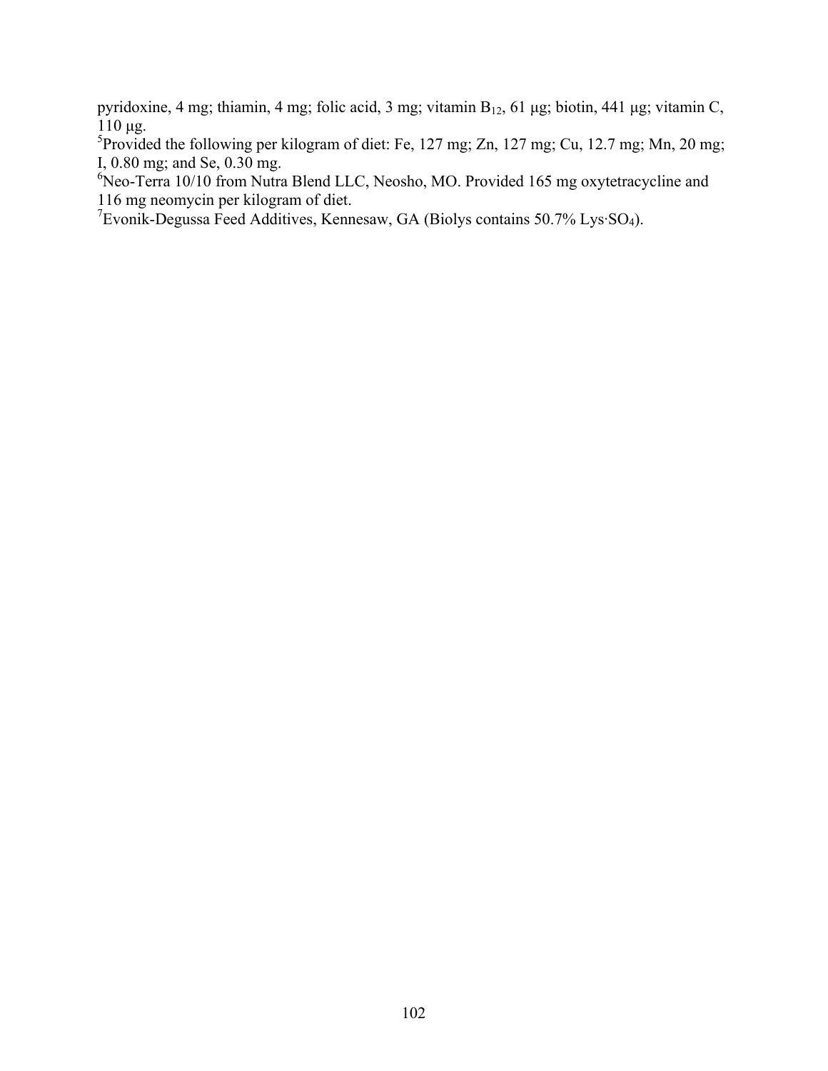pyridoxine, 4 mg; thiamin, 4 mg; folic acid, 3 mg; vitamin $B_{12}$, 61 μg; biotin, 441 μg; vitamin C, 110 μg.

[5]Provided the following per kilogram of diet: Fe, 127 mg; Zn, 127 mg; Cu, 12.7 mg; Mn, 20 mg; I, 0.80 mg; and Se, 0.30 mg.

[6]Neo-Terra 10/10 from Nutra Blend LLC, Neosho, MO. Provided 165 mg oxytetracycline and 116 mg neomycin per kilogram of diet.

[7]Evonik-Degussa Feed Additives, Kennesaw, GA (Biolys contains 50.7% $Lys{\cdot}SO_4$).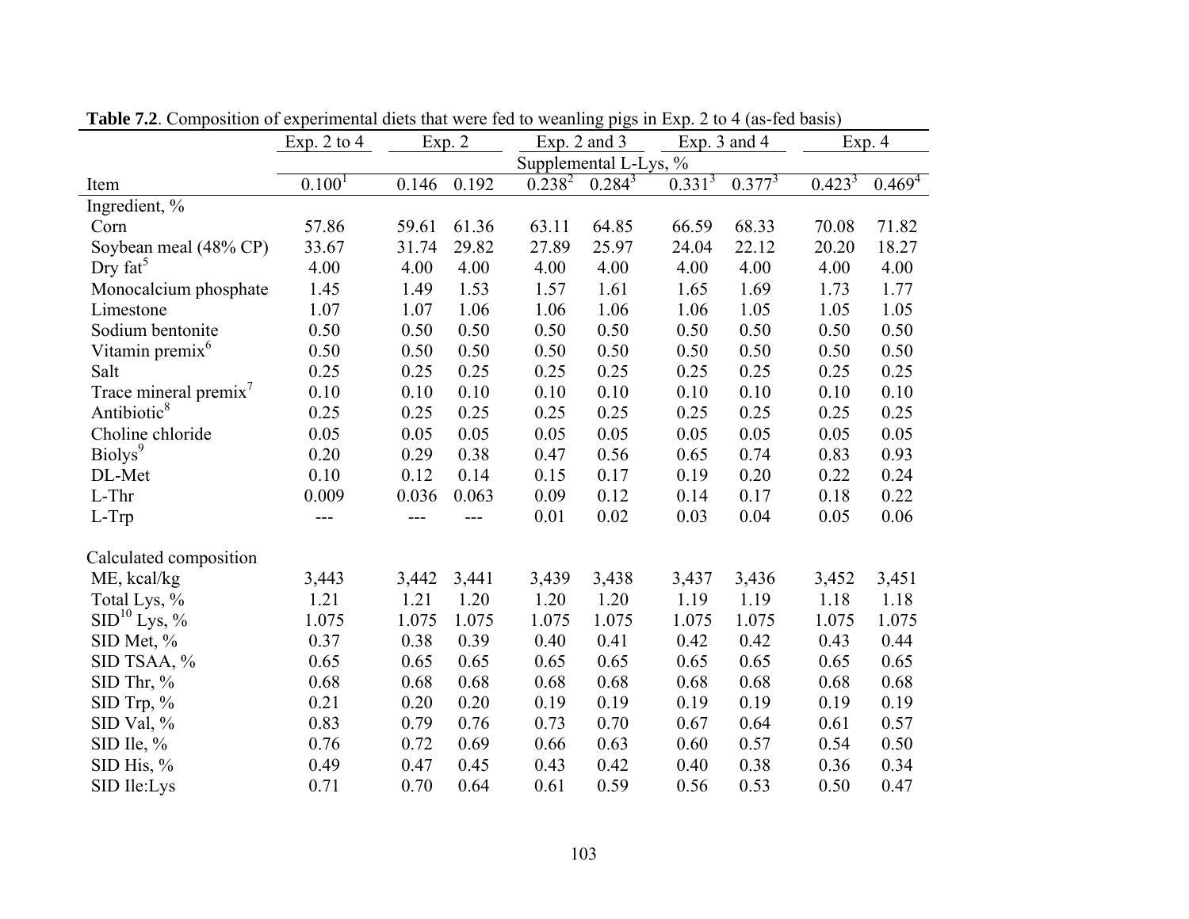**Table 7.2**. Composition of experimental diets that were fed to weanling pigs in Exp. 2 to 4 (as-fed basis)

| | Exp. 2 to 4 | Exp. 2 | | Exp. 2 and 3 | | Exp. 3 and 4 | | Exp. 4 | |
|---|---|---|---|---|---|---|---|---|---|
| | Supplemental L-Lys, % | | | | | | | | |
| Item | 0.100[1] | 0.146 | 0.192 | 0.238[2] | 0.284[3] | 0.331[3] | 0.377[3] | 0.423[3] | 0.469[4] |
| Ingredient, % | | | | | | | | | |
| Corn | 57.86 | 59.61 | 61.36 | 63.11 | 64.85 | 66.59 | 68.33 | 70.08 | 71.82 |
| Soybean meal (48% CP) | 33.67 | 31.74 | 29.82 | 27.89 | 25.97 | 24.04 | 22.12 | 20.20 | 18.27 |
| Dry fat[5] | 4.00 | 4.00 | 4.00 | 4.00 | 4.00 | 4.00 | 4.00 | 4.00 | 4.00 |
| Monocalcium phosphate | 1.45 | 1.49 | 1.53 | 1.57 | 1.61 | 1.65 | 1.69 | 1.73 | 1.77 |
| Limestone | 1.07 | 1.07 | 1.06 | 1.06 | 1.06 | 1.06 | 1.05 | 1.05 | 1.05 |
| Sodium bentonite | 0.50 | 0.50 | 0.50 | 0.50 | 0.50 | 0.50 | 0.50 | 0.50 | 0.50 |
| Vitamin premix[6] | 0.50 | 0.50 | 0.50 | 0.50 | 0.50 | 0.50 | 0.50 | 0.50 | 0.50 |
| Salt | 0.25 | 0.25 | 0.25 | 0.25 | 0.25 | 0.25 | 0.25 | 0.25 | 0.25 |
| Trace mineral premix[7] | 0.10 | 0.10 | 0.10 | 0.10 | 0.10 | 0.10 | 0.10 | 0.10 | 0.10 |
| Antibiotic[8] | 0.25 | 0.25 | 0.25 | 0.25 | 0.25 | 0.25 | 0.25 | 0.25 | 0.25 |
| Choline chloride | 0.05 | 0.05 | 0.05 | 0.05 | 0.05 | 0.05 | 0.05 | 0.05 | 0.05 |
| Biolys[9] | 0.20 | 0.29 | 0.38 | 0.47 | 0.56 | 0.65 | 0.74 | 0.83 | 0.93 |
| DL-Met | 0.10 | 0.12 | 0.14 | 0.15 | 0.17 | 0.19 | 0.20 | 0.22 | 0.24 |
| L-Thr | 0.009 | 0.036 | 0.063 | 0.09 | 0.12 | 0.14 | 0.17 | 0.18 | 0.22 |
| L-Trp | --- | --- | --- | 0.01 | 0.02 | 0.03 | 0.04 | 0.05 | 0.06 |
| | | | | | | | | | |
| Calculated composition | | | | | | | | | |
| ME, kcal/kg | 3,443 | 3,442 | 3,441 | 3,439 | 3,438 | 3,437 | 3,436 | 3,452 | 3,451 |
| Total Lys, % | 1.21 | 1.21 | 1.20 | 1.20 | 1.20 | 1.19 | 1.19 | 1.18 | 1.18 |
| SID[10] Lys, % | 1.075 | 1.075 | 1.075 | 1.075 | 1.075 | 1.075 | 1.075 | 1.075 | 1.075 |
| SID Met, % | 0.37 | 0.38 | 0.39 | 0.40 | 0.41 | 0.42 | 0.42 | 0.43 | 0.44 |
| SID TSAA, % | 0.65 | 0.65 | 0.65 | 0.65 | 0.65 | 0.65 | 0.65 | 0.65 | 0.65 |
| SID Thr, % | 0.68 | 0.68 | 0.68 | 0.68 | 0.68 | 0.68 | 0.68 | 0.68 | 0.68 |
| SID Trp, % | 0.21 | 0.20 | 0.20 | 0.19 | 0.19 | 0.19 | 0.19 | 0.19 | 0.19 |
| SID Val, % | 0.83 | 0.79 | 0.76 | 0.73 | 0.70 | 0.67 | 0.64 | 0.61 | 0.57 |
| SID Ile, % | 0.76 | 0.72 | 0.69 | 0.66 | 0.63 | 0.60 | 0.57 | 0.54 | 0.50 |
| SID His, % | 0.49 | 0.47 | 0.45 | 0.43 | 0.42 | 0.40 | 0.38 | 0.36 | 0.34 |
| SID Ile:Lys | 0.71 | 0.70 | 0.64 | 0.61 | 0.59 | 0.56 | 0.53 | 0.50 | 0.47 |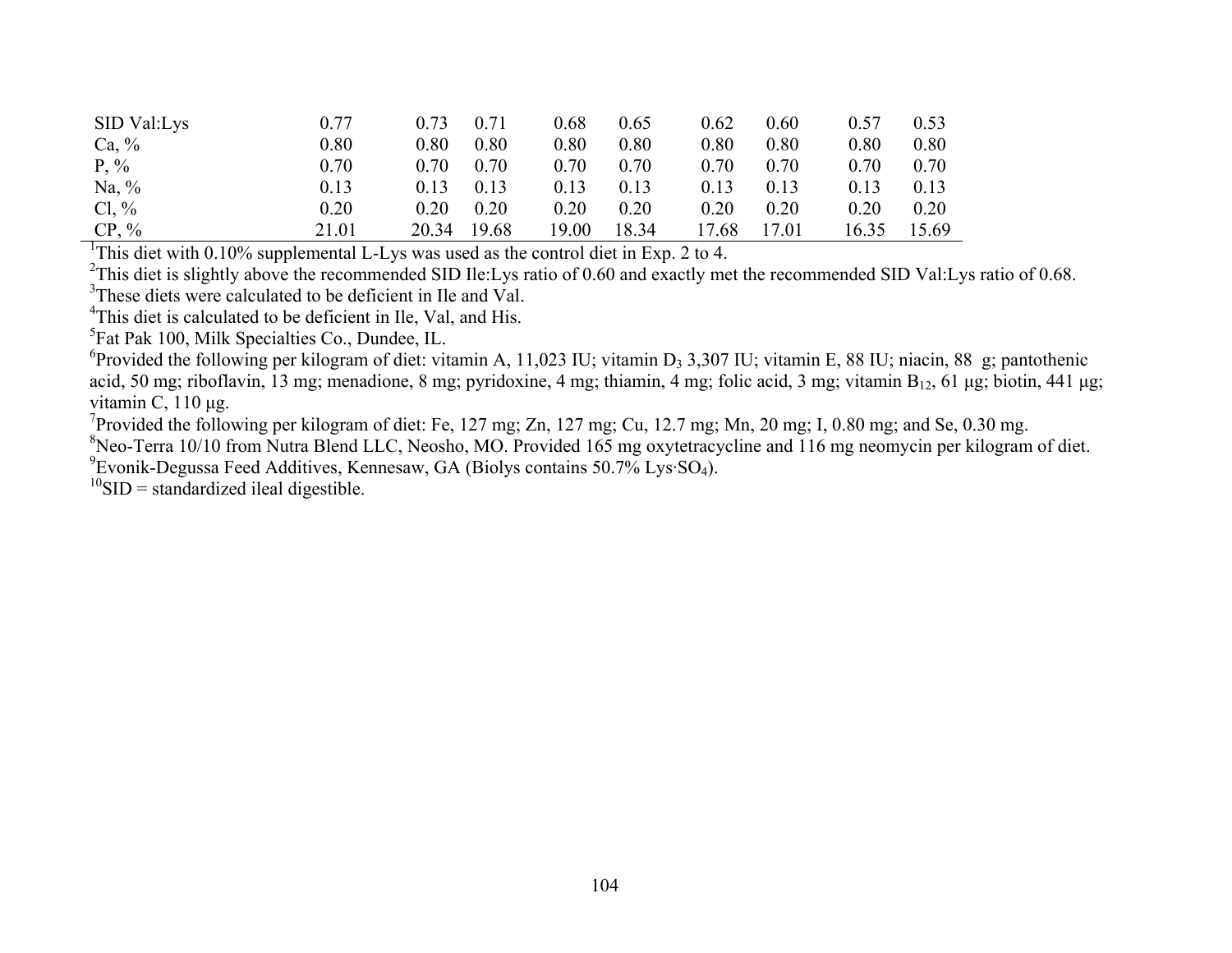|  |  |  |  |  |  |  |  |  |  |
|---|---|---|---|---|---|---|---|---|---|
| SID Val:Lys | 0.77 | 0.73 | 0.71 | 0.68 | 0.65 | 0.62 | 0.60 | 0.57 | 0.53 |
| Ca, % | 0.80 | 0.80 | 0.80 | 0.80 | 0.80 | 0.80 | 0.80 | 0.80 | 0.80 |
| P, % | 0.70 | 0.70 | 0.70 | 0.70 | 0.70 | 0.70 | 0.70 | 0.70 | 0.70 |
| Na, % | 0.13 | 0.13 | 0.13 | 0.13 | 0.13 | 0.13 | 0.13 | 0.13 | 0.13 |
| Cl, % | 0.20 | 0.20 | 0.20 | 0.20 | 0.20 | 0.20 | 0.20 | 0.20 | 0.20 |
| CP, % | 21.01 | 20.34 | 19.68 | 19.00 | 18.34 | 17.68 | 17.01 | 16.35 | 15.69 |

[1]This diet with 0.10% supplemental L-Lys was used as the control diet in Exp. 2 to 4.

[2]This diet is slightly above the recommended SID Ile:Lys ratio of 0.60 and exactly met the recommended SID Val:Lys ratio of 0.68.

[3]These diets were calculated to be deficient in Ile and Val.

[4]This diet is calculated to be deficient in Ile, Val, and His.

[5]Fat Pak 100, Milk Specialties Co., Dundee, IL.

[6]Provided the following per kilogram of diet: vitamin A, 11,023 IU; vitamin $D_3$ 3,307 IU; vitamin E, 88 IU; niacin, 88 g; pantothenic acid, 50 mg; riboflavin, 13 mg; menadione, 8 mg; pyridoxine, 4 mg; thiamin, 4 mg; folic acid, 3 mg; vitamin $B_{12}$, 61 μg; biotin, 441 μg; vitamin C, 110 μg.

[7]Provided the following per kilogram of diet: Fe, 127 mg; Zn, 127 mg; Cu, 12.7 mg; Mn, 20 mg; I, 0.80 mg; and Se, 0.30 mg.

[8]Neo-Terra 10/10 from Nutra Blend LLC, Neosho, MO. Provided 165 mg oxytetracycline and 116 mg neomycin per kilogram of diet.

[9]Evonik-Degussa Feed Additives, Kennesaw, GA (Biolys contains 50.7% Lys·$SO_4$).

[10]SID = standardized ileal digestible.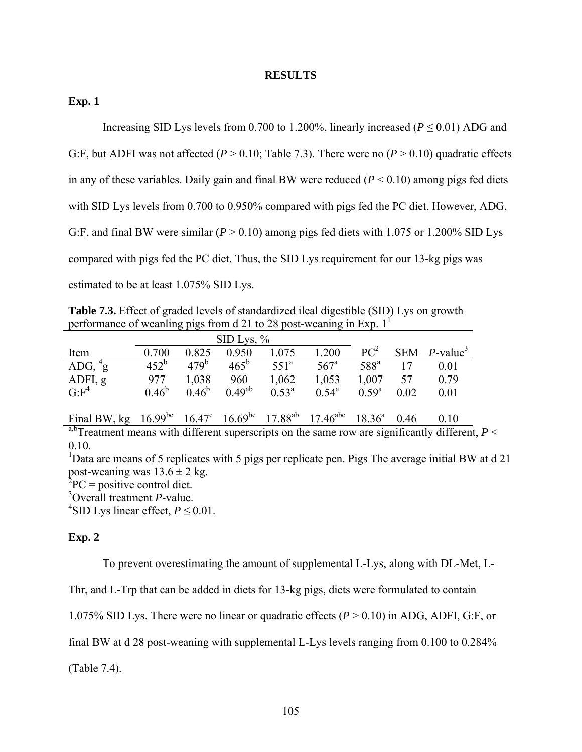## RESULTS

### Exp. 1

Increasing SID Lys levels from 0.700 to 1.200%, linearly increased ($P \leq 0.01$) ADG and G:F, but ADFI was not affected ($P > 0.10$; Table 7.3). There were no ($P > 0.10$) quadratic effects in any of these variables. Daily gain and final BW were reduced ($P < 0.10$) among pigs fed diets with SID Lys levels from 0.700 to 0.950% compared with pigs fed the PC diet. However, ADG, G:F, and final BW were similar ($P > 0.10$) among pigs fed diets with 1.075 or 1.200% SID Lys compared with pigs fed the PC diet. Thus, the SID Lys requirement for our 13-kg pigs was estimated to be at least 1.075% SID Lys.

**Table 7.3.** Effect of graded levels of standardized ileal digestible (SID) Lys on growth performance of weanling pigs from d 21 to 28 post-weaning in Exp. 1[1]

| | SID Lys, % | | | | | | | |
|---|---|---|---|---|---|---|---|---|
| Item | 0.700 | 0.825 | 0.950 | 1.075 | 1.200 | PC[2] | SEM | *P*-value[3] |
| ADG, [4]g | 452[b] | 479[b] | 465[b] | 551[a] | 567[a] | 588[a] | 17 | 0.01 |
| ADFI, g | 977 | 1,038 | 960 | 1,062 | 1,053 | 1,007 | 57 | 0.79 |
| G:F[4] | 0.46[b] | 0.46[b] | 0.49[ab] | 0.53[a] | 0.54[a] | 0.59[a] | 0.02 | 0.01 |
| Final BW, kg | 16.99[bc] | 16.47[c] | 16.69[bc] | 17.88[ab] | 17.46[abc] | 18.36[a] | 0.46 | 0.10 |

[a,b]Treatment means with different superscripts on the same row are significantly different, $P < 0.10$.

[1]Data are means of 5 replicates with 5 pigs per replicate pen. Pigs The average initial BW at d 21 post-weaning was 13.6 ± 2 kg.

[2]PC = positive control diet.

[3]Overall treatment *P*-value.

[4]SID Lys linear effect, $P \leq 0.01$.

### Exp. 2

To prevent overestimating the amount of supplemental L-Lys, along with DL-Met, L-Thr, and L-Trp that can be added in diets for 13-kg pigs, diets were formulated to contain 1.075% SID Lys. There were no linear or quadratic effects ($P > 0.10$) in ADG, ADFI, G:F, or final BW at d 28 post-weaning with supplemental L-Lys levels ranging from 0.100 to 0.284% (Table 7.4).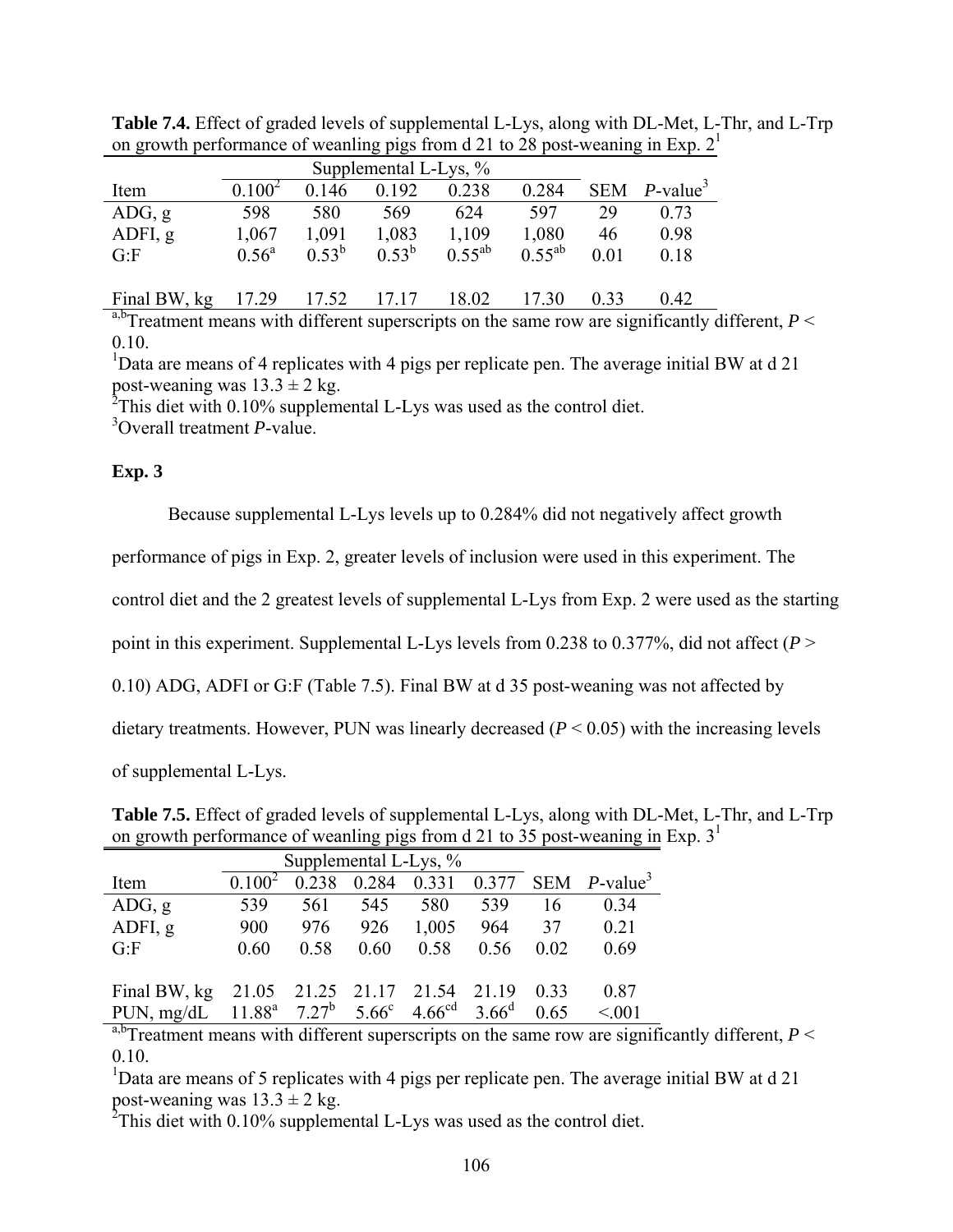**Table 7.4.** Effect of graded levels of supplemental L-Lys, along with DL-Met, L-Thr, and L-Trp on growth performance of weanling pigs from d 21 to 28 post-weaning in Exp. 2[1]

| | Supplemental L-Lys, % | | | | | | |
|---|---|---|---|---|---|---|---|
| Item | 0.100[2] | 0.146 | 0.192 | 0.238 | 0.284 | SEM | *P*-value[3] |
| ADG, g | 598 | 580 | 569 | 624 | 597 | 29 | 0.73 |
| ADFI, g | 1,067 | 1,091 | 1,083 | 1,109 | 1,080 | 46 | 0.98 |
| G:F | 0.56[a] | 0.53[b] | 0.53[b] | 0.55[ab] | 0.55[ab] | 0.01 | 0.18 |
| Final BW, kg | 17.29 | 17.52 | 17.17 | 18.02 | 17.30 | 0.33 | 0.42 |

[a,b]Treatment means with different superscripts on the same row are significantly different, $P < 0.10$.

[1]Data are means of 4 replicates with 4 pigs per replicate pen. The average initial BW at d 21 post-weaning was $13.3 \pm 2$ kg.

[2]This diet with 0.10% supplemental L-Lys was used as the control diet.

[3]Overall treatment *P*-value.

**Exp. 3**

Because supplemental L-Lys levels up to 0.284% did not negatively affect growth performance of pigs in Exp. 2, greater levels of inclusion were used in this experiment. The control diet and the 2 greatest levels of supplemental L-Lys from Exp. 2 were used as the starting point in this experiment. Supplemental L-Lys levels from 0.238 to 0.377%, did not affect ($P > 0.10$) ADG, ADFI or G:F (Table 7.5). Final BW at d 35 post-weaning was not affected by dietary treatments. However, PUN was linearly decreased ($P < 0.05$) with the increasing levels of supplemental L-Lys.

**Table 7.5.** Effect of graded levels of supplemental L-Lys, along with DL-Met, L-Thr, and L-Trp on growth performance of weanling pigs from d 21 to 35 post-weaning in Exp. 3[1]

| | Supplemental L-Lys, % | | | | | | |
|---|---|---|---|---|---|---|---|
| Item | 0.100[2] | 0.238 | 0.284 | 0.331 | 0.377 | SEM | *P*-value[3] |
| ADG, g | 539 | 561 | 545 | 580 | 539 | 16 | 0.34 |
| ADFI, g | 900 | 976 | 926 | 1,005 | 964 | 37 | 0.21 |
| G:F | 0.60 | 0.58 | 0.60 | 0.58 | 0.56 | 0.02 | 0.69 |
| Final BW, kg | 21.05 | 21.25 | 21.17 | 21.54 | 21.19 | 0.33 | 0.87 |
| PUN, mg/dL | 11.88[a] | 7.27[b] | 5.66[c] | 4.66[cd] | 3.66[d] | 0.65 | <.001 |

[a,b]Treatment means with different superscripts on the same row are significantly different, $P < 0.10$.

[1]Data are means of 5 replicates with 4 pigs per replicate pen. The average initial BW at d 21 post-weaning was $13.3 \pm 2$ kg.

[2]This diet with 0.10% supplemental L-Lys was used as the control diet.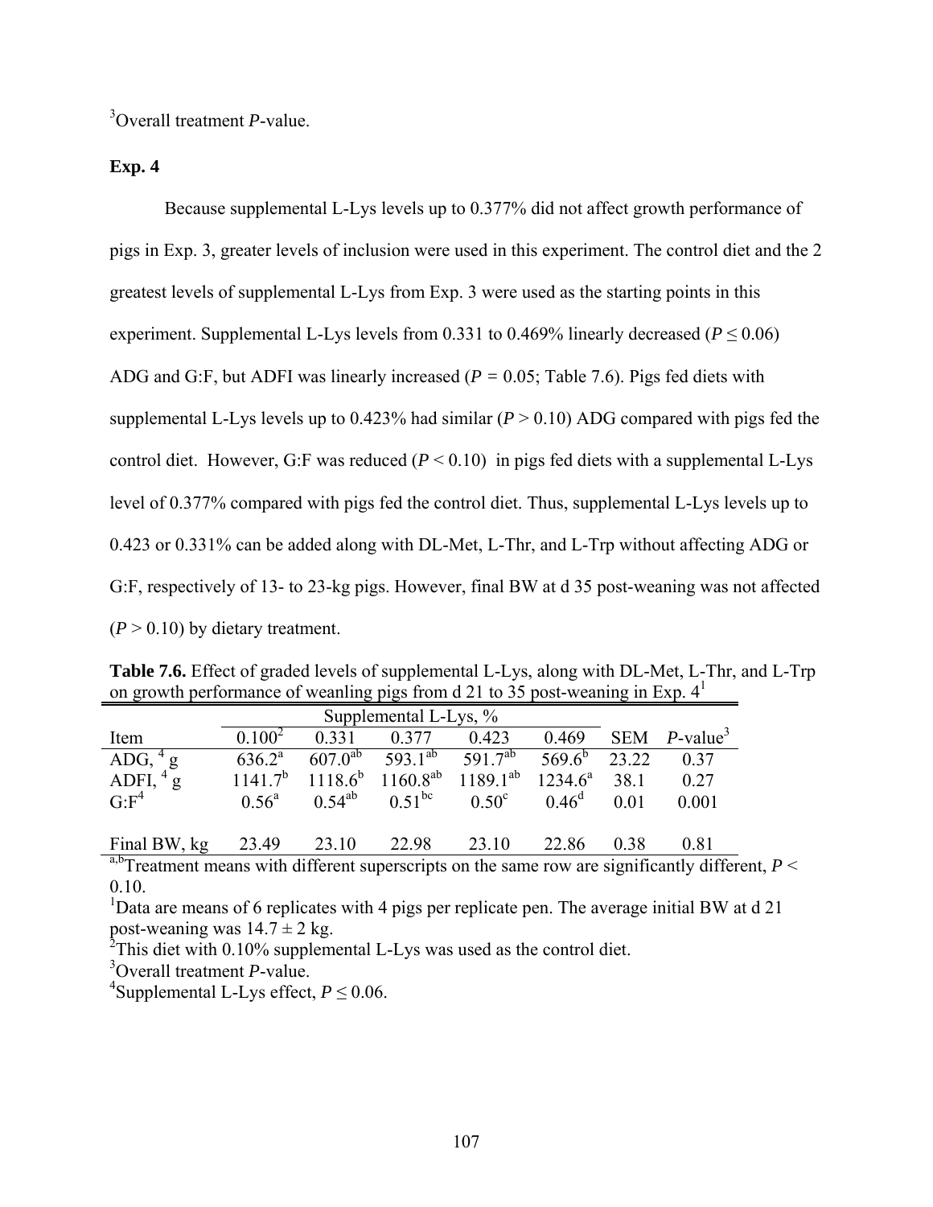[3]Overall treatment *P*-value.

**Exp. 4**

Because supplemental L-Lys levels up to 0.377% did not affect growth performance of pigs in Exp. 3, greater levels of inclusion were used in this experiment. The control diet and the 2 greatest levels of supplemental L-Lys from Exp. 3 were used as the starting points in this experiment. Supplemental L-Lys levels from 0.331 to 0.469% linearly decreased ($P \leq 0.06$) ADG and G:F, but ADFI was linearly increased ($P = 0.05$; Table 7.6). Pigs fed diets with supplemental L-Lys levels up to 0.423% had similar ($P > 0.10$) ADG compared with pigs fed the control diet. However, G:F was reduced ($P < 0.10$) in pigs fed diets with a supplemental L-Lys level of 0.377% compared with pigs fed the control diet. Thus, supplemental L-Lys levels up to 0.423 or 0.331% can be added along with DL-Met, L-Thr, and L-Trp without affecting ADG or G:F, respectively of 13- to 23-kg pigs. However, final BW at d 35 post-weaning was not affected ($P > 0.10$) by dietary treatment.

**Table 7.6.** Effect of graded levels of supplemental L-Lys, along with DL-Met, L-Thr, and L-Trp on growth performance of weanling pigs from d 21 to 35 post-weaning in Exp. 4[1]

| | Supplemental L-Lys, % | | | | | | |
|---|---|---|---|---|---|---|---|
| Item | 0.100[2] | 0.331 | 0.377 | 0.423 | 0.469 | SEM | *P*-value[3] |
| ADG,[4] g | 636.2[a] | 607.0[ab] | 593.1[ab] | 591.7[ab] | 569.6[b] | 23.22 | 0.37 |
| ADFI,[4] g | 1141.7[b] | 1118.6[b] | 1160.8[ab] | 1189.1[ab] | 1234.6[a] | 38.1 | 0.27 |
| G:F[4] | 0.56[a] | 0.54[ab] | 0.51[bc] | 0.50[c] | 0.46[d] | 0.01 | 0.001 |
| | | | | | | | |
| Final BW, kg | 23.49 | 23.10 | 22.98 | 23.10 | 22.86 | 0.38 | 0.81 |

[a,b]Treatment means with different superscripts on the same row are significantly different, $P < 0.10$.

[1]Data are means of 6 replicates with 4 pigs per replicate pen. The average initial BW at d 21 post-weaning was $14.7 \pm 2$ kg.

[2]This diet with 0.10% supplemental L-Lys was used as the control diet.

[3]Overall treatment *P*-value.

[4]Supplemental L-Lys effect, $P \leq 0.06$.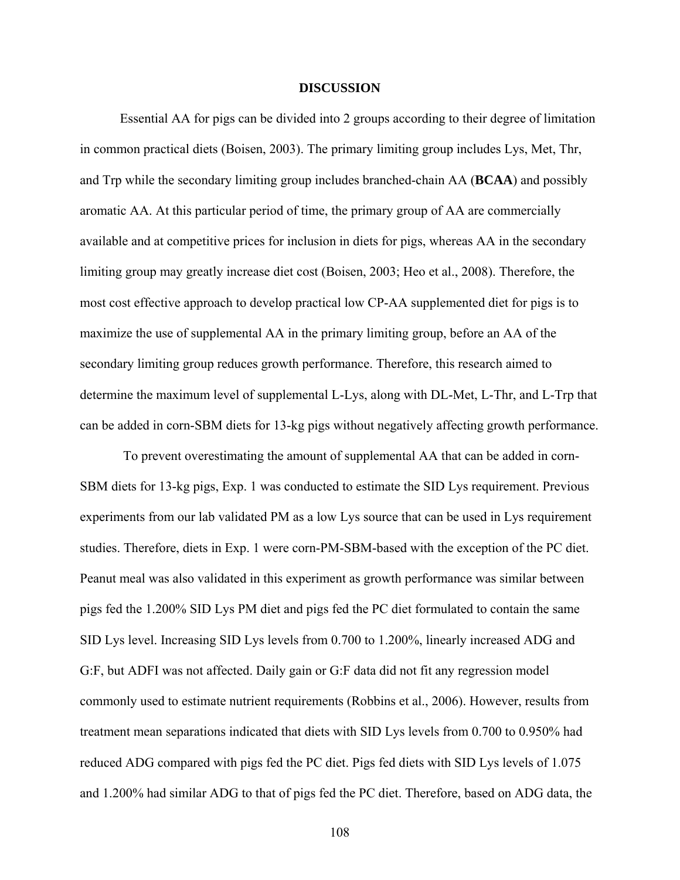## DISCUSSION

Essential AA for pigs can be divided into 2 groups according to their degree of limitation in common practical diets (Boisen, 2003). The primary limiting group includes Lys, Met, Thr, and Trp while the secondary limiting group includes branched-chain AA (**BCAA**) and possibly aromatic AA. At this particular period of time, the primary group of AA are commercially available and at competitive prices for inclusion in diets for pigs, whereas AA in the secondary limiting group may greatly increase diet cost (Boisen, 2003; Heo et al., 2008). Therefore, the most cost effective approach to develop practical low CP-AA supplemented diet for pigs is to maximize the use of supplemental AA in the primary limiting group, before an AA of the secondary limiting group reduces growth performance. Therefore, this research aimed to determine the maximum level of supplemental L-Lys, along with DL-Met, L-Thr, and L-Trp that can be added in corn-SBM diets for 13-kg pigs without negatively affecting growth performance.

To prevent overestimating the amount of supplemental AA that can be added in corn-SBM diets for 13-kg pigs, Exp. 1 was conducted to estimate the SID Lys requirement. Previous experiments from our lab validated PM as a low Lys source that can be used in Lys requirement studies. Therefore, diets in Exp. 1 were corn-PM-SBM-based with the exception of the PC diet. Peanut meal was also validated in this experiment as growth performance was similar between pigs fed the 1.200% SID Lys PM diet and pigs fed the PC diet formulated to contain the same SID Lys level. Increasing SID Lys levels from 0.700 to 1.200%, linearly increased ADG and G:F, but ADFI was not affected. Daily gain or G:F data did not fit any regression model commonly used to estimate nutrient requirements (Robbins et al., 2006). However, results from treatment mean separations indicated that diets with SID Lys levels from 0.700 to 0.950% had reduced ADG compared with pigs fed the PC diet. Pigs fed diets with SID Lys levels of 1.075 and 1.200% had similar ADG to that of pigs fed the PC diet. Therefore, based on ADG data, the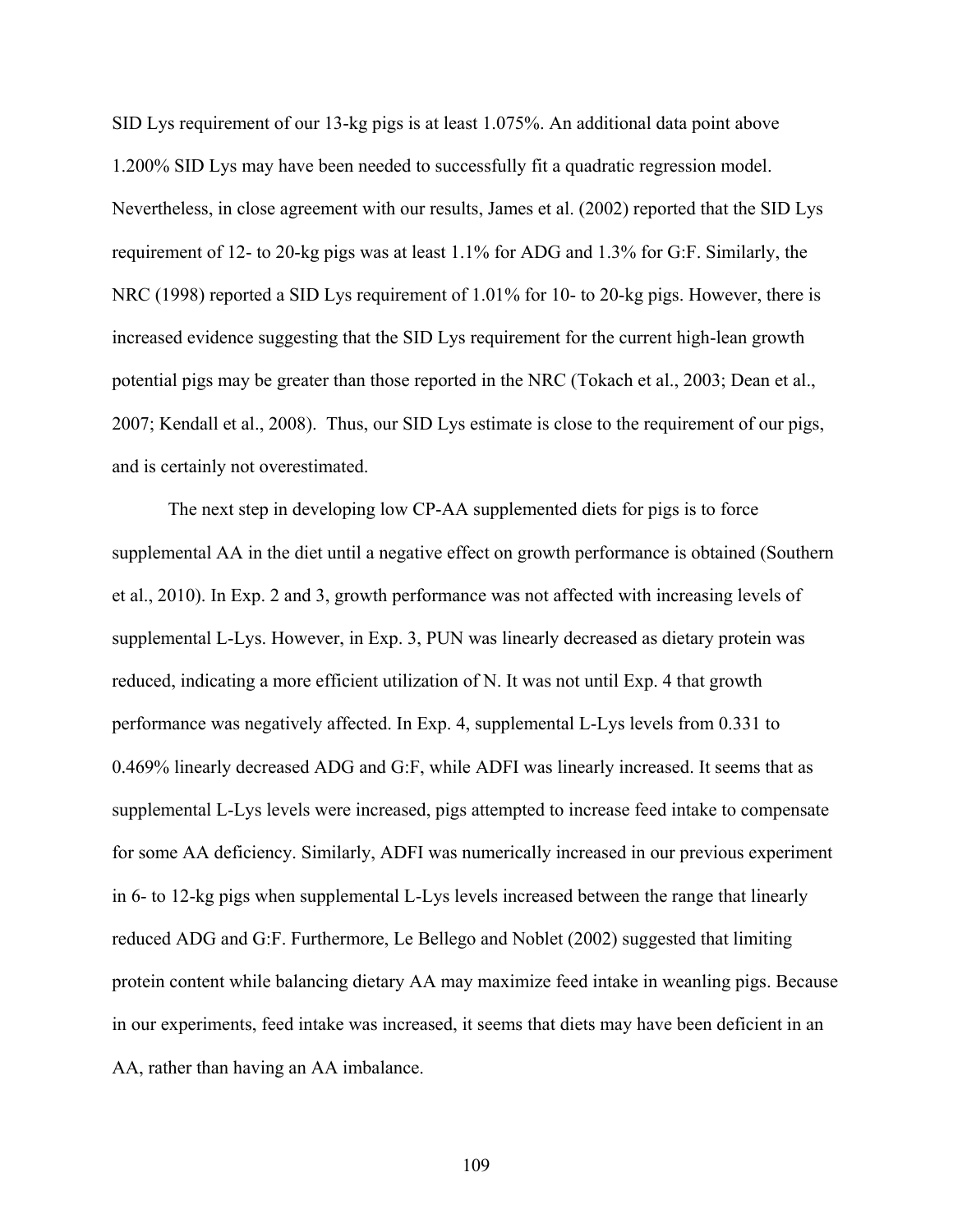SID Lys requirement of our 13-kg pigs is at least 1.075%. An additional data point above 1.200% SID Lys may have been needed to successfully fit a quadratic regression model. Nevertheless, in close agreement with our results, James et al. (2002) reported that the SID Lys requirement of 12- to 20-kg pigs was at least 1.1% for ADG and 1.3% for G:F. Similarly, the NRC (1998) reported a SID Lys requirement of 1.01% for 10- to 20-kg pigs. However, there is increased evidence suggesting that the SID Lys requirement for the current high-lean growth potential pigs may be greater than those reported in the NRC (Tokach et al., 2003; Dean et al., 2007; Kendall et al., 2008). Thus, our SID Lys estimate is close to the requirement of our pigs, and is certainly not overestimated.

The next step in developing low CP-AA supplemented diets for pigs is to force supplemental AA in the diet until a negative effect on growth performance is obtained (Southern et al., 2010). In Exp. 2 and 3, growth performance was not affected with increasing levels of supplemental L-Lys. However, in Exp. 3, PUN was linearly decreased as dietary protein was reduced, indicating a more efficient utilization of N. It was not until Exp. 4 that growth performance was negatively affected. In Exp. 4, supplemental L-Lys levels from 0.331 to 0.469% linearly decreased ADG and G:F, while ADFI was linearly increased. It seems that as supplemental L-Lys levels were increased, pigs attempted to increase feed intake to compensate for some AA deficiency. Similarly, ADFI was numerically increased in our previous experiment in 6- to 12-kg pigs when supplemental L-Lys levels increased between the range that linearly reduced ADG and G:F. Furthermore, Le Bellego and Noblet (2002) suggested that limiting protein content while balancing dietary AA may maximize feed intake in weanling pigs. Because in our experiments, feed intake was increased, it seems that diets may have been deficient in an AA, rather than having an AA imbalance.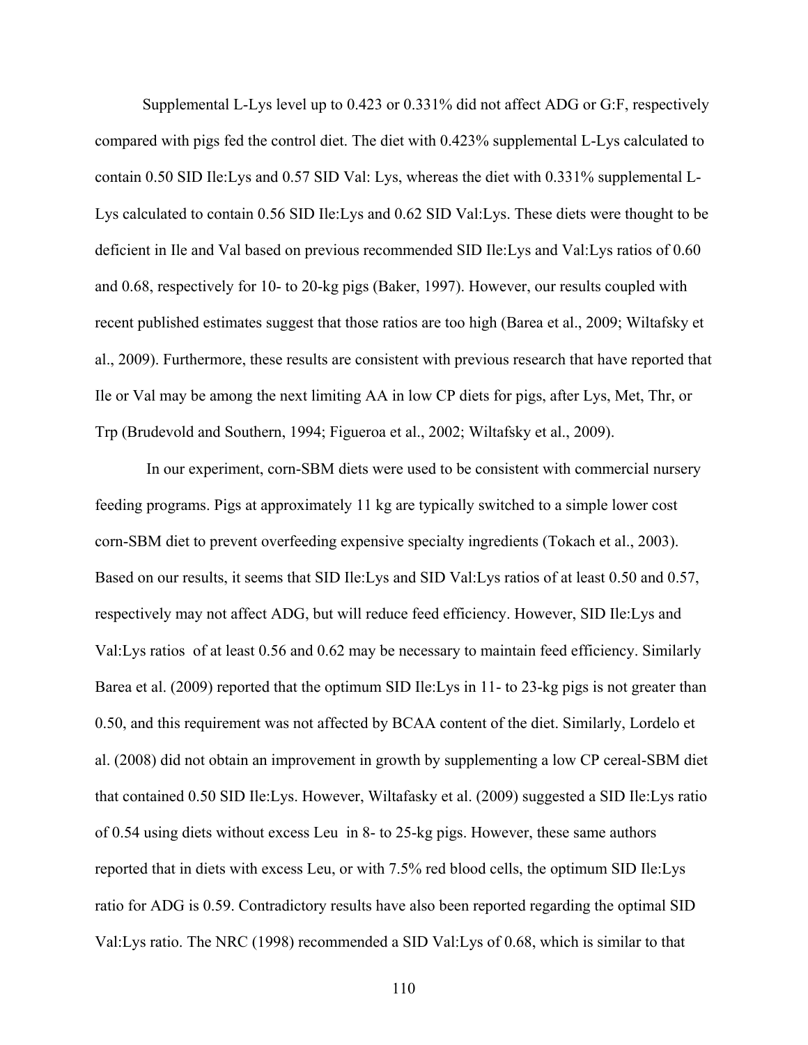Supplemental L-Lys level up to 0.423 or 0.331% did not affect ADG or G:F, respectively compared with pigs fed the control diet. The diet with 0.423% supplemental L-Lys calculated to contain 0.50 SID Ile:Lys and 0.57 SID Val: Lys, whereas the diet with 0.331% supplemental L-Lys calculated to contain 0.56 SID Ile:Lys and 0.62 SID Val:Lys. These diets were thought to be deficient in Ile and Val based on previous recommended SID Ile:Lys and Val:Lys ratios of 0.60 and 0.68, respectively for 10- to 20-kg pigs (Baker, 1997). However, our results coupled with recent published estimates suggest that those ratios are too high (Barea et al., 2009; Wiltafsky et al., 2009). Furthermore, these results are consistent with previous research that have reported that Ile or Val may be among the next limiting AA in low CP diets for pigs, after Lys, Met, Thr, or Trp (Brudevold and Southern, 1994; Figueroa et al., 2002; Wiltafsky et al., 2009).

In our experiment, corn-SBM diets were used to be consistent with commercial nursery feeding programs. Pigs at approximately 11 kg are typically switched to a simple lower cost corn-SBM diet to prevent overfeeding expensive specialty ingredients (Tokach et al., 2003). Based on our results, it seems that SID Ile:Lys and SID Val:Lys ratios of at least 0.50 and 0.57, respectively may not affect ADG, but will reduce feed efficiency. However, SID Ile:Lys and Val:Lys ratios of at least 0.56 and 0.62 may be necessary to maintain feed efficiency. Similarly Barea et al. (2009) reported that the optimum SID Ile:Lys in 11- to 23-kg pigs is not greater than 0.50, and this requirement was not affected by BCAA content of the diet. Similarly, Lordelo et al. (2008) did not obtain an improvement in growth by supplementing a low CP cereal-SBM diet that contained 0.50 SID Ile:Lys. However, Wiltafasky et al. (2009) suggested a SID Ile:Lys ratio of 0.54 using diets without excess Leu in 8- to 25-kg pigs. However, these same authors reported that in diets with excess Leu, or with 7.5% red blood cells, the optimum SID Ile:Lys ratio for ADG is 0.59. Contradictory results have also been reported regarding the optimal SID Val:Lys ratio. The NRC (1998) recommended a SID Val:Lys of 0.68, which is similar to that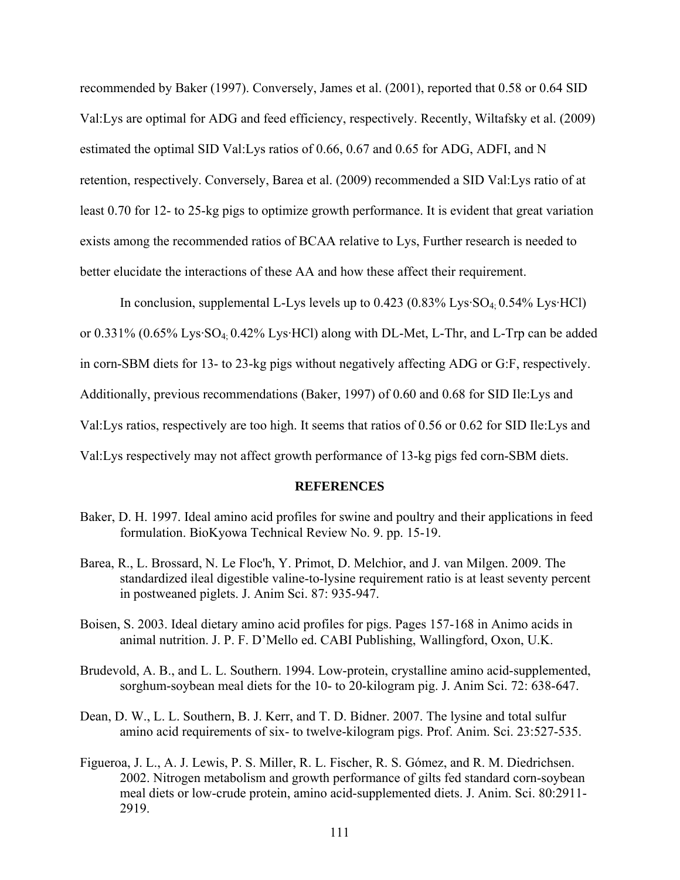recommended by Baker (1997). Conversely, James et al. (2001), reported that 0.58 or 0.64 SID Val:Lys are optimal for ADG and feed efficiency, respectively. Recently, Wiltafsky et al. (2009) estimated the optimal SID Val:Lys ratios of 0.66, 0.67 and 0.65 for ADG, ADFI, and N retention, respectively. Conversely, Barea et al. (2009) recommended a SID Val:Lys ratio of at least 0.70 for 12- to 25-kg pigs to optimize growth performance. It is evident that great variation exists among the recommended ratios of BCAA relative to Lys, Further research is needed to better elucidate the interactions of these AA and how these affect their requirement.

In conclusion, supplemental L-Lys levels up to 0.423 (0.83% Lys·$SO_4$; 0.54% Lys·HCl) or 0.331% (0.65% Lys·$SO_4$; 0.42% Lys·HCl) along with DL-Met, L-Thr, and L-Trp can be added in corn-SBM diets for 13- to 23-kg pigs without negatively affecting ADG or G:F, respectively. Additionally, previous recommendations (Baker, 1997) of 0.60 and 0.68 for SID Ile:Lys and Val:Lys ratios, respectively are too high. It seems that ratios of 0.56 or 0.62 for SID Ile:Lys and Val:Lys respectively may not affect growth performance of 13-kg pigs fed corn-SBM diets.

**REFERENCES**

Baker, D. H. 1997. Ideal amino acid profiles for swine and poultry and their applications in feed formulation. BioKyowa Technical Review No. 9. pp. 15-19.

Barea, R., L. Brossard, N. Le Floc'h, Y. Primot, D. Melchior, and J. van Milgen. 2009. The standardized ileal digestible valine-to-lysine requirement ratio is at least seventy percent in postweaned piglets. J. Anim Sci. 87: 935-947.

Boisen, S. 2003. Ideal dietary amino acid profiles for pigs. Pages 157-168 in Animo acids in animal nutrition. J. P. F. D'Mello ed. CABI Publishing, Wallingford, Oxon, U.K.

Brudevold, A. B., and L. L. Southern. 1994. Low-protein, crystalline amino acid-supplemented, sorghum-soybean meal diets for the 10- to 20-kilogram pig. J. Anim Sci. 72: 638-647.

Dean, D. W., L. L. Southern, B. J. Kerr, and T. D. Bidner. 2007. The lysine and total sulfur amino acid requirements of six- to twelve-kilogram pigs. Prof. Anim. Sci. 23:527-535.

Figueroa, J. L., A. J. Lewis, P. S. Miller, R. L. Fischer, R. S. Gómez, and R. M. Diedrichsen. 2002. Nitrogen metabolism and growth performance of gilts fed standard corn-soybean meal diets or low-crude protein, amino acid-supplemented diets. J. Anim. Sci. 80:2911-2919.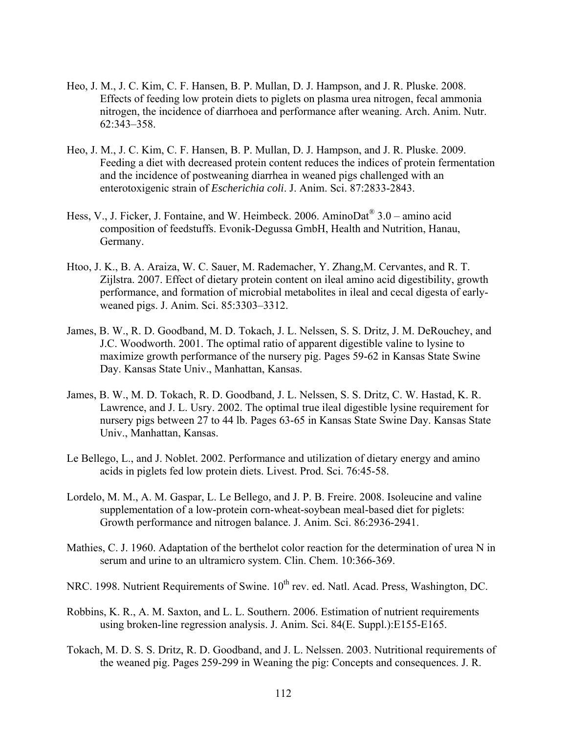Heo, J. M., J. C. Kim, C. F. Hansen, B. P. Mullan, D. J. Hampson, and J. R. Pluske. 2008. Effects of feeding low protein diets to piglets on plasma urea nitrogen, fecal ammonia nitrogen, the incidence of diarrhoea and performance after weaning. Arch. Anim. Nutr. 62:343–358.

Heo, J. M., J. C. Kim, C. F. Hansen, B. P. Mullan, D. J. Hampson, and J. R. Pluske. 2009. Feeding a diet with decreased protein content reduces the indices of protein fermentation and the incidence of postweaning diarrhea in weaned pigs challenged with an enterotoxigenic strain of *Escherichia coli*. J. Anim. Sci. 87:2833-2843.

Hess, V., J. Ficker, J. Fontaine, and W. Heimbeck. 2006. AminoDat® 3.0 – amino acid composition of feedstuffs. Evonik-Degussa GmbH, Health and Nutrition, Hanau, Germany.

Htoo, J. K., B. A. Araiza, W. C. Sauer, M. Rademacher, Y. Zhang,M. Cervantes, and R. T. Zijlstra. 2007. Effect of dietary protein content on ileal amino acid digestibility, growth performance, and formation of microbial metabolites in ileal and cecal digesta of early-weaned pigs. J. Anim. Sci. 85:3303–3312.

James, B. W., R. D. Goodband, M. D. Tokach, J. L. Nelssen, S. S. Dritz, J. M. DeRouchey, and J.C. Woodworth. 2001. The optimal ratio of apparent digestible valine to lysine to maximize growth performance of the nursery pig. Pages 59-62 in Kansas State Swine Day. Kansas State Univ., Manhattan, Kansas.

James, B. W., M. D. Tokach, R. D. Goodband, J. L. Nelssen, S. S. Dritz, C. W. Hastad, K. R. Lawrence, and J. L. Usry. 2002. The optimal true ileal digestible lysine requirement for nursery pigs between 27 to 44 lb. Pages 63-65 in Kansas State Swine Day. Kansas State Univ., Manhattan, Kansas.

Le Bellego, L., and J. Noblet. 2002. Performance and utilization of dietary energy and amino acids in piglets fed low protein diets. Livest. Prod. Sci. 76:45-58.

Lordelo, M. M., A. M. Gaspar, L. Le Bellego, and J. P. B. Freire. 2008. Isoleucine and valine supplementation of a low-protein corn-wheat-soybean meal-based diet for piglets: Growth performance and nitrogen balance. J. Anim. Sci. 86:2936-2941.

Mathies, C. J. 1960. Adaptation of the berthelot color reaction for the determination of urea N in serum and urine to an ultramicro system. Clin. Chem. 10:366-369.

NRC. 1998. Nutrient Requirements of Swine. 10th rev. ed. Natl. Acad. Press, Washington, DC.

Robbins, K. R., A. M. Saxton, and L. L. Southern. 2006. Estimation of nutrient requirements using broken-line regression analysis. J. Anim. Sci. 84(E. Suppl.):E155-E165.

Tokach, M. D. S. S. Dritz, R. D. Goodband, and J. L. Nelssen. 2003. Nutritional requirements of the weaned pig. Pages 259-299 in Weaning the pig: Concepts and consequences. J. R.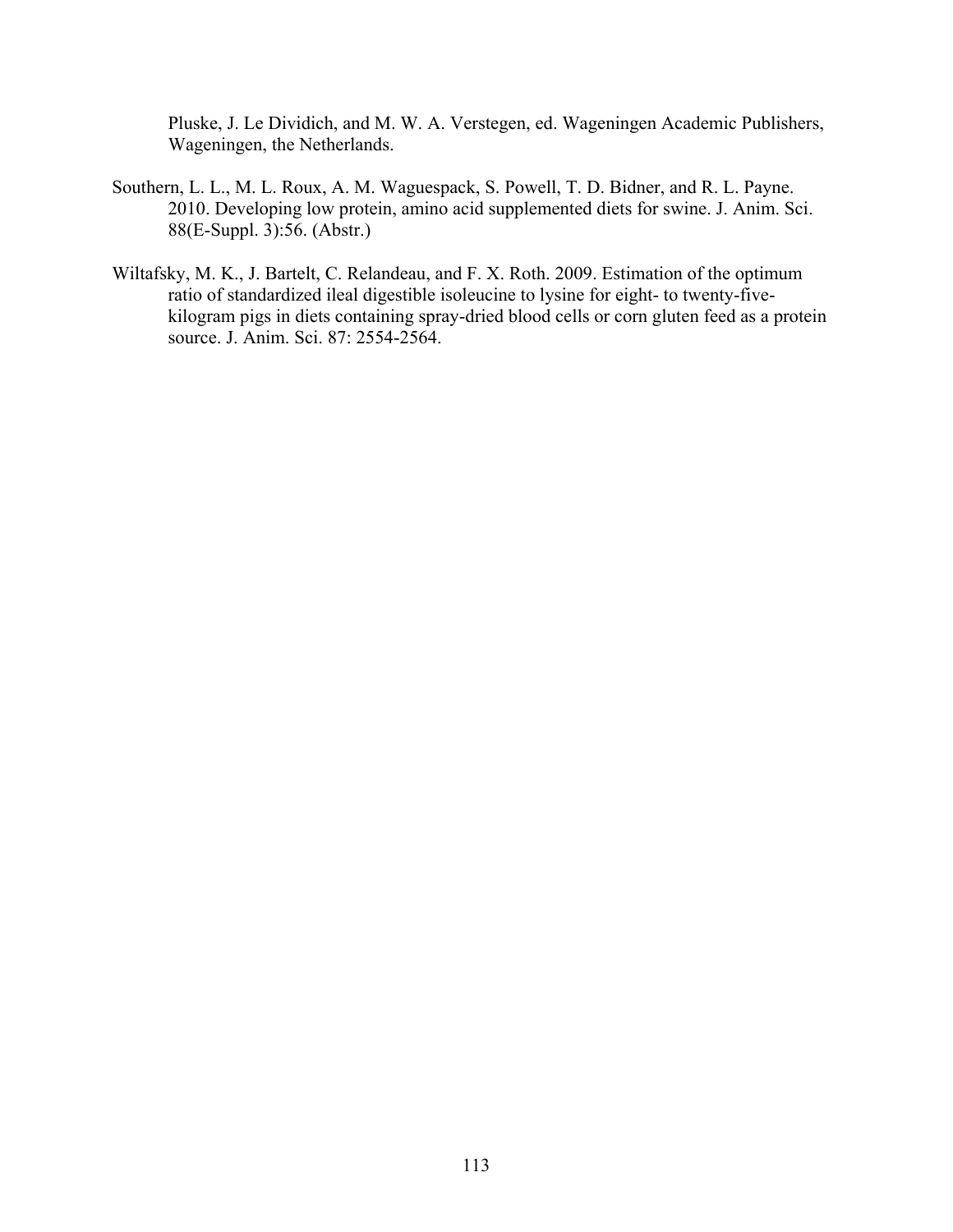Pluske, J. Le Dividich, and M. W. A. Verstegen, ed. Wageningen Academic Publishers, Wageningen, the Netherlands.

Southern, L. L., M. L. Roux, A. M. Waguespack, S. Powell, T. D. Bidner, and R. L. Payne. 2010. Developing low protein, amino acid supplemented diets for swine. J. Anim. Sci. 88(E-Suppl. 3):56. (Abstr.)

Wiltafsky, M. K., J. Bartelt, C. Relandeau, and F. X. Roth. 2009. Estimation of the optimum ratio of standardized ileal digestible isoleucine to lysine for eight- to twenty-five-kilogram pigs in diets containing spray-dried blood cells or corn gluten feed as a protein source. J. Anim. Sci. 87: 2554-2564.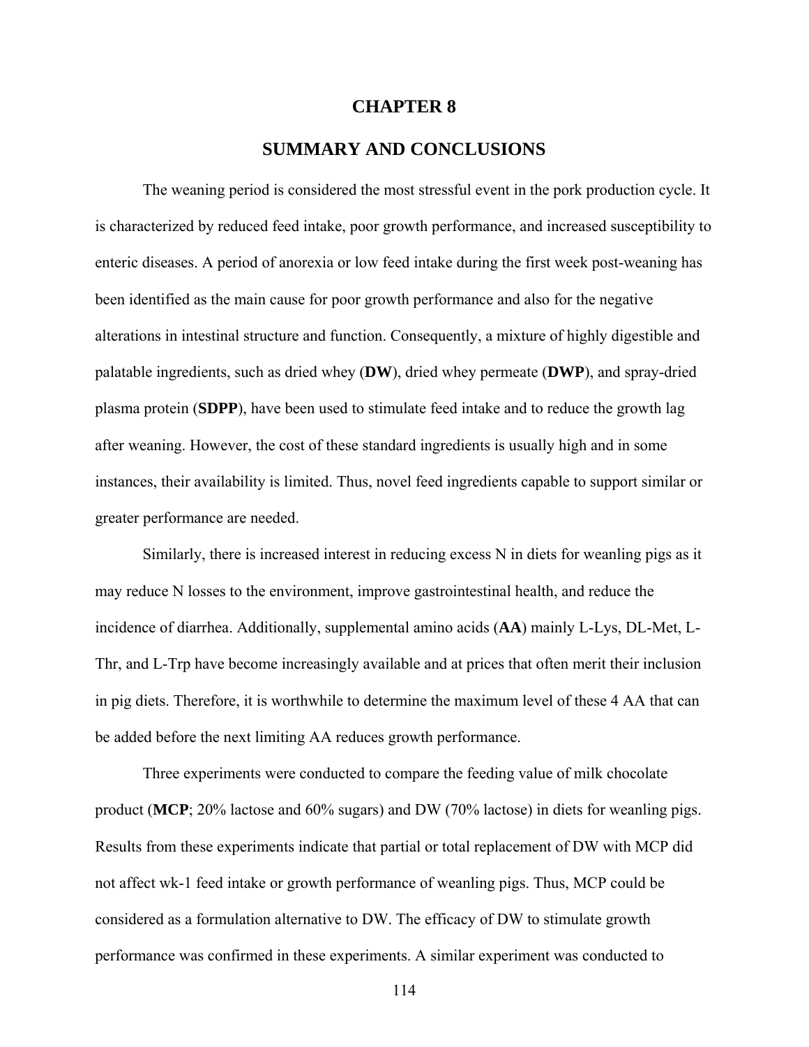# CHAPTER 8

## SUMMARY AND CONCLUSIONS

The weaning period is considered the most stressful event in the pork production cycle. It is characterized by reduced feed intake, poor growth performance, and increased susceptibility to enteric diseases. A period of anorexia or low feed intake during the first week post-weaning has been identified as the main cause for poor growth performance and also for the negative alterations in intestinal structure and function. Consequently, a mixture of highly digestible and palatable ingredients, such as dried whey (**DW**), dried whey permeate (**DWP**), and spray-dried plasma protein (**SDPP**), have been used to stimulate feed intake and to reduce the growth lag after weaning. However, the cost of these standard ingredients is usually high and in some instances, their availability is limited. Thus, novel feed ingredients capable to support similar or greater performance are needed.

Similarly, there is increased interest in reducing excess N in diets for weanling pigs as it may reduce N losses to the environment, improve gastrointestinal health, and reduce the incidence of diarrhea. Additionally, supplemental amino acids (**AA**) mainly L-Lys, DL-Met, L-Thr, and L-Trp have become increasingly available and at prices that often merit their inclusion in pig diets. Therefore, it is worthwhile to determine the maximum level of these 4 AA that can be added before the next limiting AA reduces growth performance.

Three experiments were conducted to compare the feeding value of milk chocolate product (**MCP**; 20% lactose and 60% sugars) and DW (70% lactose) in diets for weanling pigs. Results from these experiments indicate that partial or total replacement of DW with MCP did not affect wk-1 feed intake or growth performance of weanling pigs. Thus, MCP could be considered as a formulation alternative to DW. The efficacy of DW to stimulate growth performance was confirmed in these experiments. A similar experiment was conducted to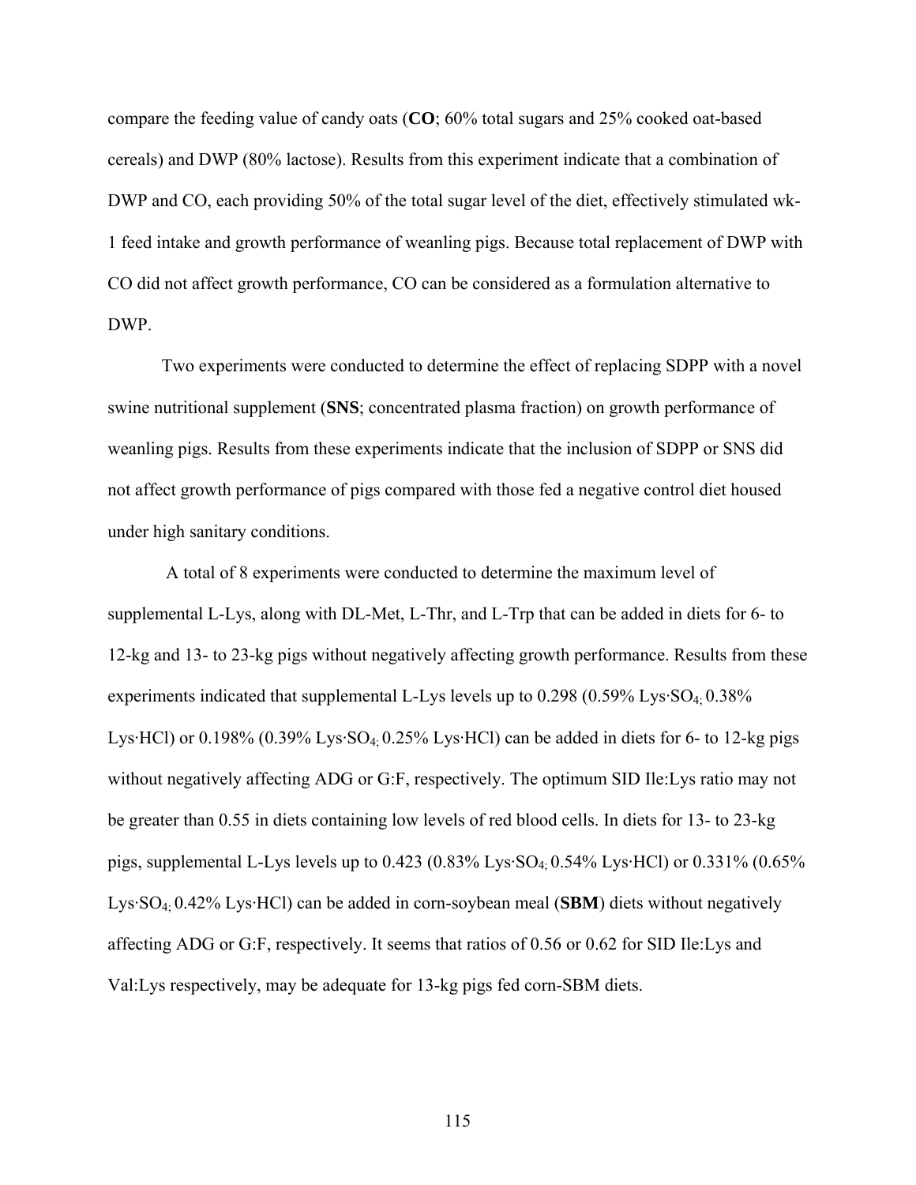compare the feeding value of candy oats (**CO**; 60% total sugars and 25% cooked oat-based cereals) and DWP (80% lactose). Results from this experiment indicate that a combination of DWP and CO, each providing 50% of the total sugar level of the diet, effectively stimulated wk-1 feed intake and growth performance of weanling pigs. Because total replacement of DWP with CO did not affect growth performance, CO can be considered as a formulation alternative to DWP.

Two experiments were conducted to determine the effect of replacing SDPP with a novel swine nutritional supplement (**SNS**; concentrated plasma fraction) on growth performance of weanling pigs. Results from these experiments indicate that the inclusion of SDPP or SNS did not affect growth performance of pigs compared with those fed a negative control diet housed under high sanitary conditions.

A total of 8 experiments were conducted to determine the maximum level of supplemental L-Lys, along with DL-Met, L-Thr, and L-Trp that can be added in diets for 6- to 12-kg and 13- to 23-kg pigs without negatively affecting growth performance. Results from these experiments indicated that supplemental L-Lys levels up to 0.298 (0.59% Lys·$SO_4$; 0.38% Lys·HCl) or 0.198% (0.39% Lys·$SO_4$; 0.25% Lys·HCl) can be added in diets for 6- to 12-kg pigs without negatively affecting ADG or G:F, respectively. The optimum SID Ile:Lys ratio may not be greater than 0.55 in diets containing low levels of red blood cells. In diets for 13- to 23-kg pigs, supplemental L-Lys levels up to 0.423 (0.83% Lys·$SO_4$; 0.54% Lys·HCl) or 0.331% (0.65% Lys·$SO_4$; 0.42% Lys·HCl) can be added in corn-soybean meal (**SBM**) diets without negatively affecting ADG or G:F, respectively. It seems that ratios of 0.56 or 0.62 for SID Ile:Lys and Val:Lys respectively, may be adequate for 13-kg pigs fed corn-SBM diets.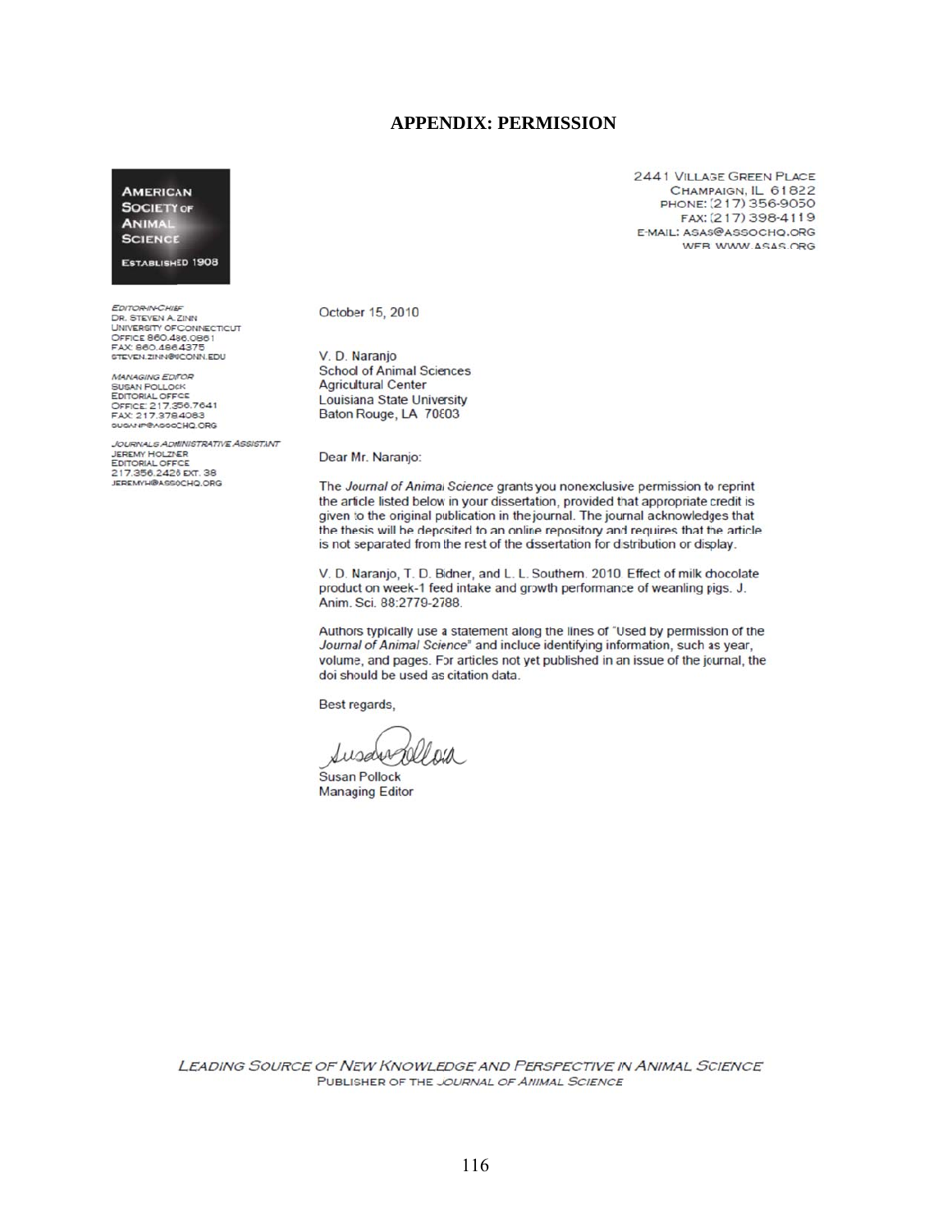# APPENDIX: PERMISSION

**AMERICAN SOCIETY OF ANIMAL SCIENCE**
ESTABLISHED 1908

2441 VILLAGE GREEN PLACE
CHAMPAIGN, IL 61822
PHONE: (217) 356-9050
FAX: (217) 398-4119
E-MAIL: ASAS@ASSOCHQ.ORG
WEB: WWW.ASAS.ORG

*EDITOR-IN-CHIEF*
DR. STEVEN A. ZINN
UNIVERSITY OF CONNECTICUT
OFFICE 860.486.0861
FAX: 860.4864375
STEVEN.ZINN@UCONN.EDU

*MANAGING EDITOR*
SUSAN POLLOCK
EDITORIAL OFFICE
OFFICE: 217.356.7641
FAX: 217.3784083
SUSANP@ASSOCHQ.ORG

*JOURNALS ADMINISTRATIVE ASSISTANT*
JEREMY HOLZNER
EDITORIAL OFFICE
217.356.2426 EXT. 38
JEREMYH@ASSOCHQ.ORG

October 15, 2010

V. D. Naranjo
School of Animal Sciences
Agricultural Center
Louisiana State University
Baton Rouge, LA 70803

Dear Mr. Naranjo:

The *Journal of Animal Science* grants you nonexclusive permission to reprint the article listed below in your dissertation, provided that appropriate credit is given to the original publication in the journal. The journal acknowledges that the thesis will be deposited to an online repository and requires that the article is not separated from the rest of the dissertation for distribution or display.

V. D. Naranjo, T. D. Bidner, and L. L. Southern. 2010. Effect of milk chocolate product on week-1 feed intake and growth performance of weanling pigs. J. Anim. Sci. 88:2779-2788.

Authors typically use a statement along the lines of "Used by permission of the *Journal of Animal Science*" and include identifying information, such as year, volume, and pages. For articles not yet published in an issue of the journal, the doi should be used as citation data.

Best regards,

Susan Pollock
Managing Editor

*LEADING SOURCE OF NEW KNOWLEDGE AND PERSPECTIVE IN ANIMAL SCIENCE*
PUBLISHER OF THE *JOURNAL OF ANIMAL SCIENCE*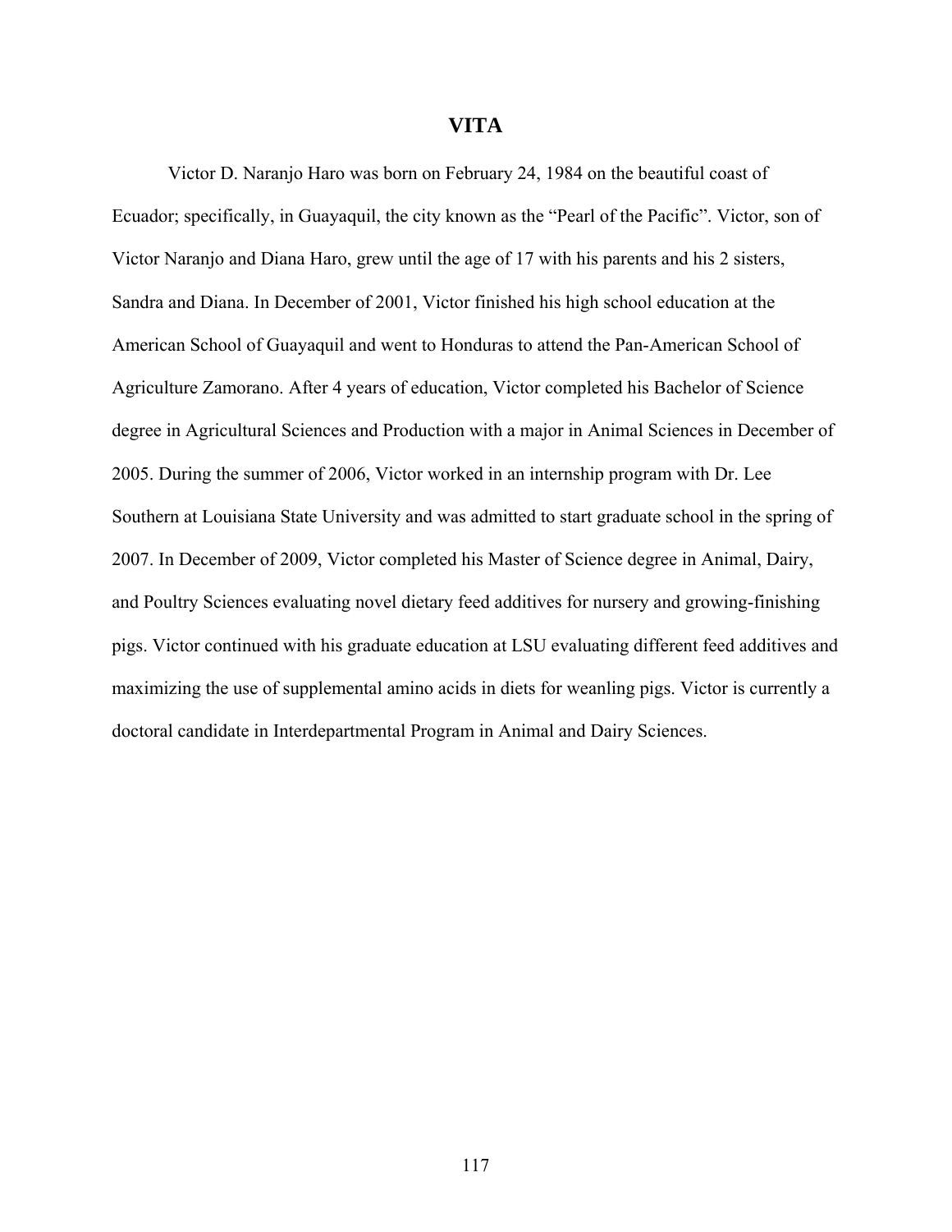# VITA

Victor D. Naranjo Haro was born on February 24, 1984 on the beautiful coast of Ecuador; specifically, in Guayaquil, the city known as the "Pearl of the Pacific". Victor, son of Victor Naranjo and Diana Haro, grew until the age of 17 with his parents and his 2 sisters, Sandra and Diana. In December of 2001, Victor finished his high school education at the American School of Guayaquil and went to Honduras to attend the Pan-American School of Agriculture Zamorano. After 4 years of education, Victor completed his Bachelor of Science degree in Agricultural Sciences and Production with a major in Animal Sciences in December of 2005. During the summer of 2006, Victor worked in an internship program with Dr. Lee Southern at Louisiana State University and was admitted to start graduate school in the spring of 2007. In December of 2009, Victor completed his Master of Science degree in Animal, Dairy, and Poultry Sciences evaluating novel dietary feed additives for nursery and growing-finishing pigs. Victor continued with his graduate education at LSU evaluating different feed additives and maximizing the use of supplemental amino acids in diets for weanling pigs. Victor is currently a doctoral candidate in Interdepartmental Program in Animal and Dairy Sciences.